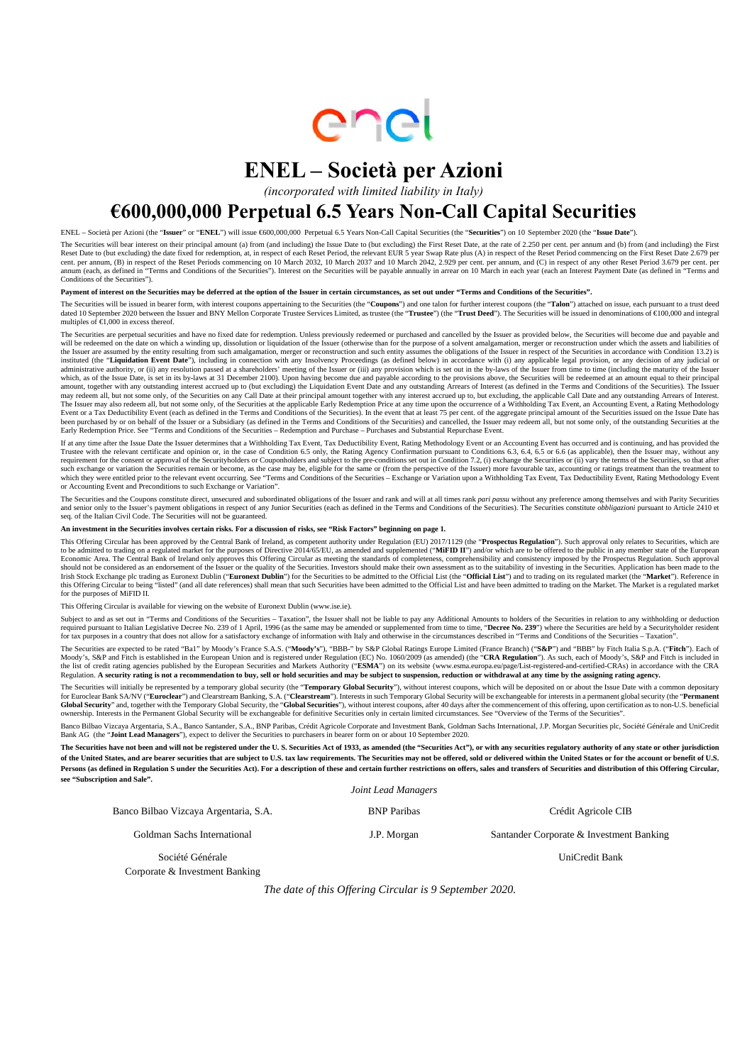enel

# ENEL – Società per Azioni

*(incorporated with limited liability in Italy)*

# €600,000,000 Perpetual 6.5 Years Non-Call Capital Securities

ENEL – Società per Azioni (the "**Issuer**" or "**ENEL**") will issue €600,000,000 Perpetual 6.5 Years Non-Call Capital Securities (the "**Securities**") on 10 September 2020 (the "**Issue Date**").

The Securities will bear interest on their principal amount (a) from (and including) the Issue Date to (but excluding) the First Reset Date, at the rate of 2.250 per cent. per annum and (b) from (and including) the First Reset Date to (but excluding) the date fixed for redemption, at, in respect of each Reset Period, the relevant EUR 5 year Swap Rate plus (A) in respect of the Reset Period commencing on the First Reset Date 2.679 per cent. per annum, (B) in respect of the Reset Periods commencing on 10 March 2032, 10 March 2037 and 10 March 2042, 2.929 per cent. per annum, and (C) in respect of any other Reset Period 3.679 per cent. per annum (each, as defined in "Terms and Conditions of the Securities"). Interest on the Securities will be payable annually in arrear on 10 March in each year (each an Interest Payment Date (as defined in "Terms and Conditions of the Securities").

**Payment of interest on the Securities may be deferred at the option of the Issuer in certain circumstances, as set out under "Terms and Conditions of the Securities".**

The Securities will be issued in bearer form, with interest coupons appertaining to the Securities (the "**Coupons**") and one talon for further interest coupons (the "**Talon**") attached on issue, each pursuant to a trust deed dated 10 September 2020 between the Issuer and BNY Mellon Corporate Trustee Services Limited, as trustee (the "**Trustee**") (the "**Trust Deed**"). The Securities will be issued in denominations of €100,000 and integral multiples of €1,000 in excess thereof.

The Securities are perpetual securities and have no fixed date for redemption. Unless previously redeemed or purchased and cancelled by the Issuer as provided below, the Securities will become due and payable and will be redeemed on the date on which a winding up, dissolution or liquidation of the Issuer (otherwise than for the purpose of a solvent amalgamation, merger or reconstruction under which the assets and liabilities of the Issuer are assumed by the entity resulting from such amalgamation, merger or reconstruction and such entity assumes the obligations of the Issuer in respect of the Securities in accordance with Condition 13.2) is instituted (the "**Liquidation Event Date**"), including in connection with any Insolvency Proceedings (as defined below) in accordance with (i) any applicable legal provision, or any decision of any judicial or administrative authority, or (ii) any resolution passed at a shareholders' meeting of the Issuer or (iii) any provision which is set out in the by-laws of the Issuer from time to time (including the maturity of the Issuer which, as of the Issue Date, is set in its by-laws at 31 December 2100). Upon having become due and payable according to the provisions above, the Securities will be redeemed at an amount equal to their principal amount, together with any outstanding interest accrued up to (but excluding) the Liquidation Event Date and any outstanding Arrears of Interest (as defined in the Terms and Conditions of the Securities). The Issuer may redeem all, but not some only, of the Securities on any Call Date at their principal amount together with any interest accrued up to, but excluding, the applicable Call Date and any outstanding Arrears of Interest. The Issuer may also redeem all, but not some only, of the Securities at the applicable Early Redemption Price at any time upon the occurrence of a Withholding Tax Event, an Accounting Event, a Rating Methodology Event or a Tax Deductibility Event (each as defined in the Terms and Conditions of the Securities). In the event that at least 75 per cent. of the aggregate principal amount of the Securities issued on the Issue Date has been purchased by or on behalf of the Issuer or a Subsidiary (as defined in the Terms and Conditions of the Securities) and cancelled, the Issuer may redeem all, but not some only, of the outstanding Securities at the Early Redemption Price. See "Terms and Conditions of the Securities – Redemption and Purchase – Purchases and Substantial Repurchase Event.

If at any time after the Issue Date the Issuer determines that a Withholding Tax Event, Tax Deductibility Event, Rating Methodology Event or an Accounting Event has occurred and is continuing, and has provided the Trustee with the relevant certificate and opinion or, in the case of Condition 6.5 only, the Rating Agency Confirmation pursuant to Conditions 6.3, 6.4, 6.5 or 6.6 (as applicable), then the Issuer may, without any requirement for the consent or approval of the Securityholders or Couponholders and subject to the pre-conditions set out in Condition 7.2, (i) exchange the Securities or (ii) vary the terms of the Securities, so that after such exchange or variation the Securities remain or become, as the case may be, eligible for the same or (from the perspective of the Issuer) more favourable tax, accounting or ratings treatment than the treatment to which they were entitled prior to the relevant event occurring. See "Terms and Conditions of the Securities – Exchange or Variation upon a Withholding Tax Event, Tax Deductibility Event, Rating Methodology Event or Accounting Event and Preconditions to such Exchange or Variation".

The Securities and the Coupons constitute direct, unsecured and subordinated obligations of the Issuer and rank and will at all times rank *pari passu* without any preference among themselves and with Parity Securities and senior only to the Issuer's payment obligations in respect of any Junior Securities (each as defined in the Terms and Conditions of the Securities). The Securities constitute *obbligazioni* pursuant to Article 2410 et seq. of the Italian Civil Code. The Securities will not be guaranteed.

**An investment in the Securities involves certain risks. For a discussion of risks, see "Risk Factors" beginning on page 1.**

This Offering Circular has been approved by the Central Bank of Ireland, as competent authority under Regulation (EU) 2017/1129 (the "**Prospectus Regulation**"). Such approval only relates to Securities, which are to be admitted to trading on a regulated market for the purposes of Directive 2014/65/EU, as amended and supplemented ("**MiFID II**") and/or which are to be offered to the public in any member state of the European Economic Area. The Central Bank of Ireland only approves this Offering Circular as meeting the standards of completeness, comprehensibility and consistency imposed by the Prospectus Regulation. Such approval should not be considered as an endorsement of the Issuer or the quality of the Securities. Investors should make their own assessment as to the suitability of investing in the Securities. Application has been made to the Irish Stock Exchange plc trading as Euronext Dublin ("**Euronext Dublin**") for the Securities to be admitted to the Official List (the "**Official List**") and to trading on its regulated market (the "**Market**"). Reference in this Offering Circular to being "listed" (and all date references) shall mean that such Securities have been admitted to the Official List and have been admitted to trading on the Market. The Market is a regulated market for the purposes of MiFID II.

This Offering Circular is available for viewing on the website of Euronext Dublin (www.ise.ie).

Subject to and as set out in "Terms and Conditions of the Securities – Taxation", the Issuer shall not be liable to pay any Additional Amounts to holders of the Securities in relation to any withholding or deduction required pursuant to Italian Legislative Decree No. 239 of 1 April, 1996 (as the same may be amended or supplemented from time to time, "**Decree No. 239**") where the Securities are held by a Securityholder resident for tax purposes in a country that does not allow for a satisfactory exchange of information with Italy and otherwise in the circumstances described in "Terms and Conditions of the Securities – Taxation".

The Securities are expected to be rated "Ba1" by Moody's France S.A.S. ("**Moody's**"), "BBB-" by S&P Global Ratings Europe Limited (France Branch) ("**S&P**") and "BBB" by Fitch Italia S.p.A. ("**Fitch**"). Each of Moody's, S&P and Fitch is established in the European Union and is registered under Regulation (EC) No. 1060/2009 (as amended) (the "**CRA Regulation**"). As such, each of Moody's, S&P and Fitch is included in the list of credit rating agencies published by the European Securities and Markets Authority ("**ESMA**") on its website (www.esma.europa.eu/page/List-registered-and-certified-CRAs) in accordance with the CRA Regulation. **A security rating is not a recommendation to buy, sell or hold securities and may be subject to suspension, reduction or withdrawal at any time by the assigning rating agency.**

The Securities will initially be represented by a temporary global security (the "**Temporary Global Security**"), without interest coupons, which will be deposited on or about the Issue Date with a common depositary for Euroclear Bank SA/NV ("**Euroclear**") and Clearstream Banking, S.A. ("**Clearstream**"). Interests in such Temporary Global Security will be exchangeable for interests in a permanent global security (the "**Permanent Global Security**" and, together with the Temporary Global Security, the "**Global Securities**"), without interest coupons, after 40 days after the commencement of this offering, upon certification as to non-U.S. beneficial ownership. Interests in the Permanent Global Security will be exchangeable for definitive Securities only in certain limited circumstances. See "Overview of the Terms of the Securities".

Banco Bilbao Vizcaya Argentaria, S.A., Banco Santander, S.A., BNP Paribas, Crédit Agricole Corporate and Investment Bank, Goldman Sachs International, J.P. Morgan Securities plc, Société Générale and UniCredit Bank AG (the "**Joint Lead Managers**"), expect to deliver the Securities to purchasers in bearer form on or about 10 September 2020.

**The Securities have not been and will not be registered under the U. S. Securities Act of 1933, as amended (the "Securities Act"), or with any securities regulatory authority of any state or other jurisdiction of the United States, and are bearer securities that are subject to U.S. tax law requirements. The Securities may not be offered, sold or delivered within the United States or for the account or benefit of U.S. Persons (as defined in Regulation S under the Securities Act). For a description of these and certain further restrictions on offers, sales and transfers of Securities and distribution of this Offering Circular, see "Subscription and Sale".**

*Joint Lead Managers*

Banco Bilbao Vizcaya Argentaria, S.A. | BNP Paribas | Crédit Agricole CIB

Goldman Sachs International | J.P. Morgan | Santander Corporate & Investment Banking

Société Générale Corporate & Investment Banking | UniCredit Bank

*The date of this Offering Circular is 9 September 2020.*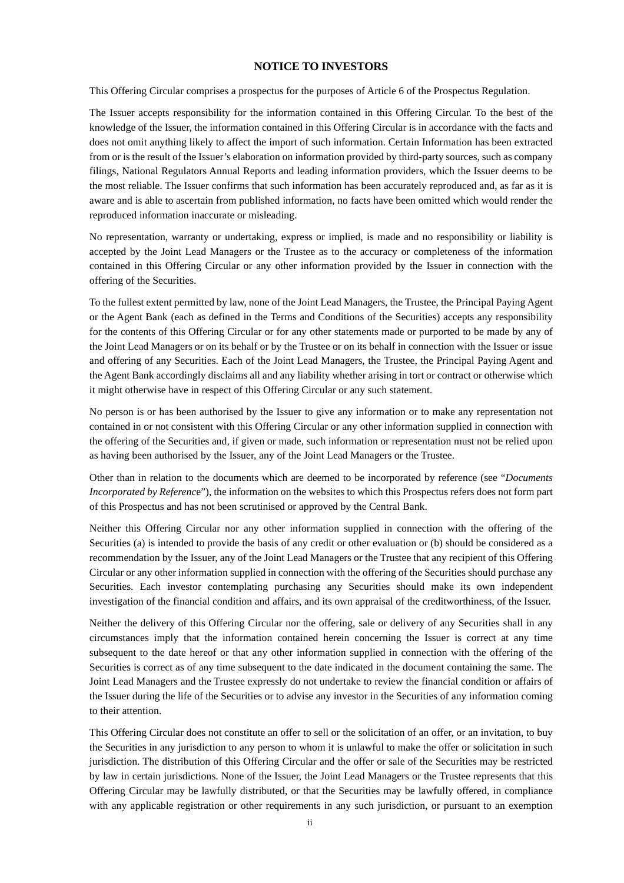## NOTICE TO INVESTORS

This Offering Circular comprises a prospectus for the purposes of Article 6 of the Prospectus Regulation.

The Issuer accepts responsibility for the information contained in this Offering Circular. To the best of the knowledge of the Issuer, the information contained in this Offering Circular is in accordance with the facts and does not omit anything likely to affect the import of such information. Certain Information has been extracted from or is the result of the Issuer's elaboration on information provided by third-party sources, such as company filings, National Regulators Annual Reports and leading information providers, which the Issuer deems to be the most reliable. The Issuer confirms that such information has been accurately reproduced and, as far as it is aware and is able to ascertain from published information, no facts have been omitted which would render the reproduced information inaccurate or misleading.

No representation, warranty or undertaking, express or implied, is made and no responsibility or liability is accepted by the Joint Lead Managers or the Trustee as to the accuracy or completeness of the information contained in this Offering Circular or any other information provided by the Issuer in connection with the offering of the Securities.

To the fullest extent permitted by law, none of the Joint Lead Managers, the Trustee, the Principal Paying Agent or the Agent Bank (each as defined in the Terms and Conditions of the Securities) accepts any responsibility for the contents of this Offering Circular or for any other statements made or purported to be made by any of the Joint Lead Managers or on its behalf or by the Trustee or on its behalf in connection with the Issuer or issue and offering of any Securities. Each of the Joint Lead Managers, the Trustee, the Principal Paying Agent and the Agent Bank accordingly disclaims all and any liability whether arising in tort or contract or otherwise which it might otherwise have in respect of this Offering Circular or any such statement.

No person is or has been authorised by the Issuer to give any information or to make any representation not contained in or not consistent with this Offering Circular or any other information supplied in connection with the offering of the Securities and, if given or made, such information or representation must not be relied upon as having been authorised by the Issuer, any of the Joint Lead Managers or the Trustee.

Other than in relation to the documents which are deemed to be incorporated by reference (see "*Documents Incorporated by Reference*"), the information on the websites to which this Prospectus refers does not form part of this Prospectus and has not been scrutinised or approved by the Central Bank.

Neither this Offering Circular nor any other information supplied in connection with the offering of the Securities (a) is intended to provide the basis of any credit or other evaluation or (b) should be considered as a recommendation by the Issuer, any of the Joint Lead Managers or the Trustee that any recipient of this Offering Circular or any other information supplied in connection with the offering of the Securities should purchase any Securities. Each investor contemplating purchasing any Securities should make its own independent investigation of the financial condition and affairs, and its own appraisal of the creditworthiness, of the Issuer.

Neither the delivery of this Offering Circular nor the offering, sale or delivery of any Securities shall in any circumstances imply that the information contained herein concerning the Issuer is correct at any time subsequent to the date hereof or that any other information supplied in connection with the offering of the Securities is correct as of any time subsequent to the date indicated in the document containing the same. The Joint Lead Managers and the Trustee expressly do not undertake to review the financial condition or affairs of the Issuer during the life of the Securities or to advise any investor in the Securities of any information coming to their attention.

This Offering Circular does not constitute an offer to sell or the solicitation of an offer, or an invitation, to buy the Securities in any jurisdiction to any person to whom it is unlawful to make the offer or solicitation in such jurisdiction. The distribution of this Offering Circular and the offer or sale of the Securities may be restricted by law in certain jurisdictions. None of the Issuer, the Joint Lead Managers or the Trustee represents that this Offering Circular may be lawfully distributed, or that the Securities may be lawfully offered, in compliance with any applicable registration or other requirements in any such jurisdiction, or pursuant to an exemption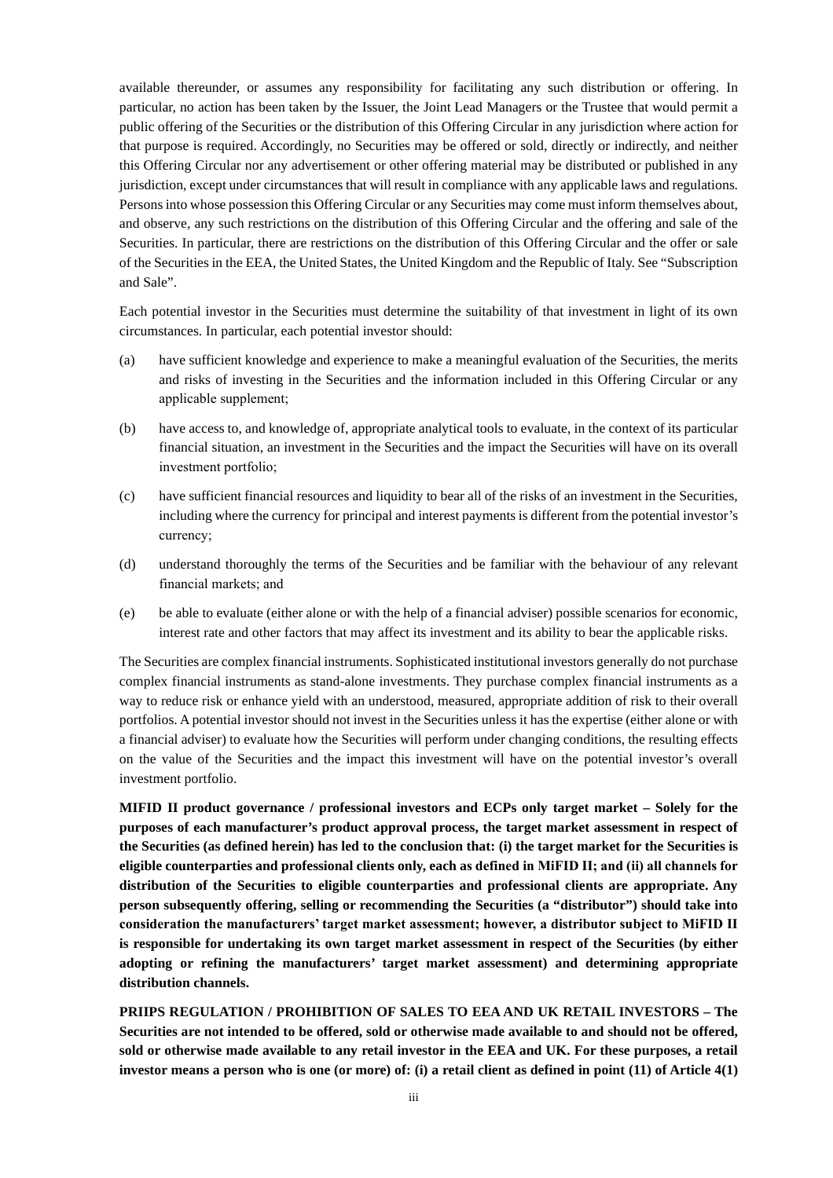available thereunder, or assumes any responsibility for facilitating any such distribution or offering. In particular, no action has been taken by the Issuer, the Joint Lead Managers or the Trustee that would permit a public offering of the Securities or the distribution of this Offering Circular in any jurisdiction where action for that purpose is required. Accordingly, no Securities may be offered or sold, directly or indirectly, and neither this Offering Circular nor any advertisement or other offering material may be distributed or published in any jurisdiction, except under circumstances that will result in compliance with any applicable laws and regulations. Persons into whose possession this Offering Circular or any Securities may come must inform themselves about, and observe, any such restrictions on the distribution of this Offering Circular and the offering and sale of the Securities. In particular, there are restrictions on the distribution of this Offering Circular and the offer or sale of the Securities in the EEA, the United States, the United Kingdom and the Republic of Italy. See "Subscription and Sale".

Each potential investor in the Securities must determine the suitability of that investment in light of its own circumstances. In particular, each potential investor should:

(a) have sufficient knowledge and experience to make a meaningful evaluation of the Securities, the merits and risks of investing in the Securities and the information included in this Offering Circular or any applicable supplement;

(b) have access to, and knowledge of, appropriate analytical tools to evaluate, in the context of its particular financial situation, an investment in the Securities and the impact the Securities will have on its overall investment portfolio;

(c) have sufficient financial resources and liquidity to bear all of the risks of an investment in the Securities, including where the currency for principal and interest payments is different from the potential investor's currency;

(d) understand thoroughly the terms of the Securities and be familiar with the behaviour of any relevant financial markets; and

(e) be able to evaluate (either alone or with the help of a financial adviser) possible scenarios for economic, interest rate and other factors that may affect its investment and its ability to bear the applicable risks.

The Securities are complex financial instruments. Sophisticated institutional investors generally do not purchase complex financial instruments as stand-alone investments. They purchase complex financial instruments as a way to reduce risk or enhance yield with an understood, measured, appropriate addition of risk to their overall portfolios. A potential investor should not invest in the Securities unless it has the expertise (either alone or with a financial adviser) to evaluate how the Securities will perform under changing conditions, the resulting effects on the value of the Securities and the impact this investment will have on the potential investor's overall investment portfolio.

**MIFID II product governance / professional investors and ECPs only target market – Solely for the purposes of each manufacturer's product approval process, the target market assessment in respect of the Securities (as defined herein) has led to the conclusion that: (i) the target market for the Securities is eligible counterparties and professional clients only, each as defined in MiFID II; and (ii) all channels for distribution of the Securities to eligible counterparties and professional clients are appropriate. Any person subsequently offering, selling or recommending the Securities (a "distributor") should take into consideration the manufacturers' target market assessment; however, a distributor subject to MiFID II is responsible for undertaking its own target market assessment in respect of the Securities (by either adopting or refining the manufacturers' target market assessment) and determining appropriate distribution channels.**

**PRIIPS REGULATION / PROHIBITION OF SALES TO EEA AND UK RETAIL INVESTORS – The Securities are not intended to be offered, sold or otherwise made available to and should not be offered, sold or otherwise made available to any retail investor in the EEA and UK. For these purposes, a retail investor means a person who is one (or more) of: (i) a retail client as defined in point (11) of Article 4(1)**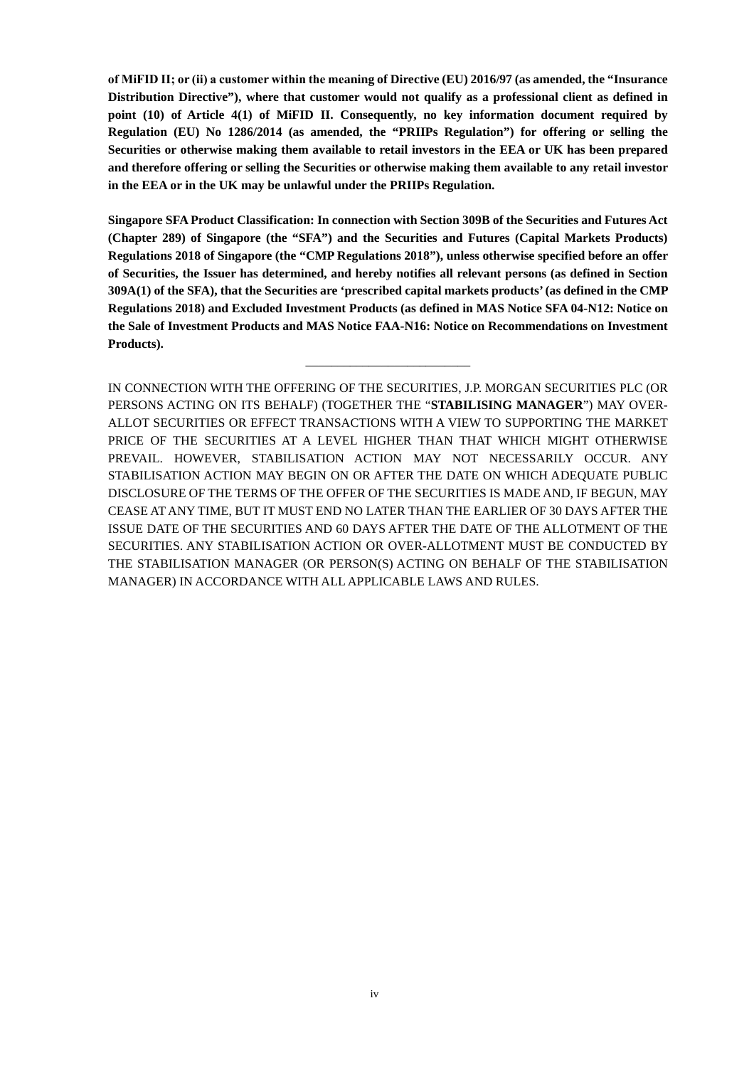**of MiFID II; or (ii) a customer within the meaning of Directive (EU) 2016/97 (as amended, the "Insurance Distribution Directive"), where that customer would not qualify as a professional client as defined in point (10) of Article 4(1) of MiFID II. Consequently, no key information document required by Regulation (EU) No 1286/2014 (as amended, the "PRIIPs Regulation") for offering or selling the Securities or otherwise making them available to retail investors in the EEA or UK has been prepared and therefore offering or selling the Securities or otherwise making them available to any retail investor in the EEA or in the UK may be unlawful under the PRIIPs Regulation.**

**Singapore SFA Product Classification: In connection with Section 309B of the Securities and Futures Act (Chapter 289) of Singapore (the "SFA") and the Securities and Futures (Capital Markets Products) Regulations 2018 of Singapore (the "CMP Regulations 2018"), unless otherwise specified before an offer of Securities, the Issuer has determined, and hereby notifies all relevant persons (as defined in Section 309A(1) of the SFA), that the Securities are 'prescribed capital markets products' (as defined in the CMP Regulations 2018) and Excluded Investment Products (as defined in MAS Notice SFA 04-N12: Notice on the Sale of Investment Products and MAS Notice FAA-N16: Notice on Recommendations on Investment Products).**

---

IN CONNECTION WITH THE OFFERING OF THE SECURITIES, J.P. MORGAN SECURITIES PLC (OR PERSONS ACTING ON ITS BEHALF) (TOGETHER THE "**STABILISING MANAGER**") MAY OVER-ALLOT SECURITIES OR EFFECT TRANSACTIONS WITH A VIEW TO SUPPORTING THE MARKET PRICE OF THE SECURITIES AT A LEVEL HIGHER THAN THAT WHICH MIGHT OTHERWISE PREVAIL. HOWEVER, STABILISATION ACTION MAY NOT NECESSARILY OCCUR. ANY STABILISATION ACTION MAY BEGIN ON OR AFTER THE DATE ON WHICH ADEQUATE PUBLIC DISCLOSURE OF THE TERMS OF THE OFFER OF THE SECURITIES IS MADE AND, IF BEGUN, MAY CEASE AT ANY TIME, BUT IT MUST END NO LATER THAN THE EARLIER OF 30 DAYS AFTER THE ISSUE DATE OF THE SECURITIES AND 60 DAYS AFTER THE DATE OF THE ALLOTMENT OF THE SECURITIES. ANY STABILISATION ACTION OR OVER-ALLOTMENT MUST BE CONDUCTED BY THE STABILISATION MANAGER (OR PERSON(S) ACTING ON BEHALF OF THE STABILISATION MANAGER) IN ACCORDANCE WITH ALL APPLICABLE LAWS AND RULES.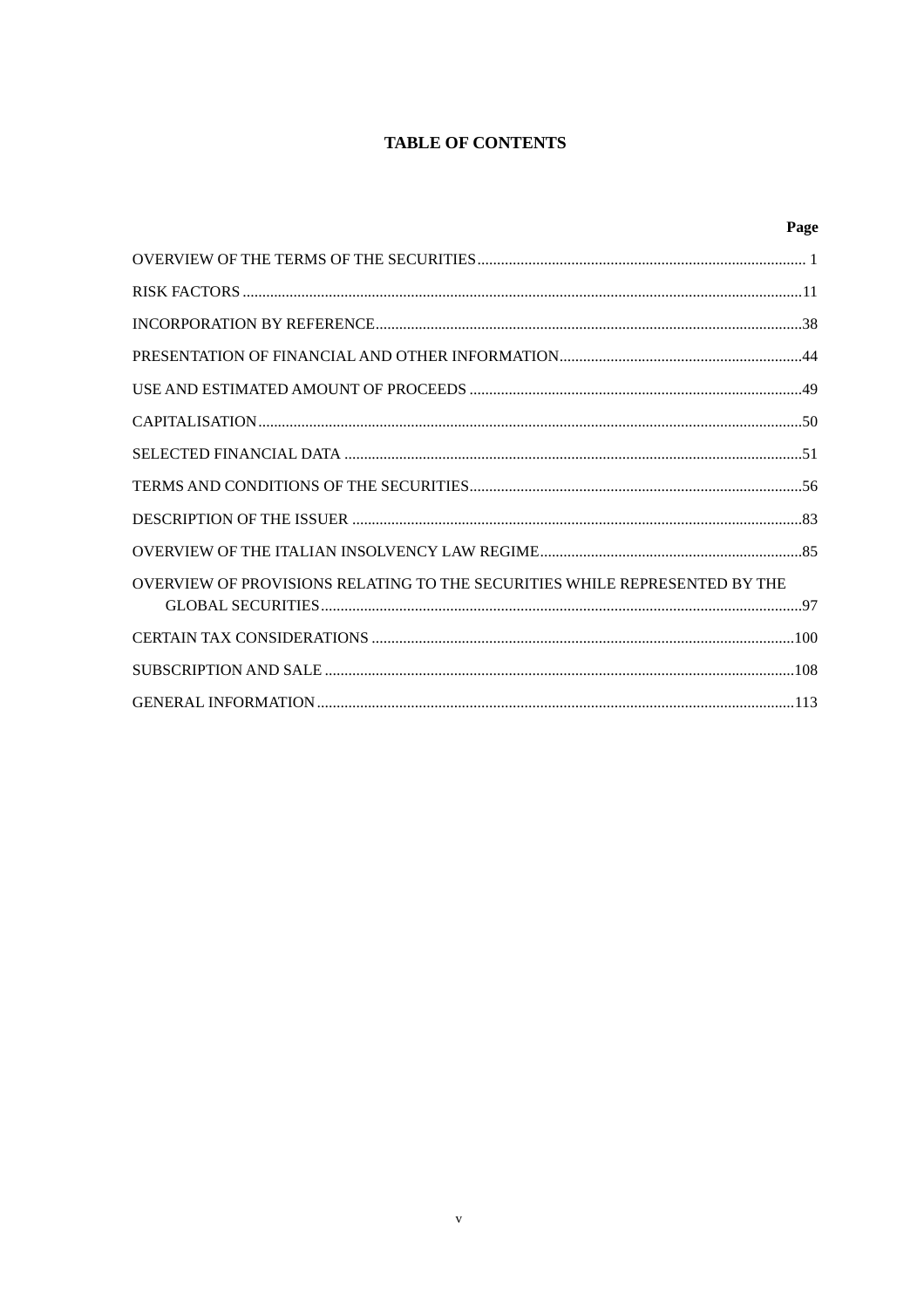# TABLE OF CONTENTS

| | Page |
|---|---|
| OVERVIEW OF THE TERMS OF THE SECURITIES | 1 |
| RISK FACTORS | 11 |
| INCORPORATION BY REFERENCE | 38 |
| PRESENTATION OF FINANCIAL AND OTHER INFORMATION | 44 |
| USE AND ESTIMATED AMOUNT OF PROCEEDS | 49 |
| CAPITALISATION | 50 |
| SELECTED FINANCIAL DATA | 51 |
| TERMS AND CONDITIONS OF THE SECURITIES | 56 |
| DESCRIPTION OF THE ISSUER | 83 |
| OVERVIEW OF THE ITALIAN INSOLVENCY LAW REGIME | 85 |
| OVERVIEW OF PROVISIONS RELATING TO THE SECURITIES WHILE REPRESENTED BY THE GLOBAL SECURITIES | 97 |
| CERTAIN TAX CONSIDERATIONS | 100 |
| SUBSCRIPTION AND SALE | 108 |
| GENERAL INFORMATION | 113 |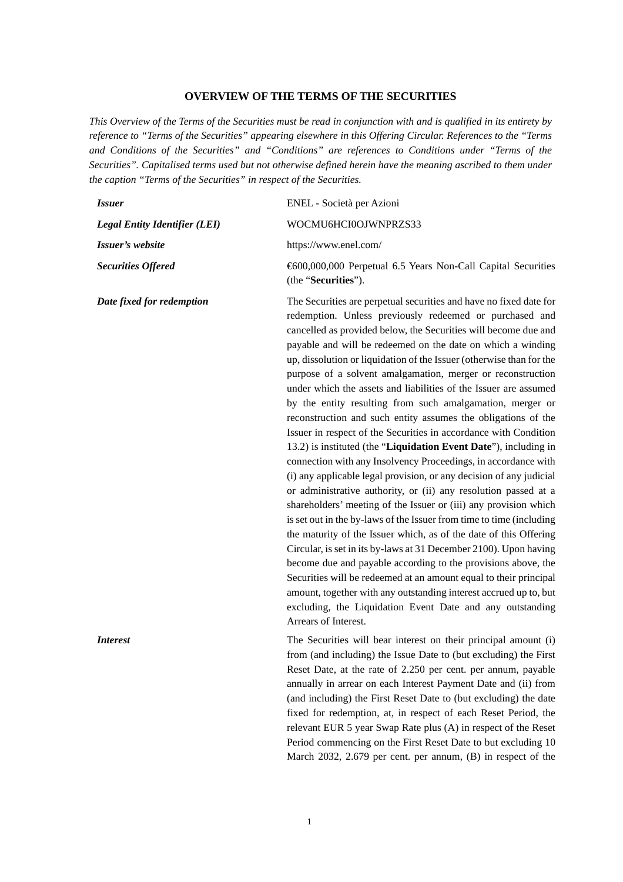## OVERVIEW OF THE TERMS OF THE SECURITIES

*This Overview of the Terms of the Securities must be read in conjunction with and is qualified in its entirety by reference to "Terms of the Securities" appearing elsewhere in this Offering Circular. References to the "Terms and Conditions of the Securities" and "Conditions" are references to Conditions under "Terms of the Securities". Capitalised terms used but not otherwise defined herein have the meaning ascribed to them under the caption "Terms of the Securities" in respect of the Securities.*

| | |
|---|---|
| ***Issuer*** | ENEL - Società per Azioni |
| ***Legal Entity Identifier (LEI)*** | WOCMU6HCI0OJWNPRZS33 |
| ***Issuer's website*** | https://www.enel.com/ |
| ***Securities Offered*** | €600,000,000 Perpetual 6.5 Years Non-Call Capital Securities (the "**Securities**"). |
| ***Date fixed for redemption*** | The Securities are perpetual securities and have no fixed date for redemption. Unless previously redeemed or purchased and cancelled as provided below, the Securities will become due and payable and will be redeemed on the date on which a winding up, dissolution or liquidation of the Issuer (otherwise than for the purpose of a solvent amalgamation, merger or reconstruction under which the assets and liabilities of the Issuer are assumed by the entity resulting from such amalgamation, merger or reconstruction and such entity assumes the obligations of the Issuer in respect of the Securities in accordance with Condition 13.2) is instituted (the "**Liquidation Event Date**"), including in connection with any Insolvency Proceedings, in accordance with (i) any applicable legal provision, or any decision of any judicial or administrative authority, or (ii) any resolution passed at a shareholders' meeting of the Issuer or (iii) any provision which is set out in the by-laws of the Issuer from time to time (including the maturity of the Issuer which, as of the date of this Offering Circular, is set in its by-laws at 31 December 2100). Upon having become due and payable according to the provisions above, the Securities will be redeemed at an amount equal to their principal amount, together with any outstanding interest accrued up to, but excluding, the Liquidation Event Date and any outstanding Arrears of Interest. |
| ***Interest*** | The Securities will bear interest on their principal amount (i) from (and including) the Issue Date to (but excluding) the First Reset Date, at the rate of 2.250 per cent. per annum, payable annually in arrear on each Interest Payment Date and (ii) from (and including) the First Reset Date to (but excluding) the date fixed for redemption, at, in respect of each Reset Period, the relevant EUR 5 year Swap Rate plus (A) in respect of the Reset Period commencing on the First Reset Date to but excluding 10 March 2032, 2.679 per cent. per annum, (B) in respect of the |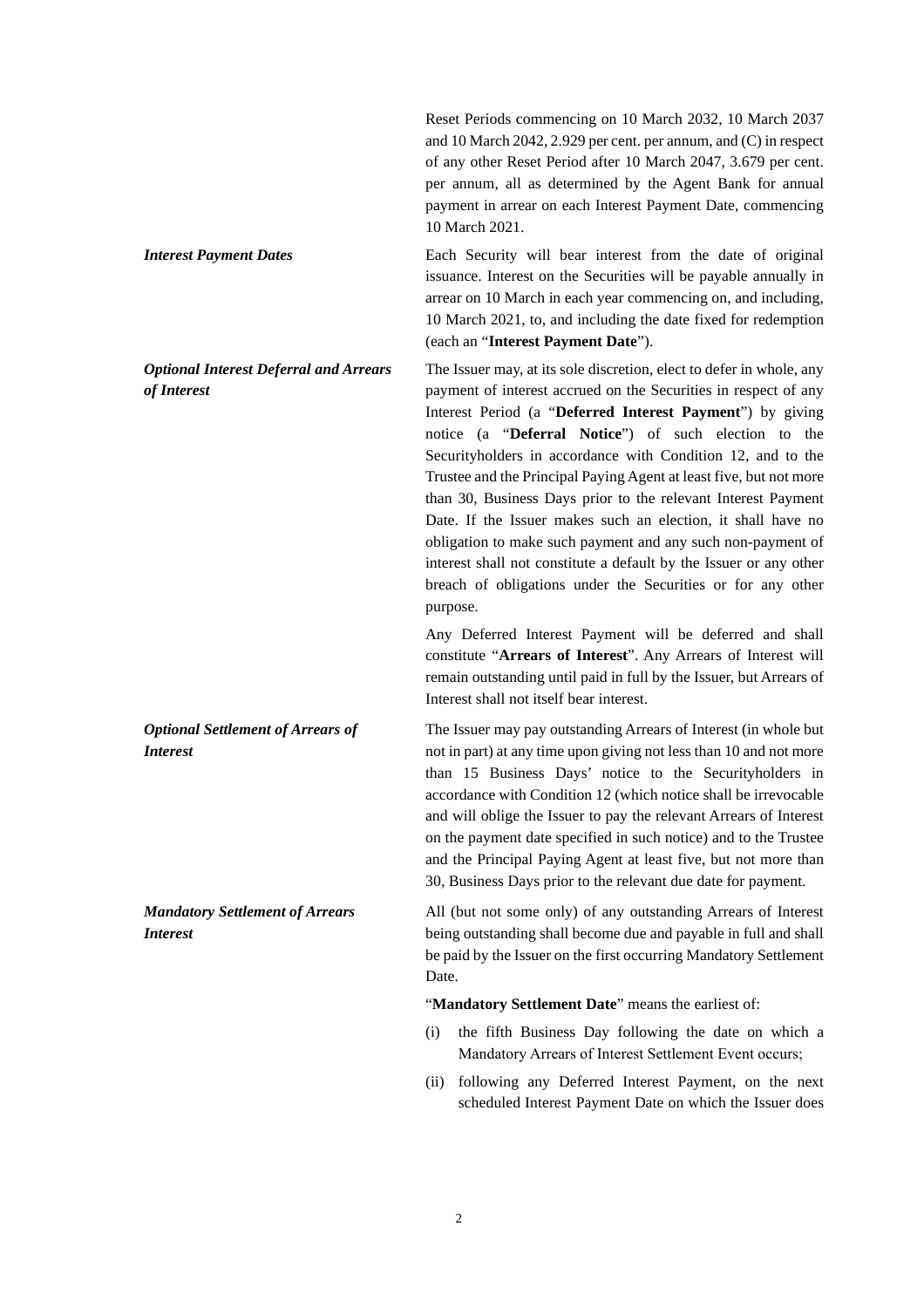Reset Periods commencing on 10 March 2032, 10 March 2037 and 10 March 2042, 2.929 per cent. per annum, and (C) in respect of any other Reset Period after 10 March 2047, 3.679 per cent. per annum, all as determined by the Agent Bank for annual payment in arrear on each Interest Payment Date, commencing 10 March 2021.

***Interest Payment Dates***

Each Security will bear interest from the date of original issuance. Interest on the Securities will be payable annually in arrear on 10 March in each year commencing on, and including, 10 March 2021, to, and including the date fixed for redemption (each an "**Interest Payment Date**").

***Optional Interest Deferral and Arrears of Interest***

The Issuer may, at its sole discretion, elect to defer in whole, any payment of interest accrued on the Securities in respect of any Interest Period (a "**Deferred Interest Payment**") by giving notice (a "**Deferral Notice**") of such election to the Securityholders in accordance with Condition 12, and to the Trustee and the Principal Paying Agent at least five, but not more than 30, Business Days prior to the relevant Interest Payment Date. If the Issuer makes such an election, it shall have no obligation to make such payment and any such non-payment of interest shall not constitute a default by the Issuer or any other breach of obligations under the Securities or for any other purpose.

Any Deferred Interest Payment will be deferred and shall constitute "**Arrears of Interest**". Any Arrears of Interest will remain outstanding until paid in full by the Issuer, but Arrears of Interest shall not itself bear interest.

***Optional Settlement of Arrears of Interest***

The Issuer may pay outstanding Arrears of Interest (in whole but not in part) at any time upon giving not less than 10 and not more than 15 Business Days' notice to the Securityholders in accordance with Condition 12 (which notice shall be irrevocable and will oblige the Issuer to pay the relevant Arrears of Interest on the payment date specified in such notice) and to the Trustee and the Principal Paying Agent at least five, but not more than 30, Business Days prior to the relevant due date for payment.

***Mandatory Settlement of Arrears Interest***

All (but not some only) of any outstanding Arrears of Interest being outstanding shall become due and payable in full and shall be paid by the Issuer on the first occurring Mandatory Settlement Date.

"**Mandatory Settlement Date**" means the earliest of:

(i) the fifth Business Day following the date on which a Mandatory Arrears of Interest Settlement Event occurs;

(ii) following any Deferred Interest Payment, on the next scheduled Interest Payment Date on which the Issuer does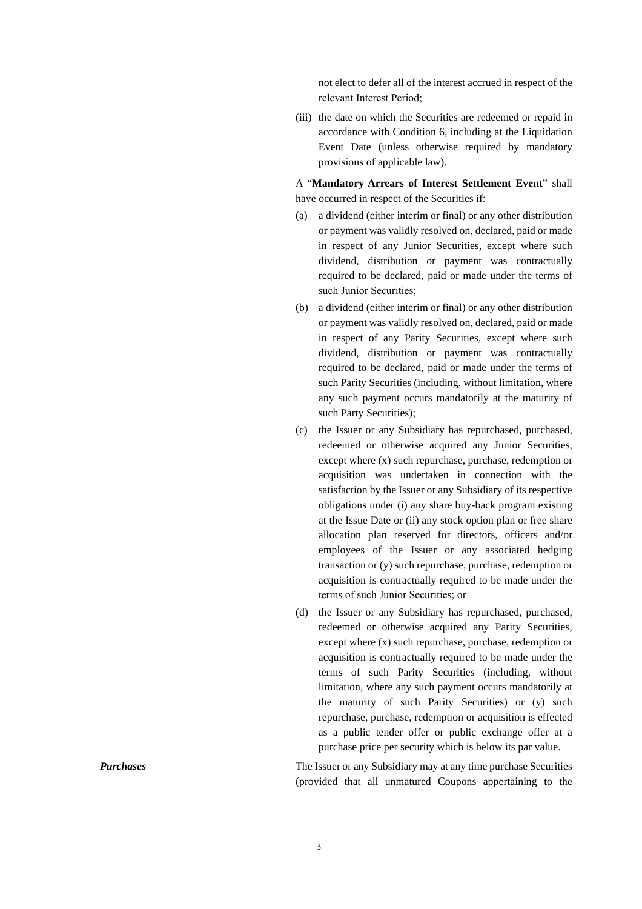not elect to defer all of the interest accrued in respect of the relevant Interest Period;

(iii) the date on which the Securities are redeemed or repaid in accordance with Condition 6, including at the Liquidation Event Date (unless otherwise required by mandatory provisions of applicable law).

A "**Mandatory Arrears of Interest Settlement Event**" shall have occurred in respect of the Securities if:

(a) a dividend (either interim or final) or any other distribution or payment was validly resolved on, declared, paid or made in respect of any Junior Securities, except where such dividend, distribution or payment was contractually required to be declared, paid or made under the terms of such Junior Securities;

(b) a dividend (either interim or final) or any other distribution or payment was validly resolved on, declared, paid or made in respect of any Parity Securities, except where such dividend, distribution or payment was contractually required to be declared, paid or made under the terms of such Parity Securities (including, without limitation, where any such payment occurs mandatorily at the maturity of such Party Securities);

(c) the Issuer or any Subsidiary has repurchased, purchased, redeemed or otherwise acquired any Junior Securities, except where (x) such repurchase, purchase, redemption or acquisition was undertaken in connection with the satisfaction by the Issuer or any Subsidiary of its respective obligations under (i) any share buy-back program existing at the Issue Date or (ii) any stock option plan or free share allocation plan reserved for directors, officers and/or employees of the Issuer or any associated hedging transaction or (y) such repurchase, purchase, redemption or acquisition is contractually required to be made under the terms of such Junior Securities; or

(d) the Issuer or any Subsidiary has repurchased, purchased, redeemed or otherwise acquired any Parity Securities, except where (x) such repurchase, purchase, redemption or acquisition is contractually required to be made under the terms of such Parity Securities (including, without limitation, where any such payment occurs mandatorily at the maturity of such Parity Securities) or (y) such repurchase, purchase, redemption or acquisition is effected as a public tender offer or public exchange offer at a purchase price per security which is below its par value.

***Purchases***

The Issuer or any Subsidiary may at any time purchase Securities (provided that all unmatured Coupons appertaining to the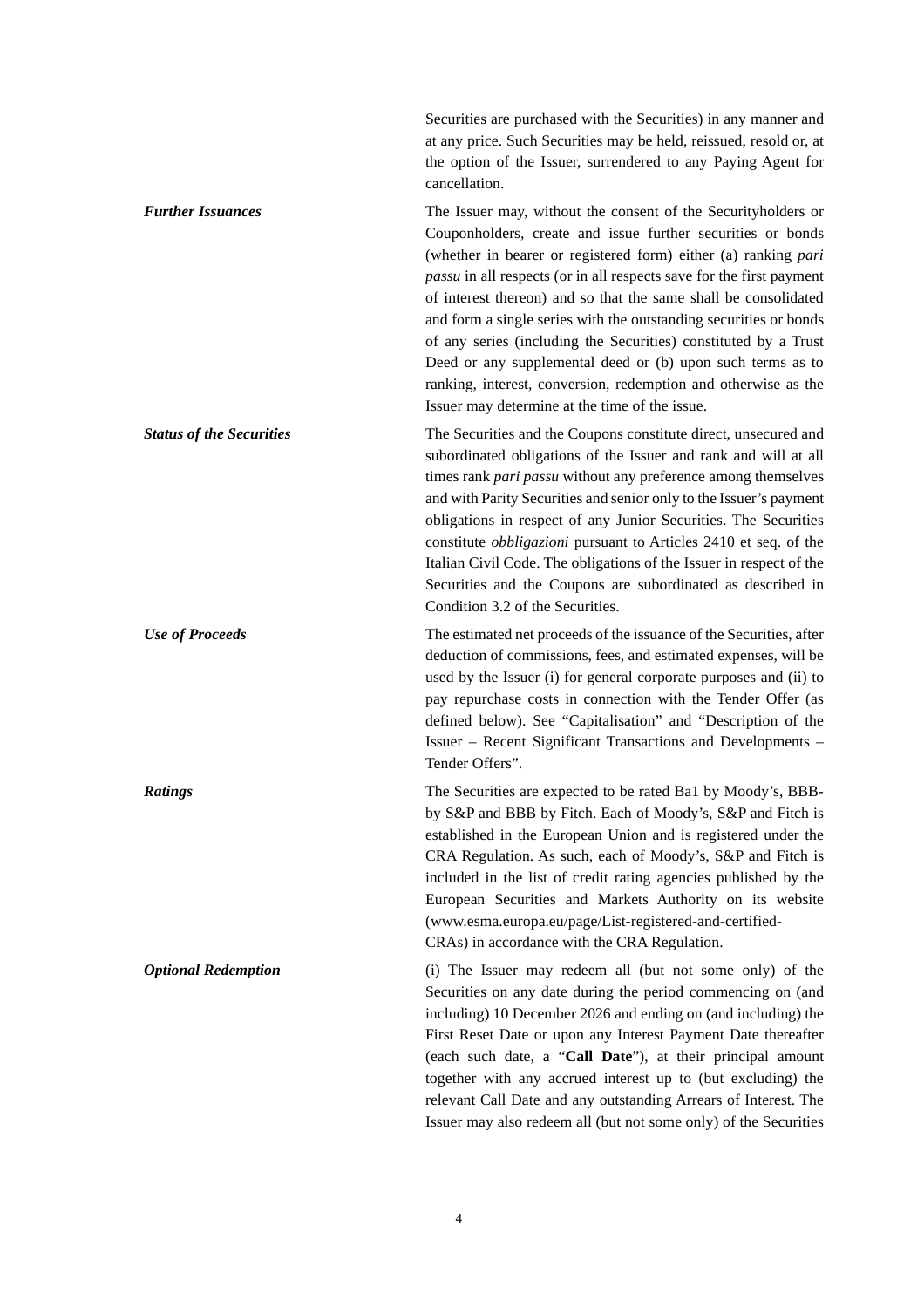Securities are purchased with the Securities) in any manner and at any price. Such Securities may be held, reissued, resold or, at the option of the Issuer, surrendered to any Paying Agent for cancellation.

| | |
|---|---|
| ***Further Issuances*** | The Issuer may, without the consent of the Securityholders or Couponholders, create and issue further securities or bonds (whether in bearer or registered form) either (a) ranking *pari passu* in all respects (or in all respects save for the first payment of interest thereon) and so that the same shall be consolidated and form a single series with the outstanding securities or bonds of any series (including the Securities) constituted by a Trust Deed or any supplemental deed or (b) upon such terms as to ranking, interest, conversion, redemption and otherwise as the Issuer may determine at the time of the issue. |
| ***Status of the Securities*** | The Securities and the Coupons constitute direct, unsecured and subordinated obligations of the Issuer and rank and will at all times rank *pari passu* without any preference among themselves and with Parity Securities and senior only to the Issuer's payment obligations in respect of any Junior Securities. The Securities constitute *obbligazioni* pursuant to Articles 2410 et seq. of the Italian Civil Code. The obligations of the Issuer in respect of the Securities and the Coupons are subordinated as described in Condition 3.2 of the Securities. |
| ***Use of Proceeds*** | The estimated net proceeds of the issuance of the Securities, after deduction of commissions, fees, and estimated expenses, will be used by the Issuer (i) for general corporate purposes and (ii) to pay repurchase costs in connection with the Tender Offer (as defined below). See "Capitalisation" and "Description of the Issuer – Recent Significant Transactions and Developments – Tender Offers". |
| ***Ratings*** | The Securities are expected to be rated Ba1 by Moody's, BBB- by S&P and BBB by Fitch. Each of Moody's, S&P and Fitch is established in the European Union and is registered under the CRA Regulation. As such, each of Moody's, S&P and Fitch is included in the list of credit rating agencies published by the European Securities and Markets Authority on its website (www.esma.europa.eu/page/List-registered-and-certified-CRAs) in accordance with the CRA Regulation. |
| ***Optional Redemption*** | (i) The Issuer may redeem all (but not some only) of the Securities on any date during the period commencing on (and including) 10 December 2026 and ending on (and including) the First Reset Date or upon any Interest Payment Date thereafter (each such date, a "**Call Date**"), at their principal amount together with any accrued interest up to (but excluding) the relevant Call Date and any outstanding Arrears of Interest. The Issuer may also redeem all (but not some only) of the Securities |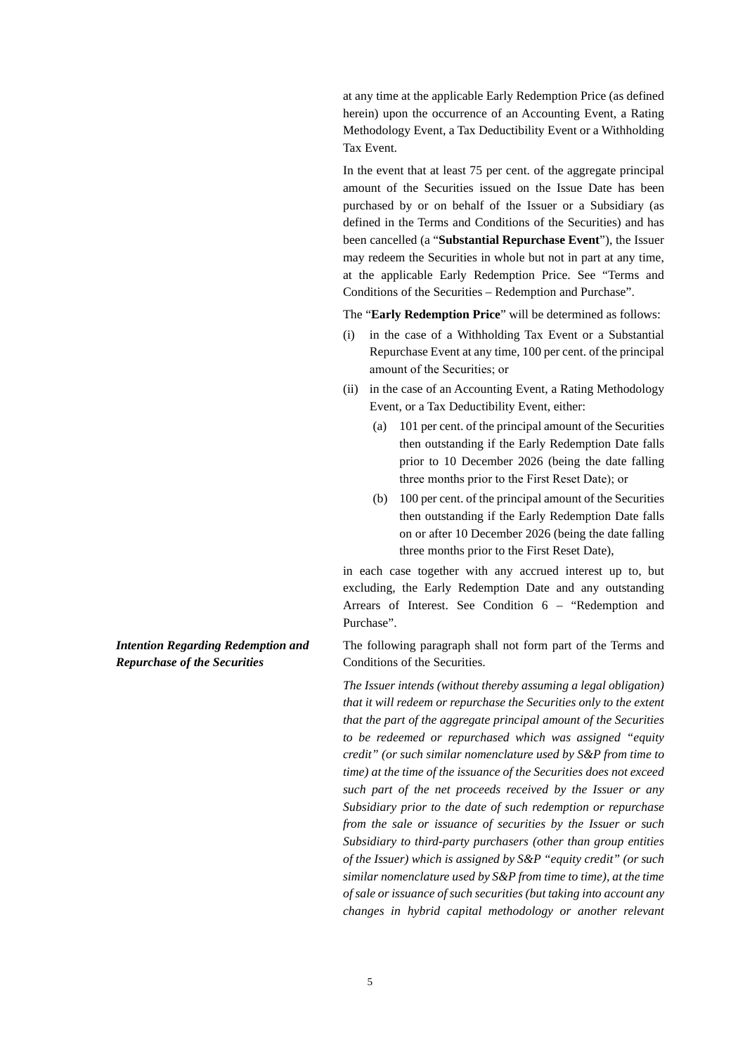at any time at the applicable Early Redemption Price (as defined herein) upon the occurrence of an Accounting Event, a Rating Methodology Event, a Tax Deductibility Event or a Withholding Tax Event.

In the event that at least 75 per cent. of the aggregate principal amount of the Securities issued on the Issue Date has been purchased by or on behalf of the Issuer or a Subsidiary (as defined in the Terms and Conditions of the Securities) and has been cancelled (a "**Substantial Repurchase Event**"), the Issuer may redeem the Securities in whole but not in part at any time, at the applicable Early Redemption Price. See "Terms and Conditions of the Securities – Redemption and Purchase".

The "**Early Redemption Price**" will be determined as follows:

(i) in the case of a Withholding Tax Event or a Substantial Repurchase Event at any time, 100 per cent. of the principal amount of the Securities; or

(ii) in the case of an Accounting Event, a Rating Methodology Event, or a Tax Deductibility Event, either:

   (a) 101 per cent. of the principal amount of the Securities then outstanding if the Early Redemption Date falls prior to 10 December 2026 (being the date falling three months prior to the First Reset Date); or

   (b) 100 per cent. of the principal amount of the Securities then outstanding if the Early Redemption Date falls on or after 10 December 2026 (being the date falling three months prior to the First Reset Date),

in each case together with any accrued interest up to, but excluding, the Early Redemption Date and any outstanding Arrears of Interest. See Condition 6 – "Redemption and Purchase".

***Intention Regarding Redemption and Repurchase of the Securities***

The following paragraph shall not form part of the Terms and Conditions of the Securities.

*The Issuer intends (without thereby assuming a legal obligation) that it will redeem or repurchase the Securities only to the extent that the part of the aggregate principal amount of the Securities to be redeemed or repurchased which was assigned "equity credit" (or such similar nomenclature used by S&P from time to time) at the time of the issuance of the Securities does not exceed such part of the net proceeds received by the Issuer or any Subsidiary prior to the date of such redemption or repurchase from the sale or issuance of securities by the Issuer or such Subsidiary to third-party purchasers (other than group entities of the Issuer) which is assigned by S&P "equity credit" (or such similar nomenclature used by S&P from time to time), at the time of sale or issuance of such securities (but taking into account any changes in hybrid capital methodology or another relevant*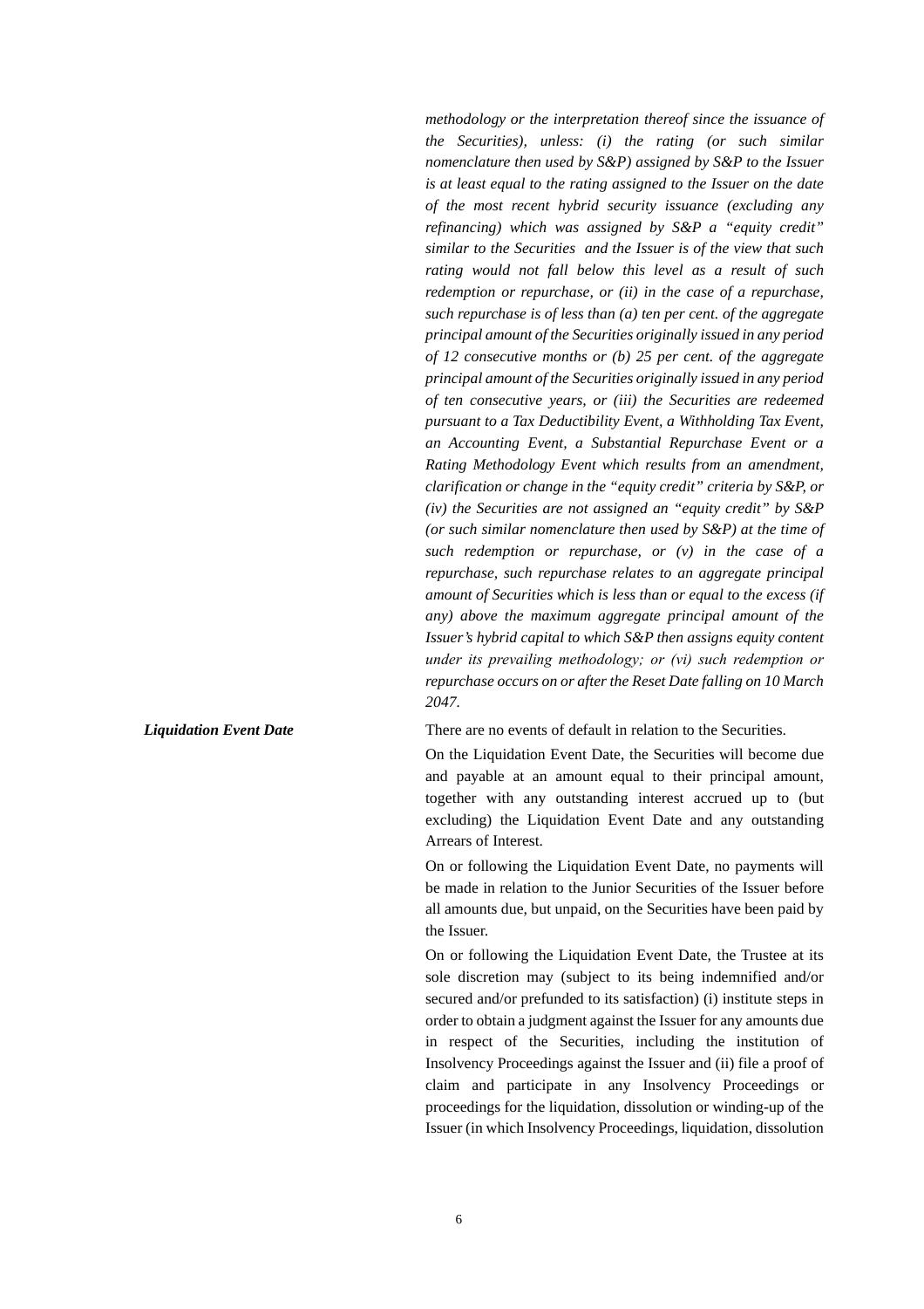*methodology or the interpretation thereof since the issuance of the Securities), unless: (i) the rating (or such similar nomenclature then used by S&P) assigned by S&P to the Issuer is at least equal to the rating assigned to the Issuer on the date of the most recent hybrid security issuance (excluding any refinancing) which was assigned by S&P a "equity credit" similar to the Securities and the Issuer is of the view that such rating would not fall below this level as a result of such redemption or repurchase, or (ii) in the case of a repurchase, such repurchase is of less than (a) ten per cent. of the aggregate principal amount of the Securities originally issued in any period of 12 consecutive months or (b) 25 per cent. of the aggregate principal amount of the Securities originally issued in any period of ten consecutive years, or (iii) the Securities are redeemed pursuant to a Tax Deductibility Event, a Withholding Tax Event, an Accounting Event, a Substantial Repurchase Event or a Rating Methodology Event which results from an amendment, clarification or change in the "equity credit" criteria by S&P, or (iv) the Securities are not assigned an "equity credit" by S&P (or such similar nomenclature then used by S&P) at the time of such redemption or repurchase, or (v) in the case of a repurchase, such repurchase relates to an aggregate principal amount of Securities which is less than or equal to the excess (if any) above the maximum aggregate principal amount of the Issuer's hybrid capital to which S&P then assigns equity content under its prevailing methodology; or (vi) such redemption or repurchase occurs on or after the Reset Date falling on 10 March 2047.*

***Liquidation Event Date***

There are no events of default in relation to the Securities.

On the Liquidation Event Date, the Securities will become due and payable at an amount equal to their principal amount, together with any outstanding interest accrued up to (but excluding) the Liquidation Event Date and any outstanding Arrears of Interest.

On or following the Liquidation Event Date, no payments will be made in relation to the Junior Securities of the Issuer before all amounts due, but unpaid, on the Securities have been paid by the Issuer.

On or following the Liquidation Event Date, the Trustee at its sole discretion may (subject to its being indemnified and/or secured and/or prefunded to its satisfaction) (i) institute steps in order to obtain a judgment against the Issuer for any amounts due in respect of the Securities, including the institution of Insolvency Proceedings against the Issuer and (ii) file a proof of claim and participate in any Insolvency Proceedings or proceedings for the liquidation, dissolution or winding-up of the Issuer (in which Insolvency Proceedings, liquidation, dissolution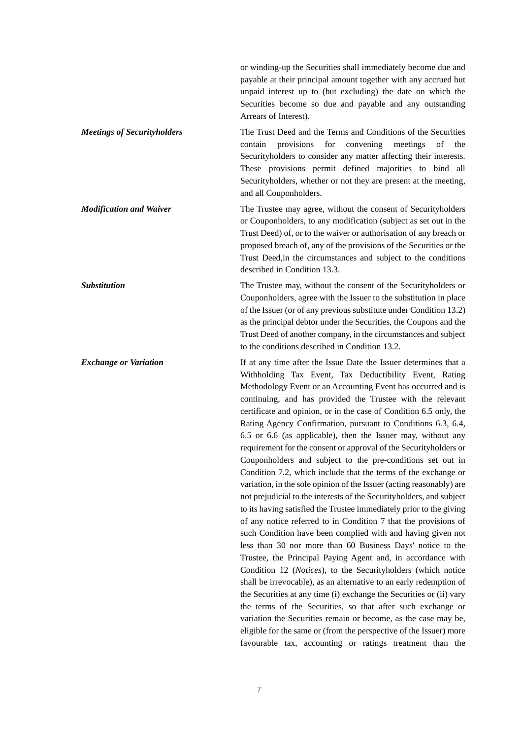or winding-up the Securities shall immediately become due and payable at their principal amount together with any accrued but unpaid interest up to (but excluding) the date on which the Securities become so due and payable and any outstanding Arrears of Interest).

***Meetings of Securityholders***

The Trust Deed and the Terms and Conditions of the Securities contain provisions for convening meetings of the Securityholders to consider any matter affecting their interests. These provisions permit defined majorities to bind all Securityholders, whether or not they are present at the meeting, and all Couponholders.

***Modification and Waiver***

The Trustee may agree, without the consent of Securityholders or Couponholders, to any modification (subject as set out in the Trust Deed) of, or to the waiver or authorisation of any breach or proposed breach of, any of the provisions of the Securities or the Trust Deed,in the circumstances and subject to the conditions described in Condition 13.3.

***Substitution***

The Trustee may, without the consent of the Securityholders or Couponholders, agree with the Issuer to the substitution in place of the Issuer (or of any previous substitute under Condition 13.2) as the principal debtor under the Securities, the Coupons and the Trust Deed of another company, in the circumstances and subject to the conditions described in Condition 13.2.

***Exchange or Variation***

If at any time after the Issue Date the Issuer determines that a Withholding Tax Event, Tax Deductibility Event, Rating Methodology Event or an Accounting Event has occurred and is continuing, and has provided the Trustee with the relevant certificate and opinion, or in the case of Condition 6.5 only, the Rating Agency Confirmation, pursuant to Conditions 6.3, 6.4, 6.5 or 6.6 (as applicable), then the Issuer may, without any requirement for the consent or approval of the Securityholders or Couponholders and subject to the pre-conditions set out in Condition 7.2, which include that the terms of the exchange or variation, in the sole opinion of the Issuer (acting reasonably) are not prejudicial to the interests of the Securityholders, and subject to its having satisfied the Trustee immediately prior to the giving of any notice referred to in Condition 7 that the provisions of such Condition have been complied with and having given not less than 30 nor more than 60 Business Days' notice to the Trustee, the Principal Paying Agent and, in accordance with Condition 12 (*Notices*), to the Securityholders (which notice shall be irrevocable), as an alternative to an early redemption of the Securities at any time (i) exchange the Securities or (ii) vary the terms of the Securities, so that after such exchange or variation the Securities remain or become, as the case may be, eligible for the same or (from the perspective of the Issuer) more favourable tax, accounting or ratings treatment than the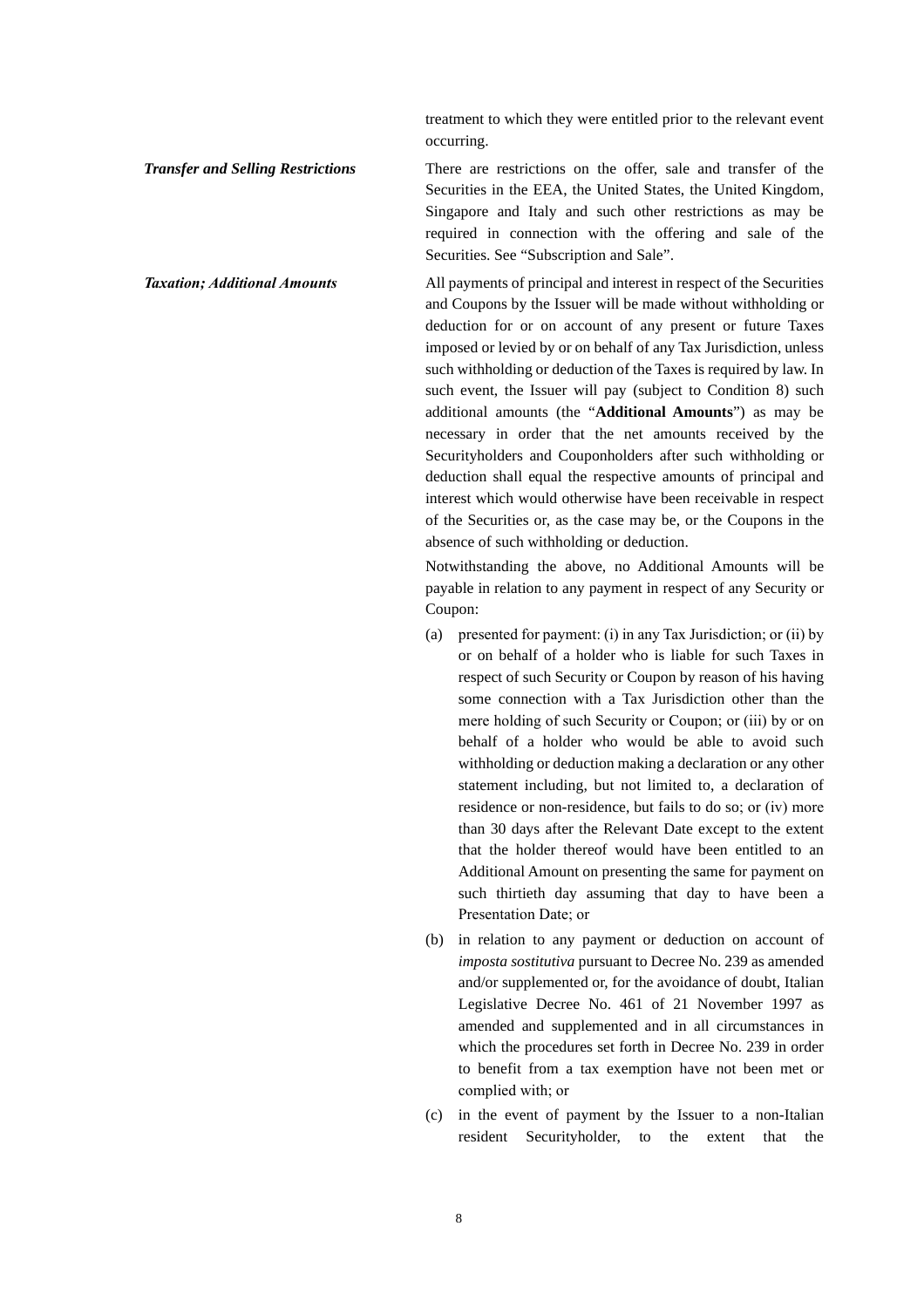treatment to which they were entitled prior to the relevant event occurring.

***Transfer and Selling Restrictions***

There are restrictions on the offer, sale and transfer of the Securities in the EEA, the United States, the United Kingdom, Singapore and Italy and such other restrictions as may be required in connection with the offering and sale of the Securities. See "Subscription and Sale".

***Taxation; Additional Amounts***

All payments of principal and interest in respect of the Securities and Coupons by the Issuer will be made without withholding or deduction for or on account of any present or future Taxes imposed or levied by or on behalf of any Tax Jurisdiction, unless such withholding or deduction of the Taxes is required by law. In such event, the Issuer will pay (subject to Condition 8) such additional amounts (the "**Additional Amounts**") as may be necessary in order that the net amounts received by the Securityholders and Couponholders after such withholding or deduction shall equal the respective amounts of principal and interest which would otherwise have been receivable in respect of the Securities or, as the case may be, or the Coupons in the absence of such withholding or deduction.

Notwithstanding the above, no Additional Amounts will be payable in relation to any payment in respect of any Security or Coupon:

(a) presented for payment: (i) in any Tax Jurisdiction; or (ii) by or on behalf of a holder who is liable for such Taxes in respect of such Security or Coupon by reason of his having some connection with a Tax Jurisdiction other than the mere holding of such Security or Coupon; or (iii) by or on behalf of a holder who would be able to avoid such withholding or deduction making a declaration or any other statement including, but not limited to, a declaration of residence or non-residence, but fails to do so; or (iv) more than 30 days after the Relevant Date except to the extent that the holder thereof would have been entitled to an Additional Amount on presenting the same for payment on such thirtieth day assuming that day to have been a Presentation Date; or

(b) in relation to any payment or deduction on account of *imposta sostitutiva* pursuant to Decree No. 239 as amended and/or supplemented or, for the avoidance of doubt, Italian Legislative Decree No. 461 of 21 November 1997 as amended and supplemented and in all circumstances in which the procedures set forth in Decree No. 239 in order to benefit from a tax exemption have not been met or complied with; or

(c) in the event of payment by the Issuer to a non-Italian resident Securityholder, to the extent that the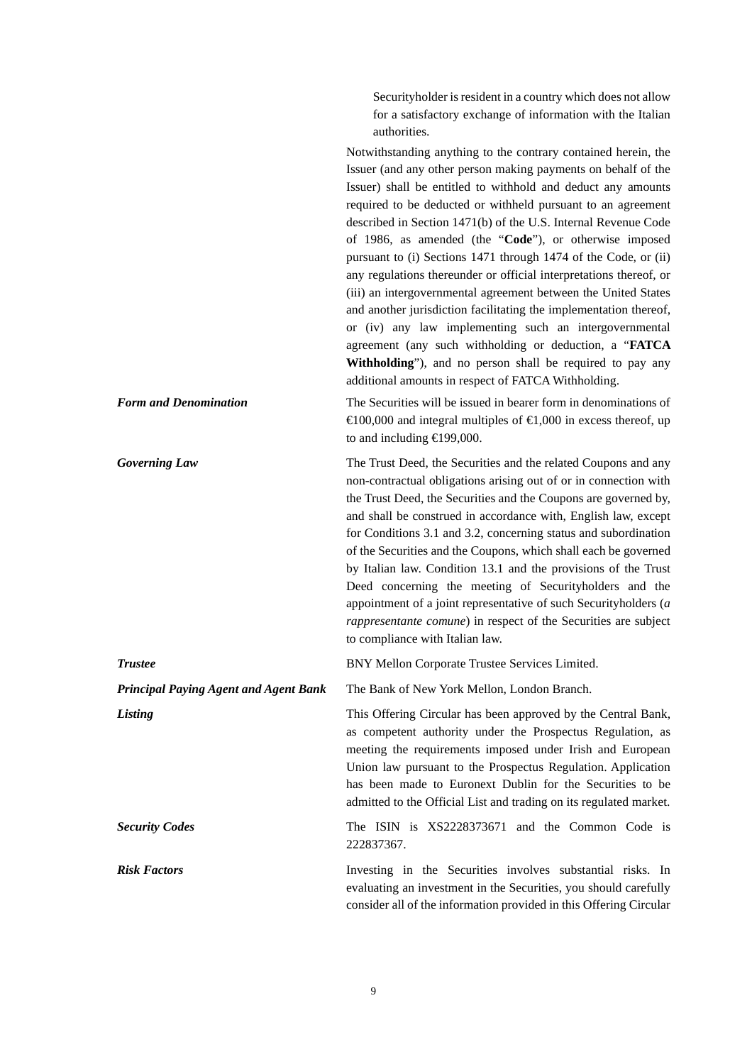Securityholder is resident in a country which does not allow for a satisfactory exchange of information with the Italian authorities.

Notwithstanding anything to the contrary contained herein, the Issuer (and any other person making payments on behalf of the Issuer) shall be entitled to withhold and deduct any amounts required to be deducted or withheld pursuant to an agreement described in Section 1471(b) of the U.S. Internal Revenue Code of 1986, as amended (the "**Code**"), or otherwise imposed pursuant to (i) Sections 1471 through 1474 of the Code, or (ii) any regulations thereunder or official interpretations thereof, or (iii) an intergovernmental agreement between the United States and another jurisdiction facilitating the implementation thereof, or (iv) any law implementing such an intergovernmental agreement (any such withholding or deduction, a "**FATCA Withholding**"), and no person shall be required to pay any additional amounts in respect of FATCA Withholding.

| | |
|---|---|
| ***Form and Denomination*** | The Securities will be issued in bearer form in denominations of €100,000 and integral multiples of €1,000 in excess thereof, up to and including €199,000. |
| ***Governing Law*** | The Trust Deed, the Securities and the related Coupons and any non-contractual obligations arising out of or in connection with the Trust Deed, the Securities and the Coupons are governed by, and shall be construed in accordance with, English law, except for Conditions 3.1 and 3.2, concerning status and subordination of the Securities and the Coupons, which shall each be governed by Italian law. Condition 13.1 and the provisions of the Trust Deed concerning the meeting of Securityholders and the appointment of a joint representative of such Securityholders (*a rappresentante comune*) in respect of the Securities are subject to compliance with Italian law. |
| ***Trustee*** | BNY Mellon Corporate Trustee Services Limited. |
| ***Principal Paying Agent and Agent Bank*** | The Bank of New York Mellon, London Branch. |
| ***Listing*** | This Offering Circular has been approved by the Central Bank, as competent authority under the Prospectus Regulation, as meeting the requirements imposed under Irish and European Union law pursuant to the Prospectus Regulation. Application has been made to Euronext Dublin for the Securities to be admitted to the Official List and trading on its regulated market. |
| ***Security Codes*** | The ISIN is XS2228373671 and the Common Code is 222837367. |
| ***Risk Factors*** | Investing in the Securities involves substantial risks. In evaluating an investment in the Securities, you should carefully consider all of the information provided in this Offering Circular |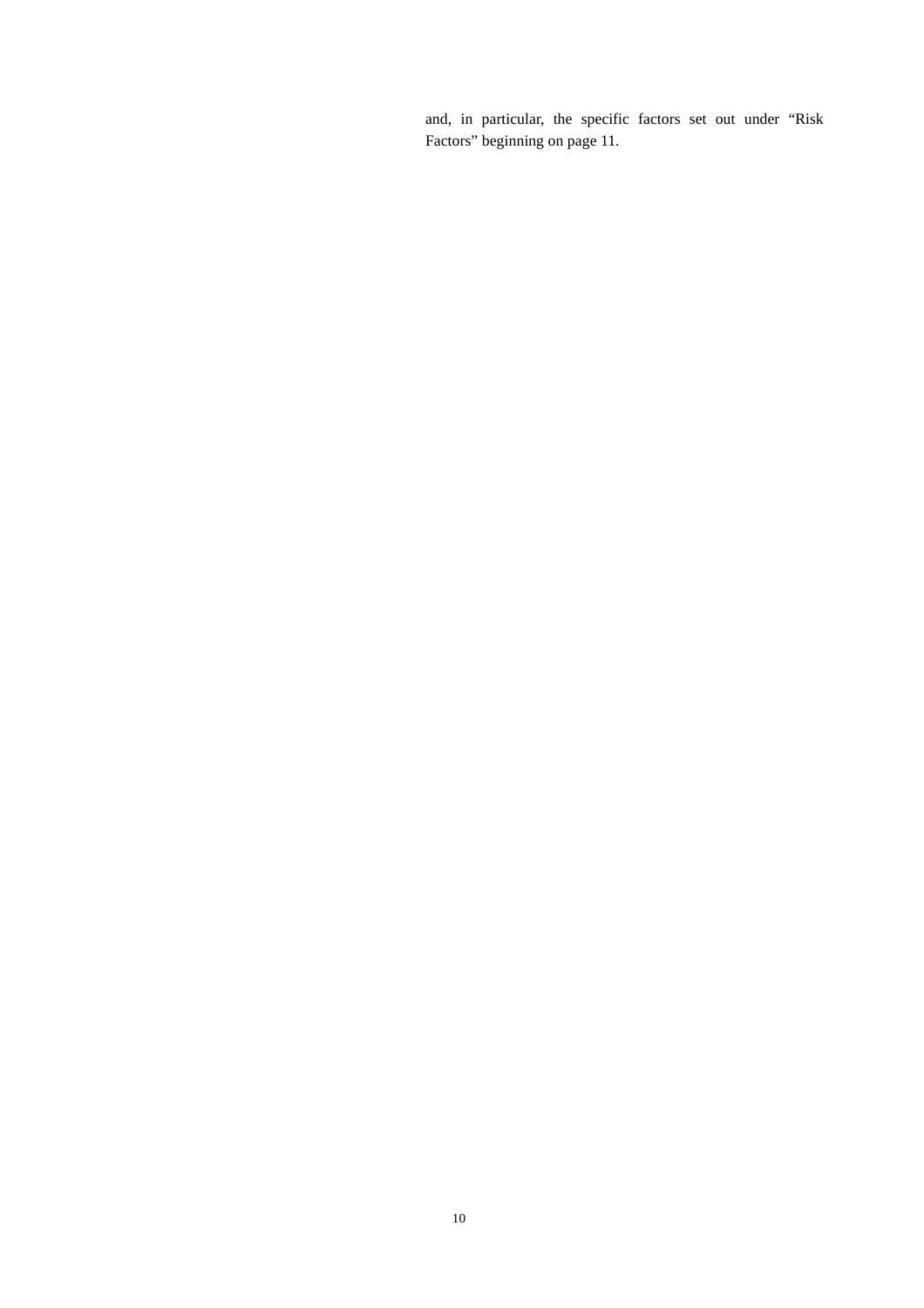and, in particular, the specific factors set out under "Risk Factors" beginning on page 11.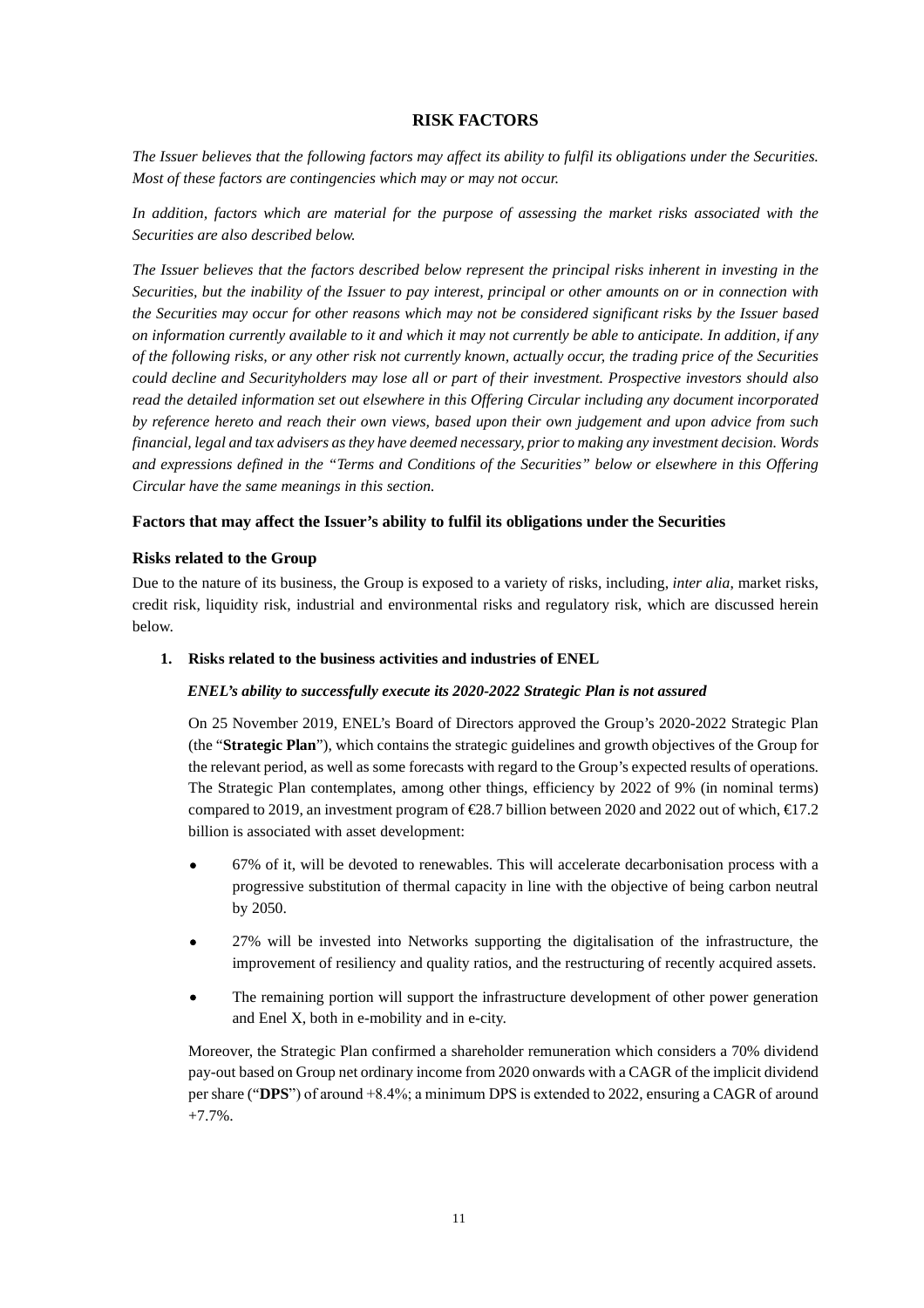## RISK FACTORS

*The Issuer believes that the following factors may affect its ability to fulfil its obligations under the Securities. Most of these factors are contingencies which may or may not occur.*

*In addition, factors which are material for the purpose of assessing the market risks associated with the Securities are also described below.*

*The Issuer believes that the factors described below represent the principal risks inherent in investing in the Securities, but the inability of the Issuer to pay interest, principal or other amounts on or in connection with the Securities may occur for other reasons which may not be considered significant risks by the Issuer based on information currently available to it and which it may not currently be able to anticipate. In addition, if any of the following risks, or any other risk not currently known, actually occur, the trading price of the Securities could decline and Securityholders may lose all or part of their investment. Prospective investors should also read the detailed information set out elsewhere in this Offering Circular including any document incorporated by reference hereto and reach their own views, based upon their own judgement and upon advice from such financial, legal and tax advisers as they have deemed necessary, prior to making any investment decision. Words and expressions defined in the "Terms and Conditions of the Securities" below or elsewhere in this Offering Circular have the same meanings in this section.*

### Factors that may affect the Issuer's ability to fulfil its obligations under the Securities

### Risks related to the Group

Due to the nature of its business, the Group is exposed to a variety of risks, including, *inter alia*, market risks, credit risk, liquidity risk, industrial and environmental risks and regulatory risk, which are discussed herein below.

#### 1. Risks related to the business activities and industries of ENEL

***ENEL's ability to successfully execute its 2020-2022 Strategic Plan is not assured***

On 25 November 2019, ENEL's Board of Directors approved the Group's 2020-2022 Strategic Plan (the "**Strategic Plan**"), which contains the strategic guidelines and growth objectives of the Group for the relevant period, as well as some forecasts with regard to the Group's expected results of operations. The Strategic Plan contemplates, among other things, efficiency by 2022 of 9% (in nominal terms) compared to 2019, an investment program of €28.7 billion between 2020 and 2022 out of which, €17.2 billion is associated with asset development:

- 67% of it, will be devoted to renewables. This will accelerate decarbonisation process with a progressive substitution of thermal capacity in line with the objective of being carbon neutral by 2050.
- 27% will be invested into Networks supporting the digitalisation of the infrastructure, the improvement of resiliency and quality ratios, and the restructuring of recently acquired assets.
- The remaining portion will support the infrastructure development of other power generation and Enel X, both in e-mobility and in e-city.

Moreover, the Strategic Plan confirmed a shareholder remuneration which considers a 70% dividend pay-out based on Group net ordinary income from 2020 onwards with a CAGR of the implicit dividend per share ("**DPS**") of around +8.4%; a minimum DPS is extended to 2022, ensuring a CAGR of around +7.7%.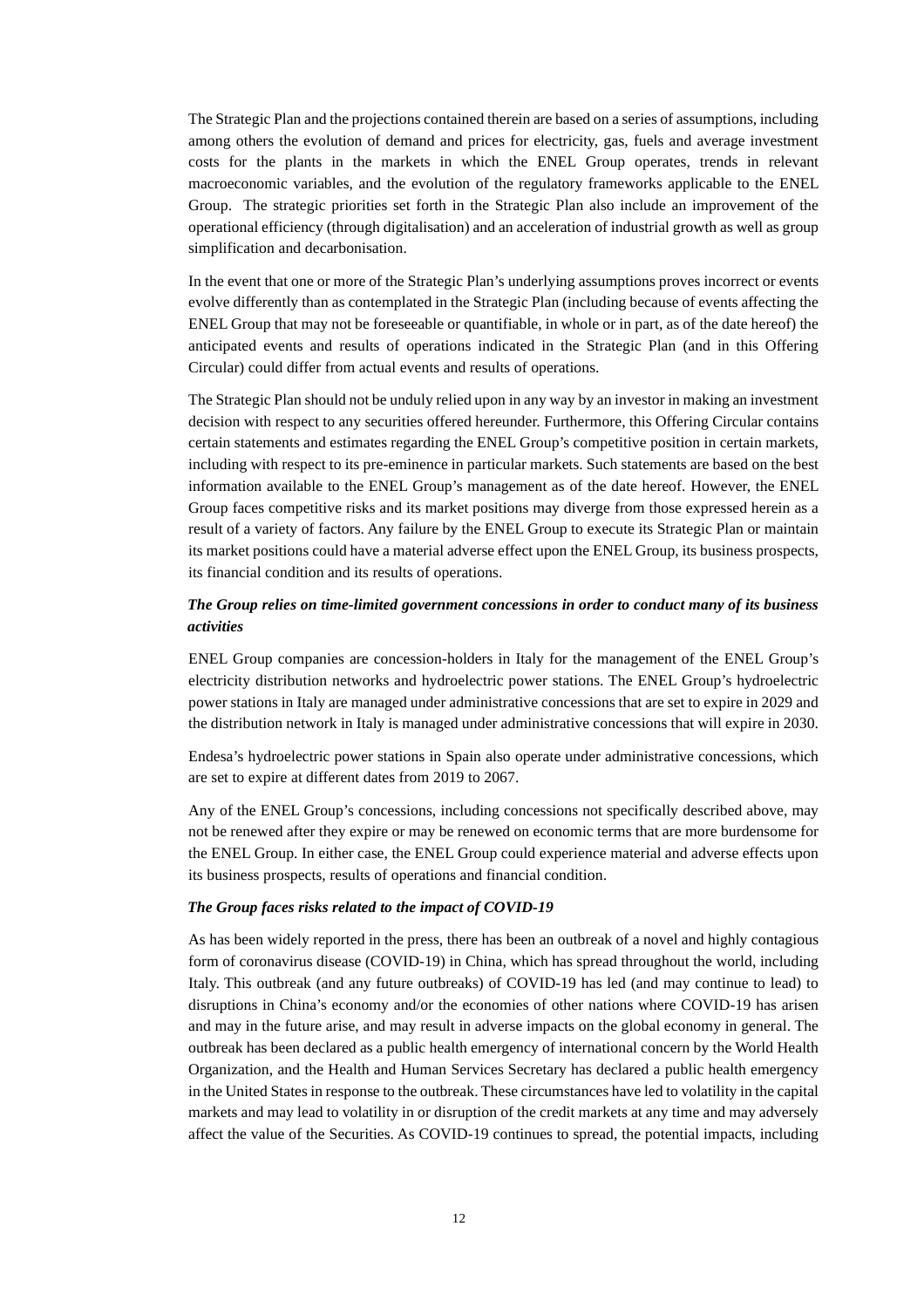The Strategic Plan and the projections contained therein are based on a series of assumptions, including among others the evolution of demand and prices for electricity, gas, fuels and average investment costs for the plants in the markets in which the ENEL Group operates, trends in relevant macroeconomic variables, and the evolution of the regulatory frameworks applicable to the ENEL Group. The strategic priorities set forth in the Strategic Plan also include an improvement of the operational efficiency (through digitalisation) and an acceleration of industrial growth as well as group simplification and decarbonisation.

In the event that one or more of the Strategic Plan's underlying assumptions proves incorrect or events evolve differently than as contemplated in the Strategic Plan (including because of events affecting the ENEL Group that may not be foreseeable or quantifiable, in whole or in part, as of the date hereof) the anticipated events and results of operations indicated in the Strategic Plan (and in this Offering Circular) could differ from actual events and results of operations.

The Strategic Plan should not be unduly relied upon in any way by an investor in making an investment decision with respect to any securities offered hereunder. Furthermore, this Offering Circular contains certain statements and estimates regarding the ENEL Group's competitive position in certain markets, including with respect to its pre-eminence in particular markets. Such statements are based on the best information available to the ENEL Group's management as of the date hereof. However, the ENEL Group faces competitive risks and its market positions may diverge from those expressed herein as a result of a variety of factors. Any failure by the ENEL Group to execute its Strategic Plan or maintain its market positions could have a material adverse effect upon the ENEL Group, its business prospects, its financial condition and its results of operations.

***The Group relies on time-limited government concessions in order to conduct many of its business activities***

ENEL Group companies are concession-holders in Italy for the management of the ENEL Group's electricity distribution networks and hydroelectric power stations. The ENEL Group's hydroelectric power stations in Italy are managed under administrative concessions that are set to expire in 2029 and the distribution network in Italy is managed under administrative concessions that will expire in 2030.

Endesa's hydroelectric power stations in Spain also operate under administrative concessions, which are set to expire at different dates from 2019 to 2067.

Any of the ENEL Group's concessions, including concessions not specifically described above, may not be renewed after they expire or may be renewed on economic terms that are more burdensome for the ENEL Group. In either case, the ENEL Group could experience material and adverse effects upon its business prospects, results of operations and financial condition.

***The Group faces risks related to the impact of COVID-19***

As has been widely reported in the press, there has been an outbreak of a novel and highly contagious form of coronavirus disease (COVID-19) in China, which has spread throughout the world, including Italy. This outbreak (and any future outbreaks) of COVID-19 has led (and may continue to lead) to disruptions in China's economy and/or the economies of other nations where COVID-19 has arisen and may in the future arise, and may result in adverse impacts on the global economy in general. The outbreak has been declared as a public health emergency of international concern by the World Health Organization, and the Health and Human Services Secretary has declared a public health emergency in the United States in response to the outbreak. These circumstances have led to volatility in the capital markets and may lead to volatility in or disruption of the credit markets at any time and may adversely affect the value of the Securities. As COVID-19 continues to spread, the potential impacts, including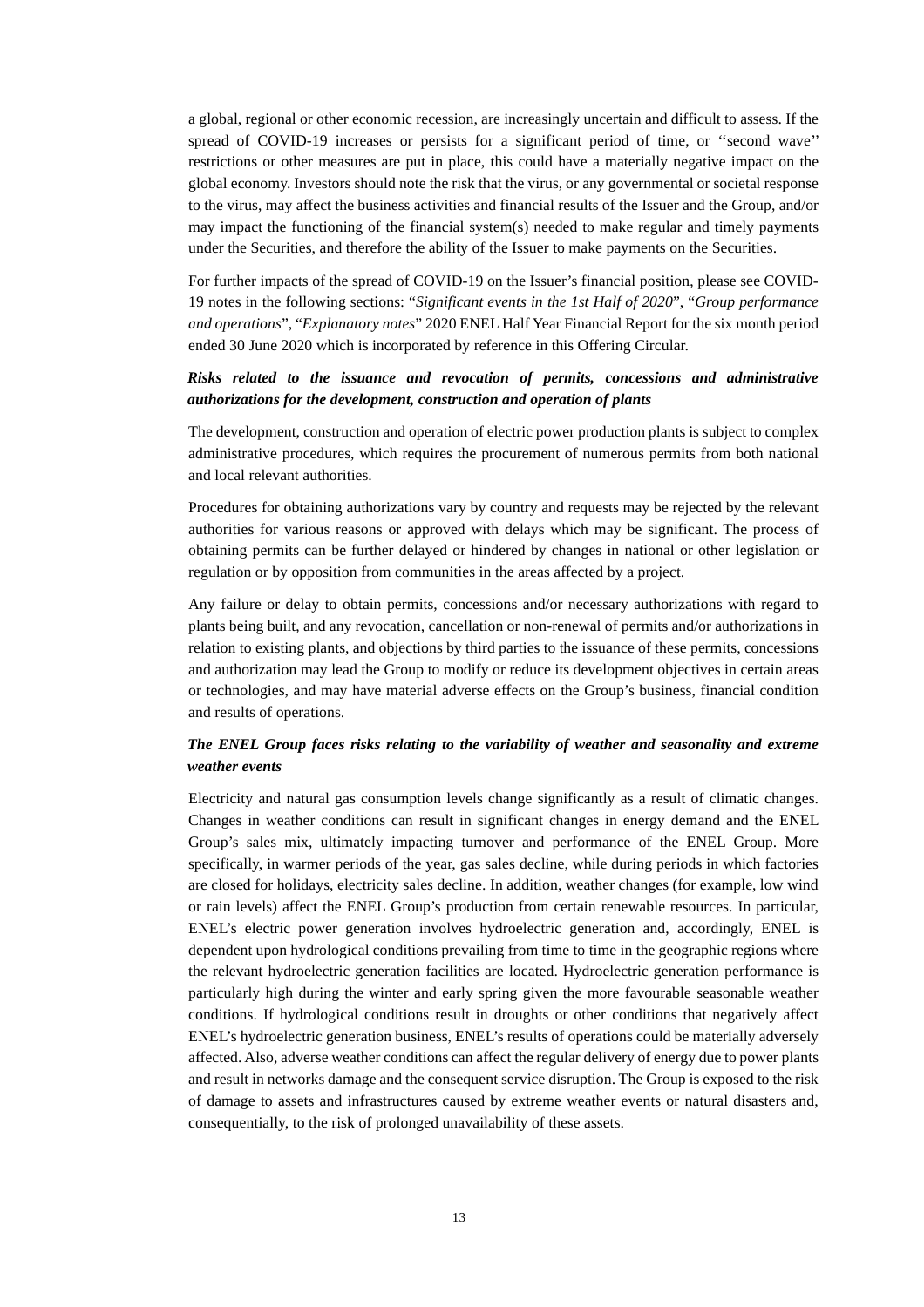a global, regional or other economic recession, are increasingly uncertain and difficult to assess. If the spread of COVID-19 increases or persists for a significant period of time, or ''second wave'' restrictions or other measures are put in place, this could have a materially negative impact on the global economy. Investors should note the risk that the virus, or any governmental or societal response to the virus, may affect the business activities and financial results of the Issuer and the Group, and/or may impact the functioning of the financial system(s) needed to make regular and timely payments under the Securities, and therefore the ability of the Issuer to make payments on the Securities.

For further impacts of the spread of COVID-19 on the Issuer's financial position, please see COVID-19 notes in the following sections: "*Significant events in the 1st Half of 2020*", "*Group performance and operations*", "*Explanatory notes*" 2020 ENEL Half Year Financial Report for the six month period ended 30 June 2020 which is incorporated by reference in this Offering Circular.

***Risks related to the issuance and revocation of permits, concessions and administrative authorizations for the development, construction and operation of plants***

The development, construction and operation of electric power production plants is subject to complex administrative procedures, which requires the procurement of numerous permits from both national and local relevant authorities.

Procedures for obtaining authorizations vary by country and requests may be rejected by the relevant authorities for various reasons or approved with delays which may be significant. The process of obtaining permits can be further delayed or hindered by changes in national or other legislation or regulation or by opposition from communities in the areas affected by a project.

Any failure or delay to obtain permits, concessions and/or necessary authorizations with regard to plants being built, and any revocation, cancellation or non-renewal of permits and/or authorizations in relation to existing plants, and objections by third parties to the issuance of these permits, concessions and authorization may lead the Group to modify or reduce its development objectives in certain areas or technologies, and may have material adverse effects on the Group's business, financial condition and results of operations.

***The ENEL Group faces risks relating to the variability of weather and seasonality and extreme weather events***

Electricity and natural gas consumption levels change significantly as a result of climatic changes. Changes in weather conditions can result in significant changes in energy demand and the ENEL Group's sales mix, ultimately impacting turnover and performance of the ENEL Group. More specifically, in warmer periods of the year, gas sales decline, while during periods in which factories are closed for holidays, electricity sales decline. In addition, weather changes (for example, low wind or rain levels) affect the ENEL Group's production from certain renewable resources. In particular, ENEL's electric power generation involves hydroelectric generation and, accordingly, ENEL is dependent upon hydrological conditions prevailing from time to time in the geographic regions where the relevant hydroelectric generation facilities are located. Hydroelectric generation performance is particularly high during the winter and early spring given the more favourable seasonable weather conditions. If hydrological conditions result in droughts or other conditions that negatively affect ENEL's hydroelectric generation business, ENEL's results of operations could be materially adversely affected. Also, adverse weather conditions can affect the regular delivery of energy due to power plants and result in networks damage and the consequent service disruption. The Group is exposed to the risk of damage to assets and infrastructures caused by extreme weather events or natural disasters and, consequentially, to the risk of prolonged unavailability of these assets.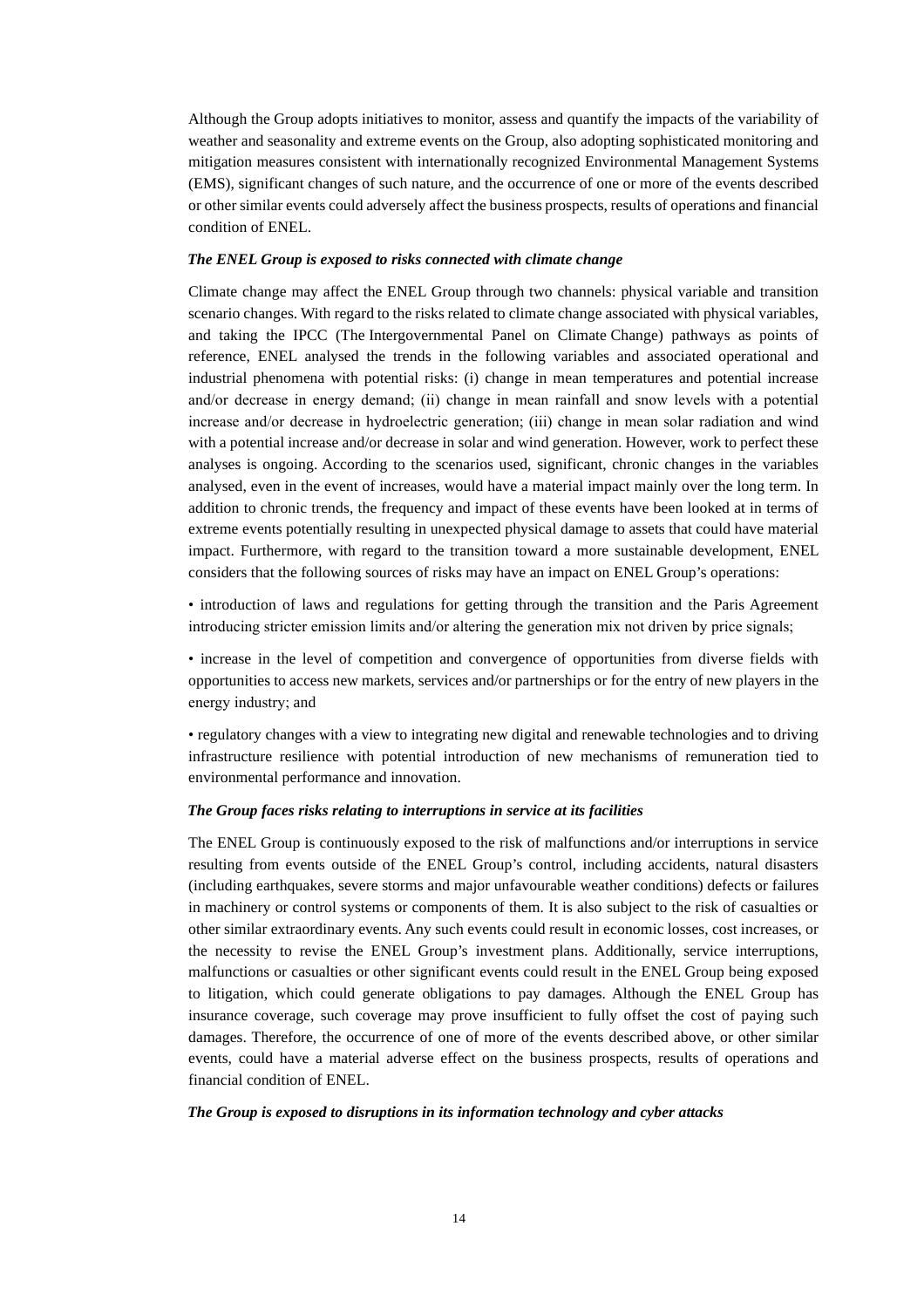Although the Group adopts initiatives to monitor, assess and quantify the impacts of the variability of weather and seasonality and extreme events on the Group, also adopting sophisticated monitoring and mitigation measures consistent with internationally recognized Environmental Management Systems (EMS), significant changes of such nature, and the occurrence of one or more of the events described or other similar events could adversely affect the business prospects, results of operations and financial condition of ENEL.

***The ENEL Group is exposed to risks connected with climate change***

Climate change may affect the ENEL Group through two channels: physical variable and transition scenario changes. With regard to the risks related to climate change associated with physical variables, and taking the IPCC (The Intergovernmental Panel on Climate Change) pathways as points of reference, ENEL analysed the trends in the following variables and associated operational and industrial phenomena with potential risks: (i) change in mean temperatures and potential increase and/or decrease in energy demand; (ii) change in mean rainfall and snow levels with a potential increase and/or decrease in hydroelectric generation; (iii) change in mean solar radiation and wind with a potential increase and/or decrease in solar and wind generation. However, work to perfect these analyses is ongoing. According to the scenarios used, significant, chronic changes in the variables analysed, even in the event of increases, would have a material impact mainly over the long term. In addition to chronic trends, the frequency and impact of these events have been looked at in terms of extreme events potentially resulting in unexpected physical damage to assets that could have material impact. Furthermore, with regard to the transition toward a more sustainable development, ENEL considers that the following sources of risks may have an impact on ENEL Group's operations:

• introduction of laws and regulations for getting through the transition and the Paris Agreement introducing stricter emission limits and/or altering the generation mix not driven by price signals;

• increase in the level of competition and convergence of opportunities from diverse fields with opportunities to access new markets, services and/or partnerships or for the entry of new players in the energy industry; and

• regulatory changes with a view to integrating new digital and renewable technologies and to driving infrastructure resilience with potential introduction of new mechanisms of remuneration tied to environmental performance and innovation.

***The Group faces risks relating to interruptions in service at its facilities***

The ENEL Group is continuously exposed to the risk of malfunctions and/or interruptions in service resulting from events outside of the ENEL Group's control, including accidents, natural disasters (including earthquakes, severe storms and major unfavourable weather conditions) defects or failures in machinery or control systems or components of them. It is also subject to the risk of casualties or other similar extraordinary events. Any such events could result in economic losses, cost increases, or the necessity to revise the ENEL Group's investment plans. Additionally, service interruptions, malfunctions or casualties or other significant events could result in the ENEL Group being exposed to litigation, which could generate obligations to pay damages. Although the ENEL Group has insurance coverage, such coverage may prove insufficient to fully offset the cost of paying such damages. Therefore, the occurrence of one of more of the events described above, or other similar events, could have a material adverse effect on the business prospects, results of operations and financial condition of ENEL.

***The Group is exposed to disruptions in its information technology and cyber attacks***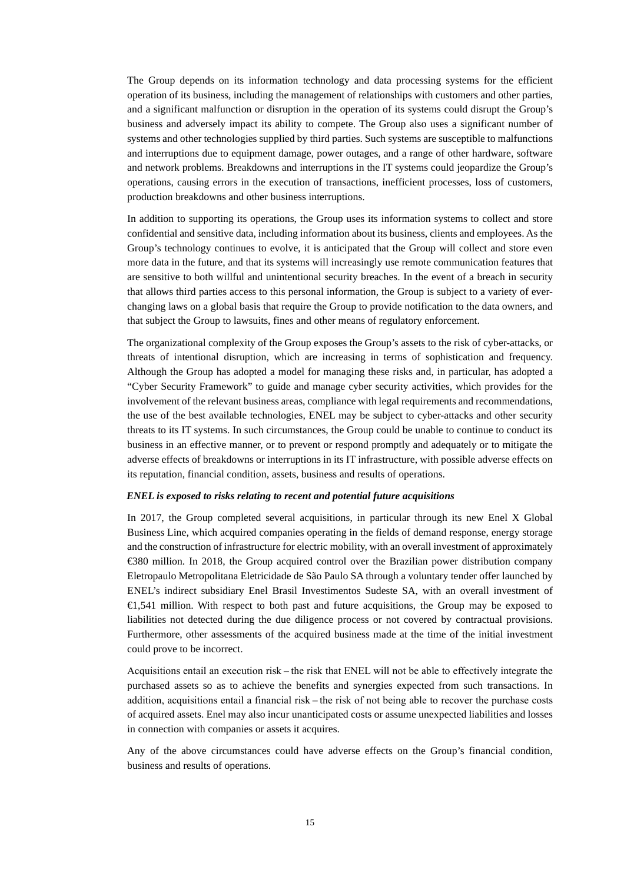The Group depends on its information technology and data processing systems for the efficient operation of its business, including the management of relationships with customers and other parties, and a significant malfunction or disruption in the operation of its systems could disrupt the Group's business and adversely impact its ability to compete. The Group also uses a significant number of systems and other technologies supplied by third parties. Such systems are susceptible to malfunctions and interruptions due to equipment damage, power outages, and a range of other hardware, software and network problems. Breakdowns and interruptions in the IT systems could jeopardize the Group's operations, causing errors in the execution of transactions, inefficient processes, loss of customers, production breakdowns and other business interruptions.

In addition to supporting its operations, the Group uses its information systems to collect and store confidential and sensitive data, including information about its business, clients and employees. As the Group's technology continues to evolve, it is anticipated that the Group will collect and store even more data in the future, and that its systems will increasingly use remote communication features that are sensitive to both willful and unintentional security breaches. In the event of a breach in security that allows third parties access to this personal information, the Group is subject to a variety of ever-changing laws on a global basis that require the Group to provide notification to the data owners, and that subject the Group to lawsuits, fines and other means of regulatory enforcement.

The organizational complexity of the Group exposes the Group's assets to the risk of cyber-attacks, or threats of intentional disruption, which are increasing in terms of sophistication and frequency. Although the Group has adopted a model for managing these risks and, in particular, has adopted a "Cyber Security Framework" to guide and manage cyber security activities, which provides for the involvement of the relevant business areas, compliance with legal requirements and recommendations, the use of the best available technologies, ENEL may be subject to cyber-attacks and other security threats to its IT systems. In such circumstances, the Group could be unable to continue to conduct its business in an effective manner, or to prevent or respond promptly and adequately or to mitigate the adverse effects of breakdowns or interruptions in its IT infrastructure, with possible adverse effects on its reputation, financial condition, assets, business and results of operations.

***ENEL is exposed to risks relating to recent and potential future acquisitions***

In 2017, the Group completed several acquisitions, in particular through its new Enel X Global Business Line, which acquired companies operating in the fields of demand response, energy storage and the construction of infrastructure for electric mobility, with an overall investment of approximately €380 million. In 2018, the Group acquired control over the Brazilian power distribution company Eletropaulo Metropolitana Eletricidade de São Paulo SA through a voluntary tender offer launched by ENEL's indirect subsidiary Enel Brasil Investimentos Sudeste SA, with an overall investment of €1,541 million. With respect to both past and future acquisitions, the Group may be exposed to liabilities not detected during the due diligence process or not covered by contractual provisions. Furthermore, other assessments of the acquired business made at the time of the initial investment could prove to be incorrect.

Acquisitions entail an execution risk – the risk that ENEL will not be able to effectively integrate the purchased assets so as to achieve the benefits and synergies expected from such transactions. In addition, acquisitions entail a financial risk – the risk of not being able to recover the purchase costs of acquired assets. Enel may also incur unanticipated costs or assume unexpected liabilities and losses in connection with companies or assets it acquires.

Any of the above circumstances could have adverse effects on the Group's financial condition, business and results of operations.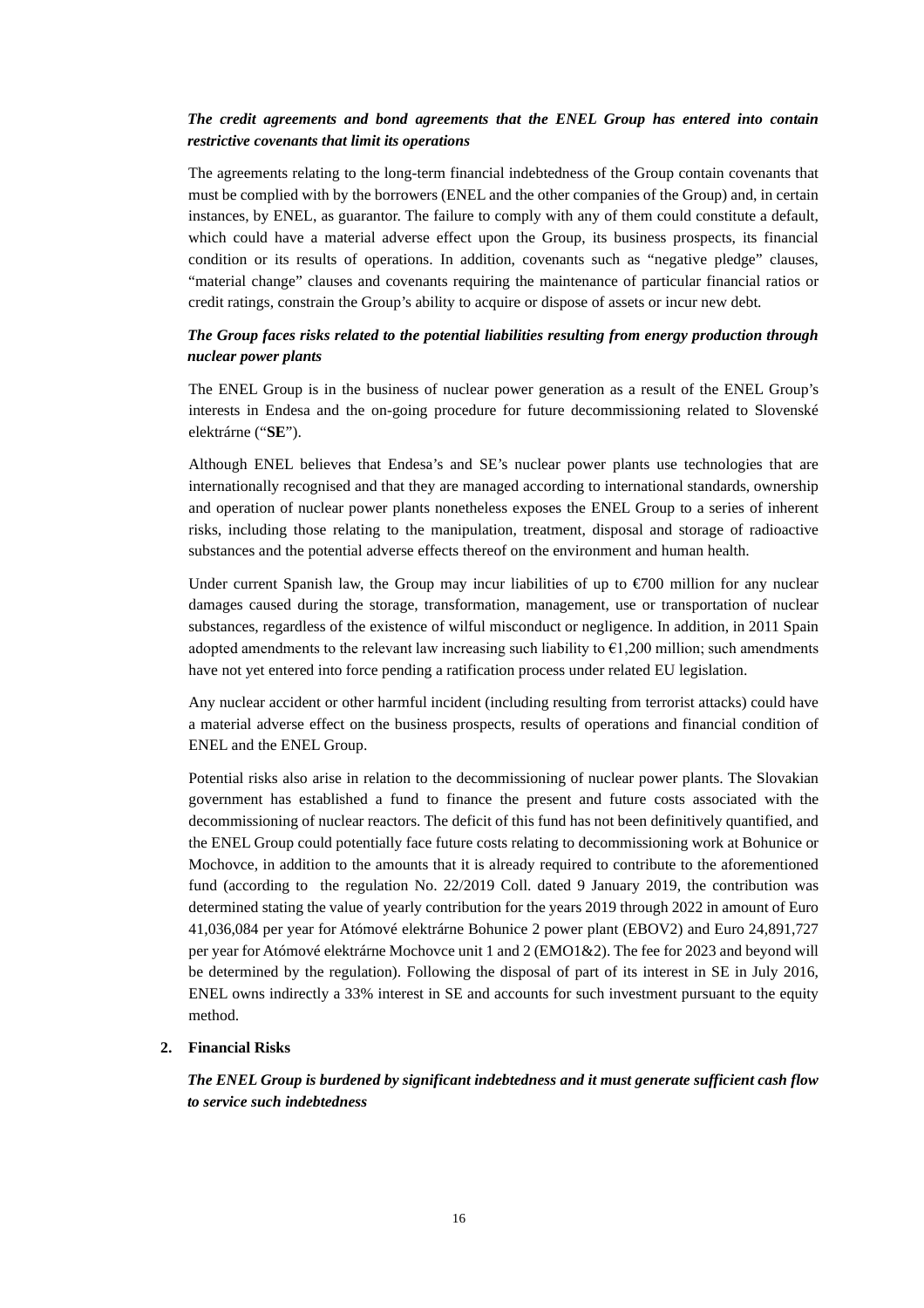***The credit agreements and bond agreements that the ENEL Group has entered into contain restrictive covenants that limit its operations***

The agreements relating to the long-term financial indebtedness of the Group contain covenants that must be complied with by the borrowers (ENEL and the other companies of the Group) and, in certain instances, by ENEL, as guarantor. The failure to comply with any of them could constitute a default, which could have a material adverse effect upon the Group, its business prospects, its financial condition or its results of operations. In addition, covenants such as "negative pledge" clauses, "material change" clauses and covenants requiring the maintenance of particular financial ratios or credit ratings, constrain the Group's ability to acquire or dispose of assets or incur new debt.

***The Group faces risks related to the potential liabilities resulting from energy production through nuclear power plants***

The ENEL Group is in the business of nuclear power generation as a result of the ENEL Group's interests in Endesa and the on-going procedure for future decommissioning related to Slovenské elektrárne ("**SE**").

Although ENEL believes that Endesa's and SE's nuclear power plants use technologies that are internationally recognised and that they are managed according to international standards, ownership and operation of nuclear power plants nonetheless exposes the ENEL Group to a series of inherent risks, including those relating to the manipulation, treatment, disposal and storage of radioactive substances and the potential adverse effects thereof on the environment and human health.

Under current Spanish law, the Group may incur liabilities of up to €700 million for any nuclear damages caused during the storage, transformation, management, use or transportation of nuclear substances, regardless of the existence of wilful misconduct or negligence. In addition, in 2011 Spain adopted amendments to the relevant law increasing such liability to €1,200 million; such amendments have not yet entered into force pending a ratification process under related EU legislation.

Any nuclear accident or other harmful incident (including resulting from terrorist attacks) could have a material adverse effect on the business prospects, results of operations and financial condition of ENEL and the ENEL Group.

Potential risks also arise in relation to the decommissioning of nuclear power plants. The Slovakian government has established a fund to finance the present and future costs associated with the decommissioning of nuclear reactors. The deficit of this fund has not been definitively quantified, and the ENEL Group could potentially face future costs relating to decommissioning work at Bohunice or Mochovce, in addition to the amounts that it is already required to contribute to the aforementioned fund (according to the regulation No. 22/2019 Coll. dated 9 January 2019, the contribution was determined stating the value of yearly contribution for the years 2019 through 2022 in amount of Euro 41,036,084 per year for Atómové elektrárne Bohunice 2 power plant (EBOV2) and Euro 24,891,727 per year for Atómové elektrárne Mochovce unit 1 and 2 (EMO1&2). The fee for 2023 and beyond will be determined by the regulation). Following the disposal of part of its interest in SE in July 2016, ENEL owns indirectly a 33% interest in SE and accounts for such investment pursuant to the equity method.

**2. Financial Risks**

***The ENEL Group is burdened by significant indebtedness and it must generate sufficient cash flow to service such indebtedness***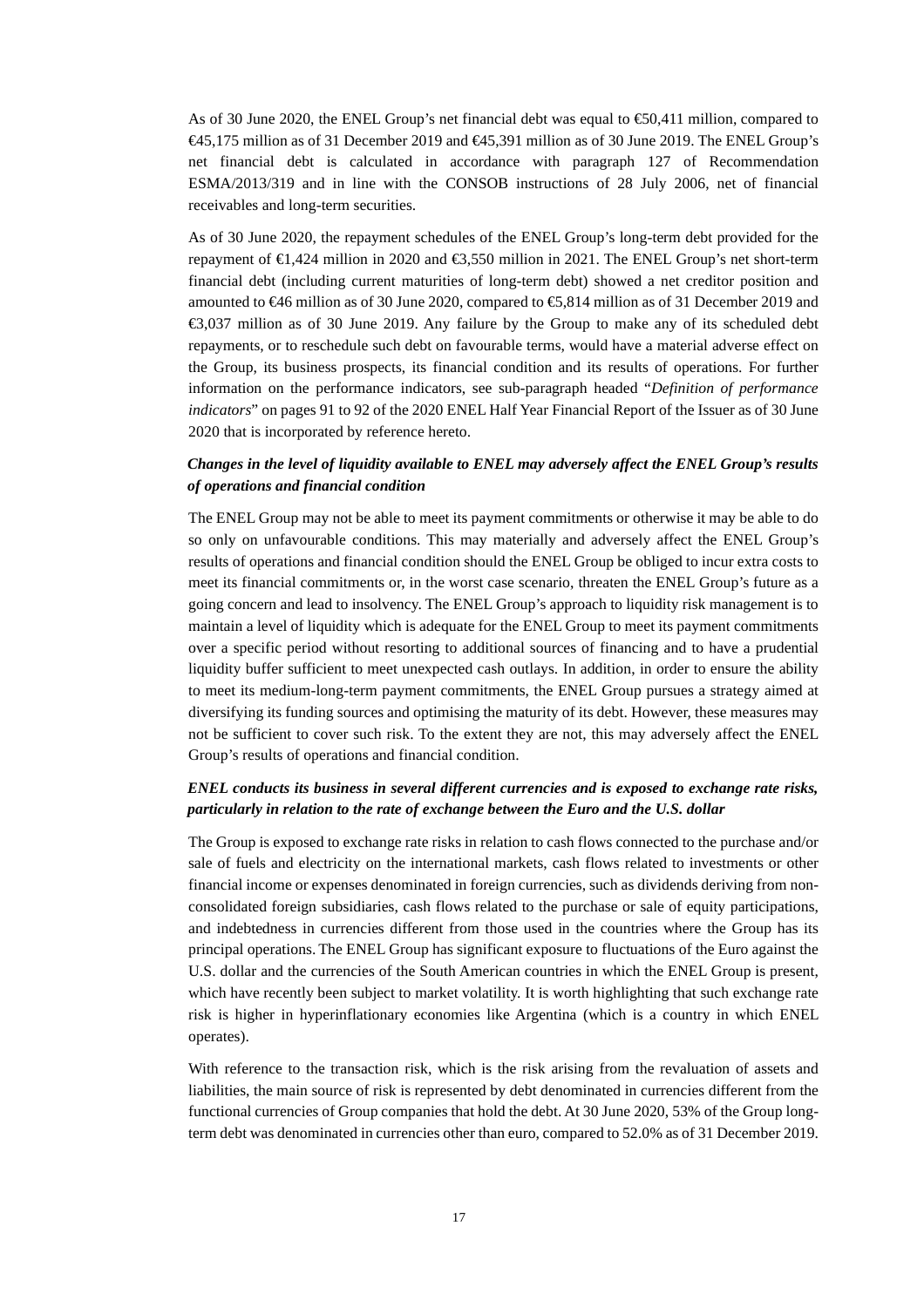As of 30 June 2020, the ENEL Group's net financial debt was equal to €50,411 million, compared to €45,175 million as of 31 December 2019 and €45,391 million as of 30 June 2019. The ENEL Group's net financial debt is calculated in accordance with paragraph 127 of Recommendation ESMA/2013/319 and in line with the CONSOB instructions of 28 July 2006, net of financial receivables and long-term securities.

As of 30 June 2020, the repayment schedules of the ENEL Group's long-term debt provided for the repayment of €1,424 million in 2020 and €3,550 million in 2021. The ENEL Group's net short-term financial debt (including current maturities of long-term debt) showed a net creditor position and amounted to €46 million as of 30 June 2020, compared to €5,814 million as of 31 December 2019 and €3,037 million as of 30 June 2019. Any failure by the Group to make any of its scheduled debt repayments, or to reschedule such debt on favourable terms, would have a material adverse effect on the Group, its business prospects, its financial condition and its results of operations. For further information on the performance indicators, see sub-paragraph headed "*Definition of performance indicators*" on pages 91 to 92 of the 2020 ENEL Half Year Financial Report of the Issuer as of 30 June 2020 that is incorporated by reference hereto.

***Changes in the level of liquidity available to ENEL may adversely affect the ENEL Group's results of operations and financial condition***

The ENEL Group may not be able to meet its payment commitments or otherwise it may be able to do so only on unfavourable conditions. This may materially and adversely affect the ENEL Group's results of operations and financial condition should the ENEL Group be obliged to incur extra costs to meet its financial commitments or, in the worst case scenario, threaten the ENEL Group's future as a going concern and lead to insolvency. The ENEL Group's approach to liquidity risk management is to maintain a level of liquidity which is adequate for the ENEL Group to meet its payment commitments over a specific period without resorting to additional sources of financing and to have a prudential liquidity buffer sufficient to meet unexpected cash outlays. In addition, in order to ensure the ability to meet its medium-long-term payment commitments, the ENEL Group pursues a strategy aimed at diversifying its funding sources and optimising the maturity of its debt. However, these measures may not be sufficient to cover such risk. To the extent they are not, this may adversely affect the ENEL Group's results of operations and financial condition.

***ENEL conducts its business in several different currencies and is exposed to exchange rate risks, particularly in relation to the rate of exchange between the Euro and the U.S. dollar***

The Group is exposed to exchange rate risks in relation to cash flows connected to the purchase and/or sale of fuels and electricity on the international markets, cash flows related to investments or other financial income or expenses denominated in foreign currencies, such as dividends deriving from non-consolidated foreign subsidiaries, cash flows related to the purchase or sale of equity participations, and indebtedness in currencies different from those used in the countries where the Group has its principal operations. The ENEL Group has significant exposure to fluctuations of the Euro against the U.S. dollar and the currencies of the South American countries in which the ENEL Group is present, which have recently been subject to market volatility. It is worth highlighting that such exchange rate risk is higher in hyperinflationary economies like Argentina (which is a country in which ENEL operates).

With reference to the transaction risk, which is the risk arising from the revaluation of assets and liabilities, the main source of risk is represented by debt denominated in currencies different from the functional currencies of Group companies that hold the debt. At 30 June 2020, 53% of the Group long-term debt was denominated in currencies other than euro, compared to 52.0% as of 31 December 2019.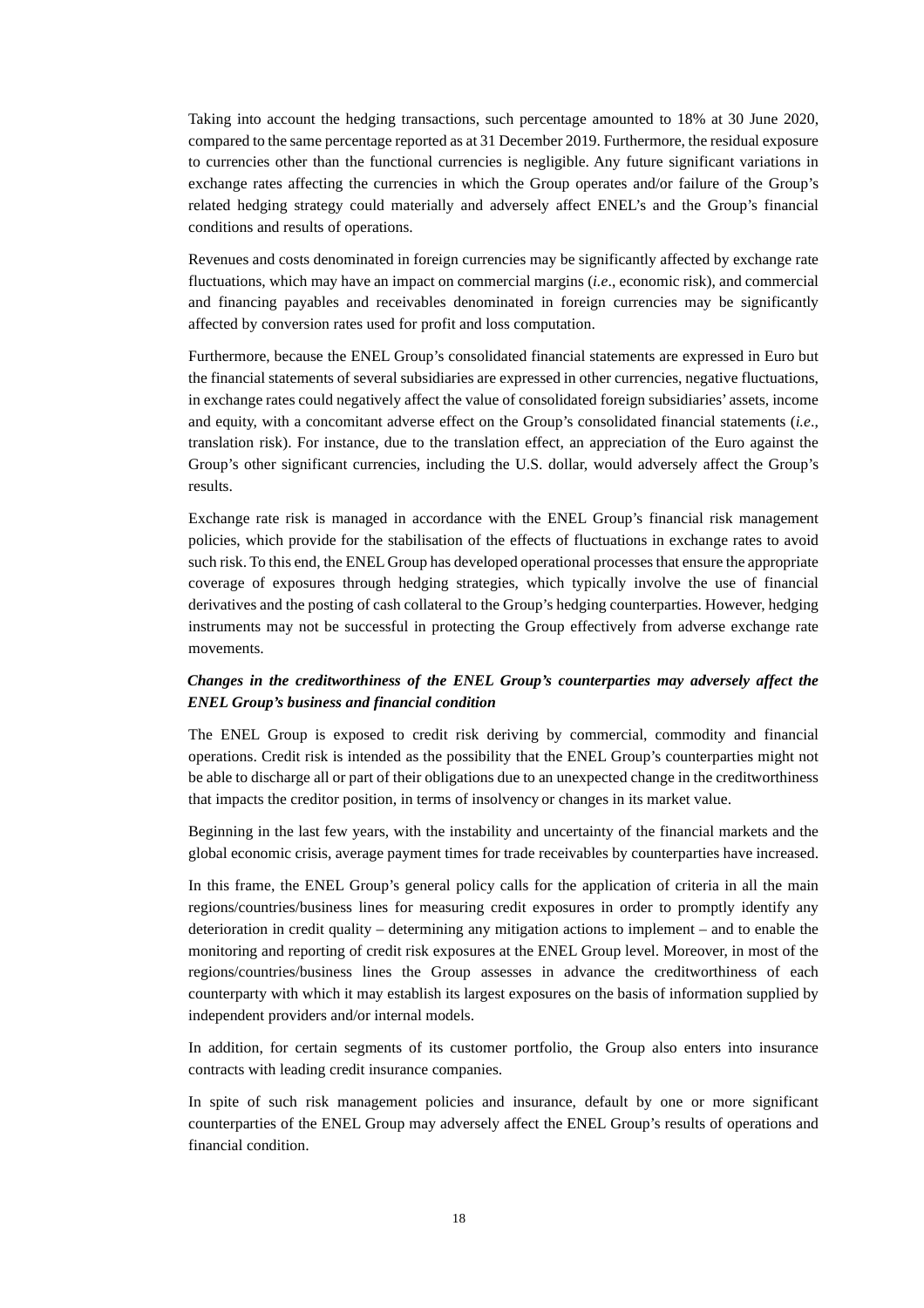Taking into account the hedging transactions, such percentage amounted to 18% at 30 June 2020, compared to the same percentage reported as at 31 December 2019. Furthermore, the residual exposure to currencies other than the functional currencies is negligible. Any future significant variations in exchange rates affecting the currencies in which the Group operates and/or failure of the Group's related hedging strategy could materially and adversely affect ENEL's and the Group's financial conditions and results of operations.

Revenues and costs denominated in foreign currencies may be significantly affected by exchange rate fluctuations, which may have an impact on commercial margins (*i.e*., economic risk), and commercial and financing payables and receivables denominated in foreign currencies may be significantly affected by conversion rates used for profit and loss computation.

Furthermore, because the ENEL Group's consolidated financial statements are expressed in Euro but the financial statements of several subsidiaries are expressed in other currencies, negative fluctuations, in exchange rates could negatively affect the value of consolidated foreign subsidiaries' assets, income and equity, with a concomitant adverse effect on the Group's consolidated financial statements (*i.e*., translation risk). For instance, due to the translation effect, an appreciation of the Euro against the Group's other significant currencies, including the U.S. dollar, would adversely affect the Group's results.

Exchange rate risk is managed in accordance with the ENEL Group's financial risk management policies, which provide for the stabilisation of the effects of fluctuations in exchange rates to avoid such risk. To this end, the ENEL Group has developed operational processes that ensure the appropriate coverage of exposures through hedging strategies, which typically involve the use of financial derivatives and the posting of cash collateral to the Group's hedging counterparties. However, hedging instruments may not be successful in protecting the Group effectively from adverse exchange rate movements.

***Changes in the creditworthiness of the ENEL Group's counterparties may adversely affect the ENEL Group's business and financial condition***

The ENEL Group is exposed to credit risk deriving by commercial, commodity and financial operations. Credit risk is intended as the possibility that the ENEL Group's counterparties might not be able to discharge all or part of their obligations due to an unexpected change in the creditworthiness that impacts the creditor position, in terms of insolvency or changes in its market value.

Beginning in the last few years, with the instability and uncertainty of the financial markets and the global economic crisis, average payment times for trade receivables by counterparties have increased.

In this frame, the ENEL Group's general policy calls for the application of criteria in all the main regions/countries/business lines for measuring credit exposures in order to promptly identify any deterioration in credit quality – determining any mitigation actions to implement – and to enable the monitoring and reporting of credit risk exposures at the ENEL Group level. Moreover, in most of the regions/countries/business lines the Group assesses in advance the creditworthiness of each counterparty with which it may establish its largest exposures on the basis of information supplied by independent providers and/or internal models.

In addition, for certain segments of its customer portfolio, the Group also enters into insurance contracts with leading credit insurance companies.

In spite of such risk management policies and insurance, default by one or more significant counterparties of the ENEL Group may adversely affect the ENEL Group's results of operations and financial condition.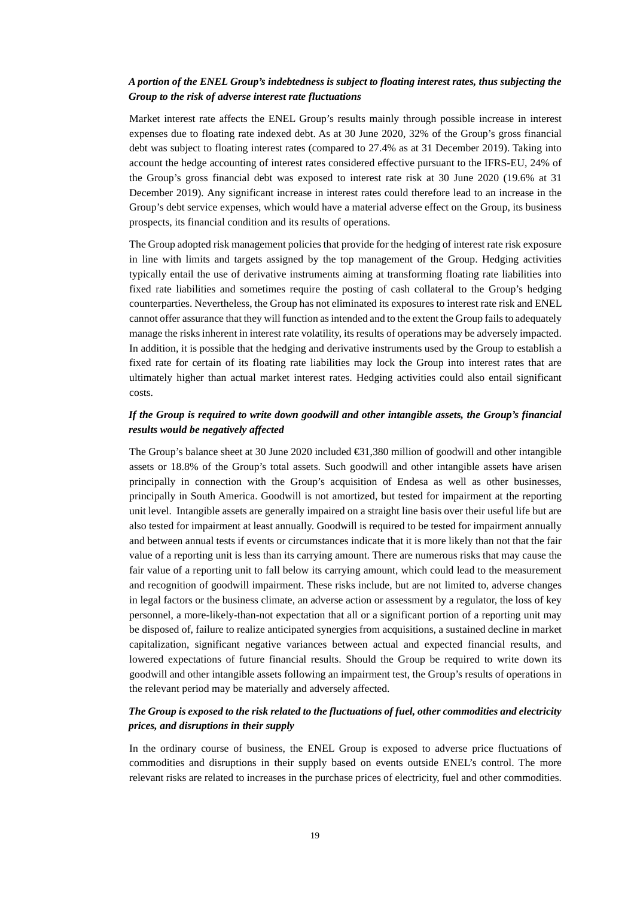***A portion of the ENEL Group's indebtedness is subject to floating interest rates, thus subjecting the Group to the risk of adverse interest rate fluctuations***

Market interest rate affects the ENEL Group's results mainly through possible increase in interest expenses due to floating rate indexed debt. As at 30 June 2020, 32% of the Group's gross financial debt was subject to floating interest rates (compared to 27.4% as at 31 December 2019). Taking into account the hedge accounting of interest rates considered effective pursuant to the IFRS-EU, 24% of the Group's gross financial debt was exposed to interest rate risk at 30 June 2020 (19.6% at 31 December 2019). Any significant increase in interest rates could therefore lead to an increase in the Group's debt service expenses, which would have a material adverse effect on the Group, its business prospects, its financial condition and its results of operations.

The Group adopted risk management policies that provide for the hedging of interest rate risk exposure in line with limits and targets assigned by the top management of the Group. Hedging activities typically entail the use of derivative instruments aiming at transforming floating rate liabilities into fixed rate liabilities and sometimes require the posting of cash collateral to the Group's hedging counterparties. Nevertheless, the Group has not eliminated its exposures to interest rate risk and ENEL cannot offer assurance that they will function as intended and to the extent the Group fails to adequately manage the risks inherent in interest rate volatility, its results of operations may be adversely impacted. In addition, it is possible that the hedging and derivative instruments used by the Group to establish a fixed rate for certain of its floating rate liabilities may lock the Group into interest rates that are ultimately higher than actual market interest rates. Hedging activities could also entail significant costs.

***If the Group is required to write down goodwill and other intangible assets, the Group's financial results would be negatively affected***

The Group's balance sheet at 30 June 2020 included €31,380 million of goodwill and other intangible assets or 18.8% of the Group's total assets. Such goodwill and other intangible assets have arisen principally in connection with the Group's acquisition of Endesa as well as other businesses, principally in South America. Goodwill is not amortized, but tested for impairment at the reporting unit level. Intangible assets are generally impaired on a straight line basis over their useful life but are also tested for impairment at least annually. Goodwill is required to be tested for impairment annually and between annual tests if events or circumstances indicate that it is more likely than not that the fair value of a reporting unit is less than its carrying amount. There are numerous risks that may cause the fair value of a reporting unit to fall below its carrying amount, which could lead to the measurement and recognition of goodwill impairment. These risks include, but are not limited to, adverse changes in legal factors or the business climate, an adverse action or assessment by a regulator, the loss of key personnel, a more-likely-than-not expectation that all or a significant portion of a reporting unit may be disposed of, failure to realize anticipated synergies from acquisitions, a sustained decline in market capitalization, significant negative variances between actual and expected financial results, and lowered expectations of future financial results. Should the Group be required to write down its goodwill and other intangible assets following an impairment test, the Group's results of operations in the relevant period may be materially and adversely affected.

***The Group is exposed to the risk related to the fluctuations of fuel, other commodities and electricity prices, and disruptions in their supply***

In the ordinary course of business, the ENEL Group is exposed to adverse price fluctuations of commodities and disruptions in their supply based on events outside ENEL's control. The more relevant risks are related to increases in the purchase prices of electricity, fuel and other commodities.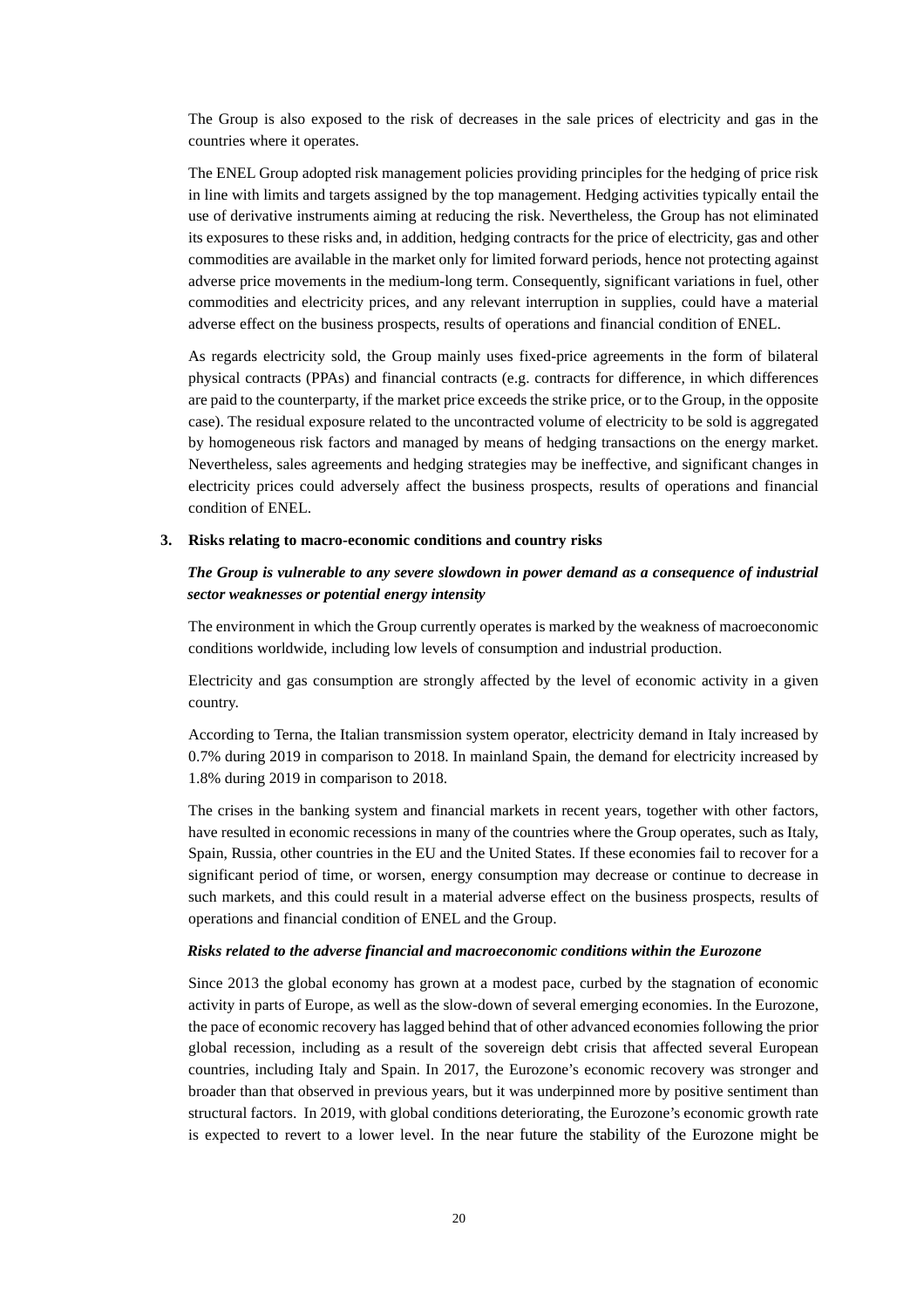The Group is also exposed to the risk of decreases in the sale prices of electricity and gas in the countries where it operates.

The ENEL Group adopted risk management policies providing principles for the hedging of price risk in line with limits and targets assigned by the top management. Hedging activities typically entail the use of derivative instruments aiming at reducing the risk. Nevertheless, the Group has not eliminated its exposures to these risks and, in addition, hedging contracts for the price of electricity, gas and other commodities are available in the market only for limited forward periods, hence not protecting against adverse price movements in the medium-long term. Consequently, significant variations in fuel, other commodities and electricity prices, and any relevant interruption in supplies, could have a material adverse effect on the business prospects, results of operations and financial condition of ENEL.

As regards electricity sold, the Group mainly uses fixed-price agreements in the form of bilateral physical contracts (PPAs) and financial contracts (e.g. contracts for difference, in which differences are paid to the counterparty, if the market price exceeds the strike price, or to the Group, in the opposite case). The residual exposure related to the uncontracted volume of electricity to be sold is aggregated by homogeneous risk factors and managed by means of hedging transactions on the energy market. Nevertheless, sales agreements and hedging strategies may be ineffective, and significant changes in electricity prices could adversely affect the business prospects, results of operations and financial condition of ENEL.

**3. Risks relating to macro-economic conditions and country risks**

***The Group is vulnerable to any severe slowdown in power demand as a consequence of industrial sector weaknesses or potential energy intensity***

The environment in which the Group currently operates is marked by the weakness of macroeconomic conditions worldwide, including low levels of consumption and industrial production.

Electricity and gas consumption are strongly affected by the level of economic activity in a given country.

According to Terna, the Italian transmission system operator, electricity demand in Italy increased by 0.7% during 2019 in comparison to 2018. In mainland Spain, the demand for electricity increased by 1.8% during 2019 in comparison to 2018.

The crises in the banking system and financial markets in recent years, together with other factors, have resulted in economic recessions in many of the countries where the Group operates, such as Italy, Spain, Russia, other countries in the EU and the United States. If these economies fail to recover for a significant period of time, or worsen, energy consumption may decrease or continue to decrease in such markets, and this could result in a material adverse effect on the business prospects, results of operations and financial condition of ENEL and the Group.

***Risks related to the adverse financial and macroeconomic conditions within the Eurozone***

Since 2013 the global economy has grown at a modest pace, curbed by the stagnation of economic activity in parts of Europe, as well as the slow-down of several emerging economies. In the Eurozone, the pace of economic recovery has lagged behind that of other advanced economies following the prior global recession, including as a result of the sovereign debt crisis that affected several European countries, including Italy and Spain. In 2017, the Eurozone's economic recovery was stronger and broader than that observed in previous years, but it was underpinned more by positive sentiment than structural factors. In 2019, with global conditions deteriorating, the Eurozone's economic growth rate is expected to revert to a lower level. In the near future the stability of the Eurozone might be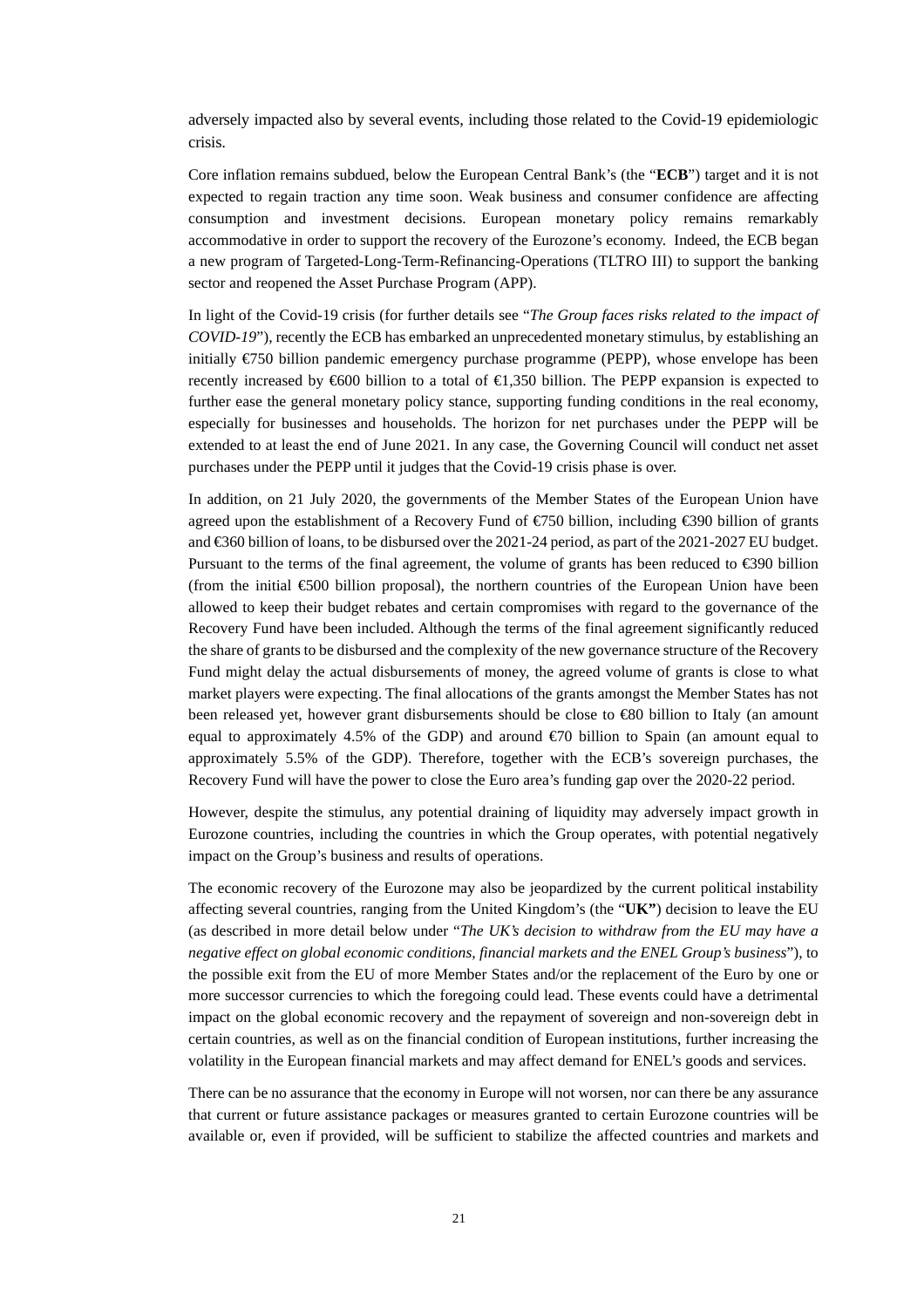adversely impacted also by several events, including those related to the Covid-19 epidemiologic crisis.

Core inflation remains subdued, below the European Central Bank's (the "**ECB**") target and it is not expected to regain traction any time soon. Weak business and consumer confidence are affecting consumption and investment decisions. European monetary policy remains remarkably accommodative in order to support the recovery of the Eurozone's economy. Indeed, the ECB began a new program of Targeted-Long-Term-Refinancing-Operations (TLTRO III) to support the banking sector and reopened the Asset Purchase Program (APP).

In light of the Covid-19 crisis (for further details see "*The Group faces risks related to the impact of COVID-19*"), recently the ECB has embarked an unprecedented monetary stimulus, by establishing an initially €750 billion pandemic emergency purchase programme (PEPP), whose envelope has been recently increased by €600 billion to a total of €1,350 billion. The PEPP expansion is expected to further ease the general monetary policy stance, supporting funding conditions in the real economy, especially for businesses and households. The horizon for net purchases under the PEPP will be extended to at least the end of June 2021. In any case, the Governing Council will conduct net asset purchases under the PEPP until it judges that the Covid-19 crisis phase is over.

In addition, on 21 July 2020, the governments of the Member States of the European Union have agreed upon the establishment of a Recovery Fund of €750 billion, including €390 billion of grants and €360 billion of loans, to be disbursed over the 2021-24 period, as part of the 2021-2027 EU budget. Pursuant to the terms of the final agreement, the volume of grants has been reduced to €390 billion (from the initial €500 billion proposal), the northern countries of the European Union have been allowed to keep their budget rebates and certain compromises with regard to the governance of the Recovery Fund have been included. Although the terms of the final agreement significantly reduced the share of grants to be disbursed and the complexity of the new governance structure of the Recovery Fund might delay the actual disbursements of money, the agreed volume of grants is close to what market players were expecting. The final allocations of the grants amongst the Member States has not been released yet, however grant disbursements should be close to €80 billion to Italy (an amount equal to approximately 4.5% of the GDP) and around €70 billion to Spain (an amount equal to approximately 5.5% of the GDP). Therefore, together with the ECB's sovereign purchases, the Recovery Fund will have the power to close the Euro area's funding gap over the 2020-22 period.

However, despite the stimulus, any potential draining of liquidity may adversely impact growth in Eurozone countries, including the countries in which the Group operates, with potential negatively impact on the Group's business and results of operations.

The economic recovery of the Eurozone may also be jeopardized by the current political instability affecting several countries, ranging from the United Kingdom's (the "**UK"**) decision to leave the EU (as described in more detail below under "*The UK's decision to withdraw from the EU may have a negative effect on global economic conditions, financial markets and the ENEL Group's business*"), to the possible exit from the EU of more Member States and/or the replacement of the Euro by one or more successor currencies to which the foregoing could lead. These events could have a detrimental impact on the global economic recovery and the repayment of sovereign and non-sovereign debt in certain countries, as well as on the financial condition of European institutions, further increasing the volatility in the European financial markets and may affect demand for ENEL's goods and services.

There can be no assurance that the economy in Europe will not worsen, nor can there be any assurance that current or future assistance packages or measures granted to certain Eurozone countries will be available or, even if provided, will be sufficient to stabilize the affected countries and markets and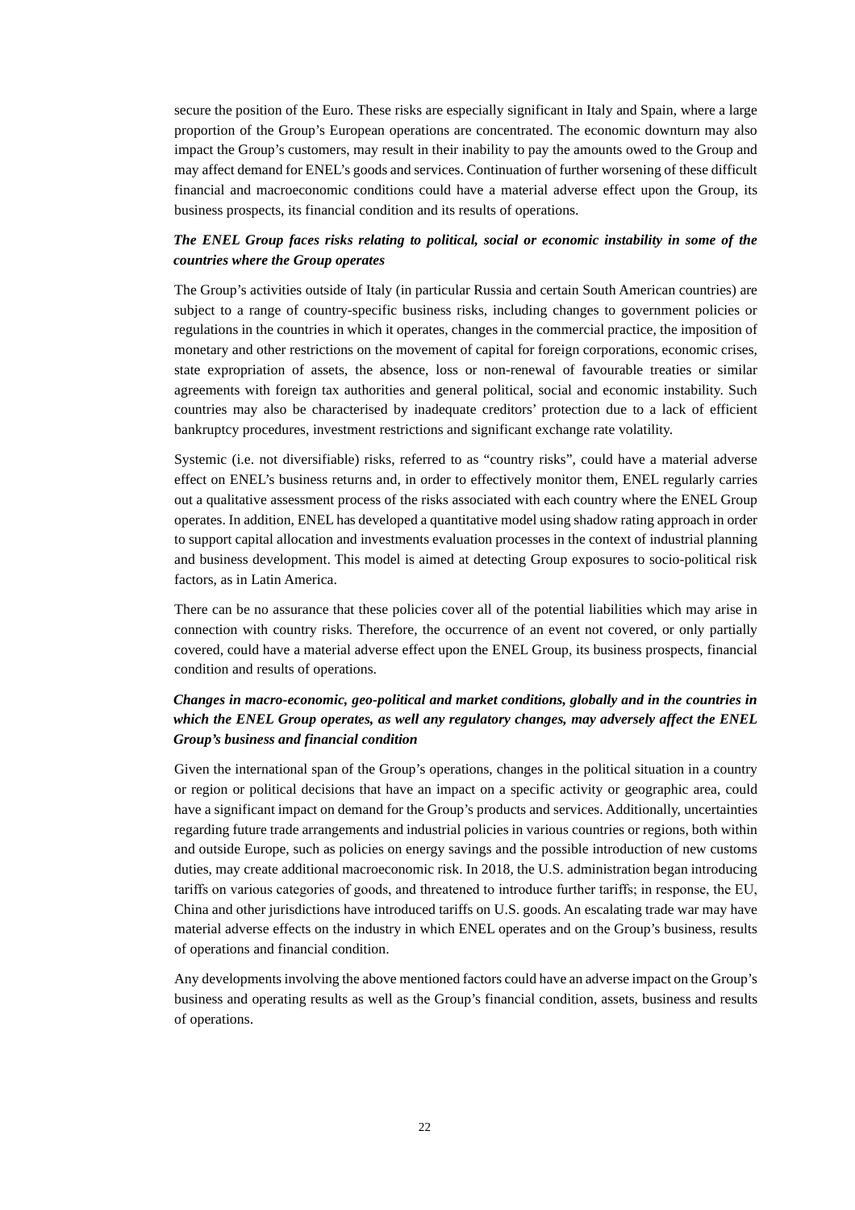secure the position of the Euro. These risks are especially significant in Italy and Spain, where a large proportion of the Group's European operations are concentrated. The economic downturn may also impact the Group's customers, may result in their inability to pay the amounts owed to the Group and may affect demand for ENEL's goods and services. Continuation of further worsening of these difficult financial and macroeconomic conditions could have a material adverse effect upon the Group, its business prospects, its financial condition and its results of operations.

***The ENEL Group faces risks relating to political, social or economic instability in some of the countries where the Group operates***

The Group's activities outside of Italy (in particular Russia and certain South American countries) are subject to a range of country-specific business risks, including changes to government policies or regulations in the countries in which it operates, changes in the commercial practice, the imposition of monetary and other restrictions on the movement of capital for foreign corporations, economic crises, state expropriation of assets, the absence, loss or non-renewal of favourable treaties or similar agreements with foreign tax authorities and general political, social and economic instability. Such countries may also be characterised by inadequate creditors' protection due to a lack of efficient bankruptcy procedures, investment restrictions and significant exchange rate volatility.

Systemic (i.e. not diversifiable) risks, referred to as "country risks", could have a material adverse effect on ENEL's business returns and, in order to effectively monitor them, ENEL regularly carries out a qualitative assessment process of the risks associated with each country where the ENEL Group operates. In addition, ENEL has developed a quantitative model using shadow rating approach in order to support capital allocation and investments evaluation processes in the context of industrial planning and business development. This model is aimed at detecting Group exposures to socio-political risk factors, as in Latin America.

There can be no assurance that these policies cover all of the potential liabilities which may arise in connection with country risks. Therefore, the occurrence of an event not covered, or only partially covered, could have a material adverse effect upon the ENEL Group, its business prospects, financial condition and results of operations.

***Changes in macro-economic, geo-political and market conditions, globally and in the countries in which the ENEL Group operates, as well any regulatory changes, may adversely affect the ENEL Group's business and financial condition***

Given the international span of the Group's operations, changes in the political situation in a country or region or political decisions that have an impact on a specific activity or geographic area, could have a significant impact on demand for the Group's products and services. Additionally, uncertainties regarding future trade arrangements and industrial policies in various countries or regions, both within and outside Europe, such as policies on energy savings and the possible introduction of new customs duties, may create additional macroeconomic risk. In 2018, the U.S. administration began introducing tariffs on various categories of goods, and threatened to introduce further tariffs; in response, the EU, China and other jurisdictions have introduced tariffs on U.S. goods. An escalating trade war may have material adverse effects on the industry in which ENEL operates and on the Group's business, results of operations and financial condition.

Any developments involving the above mentioned factors could have an adverse impact on the Group's business and operating results as well as the Group's financial condition, assets, business and results of operations.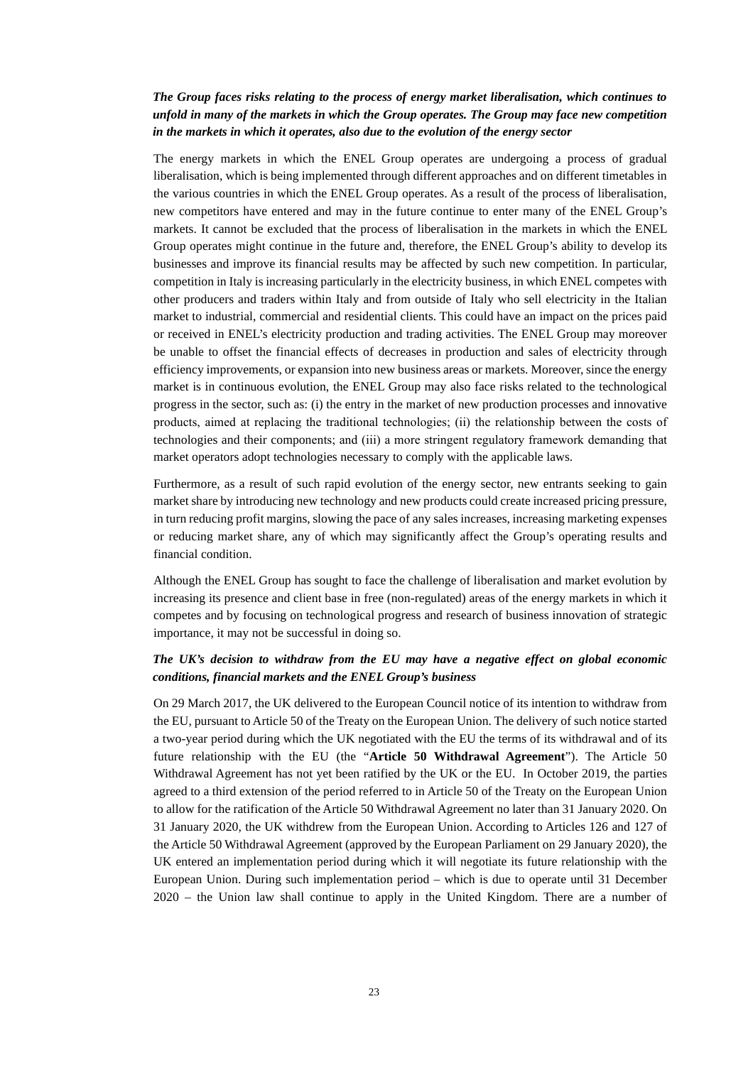***The Group faces risks relating to the process of energy market liberalisation, which continues to unfold in many of the markets in which the Group operates. The Group may face new competition in the markets in which it operates, also due to the evolution of the energy sector***

The energy markets in which the ENEL Group operates are undergoing a process of gradual liberalisation, which is being implemented through different approaches and on different timetables in the various countries in which the ENEL Group operates. As a result of the process of liberalisation, new competitors have entered and may in the future continue to enter many of the ENEL Group's markets. It cannot be excluded that the process of liberalisation in the markets in which the ENEL Group operates might continue in the future and, therefore, the ENEL Group's ability to develop its businesses and improve its financial results may be affected by such new competition. In particular, competition in Italy is increasing particularly in the electricity business, in which ENEL competes with other producers and traders within Italy and from outside of Italy who sell electricity in the Italian market to industrial, commercial and residential clients. This could have an impact on the prices paid or received in ENEL's electricity production and trading activities. The ENEL Group may moreover be unable to offset the financial effects of decreases in production and sales of electricity through efficiency improvements, or expansion into new business areas or markets. Moreover, since the energy market is in continuous evolution, the ENEL Group may also face risks related to the technological progress in the sector, such as: (i) the entry in the market of new production processes and innovative products, aimed at replacing the traditional technologies; (ii) the relationship between the costs of technologies and their components; and (iii) a more stringent regulatory framework demanding that market operators adopt technologies necessary to comply with the applicable laws.

Furthermore, as a result of such rapid evolution of the energy sector, new entrants seeking to gain market share by introducing new technology and new products could create increased pricing pressure, in turn reducing profit margins, slowing the pace of any sales increases, increasing marketing expenses or reducing market share, any of which may significantly affect the Group's operating results and financial condition.

Although the ENEL Group has sought to face the challenge of liberalisation and market evolution by increasing its presence and client base in free (non-regulated) areas of the energy markets in which it competes and by focusing on technological progress and research of business innovation of strategic importance, it may not be successful in doing so.

***The UK's decision to withdraw from the EU may have a negative effect on global economic conditions, financial markets and the ENEL Group's business***

On 29 March 2017, the UK delivered to the European Council notice of its intention to withdraw from the EU, pursuant to Article 50 of the Treaty on the European Union. The delivery of such notice started a two-year period during which the UK negotiated with the EU the terms of its withdrawal and of its future relationship with the EU (the "**Article 50 Withdrawal Agreement**"). The Article 50 Withdrawal Agreement has not yet been ratified by the UK or the EU. In October 2019, the parties agreed to a third extension of the period referred to in Article 50 of the Treaty on the European Union to allow for the ratification of the Article 50 Withdrawal Agreement no later than 31 January 2020. On 31 January 2020, the UK withdrew from the European Union. According to Articles 126 and 127 of the Article 50 Withdrawal Agreement (approved by the European Parliament on 29 January 2020), the UK entered an implementation period during which it will negotiate its future relationship with the European Union. During such implementation period – which is due to operate until 31 December 2020 – the Union law shall continue to apply in the United Kingdom. There are a number of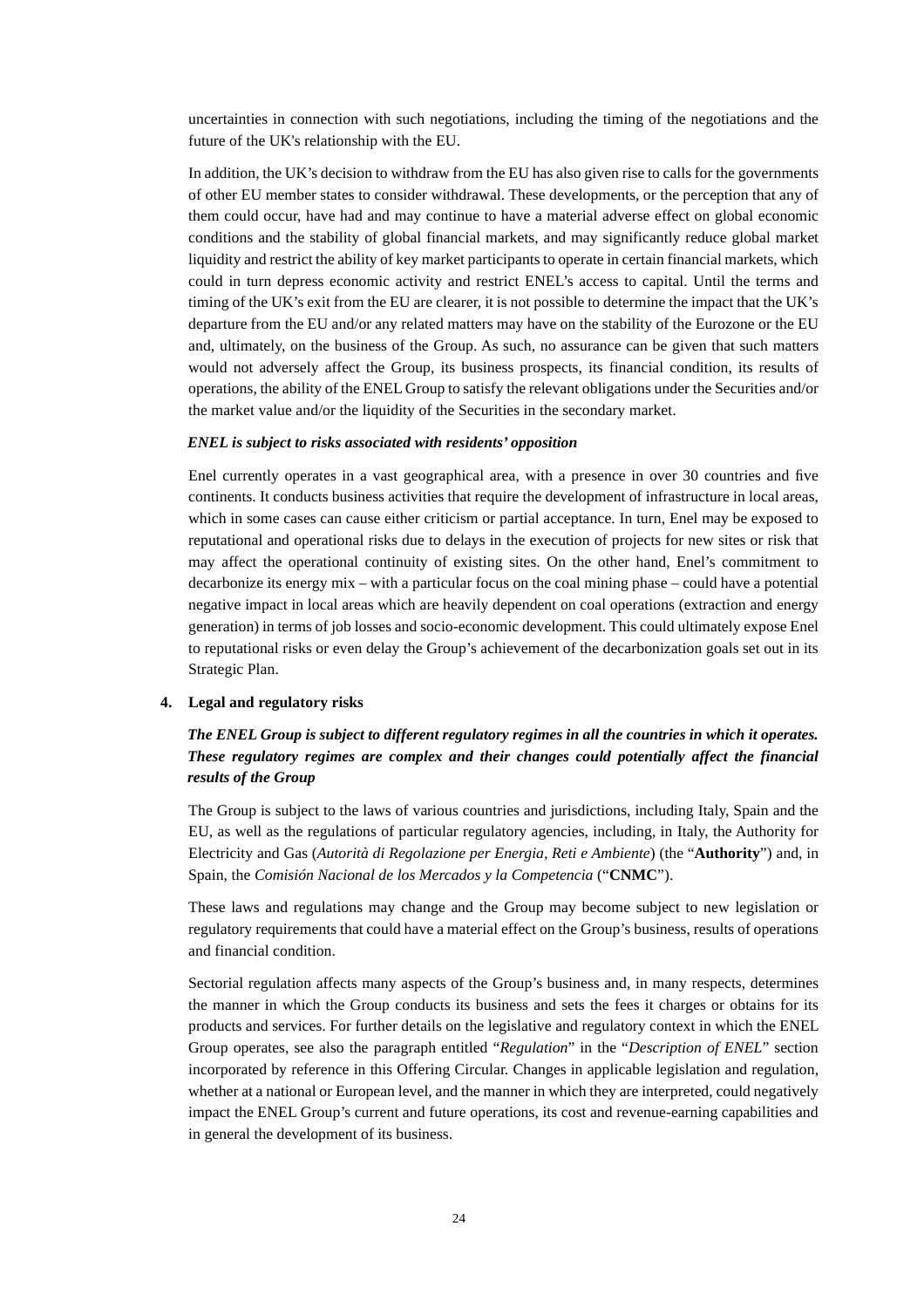uncertainties in connection with such negotiations, including the timing of the negotiations and the future of the UK's relationship with the EU.

In addition, the UK's decision to withdraw from the EU has also given rise to calls for the governments of other EU member states to consider withdrawal. These developments, or the perception that any of them could occur, have had and may continue to have a material adverse effect on global economic conditions and the stability of global financial markets, and may significantly reduce global market liquidity and restrict the ability of key market participants to operate in certain financial markets, which could in turn depress economic activity and restrict ENEL's access to capital. Until the terms and timing of the UK's exit from the EU are clearer, it is not possible to determine the impact that the UK's departure from the EU and/or any related matters may have on the stability of the Eurozone or the EU and, ultimately, on the business of the Group. As such, no assurance can be given that such matters would not adversely affect the Group, its business prospects, its financial condition, its results of operations, the ability of the ENEL Group to satisfy the relevant obligations under the Securities and/or the market value and/or the liquidity of the Securities in the secondary market.

***ENEL is subject to risks associated with residents' opposition***

Enel currently operates in a vast geographical area, with a presence in over 30 countries and five continents. It conducts business activities that require the development of infrastructure in local areas, which in some cases can cause either criticism or partial acceptance. In turn, Enel may be exposed to reputational and operational risks due to delays in the execution of projects for new sites or risk that may affect the operational continuity of existing sites. On the other hand, Enel's commitment to decarbonize its energy mix – with a particular focus on the coal mining phase – could have a potential negative impact in local areas which are heavily dependent on coal operations (extraction and energy generation) in terms of job losses and socio-economic development. This could ultimately expose Enel to reputational risks or even delay the Group's achievement of the decarbonization goals set out in its Strategic Plan.

**4. Legal and regulatory risks**

***The ENEL Group is subject to different regulatory regimes in all the countries in which it operates. These regulatory regimes are complex and their changes could potentially affect the financial results of the Group***

The Group is subject to the laws of various countries and jurisdictions, including Italy, Spain and the EU, as well as the regulations of particular regulatory agencies, including, in Italy, the Authority for Electricity and Gas (*Autorità di Regolazione per Energia, Reti e Ambiente*) (the "**Authority**") and, in Spain, the *Comisión Nacional de los Mercados y la Competencia* ("**CNMC**").

These laws and regulations may change and the Group may become subject to new legislation or regulatory requirements that could have a material effect on the Group's business, results of operations and financial condition.

Sectorial regulation affects many aspects of the Group's business and, in many respects, determines the manner in which the Group conducts its business and sets the fees it charges or obtains for its products and services. For further details on the legislative and regulatory context in which the ENEL Group operates, see also the paragraph entitled "*Regulation*" in the "*Description of ENEL*" section incorporated by reference in this Offering Circular. Changes in applicable legislation and regulation, whether at a national or European level, and the manner in which they are interpreted, could negatively impact the ENEL Group's current and future operations, its cost and revenue-earning capabilities and in general the development of its business.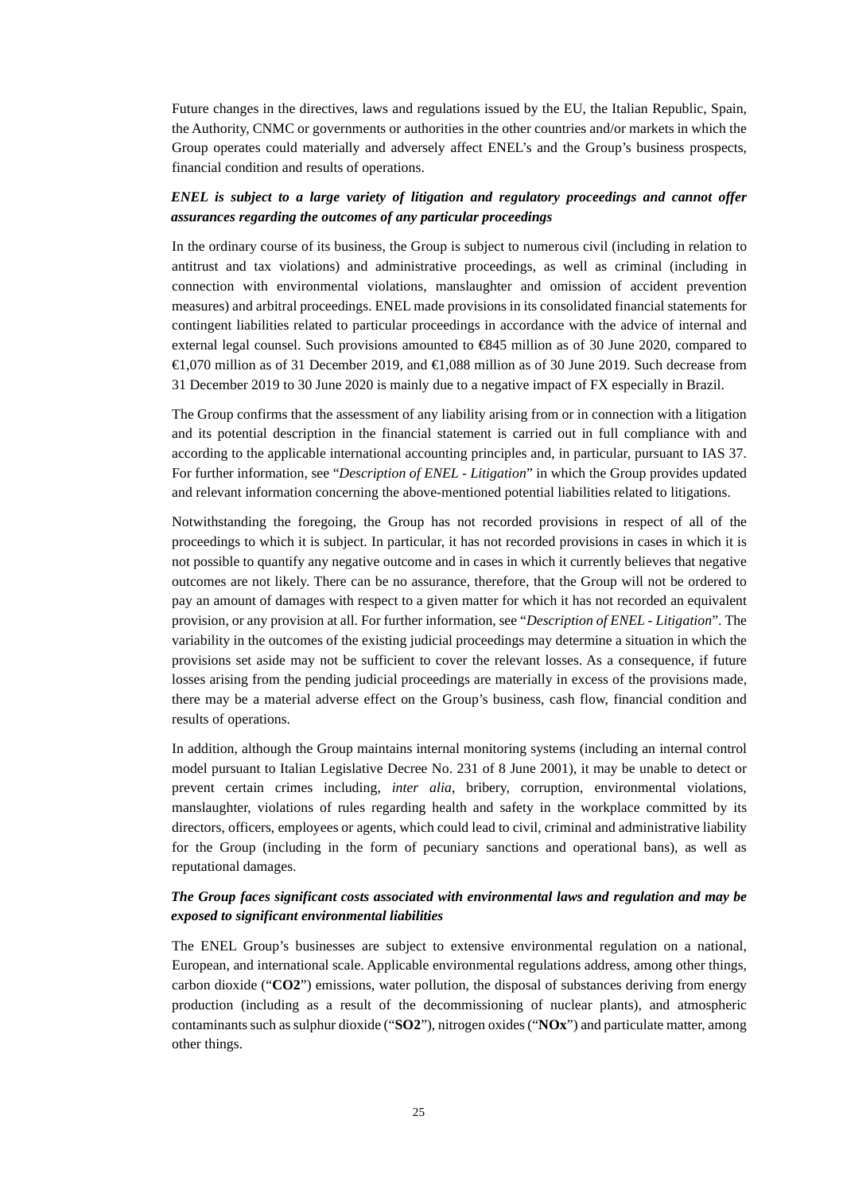Future changes in the directives, laws and regulations issued by the EU, the Italian Republic, Spain, the Authority, CNMC or governments or authorities in the other countries and/or markets in which the Group operates could materially and adversely affect ENEL's and the Group's business prospects, financial condition and results of operations.

***ENEL is subject to a large variety of litigation and regulatory proceedings and cannot offer assurances regarding the outcomes of any particular proceedings***

In the ordinary course of its business, the Group is subject to numerous civil (including in relation to antitrust and tax violations) and administrative proceedings, as well as criminal (including in connection with environmental violations, manslaughter and omission of accident prevention measures) and arbitral proceedings. ENEL made provisions in its consolidated financial statements for contingent liabilities related to particular proceedings in accordance with the advice of internal and external legal counsel. Such provisions amounted to €845 million as of 30 June 2020, compared to €1,070 million as of 31 December 2019, and €1,088 million as of 30 June 2019. Such decrease from 31 December 2019 to 30 June 2020 is mainly due to a negative impact of FX especially in Brazil.

The Group confirms that the assessment of any liability arising from or in connection with a litigation and its potential description in the financial statement is carried out in full compliance with and according to the applicable international accounting principles and, in particular, pursuant to IAS 37. For further information, see "*Description of ENEL - Litigation*" in which the Group provides updated and relevant information concerning the above-mentioned potential liabilities related to litigations.

Notwithstanding the foregoing, the Group has not recorded provisions in respect of all of the proceedings to which it is subject. In particular, it has not recorded provisions in cases in which it is not possible to quantify any negative outcome and in cases in which it currently believes that negative outcomes are not likely. There can be no assurance, therefore, that the Group will not be ordered to pay an amount of damages with respect to a given matter for which it has not recorded an equivalent provision, or any provision at all. For further information, see "*Description of ENEL - Litigation*". The variability in the outcomes of the existing judicial proceedings may determine a situation in which the provisions set aside may not be sufficient to cover the relevant losses. As a consequence, if future losses arising from the pending judicial proceedings are materially in excess of the provisions made, there may be a material adverse effect on the Group's business, cash flow, financial condition and results of operations.

In addition, although the Group maintains internal monitoring systems (including an internal control model pursuant to Italian Legislative Decree No. 231 of 8 June 2001), it may be unable to detect or prevent certain crimes including, *inter alia*, bribery, corruption, environmental violations, manslaughter, violations of rules regarding health and safety in the workplace committed by its directors, officers, employees or agents, which could lead to civil, criminal and administrative liability for the Group (including in the form of pecuniary sanctions and operational bans), as well as reputational damages.

***The Group faces significant costs associated with environmental laws and regulation and may be exposed to significant environmental liabilities***

The ENEL Group's businesses are subject to extensive environmental regulation on a national, European, and international scale. Applicable environmental regulations address, among other things, carbon dioxide ("**CO2**") emissions, water pollution, the disposal of substances deriving from energy production (including as a result of the decommissioning of nuclear plants), and atmospheric contaminants such as sulphur dioxide ("**SO2**"), nitrogen oxides ("**NOx**") and particulate matter, among other things.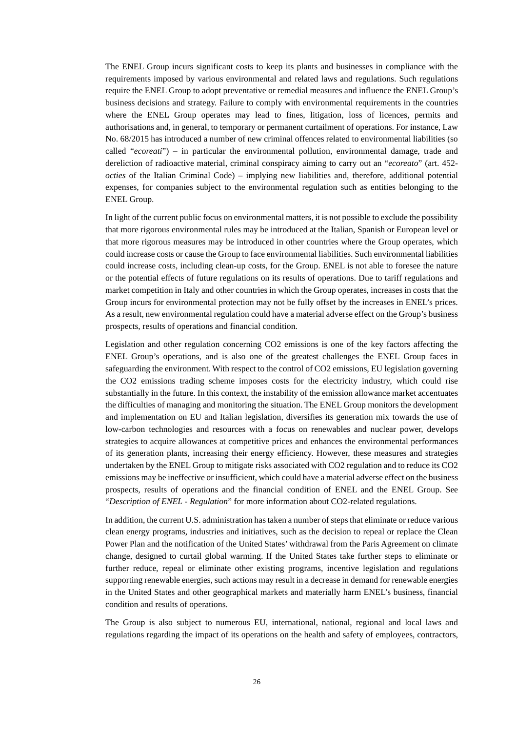The ENEL Group incurs significant costs to keep its plants and businesses in compliance with the requirements imposed by various environmental and related laws and regulations. Such regulations require the ENEL Group to adopt preventative or remedial measures and influence the ENEL Group's business decisions and strategy. Failure to comply with environmental requirements in the countries where the ENEL Group operates may lead to fines, litigation, loss of licences, permits and authorisations and, in general, to temporary or permanent curtailment of operations. For instance, Law No. 68/2015 has introduced a number of new criminal offences related to environmental liabilities (so called "*ecoreati*") – in particular the environmental pollution, environmental damage, trade and dereliction of radioactive material, criminal conspiracy aiming to carry out an "*ecoreato*" (art. 452-*octies* of the Italian Criminal Code) – implying new liabilities and, therefore, additional potential expenses, for companies subject to the environmental regulation such as entities belonging to the ENEL Group.

In light of the current public focus on environmental matters, it is not possible to exclude the possibility that more rigorous environmental rules may be introduced at the Italian, Spanish or European level or that more rigorous measures may be introduced in other countries where the Group operates, which could increase costs or cause the Group to face environmental liabilities. Such environmental liabilities could increase costs, including clean-up costs, for the Group. ENEL is not able to foresee the nature or the potential effects of future regulations on its results of operations. Due to tariff regulations and market competition in Italy and other countries in which the Group operates, increases in costs that the Group incurs for environmental protection may not be fully offset by the increases in ENEL's prices. As a result, new environmental regulation could have a material adverse effect on the Group's business prospects, results of operations and financial condition.

Legislation and other regulation concerning CO2 emissions is one of the key factors affecting the ENEL Group's operations, and is also one of the greatest challenges the ENEL Group faces in safeguarding the environment. With respect to the control of CO2 emissions, EU legislation governing the CO2 emissions trading scheme imposes costs for the electricity industry, which could rise substantially in the future. In this context, the instability of the emission allowance market accentuates the difficulties of managing and monitoring the situation. The ENEL Group monitors the development and implementation on EU and Italian legislation, diversifies its generation mix towards the use of low-carbon technologies and resources with a focus on renewables and nuclear power, develops strategies to acquire allowances at competitive prices and enhances the environmental performances of its generation plants, increasing their energy efficiency. However, these measures and strategies undertaken by the ENEL Group to mitigate risks associated with CO2 regulation and to reduce its CO2 emissions may be ineffective or insufficient, which could have a material adverse effect on the business prospects, results of operations and the financial condition of ENEL and the ENEL Group. See "*Description of ENEL - Regulation*" for more information about CO2-related regulations.

In addition, the current U.S. administration has taken a number of steps that eliminate or reduce various clean energy programs, industries and initiatives, such as the decision to repeal or replace the Clean Power Plan and the notification of the United States' withdrawal from the Paris Agreement on climate change, designed to curtail global warming. If the United States take further steps to eliminate or further reduce, repeal or eliminate other existing programs, incentive legislation and regulations supporting renewable energies, such actions may result in a decrease in demand for renewable energies in the United States and other geographical markets and materially harm ENEL's business, financial condition and results of operations.

The Group is also subject to numerous EU, international, national, regional and local laws and regulations regarding the impact of its operations on the health and safety of employees, contractors,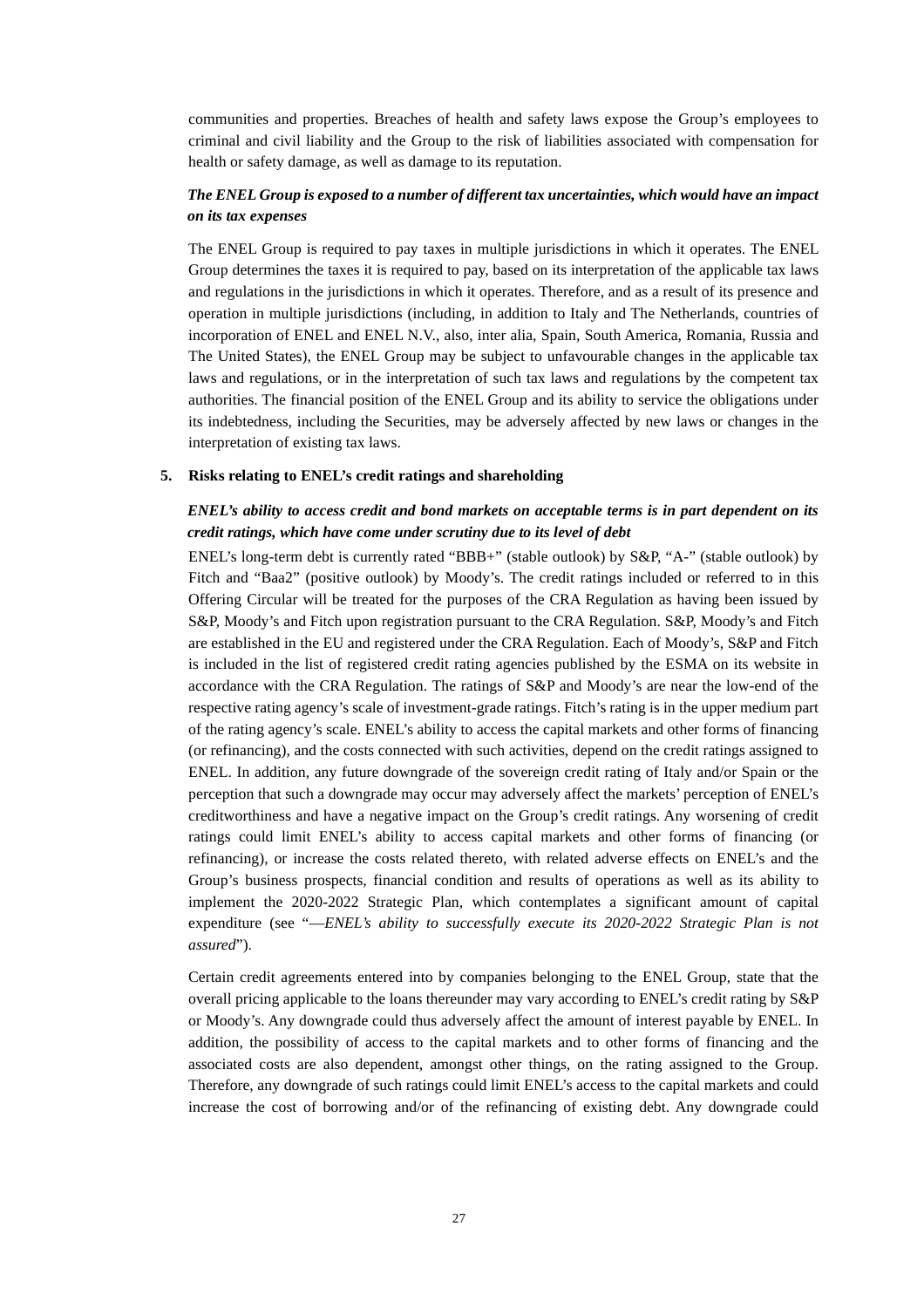communities and properties. Breaches of health and safety laws expose the Group's employees to criminal and civil liability and the Group to the risk of liabilities associated with compensation for health or safety damage, as well as damage to its reputation.

***The ENEL Group is exposed to a number of different tax uncertainties, which would have an impact on its tax expenses***

The ENEL Group is required to pay taxes in multiple jurisdictions in which it operates. The ENEL Group determines the taxes it is required to pay, based on its interpretation of the applicable tax laws and regulations in the jurisdictions in which it operates. Therefore, and as a result of its presence and operation in multiple jurisdictions (including, in addition to Italy and The Netherlands, countries of incorporation of ENEL and ENEL N.V., also, inter alia, Spain, South America, Romania, Russia and The United States), the ENEL Group may be subject to unfavourable changes in the applicable tax laws and regulations, or in the interpretation of such tax laws and regulations by the competent tax authorities. The financial position of the ENEL Group and its ability to service the obligations under its indebtedness, including the Securities, may be adversely affected by new laws or changes in the interpretation of existing tax laws.

**5. Risks relating to ENEL's credit ratings and shareholding**

***ENEL's ability to access credit and bond markets on acceptable terms is in part dependent on its credit ratings, which have come under scrutiny due to its level of debt***

ENEL's long-term debt is currently rated "BBB+" (stable outlook) by S&P, "A-" (stable outlook) by Fitch and "Baa2" (positive outlook) by Moody's. The credit ratings included or referred to in this Offering Circular will be treated for the purposes of the CRA Regulation as having been issued by S&P, Moody's and Fitch upon registration pursuant to the CRA Regulation. S&P, Moody's and Fitch are established in the EU and registered under the CRA Regulation. Each of Moody's, S&P and Fitch is included in the list of registered credit rating agencies published by the ESMA on its website in accordance with the CRA Regulation. The ratings of S&P and Moody's are near the low-end of the respective rating agency's scale of investment-grade ratings. Fitch's rating is in the upper medium part of the rating agency's scale. ENEL's ability to access the capital markets and other forms of financing (or refinancing), and the costs connected with such activities, depend on the credit ratings assigned to ENEL. In addition, any future downgrade of the sovereign credit rating of Italy and/or Spain or the perception that such a downgrade may occur may adversely affect the markets' perception of ENEL's creditworthiness and have a negative impact on the Group's credit ratings. Any worsening of credit ratings could limit ENEL's ability to access capital markets and other forms of financing (or refinancing), or increase the costs related thereto, with related adverse effects on ENEL's and the Group's business prospects, financial condition and results of operations as well as its ability to implement the 2020-2022 Strategic Plan, which contemplates a significant amount of capital expenditure (see "*—ENEL's ability to successfully execute its 2020-2022 Strategic Plan is not assured*").

Certain credit agreements entered into by companies belonging to the ENEL Group, state that the overall pricing applicable to the loans thereunder may vary according to ENEL's credit rating by S&P or Moody's. Any downgrade could thus adversely affect the amount of interest payable by ENEL. In addition, the possibility of access to the capital markets and to other forms of financing and the associated costs are also dependent, amongst other things, on the rating assigned to the Group. Therefore, any downgrade of such ratings could limit ENEL's access to the capital markets and could increase the cost of borrowing and/or of the refinancing of existing debt. Any downgrade could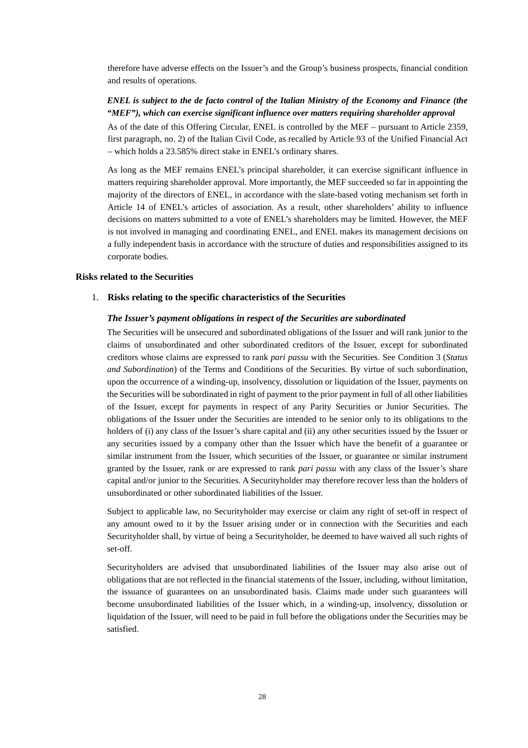therefore have adverse effects on the Issuer's and the Group's business prospects, financial condition and results of operations.

***ENEL is subject to the de facto control of the Italian Ministry of the Economy and Finance (the "MEF"), which can exercise significant influence over matters requiring shareholder approval***

As of the date of this Offering Circular, ENEL is controlled by the MEF – pursuant to Article 2359, first paragraph, no. 2) of the Italian Civil Code, as recalled by Article 93 of the Unified Financial Act – which holds a 23.585% direct stake in ENEL's ordinary shares.

As long as the MEF remains ENEL's principal shareholder, it can exercise significant influence in matters requiring shareholder approval. More importantly, the MEF succeeded so far in appointing the majority of the directors of ENEL, in accordance with the slate-based voting mechanism set forth in Article 14 of ENEL's articles of association. As a result, other shareholders' ability to influence decisions on matters submitted to a vote of ENEL's shareholders may be limited. However, the MEF is not involved in managing and coordinating ENEL, and ENEL makes its management decisions on a fully independent basis in accordance with the structure of duties and responsibilities assigned to its corporate bodies.

**Risks related to the Securities**

1. **Risks relating to the specific characteristics of the Securities**

***The Issuer's payment obligations in respect of the Securities are subordinated***

The Securities will be unsecured and subordinated obligations of the Issuer and will rank junior to the claims of unsubordinated and other subordinated creditors of the Issuer, except for subordinated creditors whose claims are expressed to rank *pari passu* with the Securities. See Condition 3 (*Status and Subordination*) of the Terms and Conditions of the Securities. By virtue of such subordination, upon the occurrence of a winding-up, insolvency, dissolution or liquidation of the Issuer, payments on the Securities will be subordinated in right of payment to the prior payment in full of all other liabilities of the Issuer, except for payments in respect of any Parity Securities or Junior Securities. The obligations of the Issuer under the Securities are intended to be senior only to its obligations to the holders of (i) any class of the Issuer's share capital and (ii) any other securities issued by the Issuer or any securities issued by a company other than the Issuer which have the benefit of a guarantee or similar instrument from the Issuer, which securities of the Issuer, or guarantee or similar instrument granted by the Issuer, rank or are expressed to rank *pari passu* with any class of the Issuer's share capital and/or junior to the Securities. A Securityholder may therefore recover less than the holders of unsubordinated or other subordinated liabilities of the Issuer.

Subject to applicable law, no Securityholder may exercise or claim any right of set-off in respect of any amount owed to it by the Issuer arising under or in connection with the Securities and each Securityholder shall, by virtue of being a Securityholder, be deemed to have waived all such rights of set-off.

Securityholders are advised that unsubordinated liabilities of the Issuer may also arise out of obligations that are not reflected in the financial statements of the Issuer, including, without limitation, the issuance of guarantees on an unsubordinated basis. Claims made under such guarantees will become unsubordinated liabilities of the Issuer which, in a winding-up, insolvency, dissolution or liquidation of the Issuer, will need to be paid in full before the obligations under the Securities may be satisfied.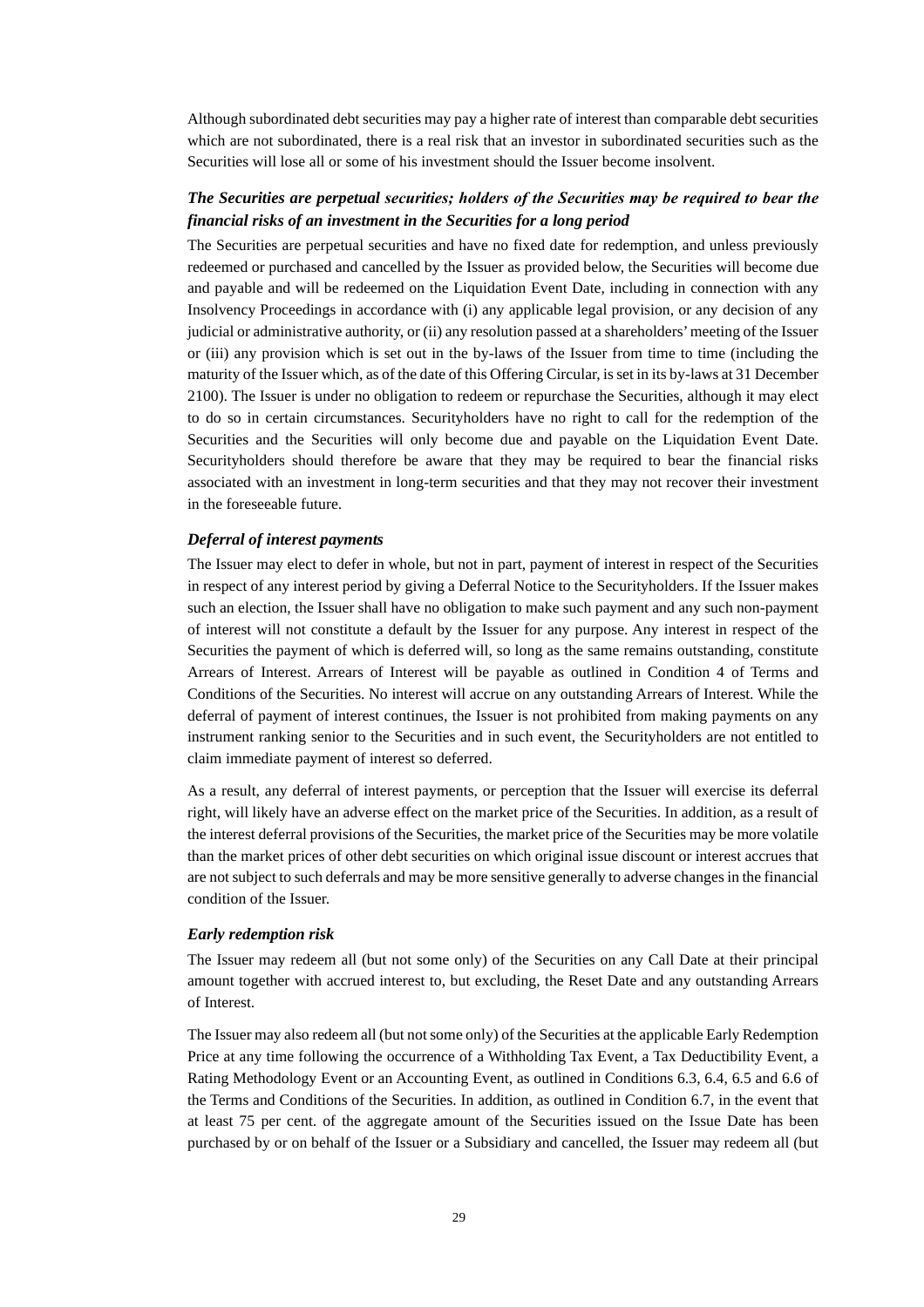Although subordinated debt securities may pay a higher rate of interest than comparable debt securities which are not subordinated, there is a real risk that an investor in subordinated securities such as the Securities will lose all or some of his investment should the Issuer become insolvent.

### *The Securities are perpetual securities; holders of the Securities may be required to bear the financial risks of an investment in the Securities for a long period*

The Securities are perpetual securities and have no fixed date for redemption, and unless previously redeemed or purchased and cancelled by the Issuer as provided below, the Securities will become due and payable and will be redeemed on the Liquidation Event Date, including in connection with any Insolvency Proceedings in accordance with (i) any applicable legal provision, or any decision of any judicial or administrative authority, or (ii) any resolution passed at a shareholders' meeting of the Issuer or (iii) any provision which is set out in the by-laws of the Issuer from time to time (including the maturity of the Issuer which, as of the date of this Offering Circular, is set in its by-laws at 31 December 2100). The Issuer is under no obligation to redeem or repurchase the Securities, although it may elect to do so in certain circumstances. Securityholders have no right to call for the redemption of the Securities and the Securities will only become due and payable on the Liquidation Event Date. Securityholders should therefore be aware that they may be required to bear the financial risks associated with an investment in long-term securities and that they may not recover their investment in the foreseeable future.

### *Deferral of interest payments*

The Issuer may elect to defer in whole, but not in part, payment of interest in respect of the Securities in respect of any interest period by giving a Deferral Notice to the Securityholders. If the Issuer makes such an election, the Issuer shall have no obligation to make such payment and any such non-payment of interest will not constitute a default by the Issuer for any purpose. Any interest in respect of the Securities the payment of which is deferred will, so long as the same remains outstanding, constitute Arrears of Interest. Arrears of Interest will be payable as outlined in Condition 4 of Terms and Conditions of the Securities. No interest will accrue on any outstanding Arrears of Interest. While the deferral of payment of interest continues, the Issuer is not prohibited from making payments on any instrument ranking senior to the Securities and in such event, the Securityholders are not entitled to claim immediate payment of interest so deferred.

As a result, any deferral of interest payments, or perception that the Issuer will exercise its deferral right, will likely have an adverse effect on the market price of the Securities. In addition, as a result of the interest deferral provisions of the Securities, the market price of the Securities may be more volatile than the market prices of other debt securities on which original issue discount or interest accrues that are not subject to such deferrals and may be more sensitive generally to adverse changes in the financial condition of the Issuer.

### *Early redemption risk*

The Issuer may redeem all (but not some only) of the Securities on any Call Date at their principal amount together with accrued interest to, but excluding, the Reset Date and any outstanding Arrears of Interest.

The Issuer may also redeem all (but not some only) of the Securities at the applicable Early Redemption Price at any time following the occurrence of a Withholding Tax Event, a Tax Deductibility Event, a Rating Methodology Event or an Accounting Event, as outlined in Conditions 6.3, 6.4, 6.5 and 6.6 of the Terms and Conditions of the Securities. In addition, as outlined in Condition 6.7, in the event that at least 75 per cent. of the aggregate amount of the Securities issued on the Issue Date has been purchased by or on behalf of the Issuer or a Subsidiary and cancelled, the Issuer may redeem all (but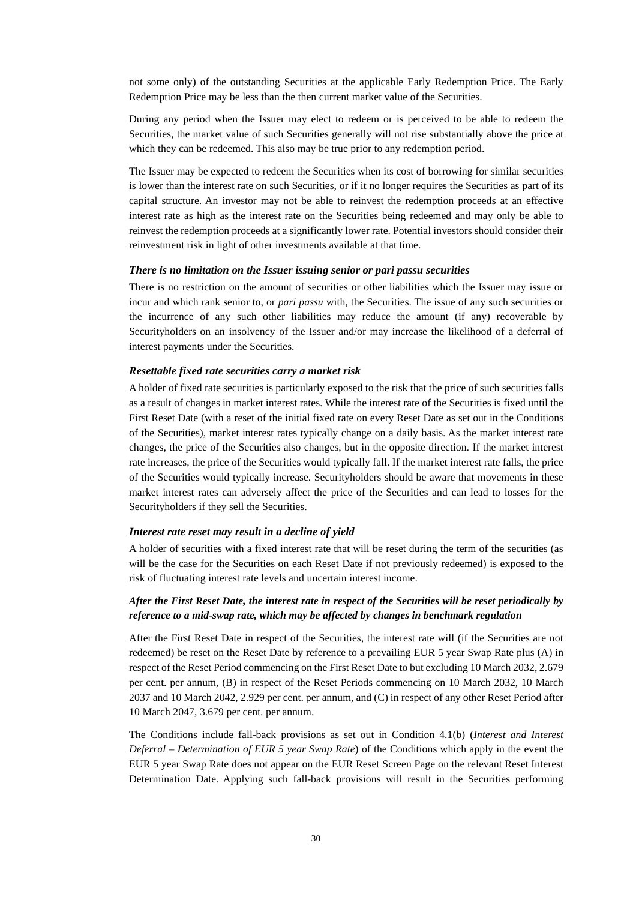not some only) of the outstanding Securities at the applicable Early Redemption Price. The Early Redemption Price may be less than the then current market value of the Securities.

During any period when the Issuer may elect to redeem or is perceived to be able to redeem the Securities, the market value of such Securities generally will not rise substantially above the price at which they can be redeemed. This also may be true prior to any redemption period.

The Issuer may be expected to redeem the Securities when its cost of borrowing for similar securities is lower than the interest rate on such Securities, or if it no longer requires the Securities as part of its capital structure. An investor may not be able to reinvest the redemption proceeds at an effective interest rate as high as the interest rate on the Securities being redeemed and may only be able to reinvest the redemption proceeds at a significantly lower rate. Potential investors should consider their reinvestment risk in light of other investments available at that time.

***There is no limitation on the Issuer issuing senior or pari passu securities***

There is no restriction on the amount of securities or other liabilities which the Issuer may issue or incur and which rank senior to, or *pari passu* with, the Securities. The issue of any such securities or the incurrence of any such other liabilities may reduce the amount (if any) recoverable by Securityholders on an insolvency of the Issuer and/or may increase the likelihood of a deferral of interest payments under the Securities.

***Resettable fixed rate securities carry a market risk***

A holder of fixed rate securities is particularly exposed to the risk that the price of such securities falls as a result of changes in market interest rates. While the interest rate of the Securities is fixed until the First Reset Date (with a reset of the initial fixed rate on every Reset Date as set out in the Conditions of the Securities), market interest rates typically change on a daily basis. As the market interest rate changes, the price of the Securities also changes, but in the opposite direction. If the market interest rate increases, the price of the Securities would typically fall. If the market interest rate falls, the price of the Securities would typically increase. Securityholders should be aware that movements in these market interest rates can adversely affect the price of the Securities and can lead to losses for the Securityholders if they sell the Securities.

***Interest rate reset may result in a decline of yield***

A holder of securities with a fixed interest rate that will be reset during the term of the securities (as will be the case for the Securities on each Reset Date if not previously redeemed) is exposed to the risk of fluctuating interest rate levels and uncertain interest income.

***After the First Reset Date, the interest rate in respect of the Securities will be reset periodically by reference to a mid-swap rate, which may be affected by changes in benchmark regulation***

After the First Reset Date in respect of the Securities, the interest rate will (if the Securities are not redeemed) be reset on the Reset Date by reference to a prevailing EUR 5 year Swap Rate plus (A) in respect of the Reset Period commencing on the First Reset Date to but excluding 10 March 2032, 2.679 per cent. per annum, (B) in respect of the Reset Periods commencing on 10 March 2032, 10 March 2037 and 10 March 2042, 2.929 per cent. per annum, and (C) in respect of any other Reset Period after 10 March 2047, 3.679 per cent. per annum.

The Conditions include fall-back provisions as set out in Condition 4.1(b) (*Interest and Interest Deferral – Determination of EUR 5 year Swap Rate*) of the Conditions which apply in the event the EUR 5 year Swap Rate does not appear on the EUR Reset Screen Page on the relevant Reset Interest Determination Date. Applying such fall-back provisions will result in the Securities performing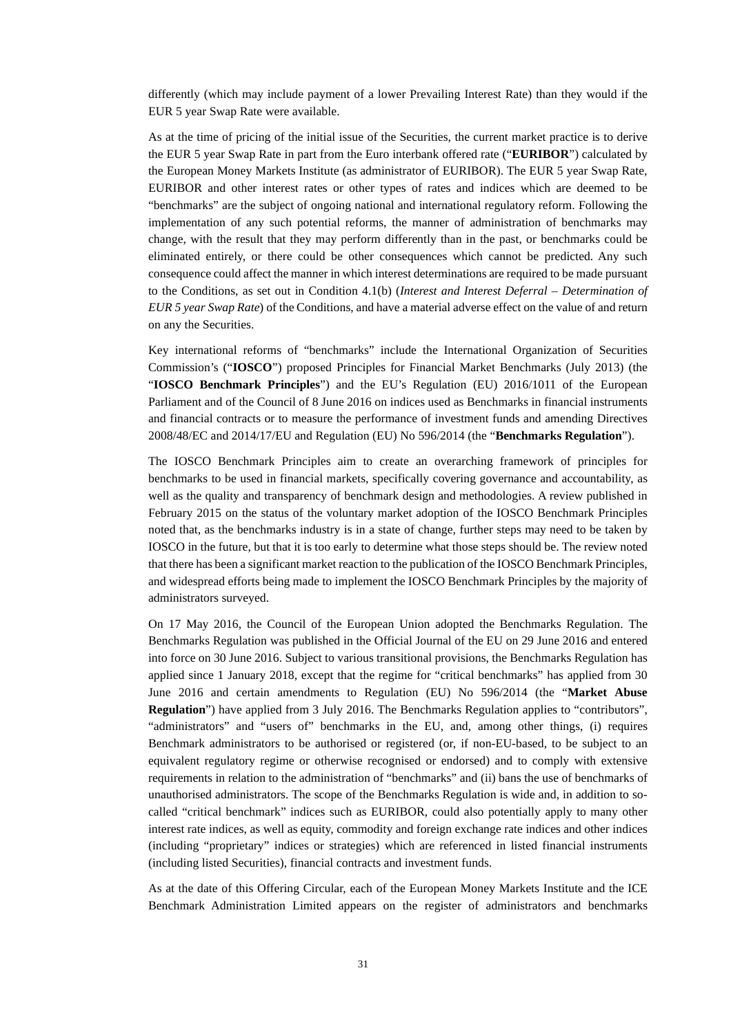differently (which may include payment of a lower Prevailing Interest Rate) than they would if the EUR 5 year Swap Rate were available.

As at the time of pricing of the initial issue of the Securities, the current market practice is to derive the EUR 5 year Swap Rate in part from the Euro interbank offered rate ("**EURIBOR**") calculated by the European Money Markets Institute (as administrator of EURIBOR). The EUR 5 year Swap Rate, EURIBOR and other interest rates or other types of rates and indices which are deemed to be "benchmarks" are the subject of ongoing national and international regulatory reform. Following the implementation of any such potential reforms, the manner of administration of benchmarks may change, with the result that they may perform differently than in the past, or benchmarks could be eliminated entirely, or there could be other consequences which cannot be predicted. Any such consequence could affect the manner in which interest determinations are required to be made pursuant to the Conditions, as set out in Condition 4.1(b) (*Interest and Interest Deferral – Determination of EUR 5 year Swap Rate*) of the Conditions, and have a material adverse effect on the value of and return on any the Securities.

Key international reforms of "benchmarks" include the International Organization of Securities Commission's ("**IOSCO**") proposed Principles for Financial Market Benchmarks (July 2013) (the "**IOSCO Benchmark Principles**") and the EU's Regulation (EU) 2016/1011 of the European Parliament and of the Council of 8 June 2016 on indices used as Benchmarks in financial instruments and financial contracts or to measure the performance of investment funds and amending Directives 2008/48/EC and 2014/17/EU and Regulation (EU) No 596/2014 (the "**Benchmarks Regulation**").

The IOSCO Benchmark Principles aim to create an overarching framework of principles for benchmarks to be used in financial markets, specifically covering governance and accountability, as well as the quality and transparency of benchmark design and methodologies. A review published in February 2015 on the status of the voluntary market adoption of the IOSCO Benchmark Principles noted that, as the benchmarks industry is in a state of change, further steps may need to be taken by IOSCO in the future, but that it is too early to determine what those steps should be. The review noted that there has been a significant market reaction to the publication of the IOSCO Benchmark Principles, and widespread efforts being made to implement the IOSCO Benchmark Principles by the majority of administrators surveyed.

On 17 May 2016, the Council of the European Union adopted the Benchmarks Regulation. The Benchmarks Regulation was published in the Official Journal of the EU on 29 June 2016 and entered into force on 30 June 2016. Subject to various transitional provisions, the Benchmarks Regulation has applied since 1 January 2018, except that the regime for "critical benchmarks" has applied from 30 June 2016 and certain amendments to Regulation (EU) No 596/2014 (the "**Market Abuse Regulation**") have applied from 3 July 2016. The Benchmarks Regulation applies to "contributors", "administrators" and "users of" benchmarks in the EU, and, among other things, (i) requires Benchmark administrators to be authorised or registered (or, if non-EU-based, to be subject to an equivalent regulatory regime or otherwise recognised or endorsed) and to comply with extensive requirements in relation to the administration of "benchmarks" and (ii) bans the use of benchmarks of unauthorised administrators. The scope of the Benchmarks Regulation is wide and, in addition to so-called "critical benchmark" indices such as EURIBOR, could also potentially apply to many other interest rate indices, as well as equity, commodity and foreign exchange rate indices and other indices (including "proprietary" indices or strategies) which are referenced in listed financial instruments (including listed Securities), financial contracts and investment funds.

As at the date of this Offering Circular, each of the European Money Markets Institute and the ICE Benchmark Administration Limited appears on the register of administrators and benchmarks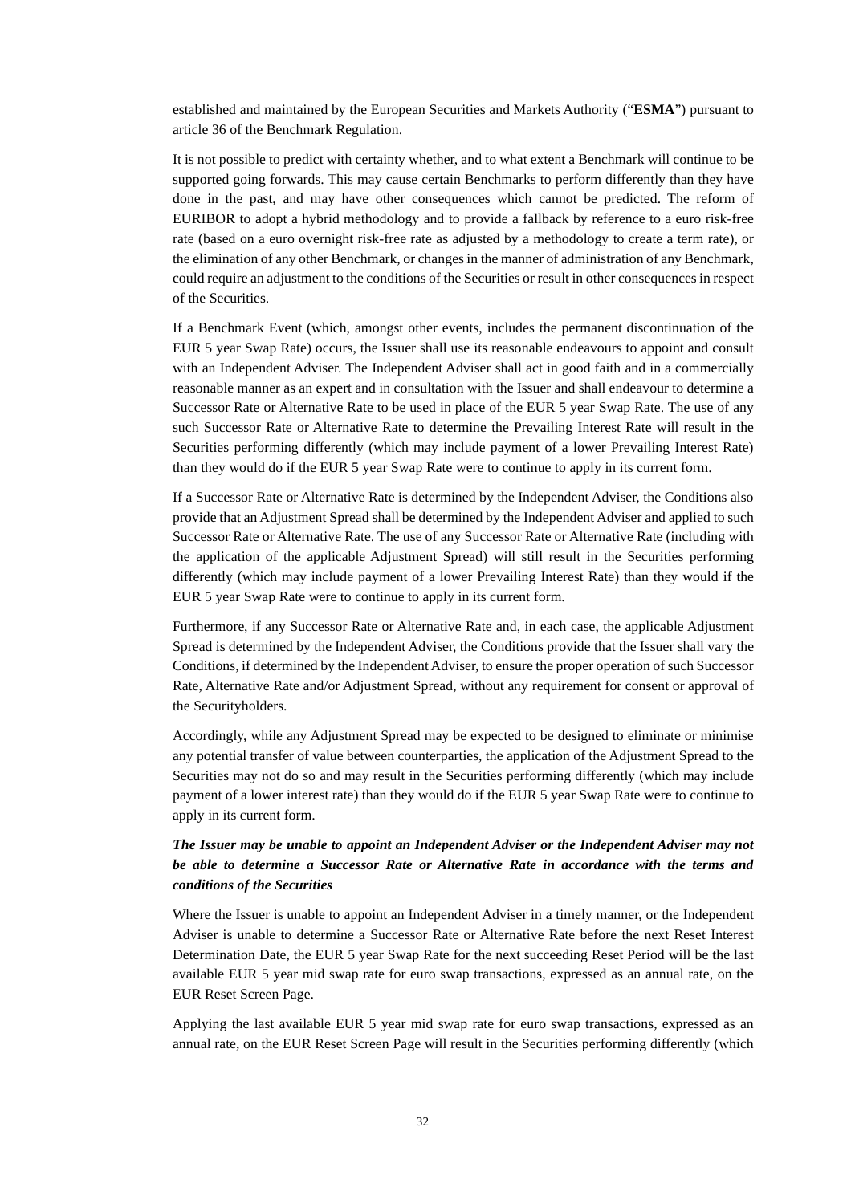established and maintained by the European Securities and Markets Authority ("**ESMA**") pursuant to article 36 of the Benchmark Regulation.

It is not possible to predict with certainty whether, and to what extent a Benchmark will continue to be supported going forwards. This may cause certain Benchmarks to perform differently than they have done in the past, and may have other consequences which cannot be predicted. The reform of EURIBOR to adopt a hybrid methodology and to provide a fallback by reference to a euro risk-free rate (based on a euro overnight risk-free rate as adjusted by a methodology to create a term rate), or the elimination of any other Benchmark, or changes in the manner of administration of any Benchmark, could require an adjustment to the conditions of the Securities or result in other consequences in respect of the Securities.

If a Benchmark Event (which, amongst other events, includes the permanent discontinuation of the EUR 5 year Swap Rate) occurs, the Issuer shall use its reasonable endeavours to appoint and consult with an Independent Adviser. The Independent Adviser shall act in good faith and in a commercially reasonable manner as an expert and in consultation with the Issuer and shall endeavour to determine a Successor Rate or Alternative Rate to be used in place of the EUR 5 year Swap Rate. The use of any such Successor Rate or Alternative Rate to determine the Prevailing Interest Rate will result in the Securities performing differently (which may include payment of a lower Prevailing Interest Rate) than they would do if the EUR 5 year Swap Rate were to continue to apply in its current form.

If a Successor Rate or Alternative Rate is determined by the Independent Adviser, the Conditions also provide that an Adjustment Spread shall be determined by the Independent Adviser and applied to such Successor Rate or Alternative Rate. The use of any Successor Rate or Alternative Rate (including with the application of the applicable Adjustment Spread) will still result in the Securities performing differently (which may include payment of a lower Prevailing Interest Rate) than they would if the EUR 5 year Swap Rate were to continue to apply in its current form.

Furthermore, if any Successor Rate or Alternative Rate and, in each case, the applicable Adjustment Spread is determined by the Independent Adviser, the Conditions provide that the Issuer shall vary the Conditions, if determined by the Independent Adviser, to ensure the proper operation of such Successor Rate, Alternative Rate and/or Adjustment Spread, without any requirement for consent or approval of the Securityholders.

Accordingly, while any Adjustment Spread may be expected to be designed to eliminate or minimise any potential transfer of value between counterparties, the application of the Adjustment Spread to the Securities may not do so and may result in the Securities performing differently (which may include payment of a lower interest rate) than they would do if the EUR 5 year Swap Rate were to continue to apply in its current form.

***The Issuer may be unable to appoint an Independent Adviser or the Independent Adviser may not be able to determine a Successor Rate or Alternative Rate in accordance with the terms and conditions of the Securities***

Where the Issuer is unable to appoint an Independent Adviser in a timely manner, or the Independent Adviser is unable to determine a Successor Rate or Alternative Rate before the next Reset Interest Determination Date, the EUR 5 year Swap Rate for the next succeeding Reset Period will be the last available EUR 5 year mid swap rate for euro swap transactions, expressed as an annual rate, on the EUR Reset Screen Page.

Applying the last available EUR 5 year mid swap rate for euro swap transactions, expressed as an annual rate, on the EUR Reset Screen Page will result in the Securities performing differently (which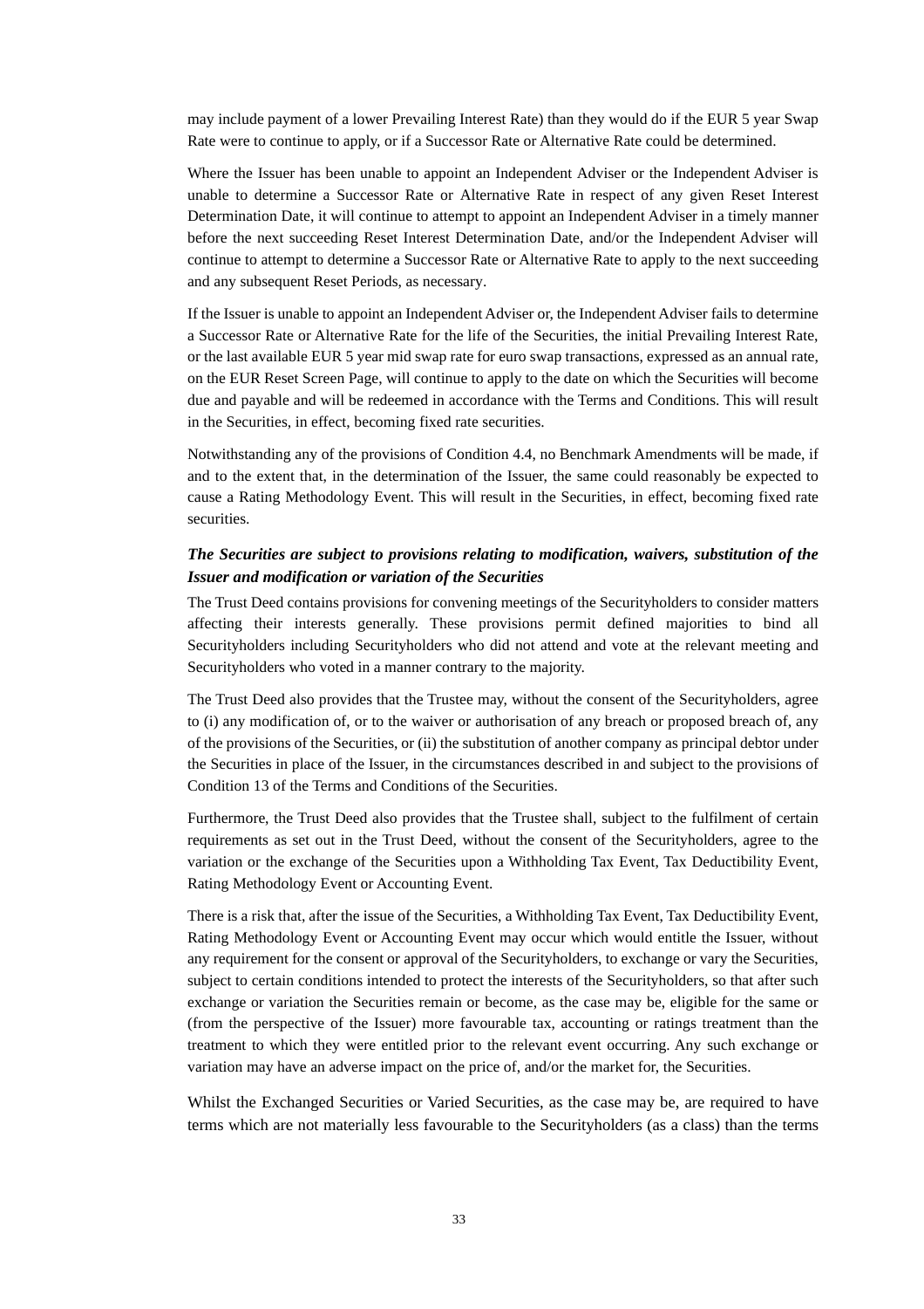may include payment of a lower Prevailing Interest Rate) than they would do if the EUR 5 year Swap Rate were to continue to apply, or if a Successor Rate or Alternative Rate could be determined.

Where the Issuer has been unable to appoint an Independent Adviser or the Independent Adviser is unable to determine a Successor Rate or Alternative Rate in respect of any given Reset Interest Determination Date, it will continue to attempt to appoint an Independent Adviser in a timely manner before the next succeeding Reset Interest Determination Date, and/or the Independent Adviser will continue to attempt to determine a Successor Rate or Alternative Rate to apply to the next succeeding and any subsequent Reset Periods, as necessary.

If the Issuer is unable to appoint an Independent Adviser or, the Independent Adviser fails to determine a Successor Rate or Alternative Rate for the life of the Securities, the initial Prevailing Interest Rate, or the last available EUR 5 year mid swap rate for euro swap transactions, expressed as an annual rate, on the EUR Reset Screen Page, will continue to apply to the date on which the Securities will become due and payable and will be redeemed in accordance with the Terms and Conditions. This will result in the Securities, in effect, becoming fixed rate securities.

Notwithstanding any of the provisions of Condition 4.4, no Benchmark Amendments will be made, if and to the extent that, in the determination of the Issuer, the same could reasonably be expected to cause a Rating Methodology Event. This will result in the Securities, in effect, becoming fixed rate securities.

***The Securities are subject to provisions relating to modification, waivers, substitution of the Issuer and modification or variation of the Securities***

The Trust Deed contains provisions for convening meetings of the Securityholders to consider matters affecting their interests generally. These provisions permit defined majorities to bind all Securityholders including Securityholders who did not attend and vote at the relevant meeting and Securityholders who voted in a manner contrary to the majority.

The Trust Deed also provides that the Trustee may, without the consent of the Securityholders, agree to (i) any modification of, or to the waiver or authorisation of any breach or proposed breach of, any of the provisions of the Securities, or (ii) the substitution of another company as principal debtor under the Securities in place of the Issuer, in the circumstances described in and subject to the provisions of Condition 13 of the Terms and Conditions of the Securities.

Furthermore, the Trust Deed also provides that the Trustee shall, subject to the fulfilment of certain requirements as set out in the Trust Deed, without the consent of the Securityholders, agree to the variation or the exchange of the Securities upon a Withholding Tax Event, Tax Deductibility Event, Rating Methodology Event or Accounting Event.

There is a risk that, after the issue of the Securities, a Withholding Tax Event, Tax Deductibility Event, Rating Methodology Event or Accounting Event may occur which would entitle the Issuer, without any requirement for the consent or approval of the Securityholders, to exchange or vary the Securities, subject to certain conditions intended to protect the interests of the Securityholders, so that after such exchange or variation the Securities remain or become, as the case may be, eligible for the same or (from the perspective of the Issuer) more favourable tax, accounting or ratings treatment than the treatment to which they were entitled prior to the relevant event occurring. Any such exchange or variation may have an adverse impact on the price of, and/or the market for, the Securities.

Whilst the Exchanged Securities or Varied Securities, as the case may be, are required to have terms which are not materially less favourable to the Securityholders (as a class) than the terms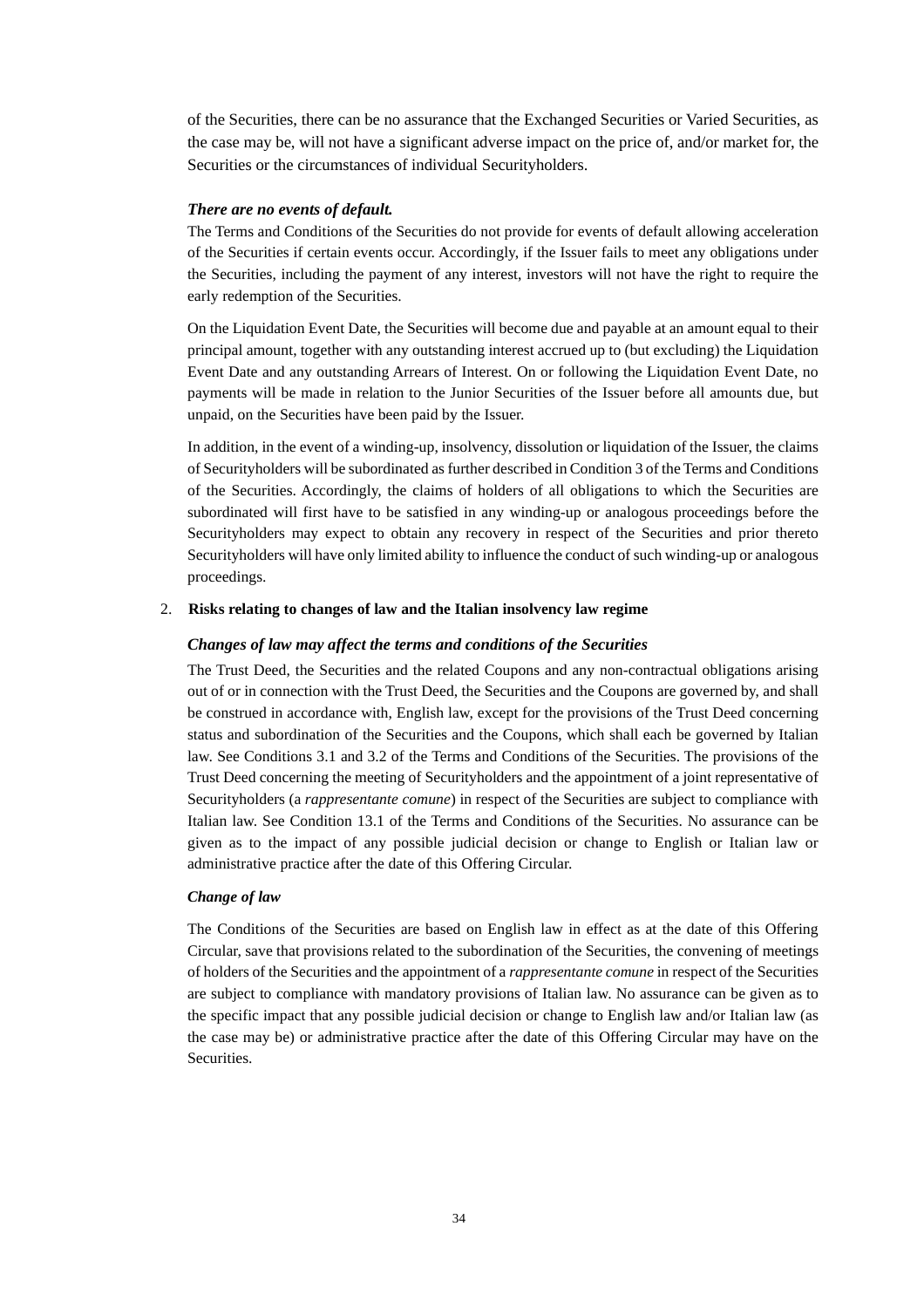of the Securities, there can be no assurance that the Exchanged Securities or Varied Securities, as the case may be, will not have a significant adverse impact on the price of, and/or market for, the Securities or the circumstances of individual Securityholders.

***There are no events of default.***

The Terms and Conditions of the Securities do not provide for events of default allowing acceleration of the Securities if certain events occur. Accordingly, if the Issuer fails to meet any obligations under the Securities, including the payment of any interest, investors will not have the right to require the early redemption of the Securities.

On the Liquidation Event Date, the Securities will become due and payable at an amount equal to their principal amount, together with any outstanding interest accrued up to (but excluding) the Liquidation Event Date and any outstanding Arrears of Interest. On or following the Liquidation Event Date, no payments will be made in relation to the Junior Securities of the Issuer before all amounts due, but unpaid, on the Securities have been paid by the Issuer.

In addition, in the event of a winding-up, insolvency, dissolution or liquidation of the Issuer, the claims of Securityholders will be subordinated as further described in Condition 3 of the Terms and Conditions of the Securities. Accordingly, the claims of holders of all obligations to which the Securities are subordinated will first have to be satisfied in any winding-up or analogous proceedings before the Securityholders may expect to obtain any recovery in respect of the Securities and prior thereto Securityholders will have only limited ability to influence the conduct of such winding-up or analogous proceedings.

2. **Risks relating to changes of law and the Italian insolvency law regime**

***Changes of law may affect the terms and conditions of the Securities***

The Trust Deed, the Securities and the related Coupons and any non-contractual obligations arising out of or in connection with the Trust Deed, the Securities and the Coupons are governed by, and shall be construed in accordance with, English law, except for the provisions of the Trust Deed concerning status and subordination of the Securities and the Coupons, which shall each be governed by Italian law. See Conditions 3.1 and 3.2 of the Terms and Conditions of the Securities. The provisions of the Trust Deed concerning the meeting of Securityholders and the appointment of a joint representative of Securityholders (a *rappresentante comune*) in respect of the Securities are subject to compliance with Italian law. See Condition 13.1 of the Terms and Conditions of the Securities. No assurance can be given as to the impact of any possible judicial decision or change to English or Italian law or administrative practice after the date of this Offering Circular.

***Change of law***

The Conditions of the Securities are based on English law in effect as at the date of this Offering Circular, save that provisions related to the subordination of the Securities, the convening of meetings of holders of the Securities and the appointment of a *rappresentante comune* in respect of the Securities are subject to compliance with mandatory provisions of Italian law. No assurance can be given as to the specific impact that any possible judicial decision or change to English law and/or Italian law (as the case may be) or administrative practice after the date of this Offering Circular may have on the Securities.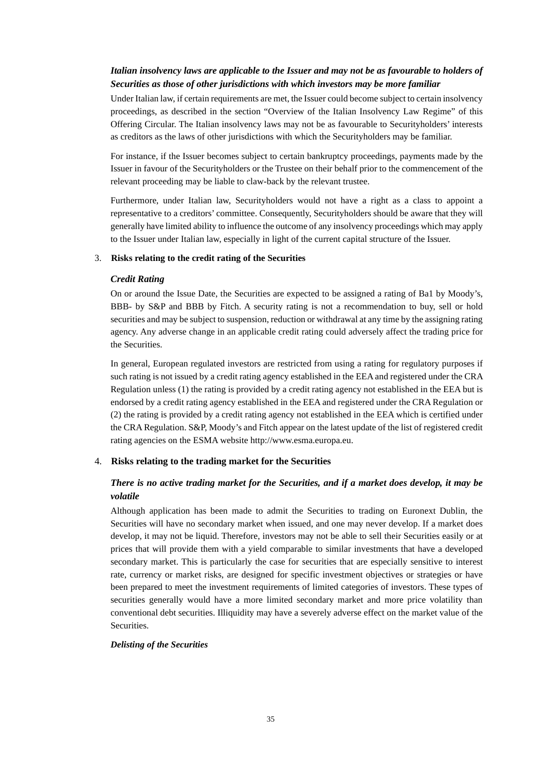***Italian insolvency laws are applicable to the Issuer and may not be as favourable to holders of Securities as those of other jurisdictions with which investors may be more familiar***

Under Italian law, if certain requirements are met, the Issuer could become subject to certain insolvency proceedings, as described in the section "Overview of the Italian Insolvency Law Regime" of this Offering Circular. The Italian insolvency laws may not be as favourable to Securityholders' interests as creditors as the laws of other jurisdictions with which the Securityholders may be familiar.

For instance, if the Issuer becomes subject to certain bankruptcy proceedings, payments made by the Issuer in favour of the Securityholders or the Trustee on their behalf prior to the commencement of the relevant proceeding may be liable to claw-back by the relevant trustee.

Furthermore, under Italian law, Securityholders would not have a right as a class to appoint a representative to a creditors' committee. Consequently, Securityholders should be aware that they will generally have limited ability to influence the outcome of any insolvency proceedings which may apply to the Issuer under Italian law, especially in light of the current capital structure of the Issuer.

3. **Risks relating to the credit rating of the Securities**

***Credit Rating***

On or around the Issue Date, the Securities are expected to be assigned a rating of Ba1 by Moody's, BBB- by S&P and BBB by Fitch. A security rating is not a recommendation to buy, sell or hold securities and may be subject to suspension, reduction or withdrawal at any time by the assigning rating agency. Any adverse change in an applicable credit rating could adversely affect the trading price for the Securities.

In general, European regulated investors are restricted from using a rating for regulatory purposes if such rating is not issued by a credit rating agency established in the EEA and registered under the CRA Regulation unless (1) the rating is provided by a credit rating agency not established in the EEA but is endorsed by a credit rating agency established in the EEA and registered under the CRA Regulation or (2) the rating is provided by a credit rating agency not established in the EEA which is certified under the CRA Regulation. S&P, Moody's and Fitch appear on the latest update of the list of registered credit rating agencies on the ESMA website http://www.esma.europa.eu.

4. **Risks relating to the trading market for the Securities**

***There is no active trading market for the Securities, and if a market does develop, it may be volatile***

Although application has been made to admit the Securities to trading on Euronext Dublin, the Securities will have no secondary market when issued, and one may never develop. If a market does develop, it may not be liquid. Therefore, investors may not be able to sell their Securities easily or at prices that will provide them with a yield comparable to similar investments that have a developed secondary market. This is particularly the case for securities that are especially sensitive to interest rate, currency or market risks, are designed for specific investment objectives or strategies or have been prepared to meet the investment requirements of limited categories of investors. These types of securities generally would have a more limited secondary market and more price volatility than conventional debt securities. Illiquidity may have a severely adverse effect on the market value of the Securities.

***Delisting of the Securities***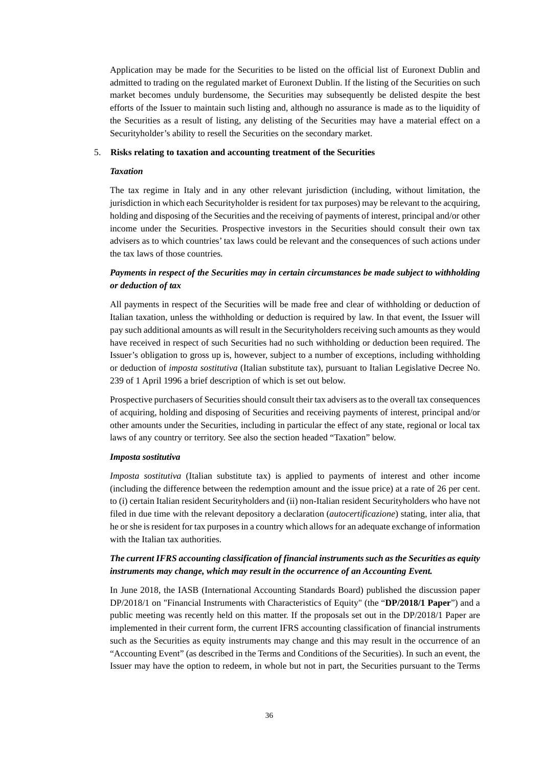Application may be made for the Securities to be listed on the official list of Euronext Dublin and admitted to trading on the regulated market of Euronext Dublin. If the listing of the Securities on such market becomes unduly burdensome, the Securities may subsequently be delisted despite the best efforts of the Issuer to maintain such listing and, although no assurance is made as to the liquidity of the Securities as a result of listing, any delisting of the Securities may have a material effect on a Securityholder's ability to resell the Securities on the secondary market.

5. **Risks relating to taxation and accounting treatment of the Securities**

***Taxation***

The tax regime in Italy and in any other relevant jurisdiction (including, without limitation, the jurisdiction in which each Securityholder is resident for tax purposes) may be relevant to the acquiring, holding and disposing of the Securities and the receiving of payments of interest, principal and/or other income under the Securities. Prospective investors in the Securities should consult their own tax advisers as to which countries' tax laws could be relevant and the consequences of such actions under the tax laws of those countries.

***Payments in respect of the Securities may in certain circumstances be made subject to withholding or deduction of tax***

All payments in respect of the Securities will be made free and clear of withholding or deduction of Italian taxation, unless the withholding or deduction is required by law. In that event, the Issuer will pay such additional amounts as will result in the Securityholders receiving such amounts as they would have received in respect of such Securities had no such withholding or deduction been required. The Issuer's obligation to gross up is, however, subject to a number of exceptions, including withholding or deduction of *imposta sostitutiva* (Italian substitute tax), pursuant to Italian Legislative Decree No. 239 of 1 April 1996 a brief description of which is set out below.

Prospective purchasers of Securities should consult their tax advisers as to the overall tax consequences of acquiring, holding and disposing of Securities and receiving payments of interest, principal and/or other amounts under the Securities, including in particular the effect of any state, regional or local tax laws of any country or territory. See also the section headed "Taxation" below.

***Imposta sostitutiva***

*Imposta sostitutiva* (Italian substitute tax) is applied to payments of interest and other income (including the difference between the redemption amount and the issue price) at a rate of 26 per cent. to (i) certain Italian resident Securityholders and (ii) non-Italian resident Securityholders who have not filed in due time with the relevant depository a declaration (*autocertificazione*) stating, inter alia, that he or she is resident for tax purposes in a country which allows for an adequate exchange of information with the Italian tax authorities.

***The current IFRS accounting classification of financial instruments such as the Securities as equity instruments may change, which may result in the occurrence of an Accounting Event.***

In June 2018, the IASB (International Accounting Standards Board) published the discussion paper DP/2018/1 on "Financial Instruments with Characteristics of Equity" (the "**DP/2018/1 Paper**") and a public meeting was recently held on this matter. If the proposals set out in the DP/2018/1 Paper are implemented in their current form, the current IFRS accounting classification of financial instruments such as the Securities as equity instruments may change and this may result in the occurrence of an "Accounting Event" (as described in the Terms and Conditions of the Securities). In such an event, the Issuer may have the option to redeem, in whole but not in part, the Securities pursuant to the Terms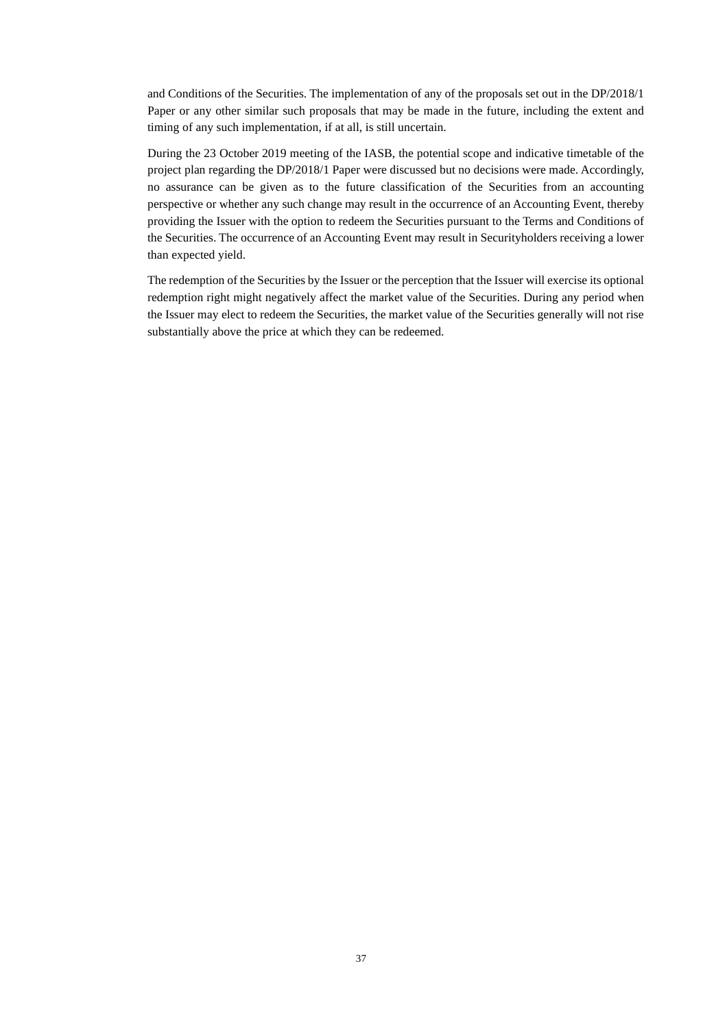and Conditions of the Securities. The implementation of any of the proposals set out in the DP/2018/1 Paper or any other similar such proposals that may be made in the future, including the extent and timing of any such implementation, if at all, is still uncertain.

During the 23 October 2019 meeting of the IASB, the potential scope and indicative timetable of the project plan regarding the DP/2018/1 Paper were discussed but no decisions were made. Accordingly, no assurance can be given as to the future classification of the Securities from an accounting perspective or whether any such change may result in the occurrence of an Accounting Event, thereby providing the Issuer with the option to redeem the Securities pursuant to the Terms and Conditions of the Securities. The occurrence of an Accounting Event may result in Securityholders receiving a lower than expected yield.

The redemption of the Securities by the Issuer or the perception that the Issuer will exercise its optional redemption right might negatively affect the market value of the Securities. During any period when the Issuer may elect to redeem the Securities, the market value of the Securities generally will not rise substantially above the price at which they can be redeemed.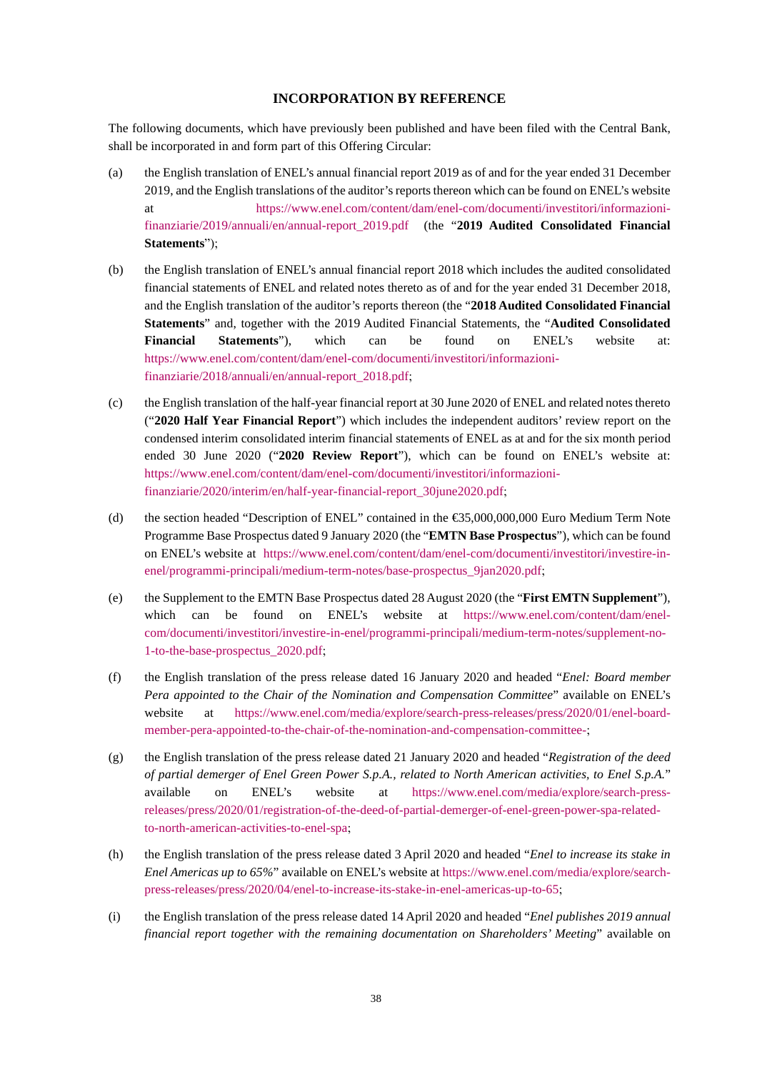## INCORPORATION BY REFERENCE

The following documents, which have previously been published and have been filed with the Central Bank, shall be incorporated in and form part of this Offering Circular:

(a) the English translation of ENEL's annual financial report 2019 as of and for the year ended 31 December 2019, and the English translations of the auditor's reports thereon which can be found on ENEL's website at https://www.enel.com/content/dam/enel-com/documenti/investitori/informazioni-finanziarie/2019/annuali/en/annual-report_2019.pdf (the "**2019 Audited Consolidated Financial Statements**");

(b) the English translation of ENEL's annual financial report 2018 which includes the audited consolidated financial statements of ENEL and related notes thereto as of and for the year ended 31 December 2018, and the English translation of the auditor's reports thereon (the "**2018 Audited Consolidated Financial Statements**" and, together with the 2019 Audited Financial Statements, the "**Audited Consolidated Financial Statements**"), which can be found on ENEL's website at: https://www.enel.com/content/dam/enel-com/documenti/investitori/informazioni-finanziarie/2018/annuali/en/annual-report_2018.pdf;

(c) the English translation of the half-year financial report at 30 June 2020 of ENEL and related notes thereto ("**2020 Half Year Financial Report**") which includes the independent auditors' review report on the condensed interim consolidated interim financial statements of ENEL as at and for the six month period ended 30 June 2020 ("**2020 Review Report**"), which can be found on ENEL's website at: https://www.enel.com/content/dam/enel-com/documenti/investitori/informazioni-finanziarie/2020/interim/en/half-year-financial-report_30june2020.pdf;

(d) the section headed "Description of ENEL" contained in the €35,000,000,000 Euro Medium Term Note Programme Base Prospectus dated 9 January 2020 (the "**EMTN Base Prospectus**"), which can be found on ENEL's website at https://www.enel.com/content/dam/enel-com/documenti/investitori/investire-in-enel/programmi-principali/medium-term-notes/base-prospectus_9jan2020.pdf;

(e) the Supplement to the EMTN Base Prospectus dated 28 August 2020 (the "**First EMTN Supplement**"), which can be found on ENEL's website at https://www.enel.com/content/dam/enel-com/documenti/investitori/investire-in-enel/programmi-principali/medium-term-notes/supplement-no-1-to-the-base-prospectus_2020.pdf;

(f) the English translation of the press release dated 16 January 2020 and headed "*Enel: Board member Pera appointed to the Chair of the Nomination and Compensation Committee*" available on ENEL's website at https://www.enel.com/media/explore/search-press-releases/press/2020/01/enel-board-member-pera-appointed-to-the-chair-of-the-nomination-and-compensation-committee-;

(g) the English translation of the press release dated 21 January 2020 and headed "*Registration of the deed of partial demerger of Enel Green Power S.p.A., related to North American activities, to Enel S.p.A.*" available on ENEL's website at https://www.enel.com/media/explore/search-press-releases/press/2020/01/registration-of-the-deed-of-partial-demerger-of-enel-green-power-spa-related-to-north-american-activities-to-enel-spa;

(h) the English translation of the press release dated 3 April 2020 and headed "*Enel to increase its stake in Enel Americas up to 65%*" available on ENEL's website at https://www.enel.com/media/explore/search-press-releases/press/2020/04/enel-to-increase-its-stake-in-enel-americas-up-to-65;

(i) the English translation of the press release dated 14 April 2020 and headed "*Enel publishes 2019 annual financial report together with the remaining documentation on Shareholders' Meeting*" available on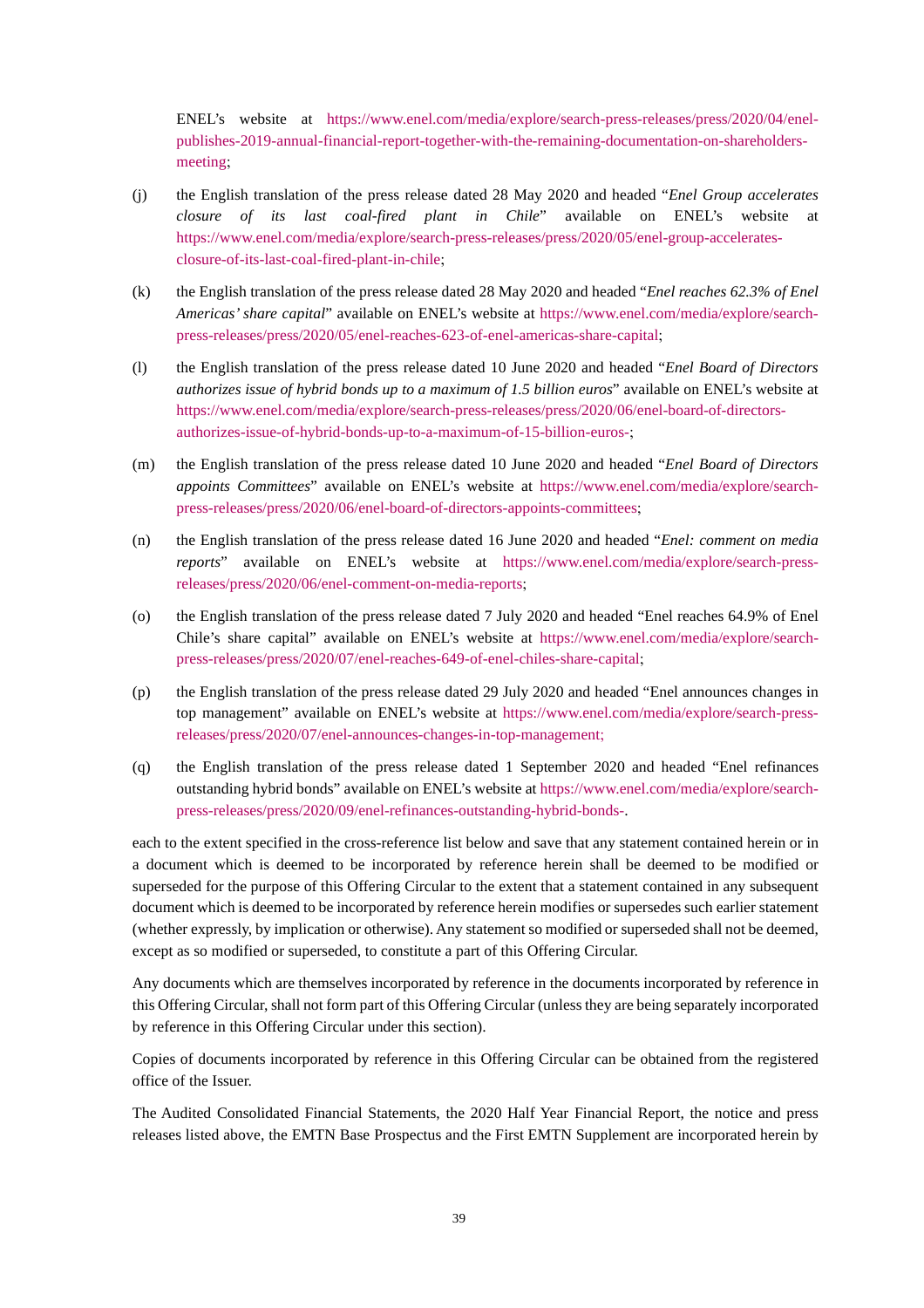ENEL's website at https://www.enel.com/media/explore/search-press-releases/press/2020/04/enel-publishes-2019-annual-financial-report-together-with-the-remaining-documentation-on-shareholders-meeting;

(j) the English translation of the press release dated 28 May 2020 and headed "*Enel Group accelerates closure of its last coal-fired plant in Chile*" available on ENEL's website at https://www.enel.com/media/explore/search-press-releases/press/2020/05/enel-group-accelerates-closure-of-its-last-coal-fired-plant-in-chile;

(k) the English translation of the press release dated 28 May 2020 and headed "*Enel reaches 62.3% of Enel Americas' share capital*" available on ENEL's website at https://www.enel.com/media/explore/search-press-releases/press/2020/05/enel-reaches-623-of-enel-americas-share-capital;

(l) the English translation of the press release dated 10 June 2020 and headed "*Enel Board of Directors authorizes issue of hybrid bonds up to a maximum of 1.5 billion euros*" available on ENEL's website at https://www.enel.com/media/explore/search-press-releases/press/2020/06/enel-board-of-directors-authorizes-issue-of-hybrid-bonds-up-to-a-maximum-of-15-billion-euros-;

(m) the English translation of the press release dated 10 June 2020 and headed "*Enel Board of Directors appoints Committees*" available on ENEL's website at https://www.enel.com/media/explore/search-press-releases/press/2020/06/enel-board-of-directors-appoints-committees;

(n) the English translation of the press release dated 16 June 2020 and headed "*Enel: comment on media reports*" available on ENEL's website at https://www.enel.com/media/explore/search-press-releases/press/2020/06/enel-comment-on-media-reports;

(o) the English translation of the press release dated 7 July 2020 and headed "Enel reaches 64.9% of Enel Chile's share capital" available on ENEL's website at https://www.enel.com/media/explore/search-press-releases/press/2020/07/enel-reaches-649-of-enel-chiles-share-capital;

(p) the English translation of the press release dated 29 July 2020 and headed "Enel announces changes in top management" available on ENEL's website at https://www.enel.com/media/explore/search-press-releases/press/2020/07/enel-announces-changes-in-top-management;

(q) the English translation of the press release dated 1 September 2020 and headed "Enel refinances outstanding hybrid bonds" available on ENEL's website at https://www.enel.com/media/explore/search-press-releases/press/2020/09/enel-refinances-outstanding-hybrid-bonds-.

each to the extent specified in the cross-reference list below and save that any statement contained herein or in a document which is deemed to be incorporated by reference herein shall be deemed to be modified or superseded for the purpose of this Offering Circular to the extent that a statement contained in any subsequent document which is deemed to be incorporated by reference herein modifies or supersedes such earlier statement (whether expressly, by implication or otherwise). Any statement so modified or superseded shall not be deemed, except as so modified or superseded, to constitute a part of this Offering Circular.

Any documents which are themselves incorporated by reference in the documents incorporated by reference in this Offering Circular, shall not form part of this Offering Circular (unless they are being separately incorporated by reference in this Offering Circular under this section).

Copies of documents incorporated by reference in this Offering Circular can be obtained from the registered office of the Issuer.

The Audited Consolidated Financial Statements, the 2020 Half Year Financial Report, the notice and press releases listed above, the EMTN Base Prospectus and the First EMTN Supplement are incorporated herein by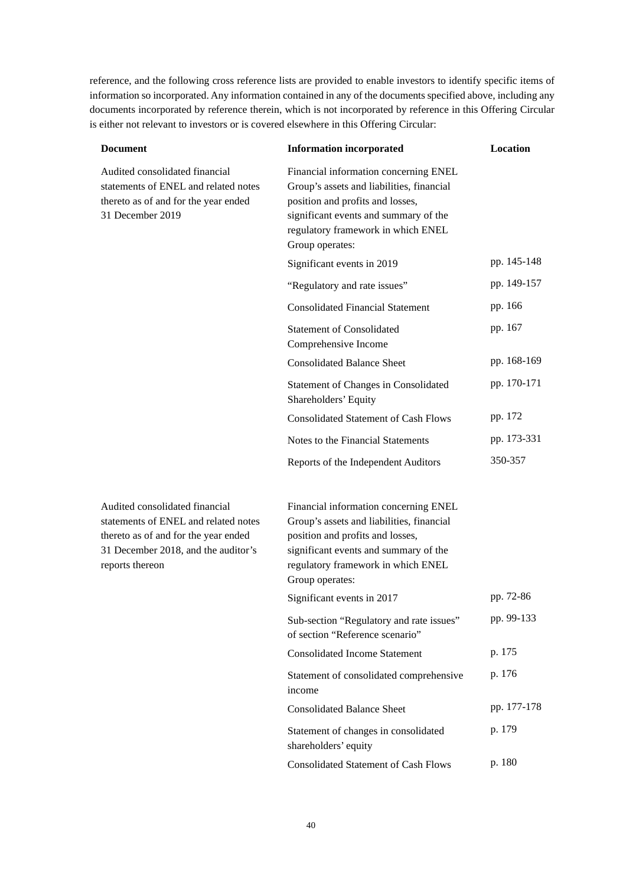reference, and the following cross reference lists are provided to enable investors to identify specific items of information so incorporated. Any information contained in any of the documents specified above, including any documents incorporated by reference therein, which is not incorporated by reference in this Offering Circular is either not relevant to investors or is covered elsewhere in this Offering Circular:

| Document | Information incorporated | Location |
|---|---|---|
| Audited consolidated financial statements of ENEL and related notes thereto as of and for the year ended 31 December 2019 | Financial information concerning ENEL Group's assets and liabilities, financial position and profits and losses, significant events and summary of the regulatory framework in which ENEL Group operates: | |
| | Significant events in 2019 | pp. 145-148 |
| | "Regulatory and rate issues" | pp. 149-157 |
| | Consolidated Financial Statement | pp. 166 |
| | Statement of Consolidated Comprehensive Income | pp. 167 |
| | Consolidated Balance Sheet | pp. 168-169 |
| | Statement of Changes in Consolidated Shareholders' Equity | pp. 170-171 |
| | Consolidated Statement of Cash Flows | pp. 172 |
| | Notes to the Financial Statements | pp. 173-331 |
| | Reports of the Independent Auditors | 350-357 |
| Audited consolidated financial statements of ENEL and related notes thereto as of and for the year ended 31 December 2018, and the auditor's reports thereon | Financial information concerning ENEL Group's assets and liabilities, financial position and profits and losses, significant events and summary of the regulatory framework in which ENEL Group operates: | |
| | Significant events in 2017 | pp. 72-86 |
| | Sub-section "Regulatory and rate issues" of section "Reference scenario" | pp. 99-133 |
| | Consolidated Income Statement | p. 175 |
| | Statement of consolidated comprehensive income | p. 176 |
| | Consolidated Balance Sheet | pp. 177-178 |
| | Statement of changes in consolidated shareholders' equity | p. 179 |
| | Consolidated Statement of Cash Flows | p. 180 |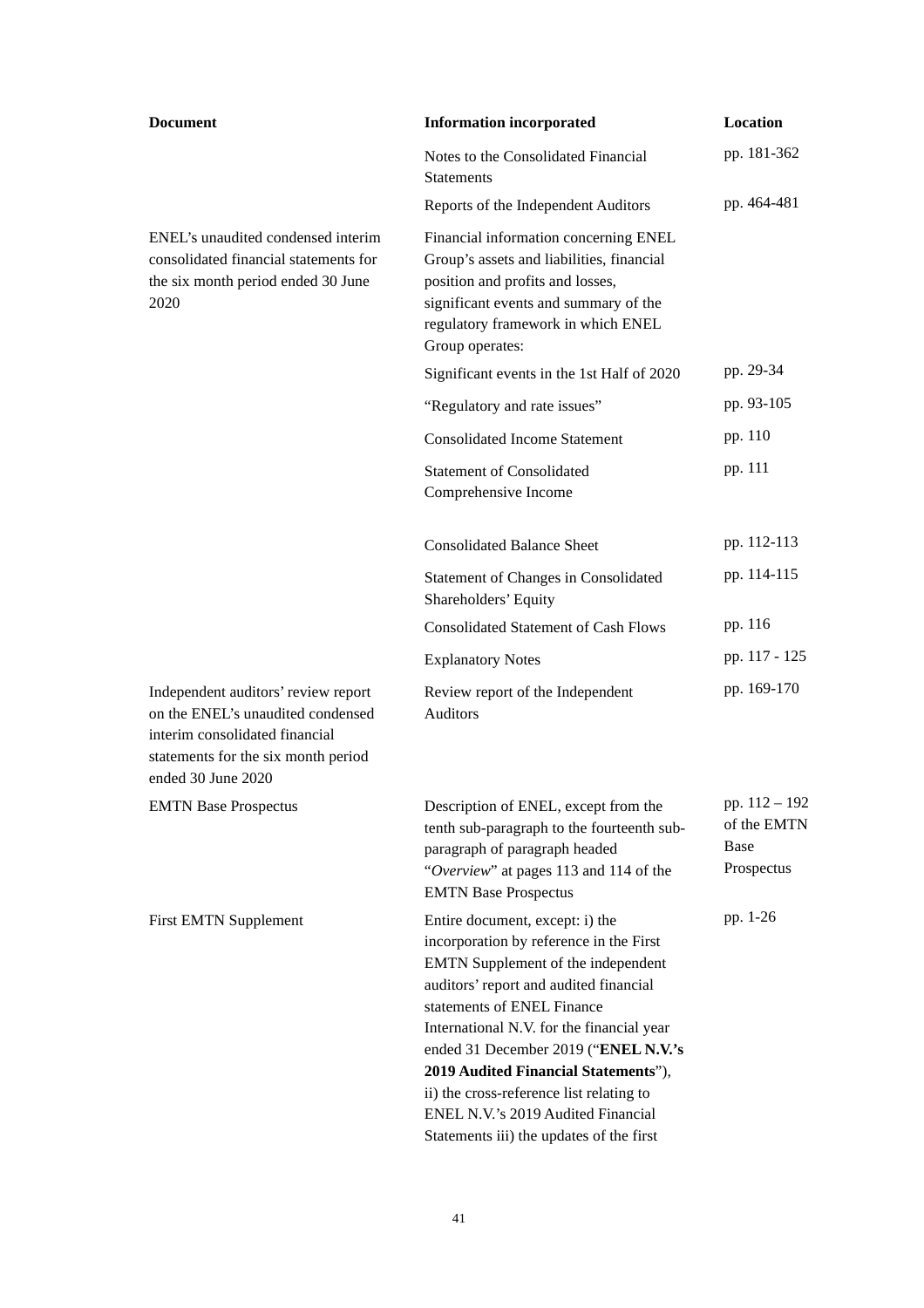| Document | Information incorporated | Location |
| --- | --- | --- |
| | Notes to the Consolidated Financial Statements | pp. 181-362 |
| | Reports of the Independent Auditors | pp. 464-481 |
| ENEL's unaudited condensed interim consolidated financial statements for the six month period ended 30 June 2020 | Financial information concerning ENEL Group's assets and liabilities, financial position and profits and losses, significant events and summary of the regulatory framework in which ENEL Group operates: | |
| | Significant events in the 1st Half of 2020 | pp. 29-34 |
| | "Regulatory and rate issues" | pp. 93-105 |
| | Consolidated Income Statement | pp. 110 |
| | Statement of Consolidated Comprehensive Income | pp. 111 |
| | Consolidated Balance Sheet | pp. 112-113 |
| | Statement of Changes in Consolidated Shareholders' Equity | pp. 114-115 |
| | Consolidated Statement of Cash Flows | pp. 116 |
| | Explanatory Notes | pp. 117 - 125 |
| Independent auditors' review report on the ENEL's unaudited condensed interim consolidated financial statements for the six month period ended 30 June 2020 | Review report of the Independent Auditors | pp. 169-170 |
| EMTN Base Prospectus | Description of ENEL, except from the tenth sub-paragraph to the fourteenth sub-paragraph of paragraph headed "*Overview*" at pages 113 and 114 of the EMTN Base Prospectus | pp. 112 – 192 of the EMTN Base Prospectus |
| First EMTN Supplement | Entire document, except: i) the incorporation by reference in the First EMTN Supplement of the independent auditors' report and audited financial statements of ENEL Finance International N.V. for the financial year ended 31 December 2019 ("**ENEL N.V.'s 2019 Audited Financial Statements**"), ii) the cross-reference list relating to ENEL N.V.'s 2019 Audited Financial Statements iii) the updates of the first | pp. 1-26 |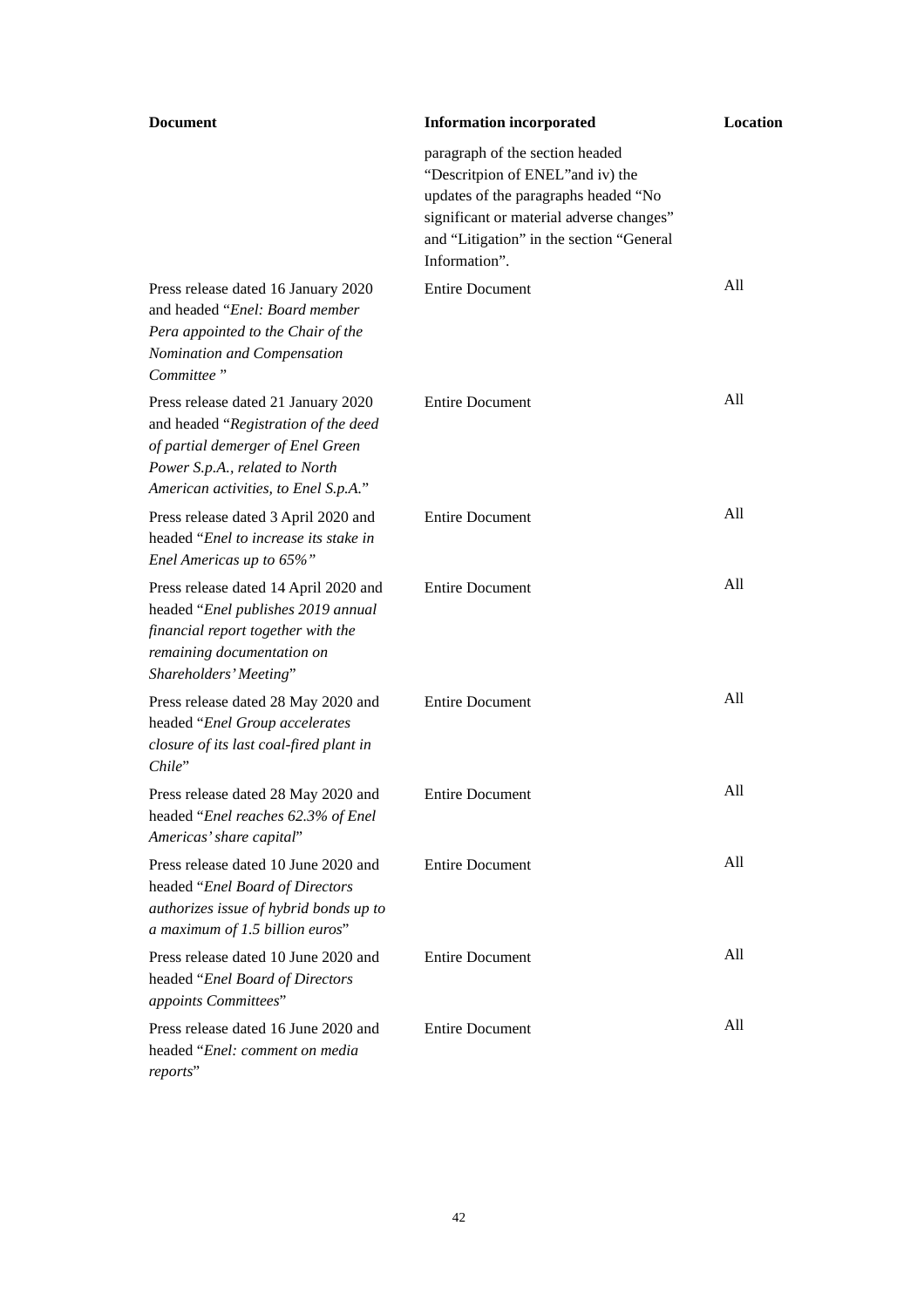| Document | Information incorporated | Location |
|---|---|---|
| | paragraph of the section headed “Descritpion of ENEL”and iv) the updates of the paragraphs headed “No significant or material adverse changes” and “Litigation” in the section “General Information”. | |
| Press release dated 16 January 2020 and headed “*Enel: Board member Pera appointed to the Chair of the Nomination and Compensation Committee* ” | Entire Document | All |
| Press release dated 21 January 2020 and headed “*Registration of the deed of partial demerger of Enel Green Power S.p.A., related to North American activities, to Enel S.p.A.*” | Entire Document | All |
| Press release dated 3 April 2020 and headed “*Enel to increase its stake in Enel Americas up to 65%”* | Entire Document | All |
| Press release dated 14 April 2020 and headed “*Enel publishes 2019 annual financial report together with the remaining documentation on Shareholders' Meeting*” | Entire Document | All |
| Press release dated 28 May 2020 and headed “*Enel Group accelerates closure of its last coal-fired plant in Chile*” | Entire Document | All |
| Press release dated 28 May 2020 and headed “*Enel reaches 62.3% of Enel Americas' share capital*” | Entire Document | All |
| Press release dated 10 June 2020 and headed “*Enel Board of Directors authorizes issue of hybrid bonds up to a maximum of 1.5 billion euros*” | Entire Document | All |
| Press release dated 10 June 2020 and headed “*Enel Board of Directors appoints Committees*” | Entire Document | All |
| Press release dated 16 June 2020 and headed “*Enel: comment on media reports*” | Entire Document | All |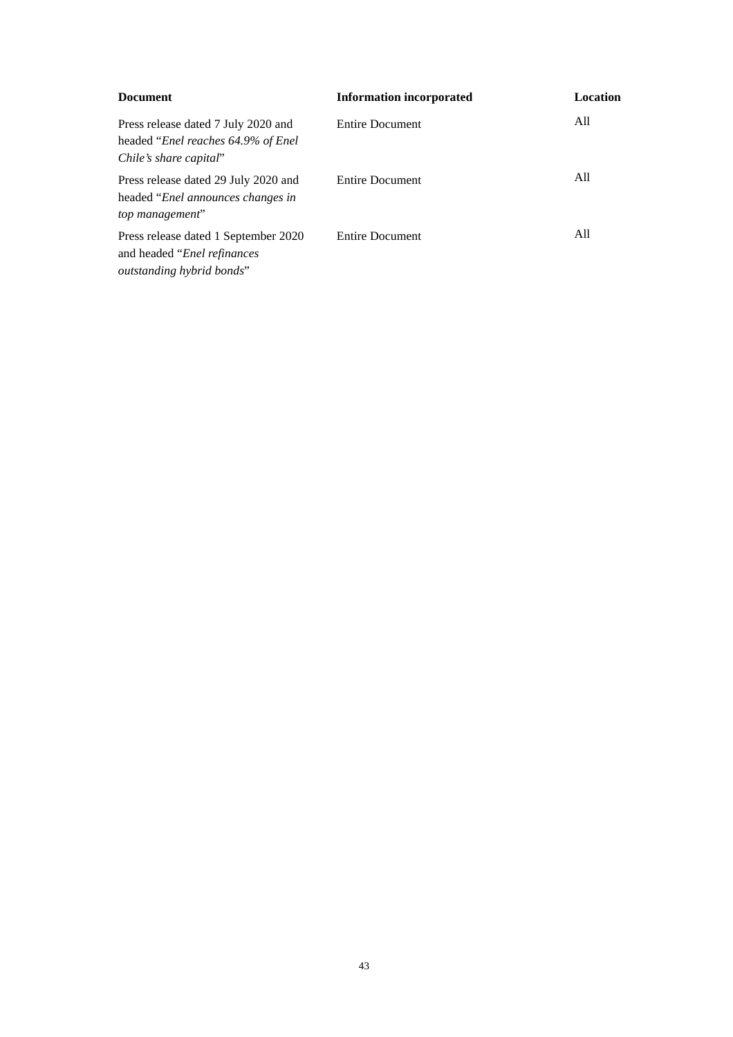| **Document** | **Information incorporated** | **Location** |
| --- | --- | --- |
| Press release dated 7 July 2020 and headed "*Enel reaches 64.9% of Enel Chile's share capital*" | Entire Document | All |
| Press release dated 29 July 2020 and headed "*Enel announces changes in top management*" | Entire Document | All |
| Press release dated 1 September 2020 and headed "*Enel refinances outstanding hybrid bonds*" | Entire Document | All |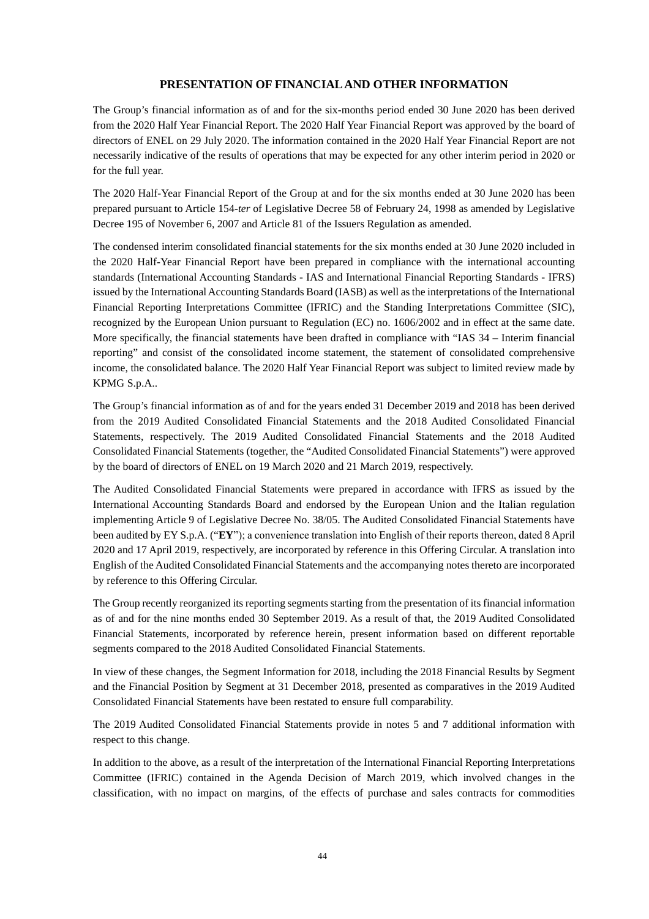## PRESENTATION OF FINANCIAL AND OTHER INFORMATION

The Group's financial information as of and for the six-months period ended 30 June 2020 has been derived from the 2020 Half Year Financial Report. The 2020 Half Year Financial Report was approved by the board of directors of ENEL on 29 July 2020. The information contained in the 2020 Half Year Financial Report are not necessarily indicative of the results of operations that may be expected for any other interim period in 2020 or for the full year.

The 2020 Half-Year Financial Report of the Group at and for the six months ended at 30 June 2020 has been prepared pursuant to Article 154-*ter* of Legislative Decree 58 of February 24, 1998 as amended by Legislative Decree 195 of November 6, 2007 and Article 81 of the Issuers Regulation as amended.

The condensed interim consolidated financial statements for the six months ended at 30 June 2020 included in the 2020 Half-Year Financial Report have been prepared in compliance with the international accounting standards (International Accounting Standards - IAS and International Financial Reporting Standards - IFRS) issued by the International Accounting Standards Board (IASB) as well as the interpretations of the International Financial Reporting Interpretations Committee (IFRIC) and the Standing Interpretations Committee (SIC), recognized by the European Union pursuant to Regulation (EC) no. 1606/2002 and in effect at the same date. More specifically, the financial statements have been drafted in compliance with "IAS 34 – Interim financial reporting" and consist of the consolidated income statement, the statement of consolidated comprehensive income, the consolidated balance. The 2020 Half Year Financial Report was subject to limited review made by KPMG S.p.A..

The Group's financial information as of and for the years ended 31 December 2019 and 2018 has been derived from the 2019 Audited Consolidated Financial Statements and the 2018 Audited Consolidated Financial Statements, respectively. The 2019 Audited Consolidated Financial Statements and the 2018 Audited Consolidated Financial Statements (together, the "Audited Consolidated Financial Statements") were approved by the board of directors of ENEL on 19 March 2020 and 21 March 2019, respectively.

The Audited Consolidated Financial Statements were prepared in accordance with IFRS as issued by the International Accounting Standards Board and endorsed by the European Union and the Italian regulation implementing Article 9 of Legislative Decree No. 38/05. The Audited Consolidated Financial Statements have been audited by EY S.p.A. ("**EY**"); a convenience translation into English of their reports thereon, dated 8 April 2020 and 17 April 2019, respectively, are incorporated by reference in this Offering Circular. A translation into English of the Audited Consolidated Financial Statements and the accompanying notes thereto are incorporated by reference to this Offering Circular.

The Group recently reorganized its reporting segments starting from the presentation of its financial information as of and for the nine months ended 30 September 2019. As a result of that, the 2019 Audited Consolidated Financial Statements, incorporated by reference herein, present information based on different reportable segments compared to the 2018 Audited Consolidated Financial Statements.

In view of these changes, the Segment Information for 2018, including the 2018 Financial Results by Segment and the Financial Position by Segment at 31 December 2018, presented as comparatives in the 2019 Audited Consolidated Financial Statements have been restated to ensure full comparability.

The 2019 Audited Consolidated Financial Statements provide in notes 5 and 7 additional information with respect to this change.

In addition to the above, as a result of the interpretation of the International Financial Reporting Interpretations Committee (IFRIC) contained in the Agenda Decision of March 2019, which involved changes in the classification, with no impact on margins, of the effects of purchase and sales contracts for commodities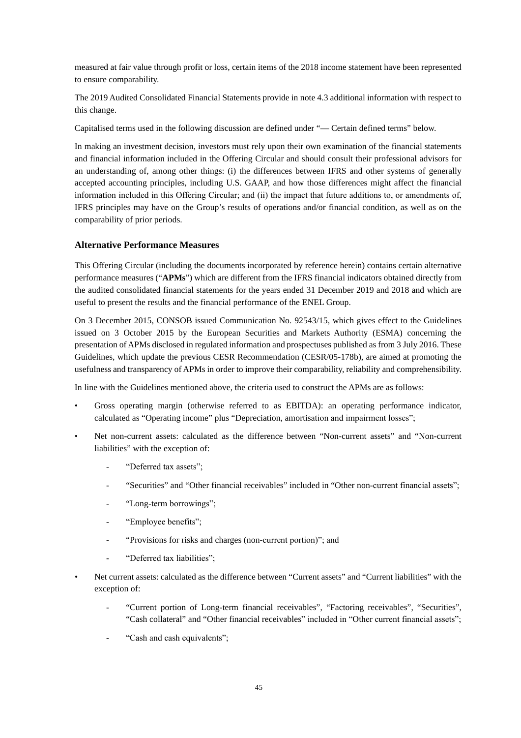measured at fair value through profit or loss, certain items of the 2018 income statement have been represented to ensure comparability.

The 2019 Audited Consolidated Financial Statements provide in note 4.3 additional information with respect to this change.

Capitalised terms used in the following discussion are defined under "— Certain defined terms" below.

In making an investment decision, investors must rely upon their own examination of the financial statements and financial information included in the Offering Circular and should consult their professional advisors for an understanding of, among other things: (i) the differences between IFRS and other systems of generally accepted accounting principles, including U.S. GAAP, and how those differences might affect the financial information included in this Offering Circular; and (ii) the impact that future additions to, or amendments of, IFRS principles may have on the Group's results of operations and/or financial condition, as well as on the comparability of prior periods.

### Alternative Performance Measures

This Offering Circular (including the documents incorporated by reference herein) contains certain alternative performance measures ("**APMs**") which are different from the IFRS financial indicators obtained directly from the audited consolidated financial statements for the years ended 31 December 2019 and 2018 and which are useful to present the results and the financial performance of the ENEL Group.

On 3 December 2015, CONSOB issued Communication No. 92543/15, which gives effect to the Guidelines issued on 3 October 2015 by the European Securities and Markets Authority (ESMA) concerning the presentation of APMs disclosed in regulated information and prospectuses published as from 3 July 2016. These Guidelines, which update the previous CESR Recommendation (CESR/05-178b), are aimed at promoting the usefulness and transparency of APMs in order to improve their comparability, reliability and comprehensibility.

In line with the Guidelines mentioned above, the criteria used to construct the APMs are as follows:

- Gross operating margin (otherwise referred to as EBITDA): an operating performance indicator, calculated as "Operating income" plus "Depreciation, amortisation and impairment losses";
- Net non-current assets: calculated as the difference between "Non-current assets" and "Non-current liabilities" with the exception of:
  - "Deferred tax assets";
  - "Securities" and "Other financial receivables" included in "Other non-current financial assets";
  - "Long-term borrowings";
  - "Employee benefits";
  - "Provisions for risks and charges (non-current portion)"; and
  - "Deferred tax liabilities";
- Net current assets: calculated as the difference between "Current assets" and "Current liabilities" with the exception of:
  - "Current portion of Long-term financial receivables", "Factoring receivables", "Securities", "Cash collateral" and "Other financial receivables" included in "Other current financial assets";
  - "Cash and cash equivalents";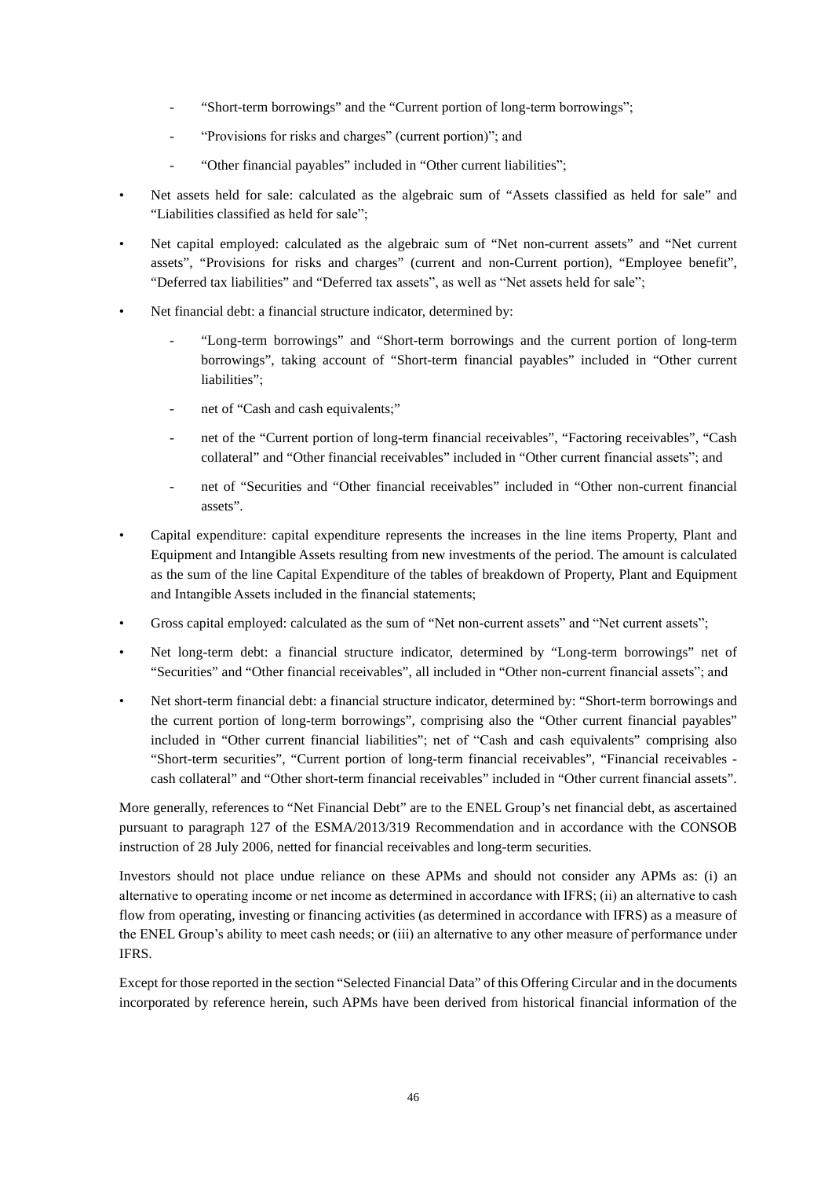- "Short-term borrowings" and the "Current portion of long-term borrowings";
- "Provisions for risks and charges" (current portion)"; and
- "Other financial payables" included in "Other current liabilities";

- Net assets held for sale: calculated as the algebraic sum of "Assets classified as held for sale" and "Liabilities classified as held for sale";
- Net capital employed: calculated as the algebraic sum of "Net non-current assets" and "Net current assets", "Provisions for risks and charges" (current and non-Current portion), "Employee benefit", "Deferred tax liabilities" and "Deferred tax assets", as well as "Net assets held for sale";
- Net financial debt: a financial structure indicator, determined by:
  - "Long-term borrowings" and "Short-term borrowings and the current portion of long-term borrowings", taking account of "Short-term financial payables" included in "Other current liabilities";
  - net of "Cash and cash equivalents;"
  - net of the "Current portion of long-term financial receivables", "Factoring receivables", "Cash collateral" and "Other financial receivables" included in "Other current financial assets"; and
  - net of "Securities and "Other financial receivables" included in "Other non-current financial assets".
- Capital expenditure: capital expenditure represents the increases in the line items Property, Plant and Equipment and Intangible Assets resulting from new investments of the period. The amount is calculated as the sum of the line Capital Expenditure of the tables of breakdown of Property, Plant and Equipment and Intangible Assets included in the financial statements;
- Gross capital employed: calculated as the sum of "Net non-current assets" and "Net current assets";
- Net long-term debt: a financial structure indicator, determined by "Long-term borrowings" net of "Securities" and "Other financial receivables", all included in "Other non-current financial assets"; and
- Net short-term financial debt: a financial structure indicator, determined by: "Short-term borrowings and the current portion of long-term borrowings", comprising also the "Other current financial payables" included in "Other current financial liabilities"; net of "Cash and cash equivalents" comprising also "Short-term securities", "Current portion of long-term financial receivables", "Financial receivables - cash collateral" and "Other short-term financial receivables" included in "Other current financial assets".

More generally, references to "Net Financial Debt" are to the ENEL Group's net financial debt, as ascertained pursuant to paragraph 127 of the ESMA/2013/319 Recommendation and in accordance with the CONSOB instruction of 28 July 2006, netted for financial receivables and long-term securities.

Investors should not place undue reliance on these APMs and should not consider any APMs as: (i) an alternative to operating income or net income as determined in accordance with IFRS; (ii) an alternative to cash flow from operating, investing or financing activities (as determined in accordance with IFRS) as a measure of the ENEL Group's ability to meet cash needs; or (iii) an alternative to any other measure of performance under IFRS.

Except for those reported in the section "Selected Financial Data" of this Offering Circular and in the documents incorporated by reference herein, such APMs have been derived from historical financial information of the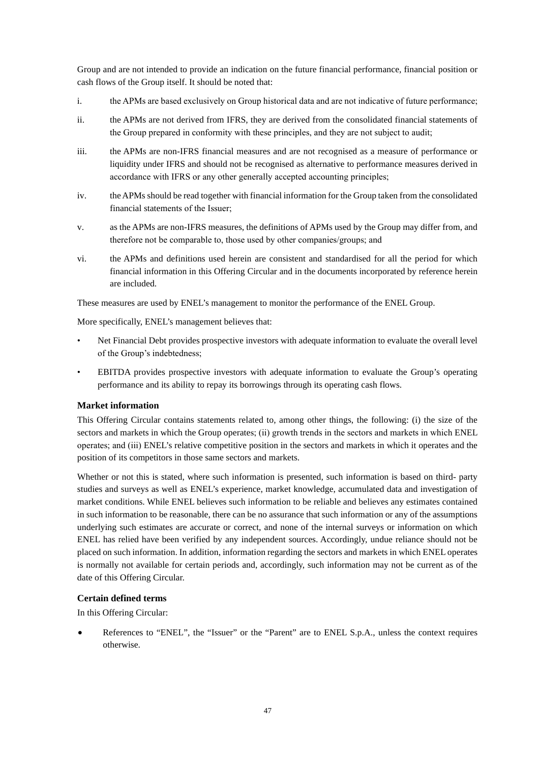Group and are not intended to provide an indication on the future financial performance, financial position or cash flows of the Group itself. It should be noted that:

i. the APMs are based exclusively on Group historical data and are not indicative of future performance;

ii. the APMs are not derived from IFRS, they are derived from the consolidated financial statements of the Group prepared in conformity with these principles, and they are not subject to audit;

iii. the APMs are non-IFRS financial measures and are not recognised as a measure of performance or liquidity under IFRS and should not be recognised as alternative to performance measures derived in accordance with IFRS or any other generally accepted accounting principles;

iv. the APMs should be read together with financial information for the Group taken from the consolidated financial statements of the Issuer;

v. as the APMs are non-IFRS measures, the definitions of APMs used by the Group may differ from, and therefore not be comparable to, those used by other companies/groups; and

vi. the APMs and definitions used herein are consistent and standardised for all the period for which financial information in this Offering Circular and in the documents incorporated by reference herein are included.

These measures are used by ENEL's management to monitor the performance of the ENEL Group.

More specifically, ENEL's management believes that:

- Net Financial Debt provides prospective investors with adequate information to evaluate the overall level of the Group's indebtedness;
- EBITDA provides prospective investors with adequate information to evaluate the Group's operating performance and its ability to repay its borrowings through its operating cash flows.

### Market information

This Offering Circular contains statements related to, among other things, the following: (i) the size of the sectors and markets in which the Group operates; (ii) growth trends in the sectors and markets in which ENEL operates; and (iii) ENEL's relative competitive position in the sectors and markets in which it operates and the position of its competitors in those same sectors and markets.

Whether or not this is stated, where such information is presented, such information is based on third- party studies and surveys as well as ENEL's experience, market knowledge, accumulated data and investigation of market conditions. While ENEL believes such information to be reliable and believes any estimates contained in such information to be reasonable, there can be no assurance that such information or any of the assumptions underlying such estimates are accurate or correct, and none of the internal surveys or information on which ENEL has relied have been verified by any independent sources. Accordingly, undue reliance should not be placed on such information. In addition, information regarding the sectors and markets in which ENEL operates is normally not available for certain periods and, accordingly, such information may not be current as of the date of this Offering Circular.

### Certain defined terms

In this Offering Circular:

- References to "ENEL", the "Issuer" or the "Parent" are to ENEL S.p.A., unless the context requires otherwise.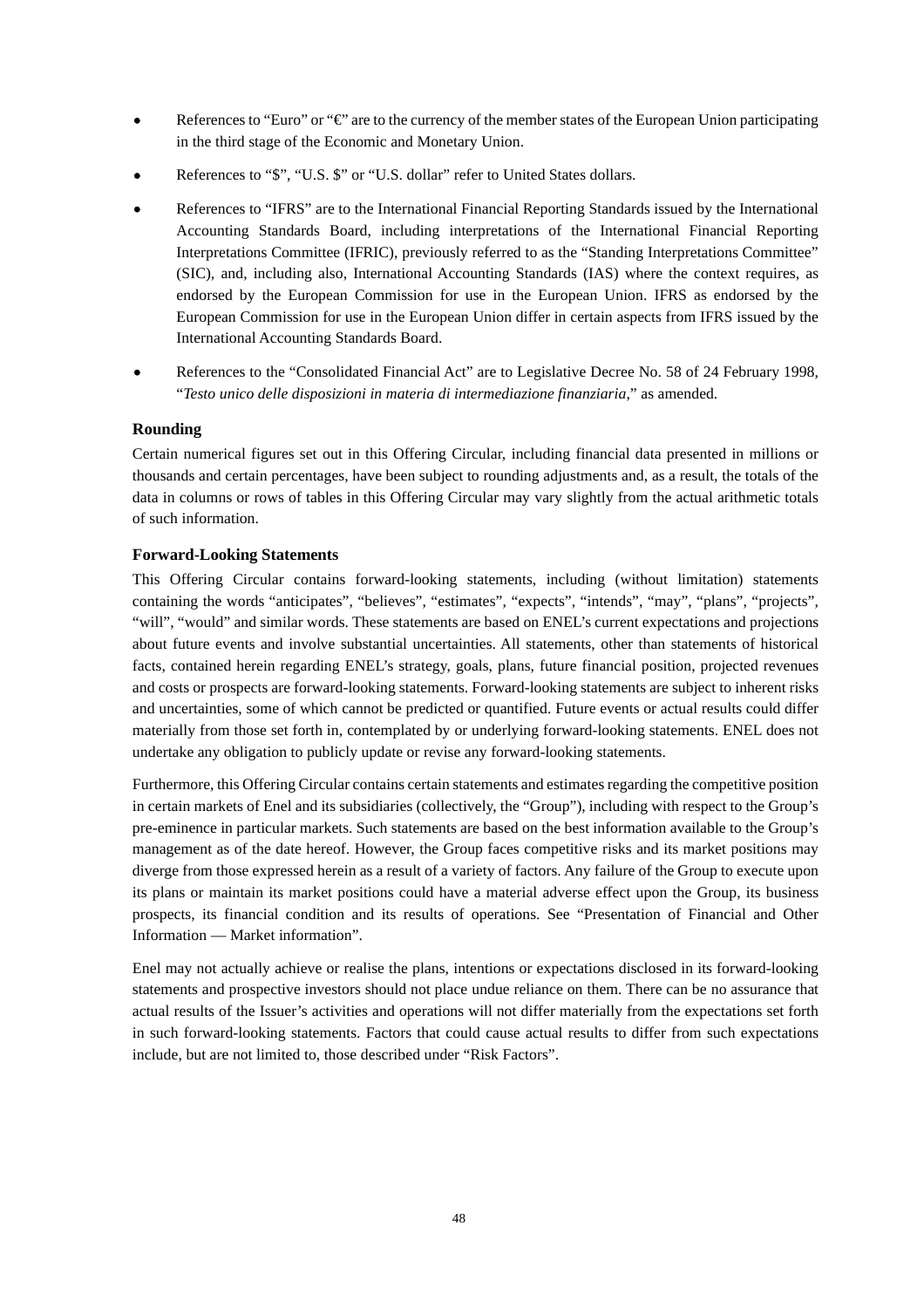- References to "Euro" or "€" are to the currency of the member states of the European Union participating in the third stage of the Economic and Monetary Union.
- References to "$", "U.S. $" or "U.S. dollar" refer to United States dollars.
- References to "IFRS" are to the International Financial Reporting Standards issued by the International Accounting Standards Board, including interpretations of the International Financial Reporting Interpretations Committee (IFRIC), previously referred to as the "Standing Interpretations Committee" (SIC), and, including also, International Accounting Standards (IAS) where the context requires, as endorsed by the European Commission for use in the European Union. IFRS as endorsed by the European Commission for use in the European Union differ in certain aspects from IFRS issued by the International Accounting Standards Board.
- References to the "Consolidated Financial Act" are to Legislative Decree No. 58 of 24 February 1998, "*Testo unico delle disposizioni in materia di intermediazione finanziaria*," as amended.

### Rounding

Certain numerical figures set out in this Offering Circular, including financial data presented in millions or thousands and certain percentages, have been subject to rounding adjustments and, as a result, the totals of the data in columns or rows of tables in this Offering Circular may vary slightly from the actual arithmetic totals of such information.

### Forward-Looking Statements

This Offering Circular contains forward-looking statements, including (without limitation) statements containing the words "anticipates", "believes", "estimates", "expects", "intends", "may", "plans", "projects", "will", "would" and similar words. These statements are based on ENEL's current expectations and projections about future events and involve substantial uncertainties. All statements, other than statements of historical facts, contained herein regarding ENEL's strategy, goals, plans, future financial position, projected revenues and costs or prospects are forward-looking statements. Forward-looking statements are subject to inherent risks and uncertainties, some of which cannot be predicted or quantified. Future events or actual results could differ materially from those set forth in, contemplated by or underlying forward-looking statements. ENEL does not undertake any obligation to publicly update or revise any forward-looking statements.

Furthermore, this Offering Circular contains certain statements and estimates regarding the competitive position in certain markets of Enel and its subsidiaries (collectively, the "Group"), including with respect to the Group's pre-eminence in particular markets. Such statements are based on the best information available to the Group's management as of the date hereof. However, the Group faces competitive risks and its market positions may diverge from those expressed herein as a result of a variety of factors. Any failure of the Group to execute upon its plans or maintain its market positions could have a material adverse effect upon the Group, its business prospects, its financial condition and its results of operations. See "Presentation of Financial and Other Information — Market information".

Enel may not actually achieve or realise the plans, intentions or expectations disclosed in its forward-looking statements and prospective investors should not place undue reliance on them. There can be no assurance that actual results of the Issuer's activities and operations will not differ materially from the expectations set forth in such forward-looking statements. Factors that could cause actual results to differ from such expectations include, but are not limited to, those described under "Risk Factors".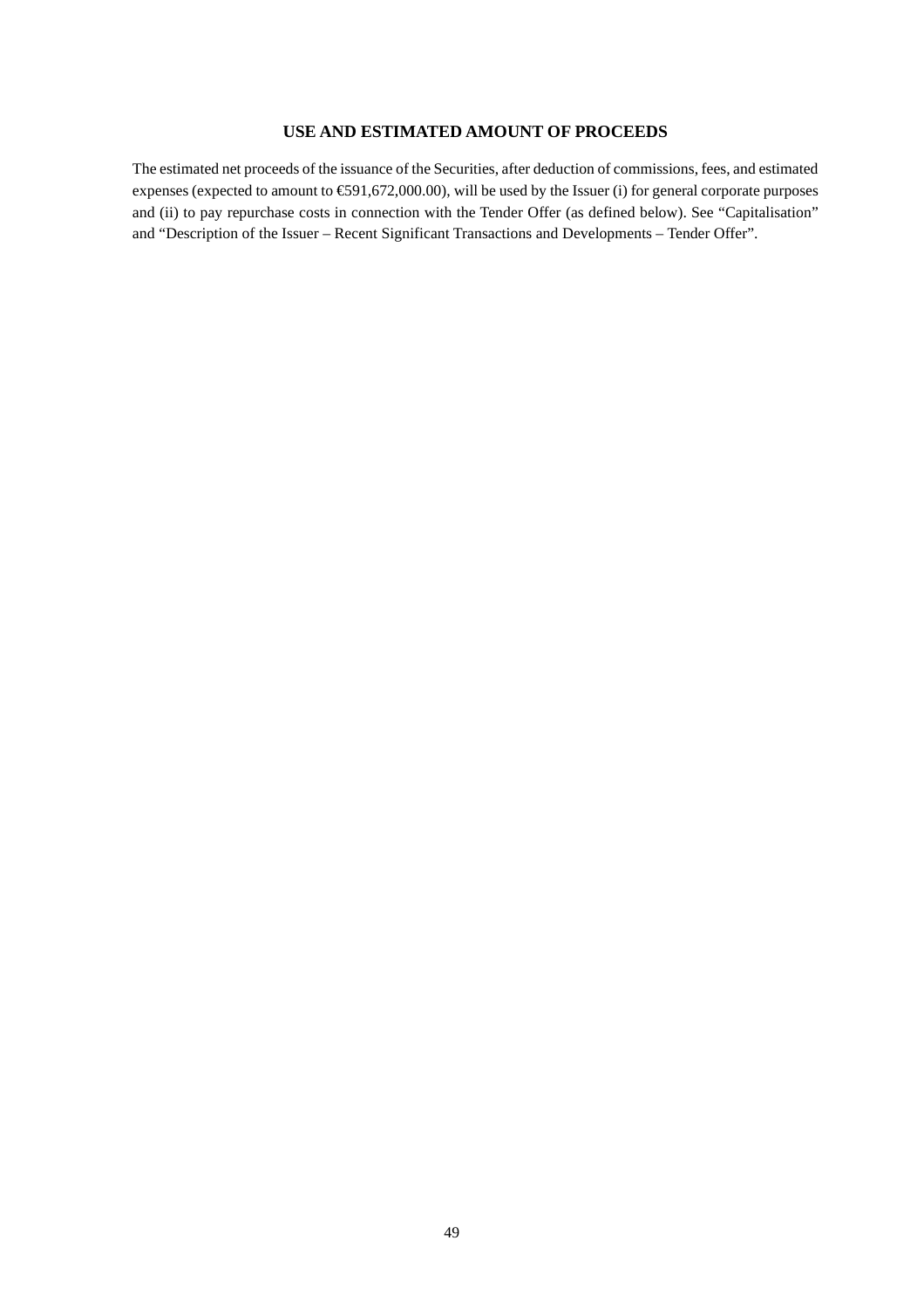## USE AND ESTIMATED AMOUNT OF PROCEEDS

The estimated net proceeds of the issuance of the Securities, after deduction of commissions, fees, and estimated expenses (expected to amount to €591,672,000.00), will be used by the Issuer (i) for general corporate purposes and (ii) to pay repurchase costs in connection with the Tender Offer (as defined below). See "Capitalisation" and "Description of the Issuer – Recent Significant Transactions and Developments – Tender Offer".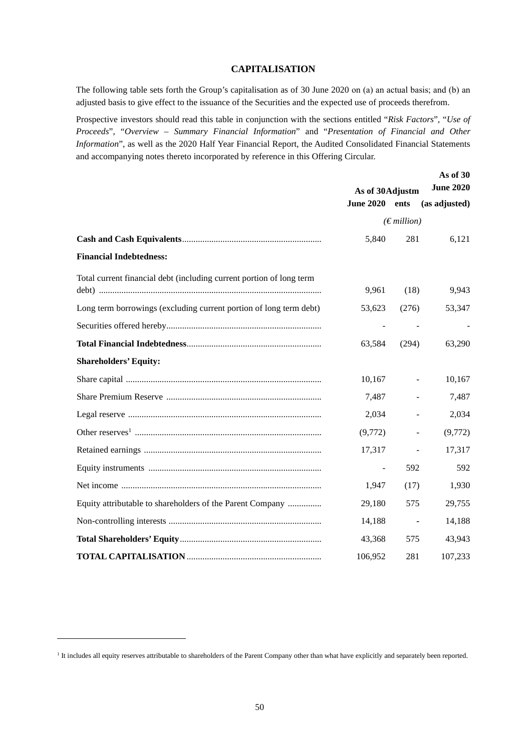# CAPITALISATION

The following table sets forth the Group's capitalisation as of 30 June 2020 on (a) an actual basis; and (b) an adjusted basis to give effect to the issuance of the Securities and the expected use of proceeds therefrom.

Prospective investors should read this table in conjunction with the sections entitled "*Risk Factors*", "*Use of Proceeds*", "*Overview – Summary Financial Information*" and "*Presentation of Financial and Other Information*", as well as the 2020 Half Year Financial Report, the Audited Consolidated Financial Statements and accompanying notes thereto incorporated by reference in this Offering Circular.

| | **As of 30 June 2020** | **Adjustments** | **As of 30 June 2020 (as adjusted)** |
|---|---|---|---|
| | | *(€ million)* | |
| **Cash and Cash Equivalents** | 5,840 | 281 | 6,121 |
| **Financial Indebtedness:** | | | |
| Total current financial debt (including current portion of long term debt) | 9,961 | (18) | 9,943 |
| Long term borrowings (excluding current portion of long term debt) | 53,623 | (276) | 53,347 |
| Securities offered hereby | - | - | - |
| **Total Financial Indebtedness** | 63,584 | (294) | 63,290 |
| **Shareholders' Equity:** | | | |
| Share capital | 10,167 | - | 10,167 |
| Share Premium Reserve | 7,487 | - | 7,487 |
| Legal reserve | 2,034 | - | 2,034 |
| Other reserves[1] | (9,772) | - | (9,772) |
| Retained earnings | 17,317 | - | 17,317 |
| Equity instruments | - | 592 | 592 |
| Net income | 1,947 | (17) | 1,930 |
| Equity attributable to shareholders of the Parent Company | 29,180 | 575 | 29,755 |
| Non-controlling interests | 14,188 | - | 14,188 |
| **Total Shareholders' Equity** | 43,368 | 575 | 43,943 |
| **TOTAL CAPITALISATION** | 106,952 | 281 | 107,233 |

[1] It includes all equity reserves attributable to shareholders of the Parent Company other than what have explicitly and separately been reported.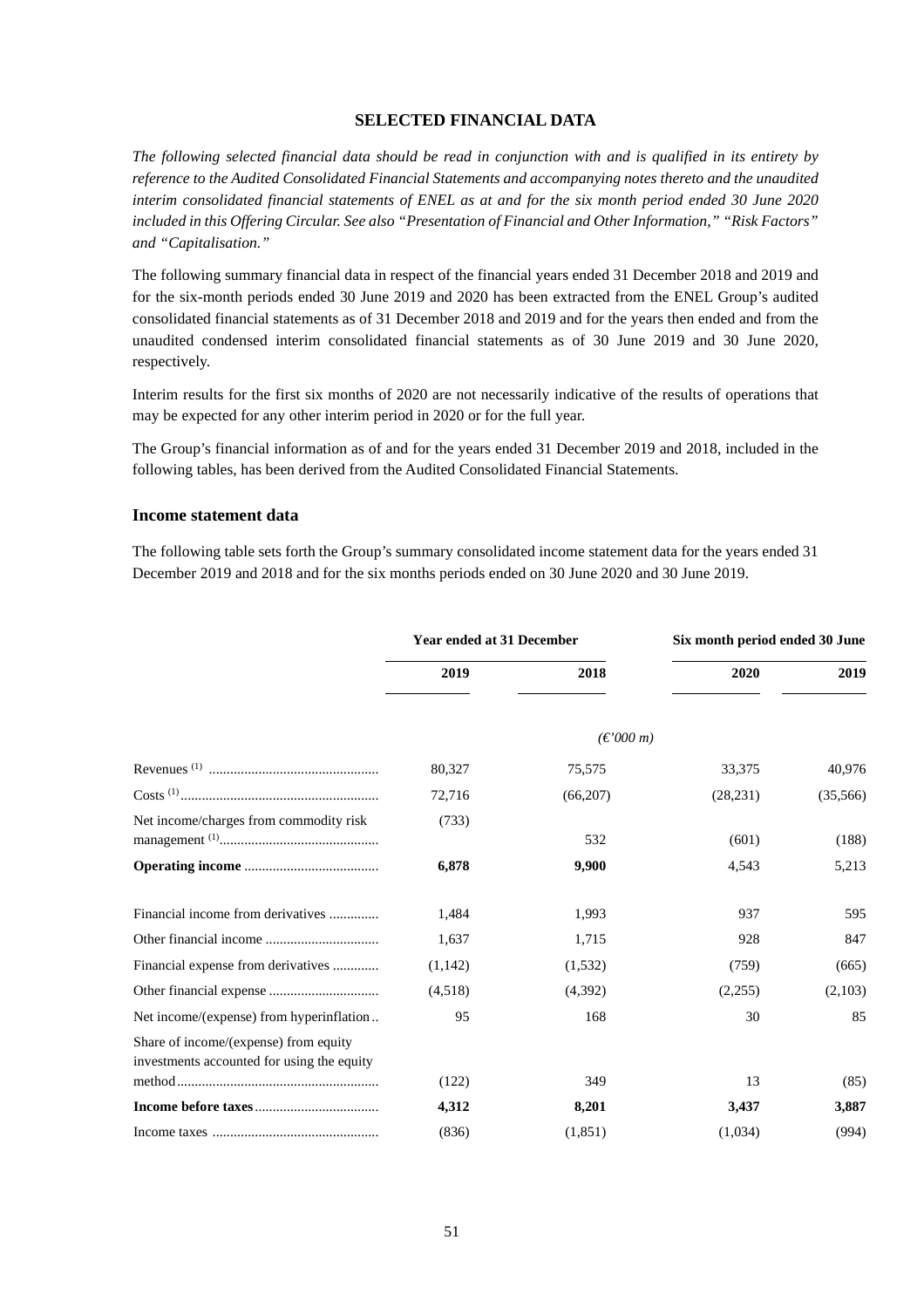## SELECTED FINANCIAL DATA

*The following selected financial data should be read in conjunction with and is qualified in its entirety by reference to the Audited Consolidated Financial Statements and accompanying notes thereto and the unaudited interim consolidated financial statements of ENEL as at and for the six month period ended 30 June 2020 included in this Offering Circular. See also "Presentation of Financial and Other Information," "Risk Factors" and "Capitalisation."*

The following summary financial data in respect of the financial years ended 31 December 2018 and 2019 and for the six-month periods ended 30 June 2019 and 2020 has been extracted from the ENEL Group's audited consolidated financial statements as of 31 December 2018 and 2019 and for the years then ended and from the unaudited condensed interim consolidated financial statements as of 30 June 2019 and 30 June 2020, respectively.

Interim results for the first six months of 2020 are not necessarily indicative of the results of operations that may be expected for any other interim period in 2020 or for the full year.

The Group's financial information as of and for the years ended 31 December 2019 and 2018, included in the following tables, has been derived from the Audited Consolidated Financial Statements.

### Income statement data

The following table sets forth the Group's summary consolidated income statement data for the years ended 31 December 2019 and 2018 and for the six months periods ended on 30 June 2020 and 30 June 2019.

| | Year ended at 31 December | | Six month period ended 30 June | |
|---|---|---|---|---|
| | 2019 | 2018 | 2020 | 2019 |
| | | *(€'000 m)* | | |
| Revenues [1] | 80,327 | 75,575 | 33,375 | 40,976 |
| Costs [1] | 72,716 | (66,207) | (28,231) | (35,566) |
| Net income/charges from commodity risk management [1] | (733) | 532 | (601) | (188) |
| **Operating income** | **6,878** | **9,900** | 4,543 | 5,213 |
| Financial income from derivatives | 1,484 | 1,993 | 937 | 595 |
| Other financial income | 1,637 | 1,715 | 928 | 847 |
| Financial expense from derivatives | (1,142) | (1,532) | (759) | (665) |
| Other financial expense | (4,518) | (4,392) | (2,255) | (2,103) |
| Net income/(expense) from hyperinflation | 95 | 168 | 30 | 85 |
| Share of income/(expense) from equity investments accounted for using the equity method | (122) | 349 | 13 | (85) |
| **Income before taxes** | **4,312** | **8,201** | **3,437** | **3,887** |
| Income taxes | (836) | (1,851) | (1,034) | (994) |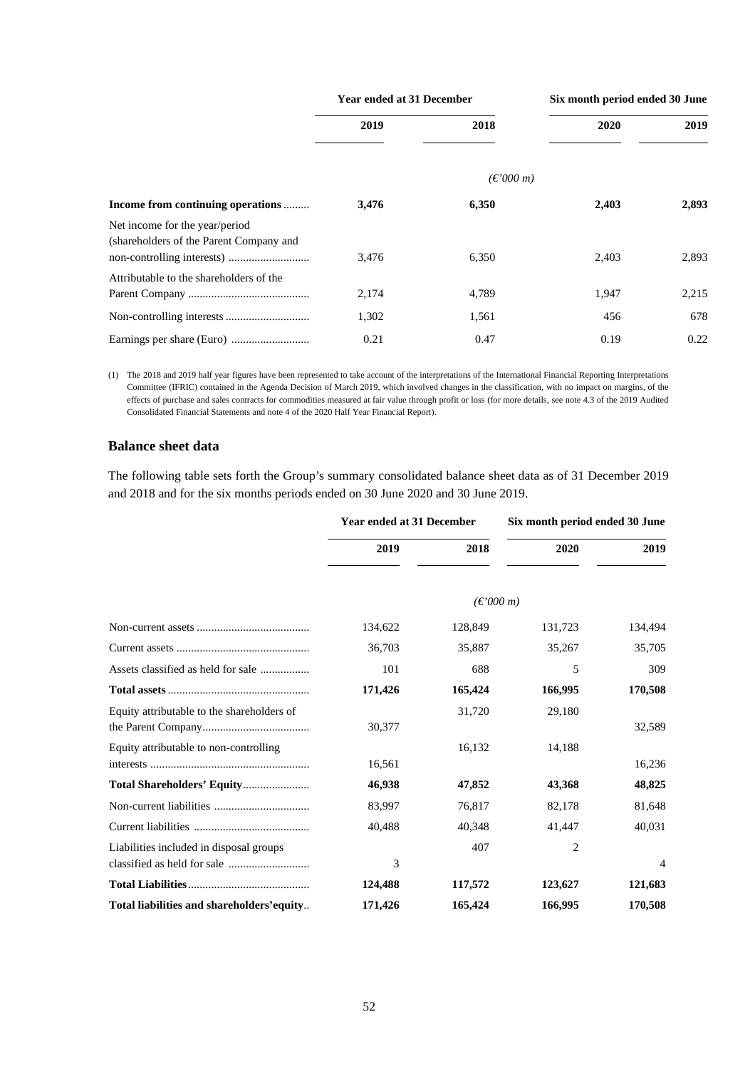| | Year ended at 31 December | | Six month period ended 30 June | |
|---|---|---|---|---|
| | 2019 | 2018 | 2020 | 2019 |
| | | *(€'000 m)* | | |
| **Income from continuing operations** | **3,476** | **6,350** | **2,403** | **2,893** |
| Net income for the year/period (shareholders of the Parent Company and non-controlling interests) | 3,476 | 6,350 | 2,403 | 2,893 |
| Attributable to the shareholders of the Parent Company | 2,174 | 4,789 | 1,947 | 2,215 |
| Non-controlling interests | 1,302 | 1,561 | 456 | 678 |
| Earnings per share (Euro) | 0.21 | 0.47 | 0.19 | 0.22 |

(1) The 2018 and 2019 half year figures have been represented to take account of the interpretations of the International Financial Reporting Interpretations Committee (IFRIC) contained in the Agenda Decision of March 2019, which involved changes in the classification, with no impact on margins, of the effects of purchase and sales contracts for commodities measured at fair value through profit or loss (for more details, see note 4.3 of the 2019 Audited Consolidated Financial Statements and note 4 of the 2020 Half Year Financial Report).

### Balance sheet data

The following table sets forth the Group's summary consolidated balance sheet data as of 31 December 2019 and 2018 and for the six months periods ended on 30 June 2020 and 30 June 2019.

| | Year ended at 31 December | | Six month period ended 30 June | |
|---|---|---|---|---|
| | 2019 | 2018 | 2020 | 2019 |
| | | *(€'000 m)* | | |
| Non-current assets | 134,622 | 128,849 | 131,723 | 134,494 |
| Current assets | 36,703 | 35,887 | 35,267 | 35,705 |
| Assets classified as held for sale | 101 | 688 | 5 | 309 |
| **Total assets** | **171,426** | **165,424** | **166,995** | **170,508** |
| Equity attributable to the shareholders of the Parent Company | 30,377 | 31,720 | 29,180 | 32,589 |
| Equity attributable to non-controlling interests | 16,561 | 16,132 | 14,188 | 16,236 |
| **Total Shareholders' Equity** | **46,938** | **47,852** | **43,368** | **48,825** |
| Non-current liabilities | 83,997 | 76,817 | 82,178 | 81,648 |
| Current liabilities | 40,488 | 40,348 | 41,447 | 40,031 |
| Liabilities included in disposal groups classified as held for sale | 3 | 407 | 2 | 4 |
| **Total Liabilities** | **124,488** | **117,572** | **123,627** | **121,683** |
| **Total liabilities and shareholders' equity** | **171,426** | **165,424** | **166,995** | **170,508** |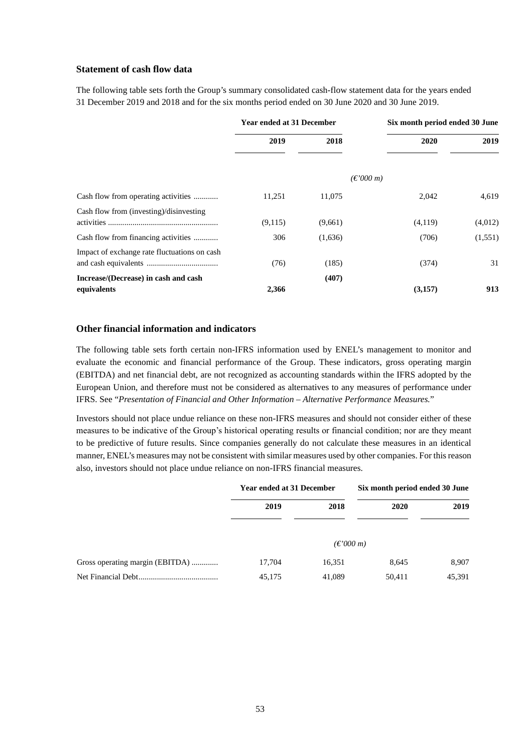### Statement of cash flow data

The following table sets forth the Group's summary consolidated cash-flow statement data for the years ended 31 December 2019 and 2018 and for the six months period ended on 30 June 2020 and 30 June 2019.

| | Year ended at 31 December | | Six month period ended 30 June | |
|---|---|---|---|---|
| | 2019 | 2018 | 2020 | 2019 |
| | *(€'000 m)* | | | |
| Cash flow from operating activities ............ | 11,251 | 11,075 | 2,042 | 4,619 |
| Cash flow from (investing)/disinvesting activities ..................................................... | (9,115) | (9,661) | (4,119) | (4,012) |
| Cash flow from financing activities ............ | 306 | (1,636) | (706) | (1,551) |
| Impact of exchange rate fluctuations on cash and cash equivalents .................................. | (76) | (185) | (374) | 31 |
| **Increase/(Decrease) in cash and cash equivalents** | **2,366** | **(407)** | **(3,157)** | **913** |

### Other financial information and indicators

The following table sets forth certain non-IFRS information used by ENEL's management to monitor and evaluate the economic and financial performance of the Group. These indicators, gross operating margin (EBITDA) and net financial debt, are not recognized as accounting standards within the IFRS adopted by the European Union, and therefore must not be considered as alternatives to any measures of performance under IFRS. See "*Presentation of Financial and Other Information – Alternative Performance Measures.*"

Investors should not place undue reliance on these non-IFRS measures and should not consider either of these measures to be indicative of the Group's historical operating results or financial condition; nor are they meant to be predictive of future results. Since companies generally do not calculate these measures in an identical manner, ENEL's measures may not be consistent with similar measures used by other companies. For this reason also, investors should not place undue reliance on non-IFRS financial measures.

| | Year ended at 31 December | | Six month period ended 30 June | |
|---|---|---|---|---|
| | 2019 | 2018 | 2020 | 2019 |
| | *(€'000 m)* | | | |
| Gross operating margin (EBITDA) ............ | 17,704 | 16,351 | 8,645 | 8,907 |
| Net Financial Debt...................................... | 45,175 | 41,089 | 50,411 | 45,391 |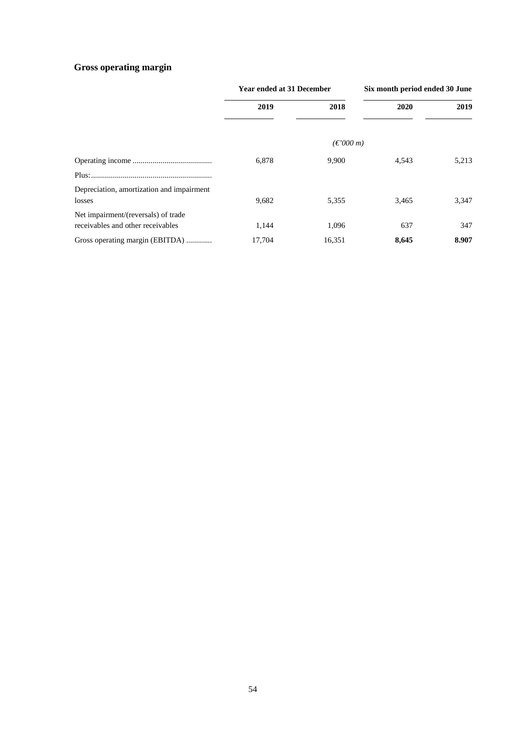## Gross operating margin

| | Year ended at 31 December | | Six month period ended 30 June | |
|---|---|---|---|---|
| | 2019 | 2018 | 2020 | 2019 |
| | | *(€'000 m)* | | |
| Operating income | 6,878 | 9,900 | 4,543 | 5,213 |
| Plus: | | | | |
| Depreciation, amortization and impairment losses | 9,682 | 5,355 | 3,465 | 3,347 |
| Net impairment/(reversals) of trade receivables and other receivables | 1,144 | 1,096 | 637 | 347 |
| Gross operating margin (EBITDA) | 17,704 | 16,351 | **8,645** | **8.907** |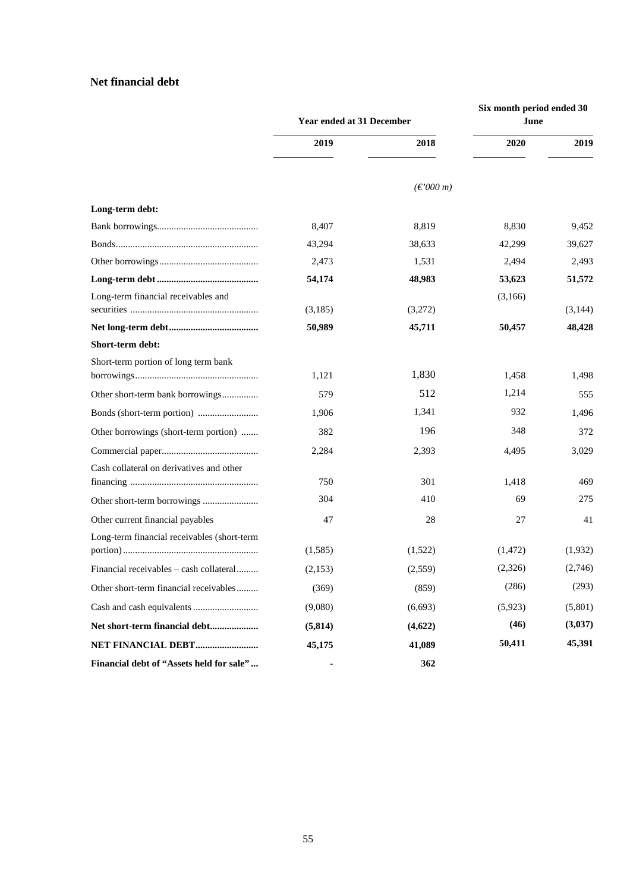## Net financial debt

| | Year ended at 31 December | | Six month period ended 30 June | |
|---|---|---|---|---|
| | 2019 | 2018 | 2020 | 2019 |
| | | *(€'000 m)* | | |
| **Long-term debt:** | | | | |
| Bank borrowings | 8,407 | 8,819 | 8,830 | 9,452 |
| Bonds | 43,294 | 38,633 | 42,299 | 39,627 |
| Other borrowings | 2,473 | 1,531 | 2,494 | 2,493 |
| **Long-term debt** | **54,174** | **48,983** | **53,623** | **51,572** |
| Long-term financial receivables and securities | (3,185) | (3,272) | (3,166) | (3,144) |
| **Net long-term debt** | **50,989** | **45,711** | **50,457** | **48,428** |
| **Short-term debt:** | | | | |
| Short-term portion of long term bank borrowings | 1,121 | 1,830 | 1,458 | 1,498 |
| Other short-term bank borrowings | 579 | 512 | 1,214 | 555 |
| Bonds (short-term portion) | 1,906 | 1,341 | 932 | 1,496 |
| Other borrowings (short-term portion) | 382 | 196 | 348 | 372 |
| Commercial paper | 2,284 | 2,393 | 4,495 | 3,029 |
| Cash collateral on derivatives and other financing | 750 | 301 | 1,418 | 469 |
| Other short-term borrowings | 304 | 410 | 69 | 275 |
| Other current financial payables | 47 | 28 | 27 | 41 |
| Long-term financial receivables (short-term portion) | (1,585) | (1,522) | (1,472) | (1,932) |
| Financial receivables – cash collateral | (2,153) | (2,559) | (2,326) | (2,746) |
| Other short-term financial receivables | (369) | (859) | (286) | (293) |
| Cash and cash equivalents | (9,080) | (6,693) | (5,923) | (5,801) |
| **Net short-term financial debt** | **(5,814)** | **(4,622)** | **(46)** | **(3,037)** |
| **NET FINANCIAL DEBT** | **45,175** | **41,089** | **50,411** | **45,391** |
| **Financial debt of "Assets held for sale"** | - | **362** | | |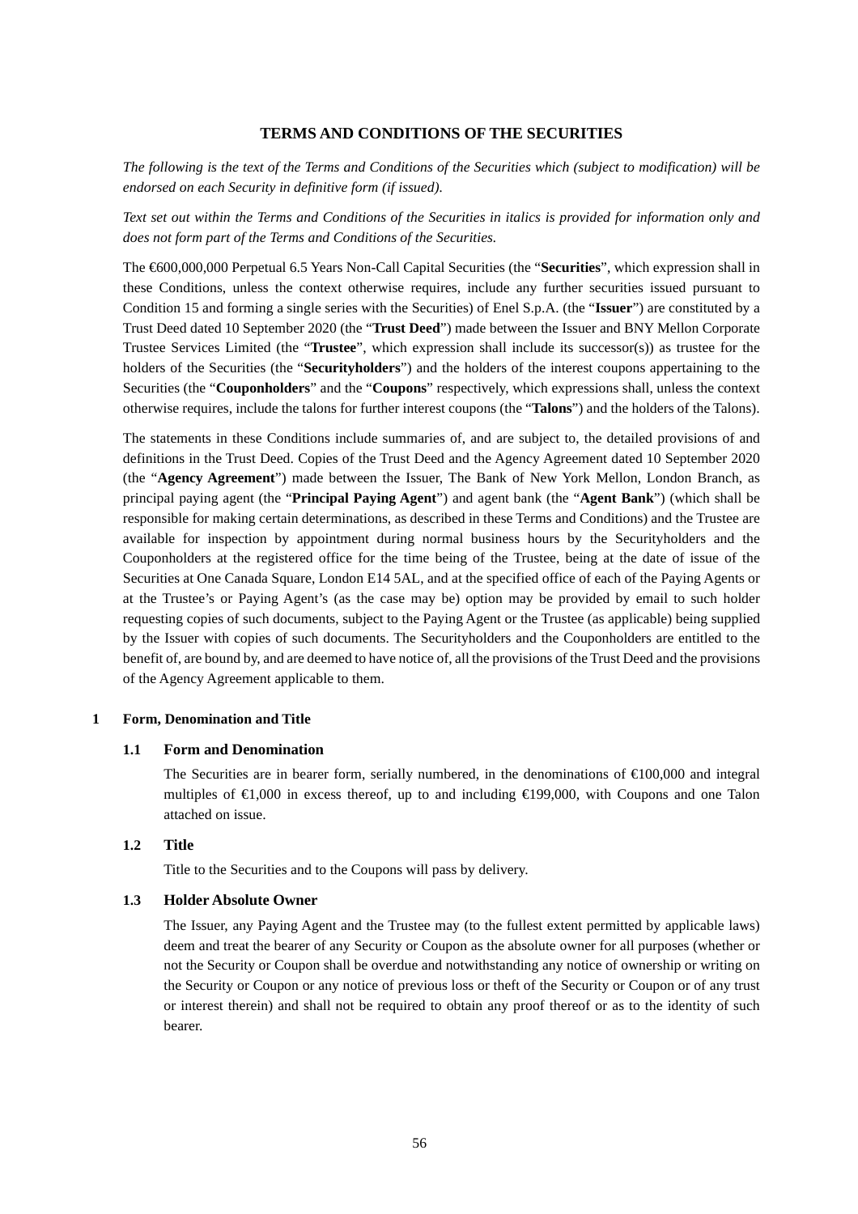## TERMS AND CONDITIONS OF THE SECURITIES

*The following is the text of the Terms and Conditions of the Securities which (subject to modification) will be endorsed on each Security in definitive form (if issued).*

*Text set out within the Terms and Conditions of the Securities in italics is provided for information only and does not form part of the Terms and Conditions of the Securities.*

The €600,000,000 Perpetual 6.5 Years Non-Call Capital Securities (the "**Securities**", which expression shall in these Conditions, unless the context otherwise requires, include any further securities issued pursuant to Condition 15 and forming a single series with the Securities) of Enel S.p.A. (the "**Issuer**") are constituted by a Trust Deed dated 10 September 2020 (the "**Trust Deed**") made between the Issuer and BNY Mellon Corporate Trustee Services Limited (the "**Trustee**", which expression shall include its successor(s)) as trustee for the holders of the Securities (the "**Securityholders**") and the holders of the interest coupons appertaining to the Securities (the "**Couponholders**" and the "**Coupons**" respectively, which expressions shall, unless the context otherwise requires, include the talons for further interest coupons (the "**Talons**") and the holders of the Talons).

The statements in these Conditions include summaries of, and are subject to, the detailed provisions of and definitions in the Trust Deed. Copies of the Trust Deed and the Agency Agreement dated 10 September 2020 (the "**Agency Agreement**") made between the Issuer, The Bank of New York Mellon, London Branch, as principal paying agent (the "**Principal Paying Agent**") and agent bank (the "**Agent Bank**") (which shall be responsible for making certain determinations, as described in these Terms and Conditions) and the Trustee are available for inspection by appointment during normal business hours by the Securityholders and the Couponholders at the registered office for the time being of the Trustee, being at the date of issue of the Securities at One Canada Square, London E14 5AL, and at the specified office of each of the Paying Agents or at the Trustee's or Paying Agent's (as the case may be) option may be provided by email to such holder requesting copies of such documents, subject to the Paying Agent or the Trustee (as applicable) being supplied by the Issuer with copies of such documents. The Securityholders and the Couponholders are entitled to the benefit of, are bound by, and are deemed to have notice of, all the provisions of the Trust Deed and the provisions of the Agency Agreement applicable to them.

### 1 Form, Denomination and Title

#### 1.1 Form and Denomination

The Securities are in bearer form, serially numbered, in the denominations of €100,000 and integral multiples of €1,000 in excess thereof, up to and including €199,000, with Coupons and one Talon attached on issue.

#### 1.2 Title

Title to the Securities and to the Coupons will pass by delivery.

#### 1.3 Holder Absolute Owner

The Issuer, any Paying Agent and the Trustee may (to the fullest extent permitted by applicable laws) deem and treat the bearer of any Security or Coupon as the absolute owner for all purposes (whether or not the Security or Coupon shall be overdue and notwithstanding any notice of ownership or writing on the Security or Coupon or any notice of previous loss or theft of the Security or Coupon or of any trust or interest therein) and shall not be required to obtain any proof thereof or as to the identity of such bearer.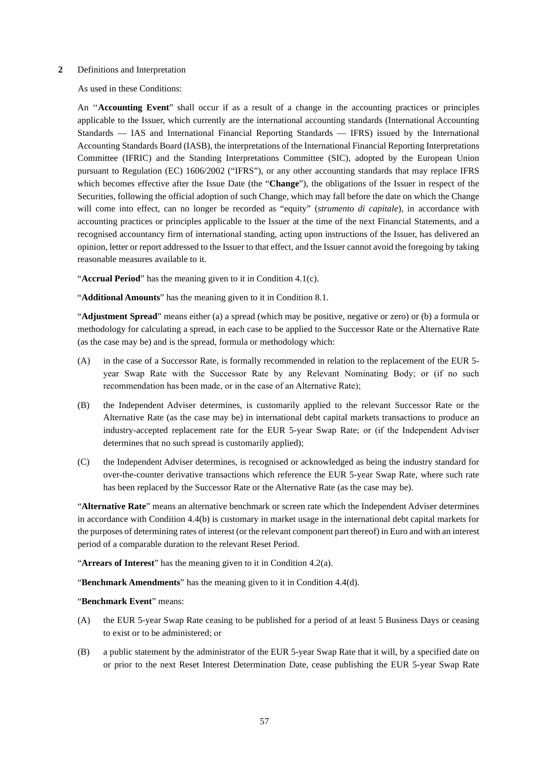**2** Definitions and Interpretation

As used in these Conditions:

An "**Accounting Event**" shall occur if as a result of a change in the accounting practices or principles applicable to the Issuer, which currently are the international accounting standards (International Accounting Standards — IAS and International Financial Reporting Standards — IFRS) issued by the International Accounting Standards Board (IASB), the interpretations of the International Financial Reporting Interpretations Committee (IFRIC) and the Standing Interpretations Committee (SIC), adopted by the European Union pursuant to Regulation (EC) 1606/2002 ("IFRS"), or any other accounting standards that may replace IFRS which becomes effective after the Issue Date (the "**Change**"), the obligations of the Issuer in respect of the Securities, following the official adoption of such Change, which may fall before the date on which the Change will come into effect, can no longer be recorded as "equity" (*strumento di capitale*), in accordance with accounting practices or principles applicable to the Issuer at the time of the next Financial Statements, and a recognised accountancy firm of international standing, acting upon instructions of the Issuer, has delivered an opinion, letter or report addressed to the Issuer to that effect, and the Issuer cannot avoid the foregoing by taking reasonable measures available to it.

"**Accrual Period**" has the meaning given to it in Condition 4.1(c).

"**Additional Amounts**" has the meaning given to it in Condition 8.1.

"**Adjustment Spread**" means either (a) a spread (which may be positive, negative or zero) or (b) a formula or methodology for calculating a spread, in each case to be applied to the Successor Rate or the Alternative Rate (as the case may be) and is the spread, formula or methodology which:

(A) in the case of a Successor Rate, is formally recommended in relation to the replacement of the EUR 5-year Swap Rate with the Successor Rate by any Relevant Nominating Body; or (if no such recommendation has been made, or in the case of an Alternative Rate);

(B) the Independent Adviser determines, is customarily applied to the relevant Successor Rate or the Alternative Rate (as the case may be) in international debt capital markets transactions to produce an industry-accepted replacement rate for the EUR 5-year Swap Rate; or (if the Independent Adviser determines that no such spread is customarily applied);

(C) the Independent Adviser determines, is recognised or acknowledged as being the industry standard for over-the-counter derivative transactions which reference the EUR 5-year Swap Rate, where such rate has been replaced by the Successor Rate or the Alternative Rate (as the case may be).

"**Alternative Rate**" means an alternative benchmark or screen rate which the Independent Adviser determines in accordance with Condition 4.4(b) is customary in market usage in the international debt capital markets for the purposes of determining rates of interest (or the relevant component part thereof) in Euro and with an interest period of a comparable duration to the relevant Reset Period.

"**Arrears of Interest**" has the meaning given to it in Condition 4.2(a).

"**Benchmark Amendments**" has the meaning given to it in Condition 4.4(d).

"**Benchmark Event**" means:

(A) the EUR 5-year Swap Rate ceasing to be published for a period of at least 5 Business Days or ceasing to exist or to be administered; or

(B) a public statement by the administrator of the EUR 5-year Swap Rate that it will, by a specified date on or prior to the next Reset Interest Determination Date, cease publishing the EUR 5-year Swap Rate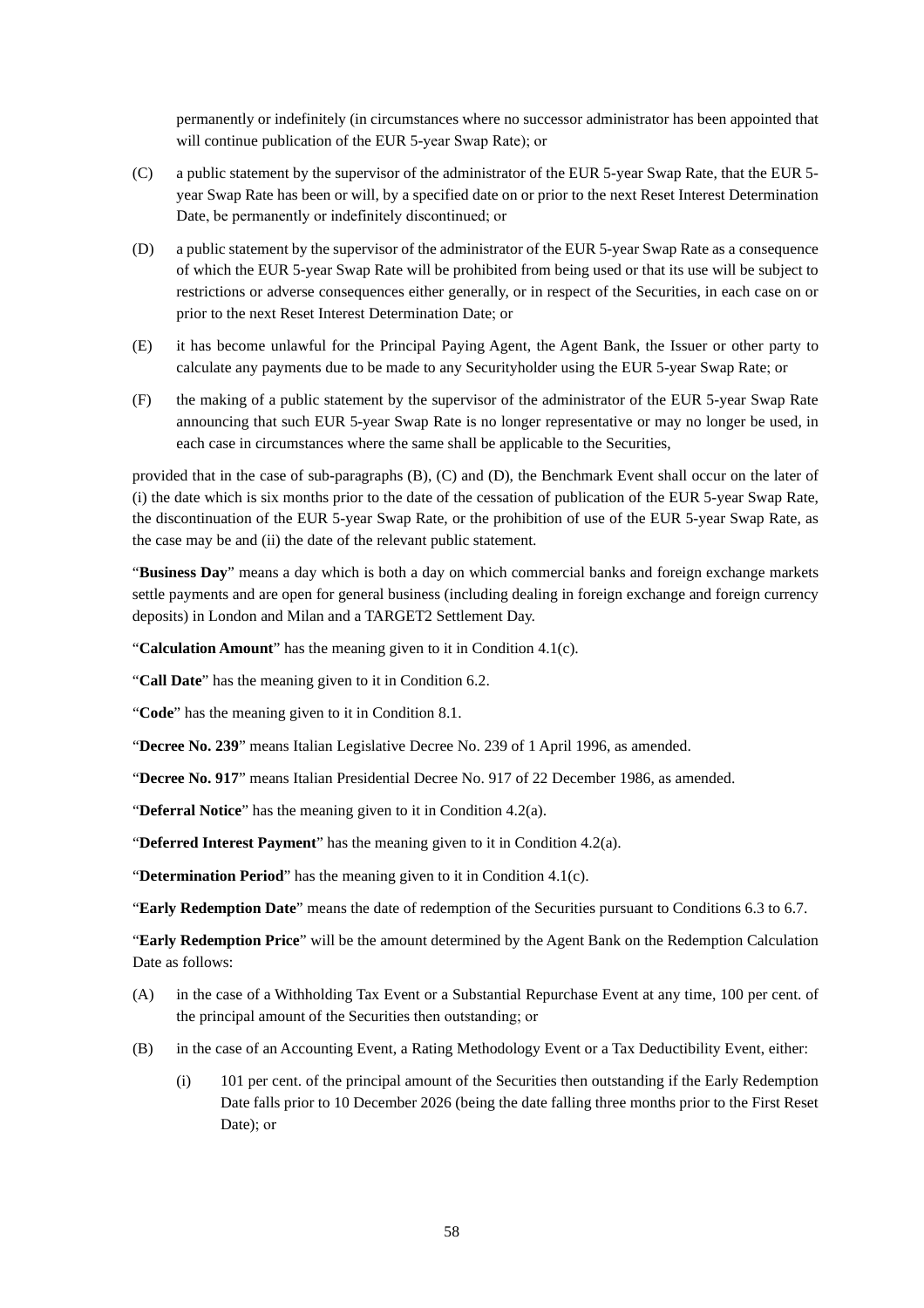permanently or indefinitely (in circumstances where no successor administrator has been appointed that will continue publication of the EUR 5-year Swap Rate); or

(C) a public statement by the supervisor of the administrator of the EUR 5-year Swap Rate, that the EUR 5-year Swap Rate has been or will, by a specified date on or prior to the next Reset Interest Determination Date, be permanently or indefinitely discontinued; or

(D) a public statement by the supervisor of the administrator of the EUR 5-year Swap Rate as a consequence of which the EUR 5-year Swap Rate will be prohibited from being used or that its use will be subject to restrictions or adverse consequences either generally, or in respect of the Securities, in each case on or prior to the next Reset Interest Determination Date; or

(E) it has become unlawful for the Principal Paying Agent, the Agent Bank, the Issuer or other party to calculate any payments due to be made to any Securityholder using the EUR 5-year Swap Rate; or

(F) the making of a public statement by the supervisor of the administrator of the EUR 5-year Swap Rate announcing that such EUR 5-year Swap Rate is no longer representative or may no longer be used, in each case in circumstances where the same shall be applicable to the Securities,

provided that in the case of sub-paragraphs (B), (C) and (D), the Benchmark Event shall occur on the later of (i) the date which is six months prior to the date of the cessation of publication of the EUR 5-year Swap Rate, the discontinuation of the EUR 5-year Swap Rate, or the prohibition of use of the EUR 5-year Swap Rate, as the case may be and (ii) the date of the relevant public statement.

"**Business Day**" means a day which is both a day on which commercial banks and foreign exchange markets settle payments and are open for general business (including dealing in foreign exchange and foreign currency deposits) in London and Milan and a TARGET2 Settlement Day.

"**Calculation Amount**" has the meaning given to it in Condition 4.1(c).

"**Call Date**" has the meaning given to it in Condition 6.2.

"**Code**" has the meaning given to it in Condition 8.1.

"**Decree No. 239**" means Italian Legislative Decree No. 239 of 1 April 1996, as amended.

"**Decree No. 917**" means Italian Presidential Decree No. 917 of 22 December 1986, as amended.

"**Deferral Notice**" has the meaning given to it in Condition 4.2(a).

"**Deferred Interest Payment**" has the meaning given to it in Condition 4.2(a).

"**Determination Period**" has the meaning given to it in Condition 4.1(c).

"**Early Redemption Date**" means the date of redemption of the Securities pursuant to Conditions 6.3 to 6.7.

"**Early Redemption Price**" will be the amount determined by the Agent Bank on the Redemption Calculation Date as follows:

(A) in the case of a Withholding Tax Event or a Substantial Repurchase Event at any time, 100 per cent. of the principal amount of the Securities then outstanding; or

(B) in the case of an Accounting Event, a Rating Methodology Event or a Tax Deductibility Event, either:

  (i) 101 per cent. of the principal amount of the Securities then outstanding if the Early Redemption Date falls prior to 10 December 2026 (being the date falling three months prior to the First Reset Date); or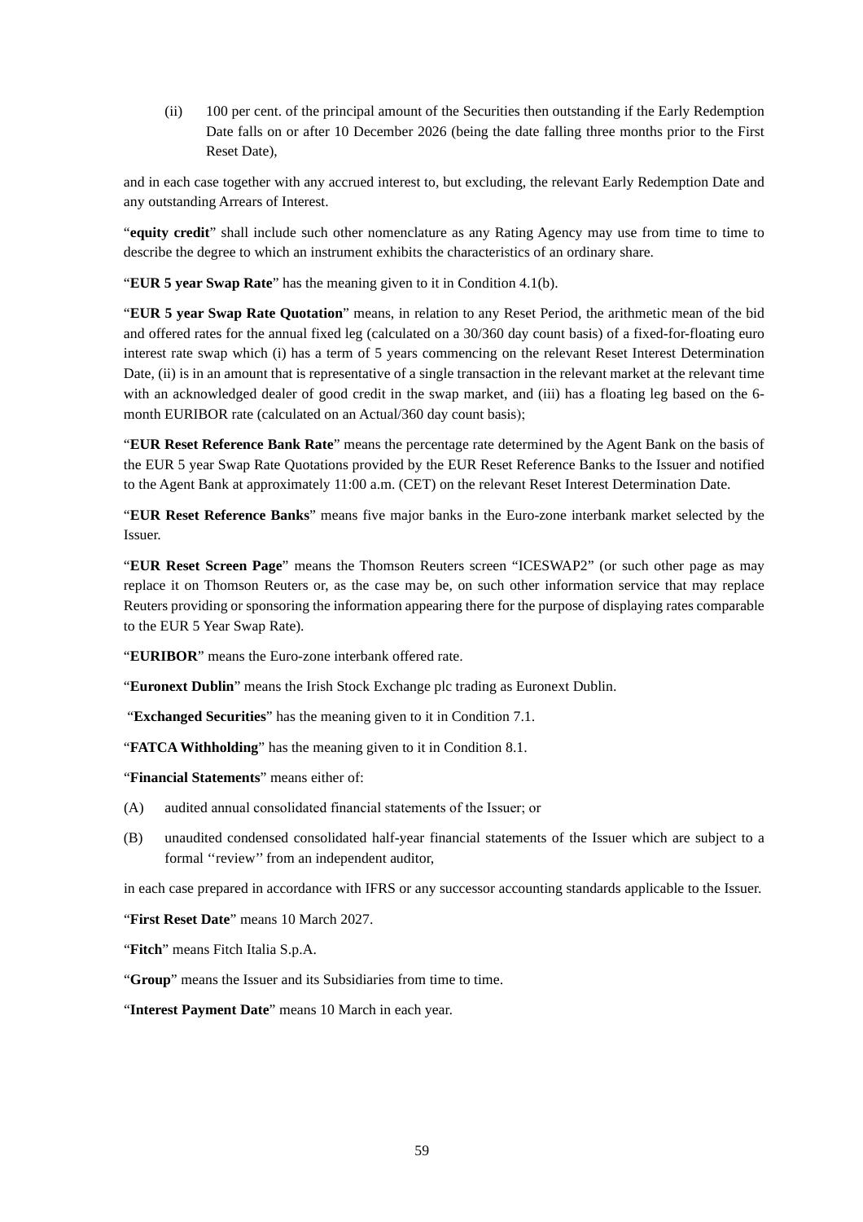(ii) 100 per cent. of the principal amount of the Securities then outstanding if the Early Redemption Date falls on or after 10 December 2026 (being the date falling three months prior to the First Reset Date),

and in each case together with any accrued interest to, but excluding, the relevant Early Redemption Date and any outstanding Arrears of Interest.

"**equity credit**" shall include such other nomenclature as any Rating Agency may use from time to time to describe the degree to which an instrument exhibits the characteristics of an ordinary share.

"**EUR 5 year Swap Rate**" has the meaning given to it in Condition 4.1(b).

"**EUR 5 year Swap Rate Quotation**" means, in relation to any Reset Period, the arithmetic mean of the bid and offered rates for the annual fixed leg (calculated on a 30/360 day count basis) of a fixed-for-floating euro interest rate swap which (i) has a term of 5 years commencing on the relevant Reset Interest Determination Date, (ii) is in an amount that is representative of a single transaction in the relevant market at the relevant time with an acknowledged dealer of good credit in the swap market, and (iii) has a floating leg based on the 6-month EURIBOR rate (calculated on an Actual/360 day count basis);

"**EUR Reset Reference Bank Rate**" means the percentage rate determined by the Agent Bank on the basis of the EUR 5 year Swap Rate Quotations provided by the EUR Reset Reference Banks to the Issuer and notified to the Agent Bank at approximately 11:00 a.m. (CET) on the relevant Reset Interest Determination Date.

"**EUR Reset Reference Banks**" means five major banks in the Euro-zone interbank market selected by the Issuer.

"**EUR Reset Screen Page**" means the Thomson Reuters screen "ICESWAP2" (or such other page as may replace it on Thomson Reuters or, as the case may be, on such other information service that may replace Reuters providing or sponsoring the information appearing there for the purpose of displaying rates comparable to the EUR 5 Year Swap Rate).

"**EURIBOR**" means the Euro-zone interbank offered rate.

"**Euronext Dublin**" means the Irish Stock Exchange plc trading as Euronext Dublin.

"**Exchanged Securities**" has the meaning given to it in Condition 7.1.

"**FATCA Withholding**" has the meaning given to it in Condition 8.1.

"**Financial Statements**" means either of:

(A) audited annual consolidated financial statements of the Issuer; or

(B) unaudited condensed consolidated half-year financial statements of the Issuer which are subject to a formal ''review'' from an independent auditor,

in each case prepared in accordance with IFRS or any successor accounting standards applicable to the Issuer.

"**First Reset Date**" means 10 March 2027.

"**Fitch**" means Fitch Italia S.p.A.

"**Group**" means the Issuer and its Subsidiaries from time to time.

"**Interest Payment Date**" means 10 March in each year.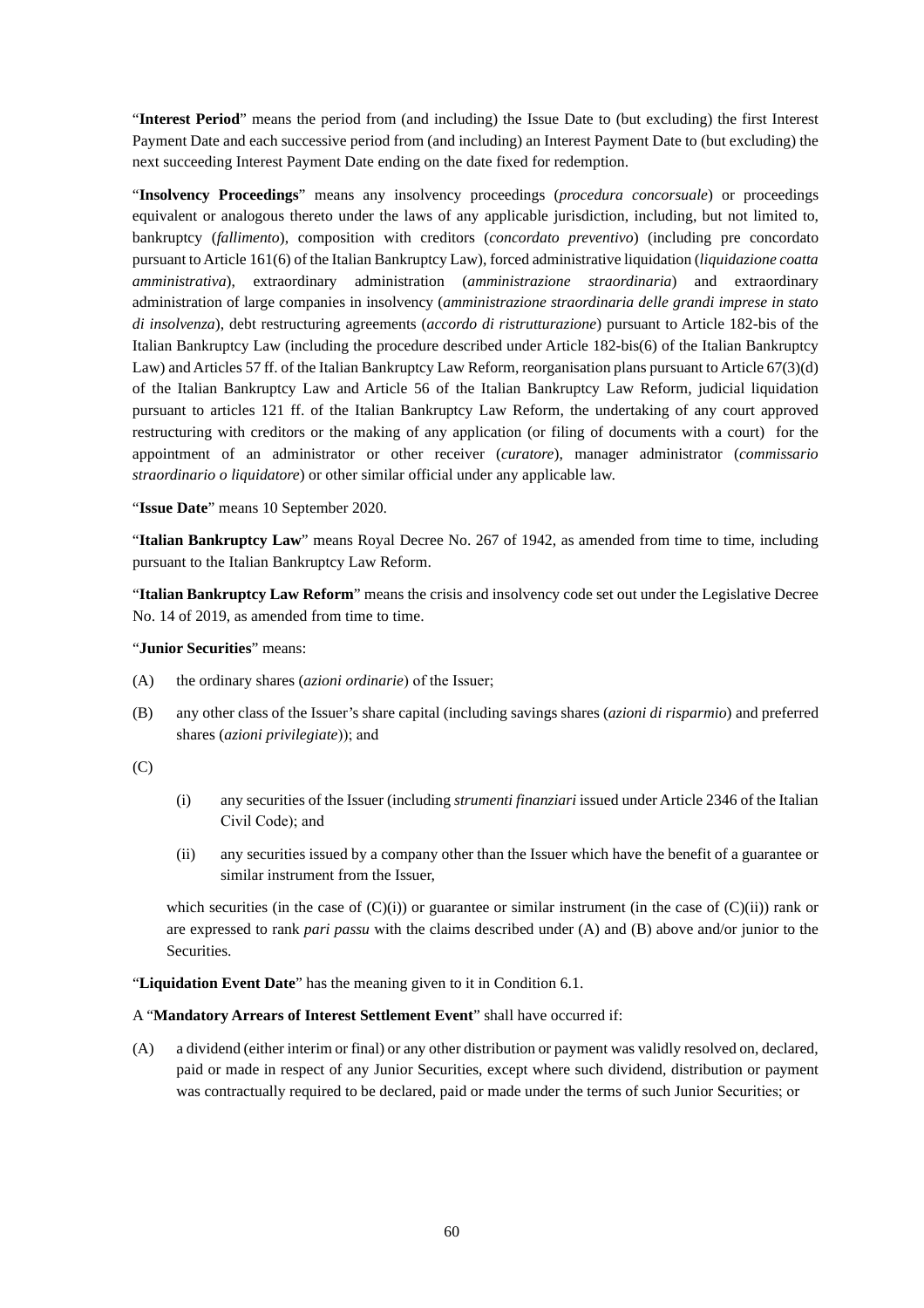"**Interest Period**" means the period from (and including) the Issue Date to (but excluding) the first Interest Payment Date and each successive period from (and including) an Interest Payment Date to (but excluding) the next succeeding Interest Payment Date ending on the date fixed for redemption.

"**Insolvency Proceedings**" means any insolvency proceedings (*procedura concorsuale*) or proceedings equivalent or analogous thereto under the laws of any applicable jurisdiction, including, but not limited to, bankruptcy (*fallimento*), composition with creditors (*concordato preventivo*) (including pre concordato pursuant to Article 161(6) of the Italian Bankruptcy Law), forced administrative liquidation (*liquidazione coatta amministrativa*), extraordinary administration (*amministrazione straordinaria*) and extraordinary administration of large companies in insolvency (*amministrazione straordinaria delle grandi imprese in stato di insolvenza*), debt restructuring agreements (*accordo di ristrutturazione*) pursuant to Article 182-bis of the Italian Bankruptcy Law (including the procedure described under Article 182-bis(6) of the Italian Bankruptcy Law) and Articles 57 ff. of the Italian Bankruptcy Law Reform, reorganisation plans pursuant to Article 67(3)(d) of the Italian Bankruptcy Law and Article 56 of the Italian Bankruptcy Law Reform, judicial liquidation pursuant to articles 121 ff. of the Italian Bankruptcy Law Reform, the undertaking of any court approved restructuring with creditors or the making of any application (or filing of documents with a court) for the appointment of an administrator or other receiver (*curatore*), manager administrator (*commissario straordinario o liquidatore*) or other similar official under any applicable law.

"**Issue Date**" means 10 September 2020.

"**Italian Bankruptcy Law**" means Royal Decree No. 267 of 1942, as amended from time to time, including pursuant to the Italian Bankruptcy Law Reform.

"**Italian Bankruptcy Law Reform**" means the crisis and insolvency code set out under the Legislative Decree No. 14 of 2019, as amended from time to time.

"**Junior Securities**" means:

(A) the ordinary shares (*azioni ordinarie*) of the Issuer;

(B) any other class of the Issuer's share capital (including savings shares (*azioni di risparmio*) and preferred shares (*azioni privilegiate*)); and

(C)

 (i) any securities of the Issuer (including *strumenti finanziari* issued under Article 2346 of the Italian Civil Code); and

 (ii) any securities issued by a company other than the Issuer which have the benefit of a guarantee or similar instrument from the Issuer,

which securities (in the case of (C)(i)) or guarantee or similar instrument (in the case of (C)(ii)) rank or are expressed to rank *pari passu* with the claims described under (A) and (B) above and/or junior to the Securities.

"**Liquidation Event Date**" has the meaning given to it in Condition 6.1.

A "**Mandatory Arrears of Interest Settlement Event**" shall have occurred if:

(A) a dividend (either interim or final) or any other distribution or payment was validly resolved on, declared, paid or made in respect of any Junior Securities, except where such dividend, distribution or payment was contractually required to be declared, paid or made under the terms of such Junior Securities; or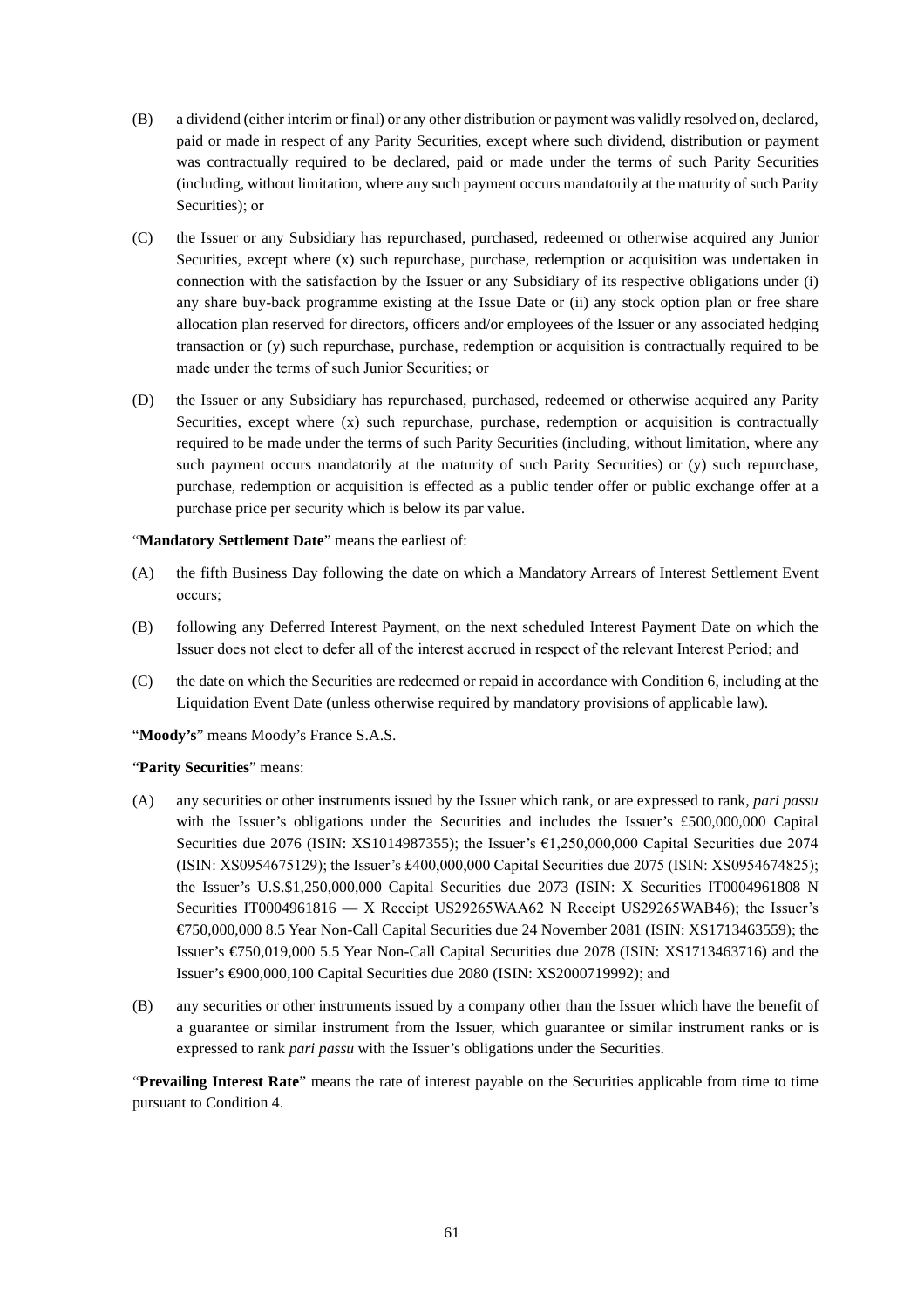(B) a dividend (either interim or final) or any other distribution or payment was validly resolved on, declared, paid or made in respect of any Parity Securities, except where such dividend, distribution or payment was contractually required to be declared, paid or made under the terms of such Parity Securities (including, without limitation, where any such payment occurs mandatorily at the maturity of such Parity Securities); or

(C) the Issuer or any Subsidiary has repurchased, purchased, redeemed or otherwise acquired any Junior Securities, except where (x) such repurchase, purchase, redemption or acquisition was undertaken in connection with the satisfaction by the Issuer or any Subsidiary of its respective obligations under (i) any share buy-back programme existing at the Issue Date or (ii) any stock option plan or free share allocation plan reserved for directors, officers and/or employees of the Issuer or any associated hedging transaction or (y) such repurchase, purchase, redemption or acquisition is contractually required to be made under the terms of such Junior Securities; or

(D) the Issuer or any Subsidiary has repurchased, purchased, redeemed or otherwise acquired any Parity Securities, except where (x) such repurchase, purchase, redemption or acquisition is contractually required to be made under the terms of such Parity Securities (including, without limitation, where any such payment occurs mandatorily at the maturity of such Parity Securities) or (y) such repurchase, purchase, redemption or acquisition is effected as a public tender offer or public exchange offer at a purchase price per security which is below its par value.

"**Mandatory Settlement Date**" means the earliest of:

(A) the fifth Business Day following the date on which a Mandatory Arrears of Interest Settlement Event occurs;

(B) following any Deferred Interest Payment, on the next scheduled Interest Payment Date on which the Issuer does not elect to defer all of the interest accrued in respect of the relevant Interest Period; and

(C) the date on which the Securities are redeemed or repaid in accordance with Condition 6, including at the Liquidation Event Date (unless otherwise required by mandatory provisions of applicable law).

"**Moody's**" means Moody's France S.A.S.

"**Parity Securities**" means:

(A) any securities or other instruments issued by the Issuer which rank, or are expressed to rank, *pari passu* with the Issuer's obligations under the Securities and includes the Issuer's £500,000,000 Capital Securities due 2076 (ISIN: XS1014987355); the Issuer's €1,250,000,000 Capital Securities due 2074 (ISIN: XS0954675129); the Issuer's £400,000,000 Capital Securities due 2075 (ISIN: XS0954674825); the Issuer's U.S.$1,250,000,000 Capital Securities due 2073 (ISIN: X Securities IT0004961808 N Securities IT0004961816 — X Receipt US29265WAA62 N Receipt US29265WAB46); the Issuer's €750,000,000 8.5 Year Non-Call Capital Securities due 24 November 2081 (ISIN: XS1713463559); the Issuer's €750,019,000 5.5 Year Non-Call Capital Securities due 2078 (ISIN: XS1713463716) and the Issuer's €900,000,100 Capital Securities due 2080 (ISIN: XS2000719992); and

(B) any securities or other instruments issued by a company other than the Issuer which have the benefit of a guarantee or similar instrument from the Issuer, which guarantee or similar instrument ranks or is expressed to rank *pari passu* with the Issuer's obligations under the Securities.

"**Prevailing Interest Rate**" means the rate of interest payable on the Securities applicable from time to time pursuant to Condition 4.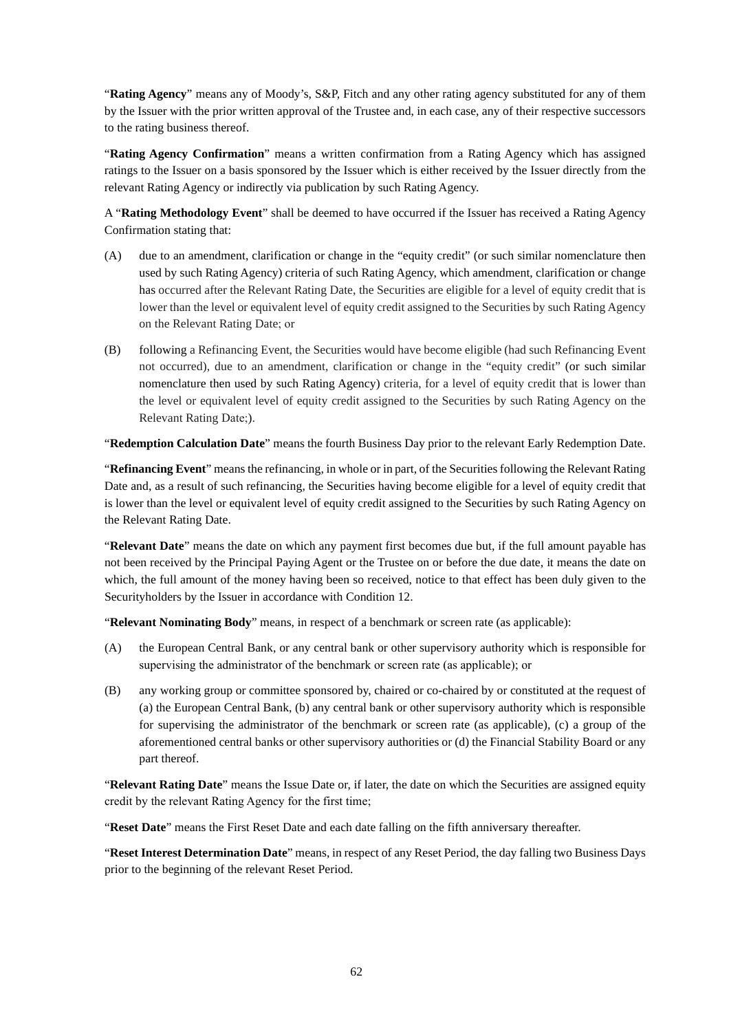"**Rating Agency**" means any of Moody's, S&P, Fitch and any other rating agency substituted for any of them by the Issuer with the prior written approval of the Trustee and, in each case, any of their respective successors to the rating business thereof.

"**Rating Agency Confirmation**" means a written confirmation from a Rating Agency which has assigned ratings to the Issuer on a basis sponsored by the Issuer which is either received by the Issuer directly from the relevant Rating Agency or indirectly via publication by such Rating Agency.

A "**Rating Methodology Event**" shall be deemed to have occurred if the Issuer has received a Rating Agency Confirmation stating that:

(A) due to an amendment, clarification or change in the "equity credit" (or such similar nomenclature then used by such Rating Agency) criteria of such Rating Agency, which amendment, clarification or change has occurred after the Relevant Rating Date, the Securities are eligible for a level of equity credit that is lower than the level or equivalent level of equity credit assigned to the Securities by such Rating Agency on the Relevant Rating Date; or

(B) following a Refinancing Event, the Securities would have become eligible (had such Refinancing Event not occurred), due to an amendment, clarification or change in the "equity credit" (or such similar nomenclature then used by such Rating Agency) criteria, for a level of equity credit that is lower than the level or equivalent level of equity credit assigned to the Securities by such Rating Agency on the Relevant Rating Date;).

"**Redemption Calculation Date**" means the fourth Business Day prior to the relevant Early Redemption Date.

"**Refinancing Event**" means the refinancing, in whole or in part, of the Securities following the Relevant Rating Date and, as a result of such refinancing, the Securities having become eligible for a level of equity credit that is lower than the level or equivalent level of equity credit assigned to the Securities by such Rating Agency on the Relevant Rating Date.

"**Relevant Date**" means the date on which any payment first becomes due but, if the full amount payable has not been received by the Principal Paying Agent or the Trustee on or before the due date, it means the date on which, the full amount of the money having been so received, notice to that effect has been duly given to the Securityholders by the Issuer in accordance with Condition 12.

"**Relevant Nominating Body**" means, in respect of a benchmark or screen rate (as applicable):

(A) the European Central Bank, or any central bank or other supervisory authority which is responsible for supervising the administrator of the benchmark or screen rate (as applicable); or

(B) any working group or committee sponsored by, chaired or co-chaired by or constituted at the request of (a) the European Central Bank, (b) any central bank or other supervisory authority which is responsible for supervising the administrator of the benchmark or screen rate (as applicable), (c) a group of the aforementioned central banks or other supervisory authorities or (d) the Financial Stability Board or any part thereof.

"**Relevant Rating Date**" means the Issue Date or, if later, the date on which the Securities are assigned equity credit by the relevant Rating Agency for the first time;

"**Reset Date**" means the First Reset Date and each date falling on the fifth anniversary thereafter.

"**Reset Interest Determination Date**" means, in respect of any Reset Period, the day falling two Business Days prior to the beginning of the relevant Reset Period.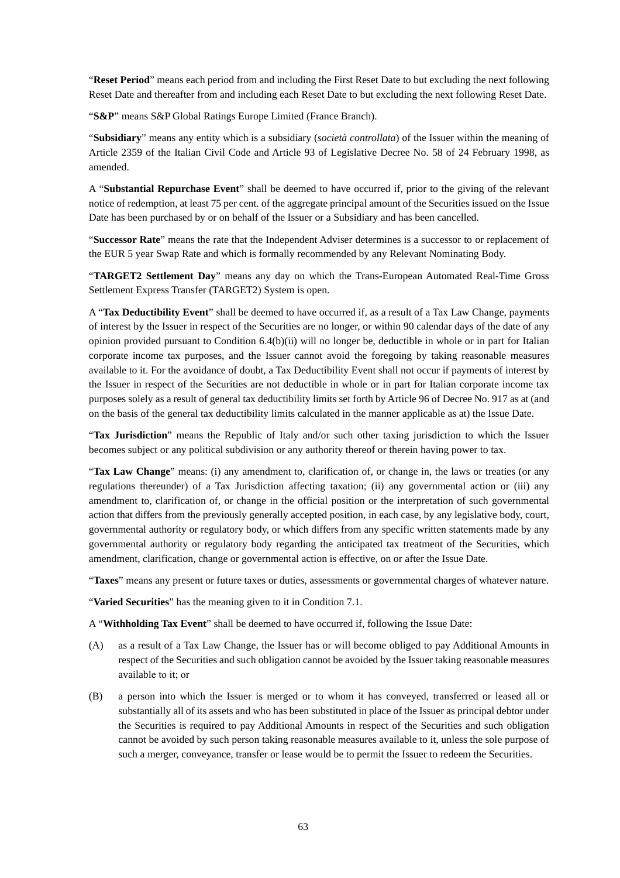"**Reset Period**" means each period from and including the First Reset Date to but excluding the next following Reset Date and thereafter from and including each Reset Date to but excluding the next following Reset Date.

"**S&P**" means S&P Global Ratings Europe Limited (France Branch).

"**Subsidiary**" means any entity which is a subsidiary (*società controllata*) of the Issuer within the meaning of Article 2359 of the Italian Civil Code and Article 93 of Legislative Decree No. 58 of 24 February 1998, as amended.

A "**Substantial Repurchase Event**" shall be deemed to have occurred if, prior to the giving of the relevant notice of redemption, at least 75 per cent. of the aggregate principal amount of the Securities issued on the Issue Date has been purchased by or on behalf of the Issuer or a Subsidiary and has been cancelled.

"**Successor Rate**" means the rate that the Independent Adviser determines is a successor to or replacement of the EUR 5 year Swap Rate and which is formally recommended by any Relevant Nominating Body.

"**TARGET2 Settlement Day**" means any day on which the Trans-European Automated Real-Time Gross Settlement Express Transfer (TARGET2) System is open.

A "**Tax Deductibility Event**" shall be deemed to have occurred if, as a result of a Tax Law Change, payments of interest by the Issuer in respect of the Securities are no longer, or within 90 calendar days of the date of any opinion provided pursuant to Condition 6.4(b)(ii) will no longer be, deductible in whole or in part for Italian corporate income tax purposes, and the Issuer cannot avoid the foregoing by taking reasonable measures available to it. For the avoidance of doubt, a Tax Deductibility Event shall not occur if payments of interest by the Issuer in respect of the Securities are not deductible in whole or in part for Italian corporate income tax purposes solely as a result of general tax deductibility limits set forth by Article 96 of Decree No. 917 as at (and on the basis of the general tax deductibility limits calculated in the manner applicable as at) the Issue Date.

"**Tax Jurisdiction**" means the Republic of Italy and/or such other taxing jurisdiction to which the Issuer becomes subject or any political subdivision or any authority thereof or therein having power to tax.

"**Tax Law Change**" means: (i) any amendment to, clarification of, or change in, the laws or treaties (or any regulations thereunder) of a Tax Jurisdiction affecting taxation; (ii) any governmental action or (iii) any amendment to, clarification of, or change in the official position or the interpretation of such governmental action that differs from the previously generally accepted position, in each case, by any legislative body, court, governmental authority or regulatory body, or which differs from any specific written statements made by any governmental authority or regulatory body regarding the anticipated tax treatment of the Securities, which amendment, clarification, change or governmental action is effective, on or after the Issue Date.

"**Taxes**" means any present or future taxes or duties, assessments or governmental charges of whatever nature.

"**Varied Securities**" has the meaning given to it in Condition 7.1.

A "**Withholding Tax Event**" shall be deemed to have occurred if, following the Issue Date:

(A) as a result of a Tax Law Change, the Issuer has or will become obliged to pay Additional Amounts in respect of the Securities and such obligation cannot be avoided by the Issuer taking reasonable measures available to it; or

(B) a person into which the Issuer is merged or to whom it has conveyed, transferred or leased all or substantially all of its assets and who has been substituted in place of the Issuer as principal debtor under the Securities is required to pay Additional Amounts in respect of the Securities and such obligation cannot be avoided by such person taking reasonable measures available to it, unless the sole purpose of such a merger, conveyance, transfer or lease would be to permit the Issuer to redeem the Securities.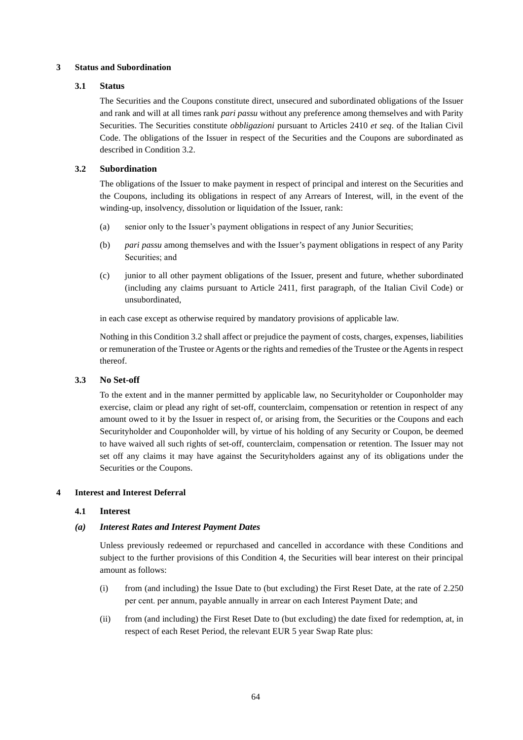## 3 Status and Subordination

### 3.1 Status

The Securities and the Coupons constitute direct, unsecured and subordinated obligations of the Issuer and rank and will at all times rank *pari passu* without any preference among themselves and with Parity Securities. The Securities constitute *obbligazioni* pursuant to Articles 2410 *et seq*. of the Italian Civil Code. The obligations of the Issuer in respect of the Securities and the Coupons are subordinated as described in Condition 3.2.

### 3.2 Subordination

The obligations of the Issuer to make payment in respect of principal and interest on the Securities and the Coupons, including its obligations in respect of any Arrears of Interest, will, in the event of the winding-up, insolvency, dissolution or liquidation of the Issuer, rank:

(a) senior only to the Issuer's payment obligations in respect of any Junior Securities;

(b) *pari passu* among themselves and with the Issuer's payment obligations in respect of any Parity Securities; and

(c) junior to all other payment obligations of the Issuer, present and future, whether subordinated (including any claims pursuant to Article 2411, first paragraph, of the Italian Civil Code) or unsubordinated,

in each case except as otherwise required by mandatory provisions of applicable law.

Nothing in this Condition 3.2 shall affect or prejudice the payment of costs, charges, expenses, liabilities or remuneration of the Trustee or Agents or the rights and remedies of the Trustee or the Agents in respect thereof.

### 3.3 No Set-off

To the extent and in the manner permitted by applicable law, no Securityholder or Couponholder may exercise, claim or plead any right of set-off, counterclaim, compensation or retention in respect of any amount owed to it by the Issuer in respect of, or arising from, the Securities or the Coupons and each Securityholder and Couponholder will, by virtue of his holding of any Security or Coupon, be deemed to have waived all such rights of set-off, counterclaim, compensation or retention. The Issuer may not set off any claims it may have against the Securityholders against any of its obligations under the Securities or the Coupons.

## 4 Interest and Interest Deferral

### 4.1 Interest

#### *(a) Interest Rates and Interest Payment Dates*

Unless previously redeemed or repurchased and cancelled in accordance with these Conditions and subject to the further provisions of this Condition 4, the Securities will bear interest on their principal amount as follows:

(i) from (and including) the Issue Date to (but excluding) the First Reset Date, at the rate of 2.250 per cent. per annum, payable annually in arrear on each Interest Payment Date; and

(ii) from (and including) the First Reset Date to (but excluding) the date fixed for redemption, at, in respect of each Reset Period, the relevant EUR 5 year Swap Rate plus: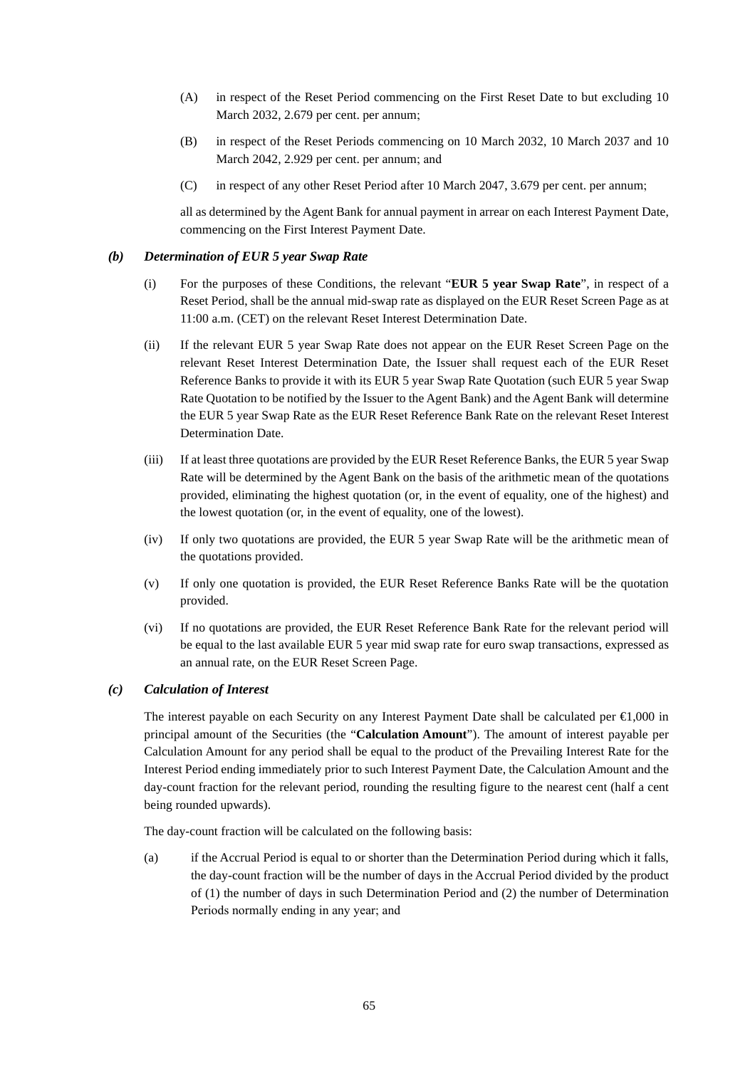(A) in respect of the Reset Period commencing on the First Reset Date to but excluding 10 March 2032, 2.679 per cent. per annum;

(B) in respect of the Reset Periods commencing on 10 March 2032, 10 March 2037 and 10 March 2042, 2.929 per cent. per annum; and

(C) in respect of any other Reset Period after 10 March 2047, 3.679 per cent. per annum;

all as determined by the Agent Bank for annual payment in arrear on each Interest Payment Date, commencing on the First Interest Payment Date.

***(b) Determination of EUR 5 year Swap Rate***

(i) For the purposes of these Conditions, the relevant "**EUR 5 year Swap Rate**", in respect of a Reset Period, shall be the annual mid-swap rate as displayed on the EUR Reset Screen Page as at 11:00 a.m. (CET) on the relevant Reset Interest Determination Date.

(ii) If the relevant EUR 5 year Swap Rate does not appear on the EUR Reset Screen Page on the relevant Reset Interest Determination Date, the Issuer shall request each of the EUR Reset Reference Banks to provide it with its EUR 5 year Swap Rate Quotation (such EUR 5 year Swap Rate Quotation to be notified by the Issuer to the Agent Bank) and the Agent Bank will determine the EUR 5 year Swap Rate as the EUR Reset Reference Bank Rate on the relevant Reset Interest Determination Date.

(iii) If at least three quotations are provided by the EUR Reset Reference Banks, the EUR 5 year Swap Rate will be determined by the Agent Bank on the basis of the arithmetic mean of the quotations provided, eliminating the highest quotation (or, in the event of equality, one of the highest) and the lowest quotation (or, in the event of equality, one of the lowest).

(iv) If only two quotations are provided, the EUR 5 year Swap Rate will be the arithmetic mean of the quotations provided.

(v) If only one quotation is provided, the EUR Reset Reference Banks Rate will be the quotation provided.

(vi) If no quotations are provided, the EUR Reset Reference Bank Rate for the relevant period will be equal to the last available EUR 5 year mid swap rate for euro swap transactions, expressed as an annual rate, on the EUR Reset Screen Page.

***(c) Calculation of Interest***

The interest payable on each Security on any Interest Payment Date shall be calculated per €1,000 in principal amount of the Securities (the "**Calculation Amount**"). The amount of interest payable per Calculation Amount for any period shall be equal to the product of the Prevailing Interest Rate for the Interest Period ending immediately prior to such Interest Payment Date, the Calculation Amount and the day-count fraction for the relevant period, rounding the resulting figure to the nearest cent (half a cent being rounded upwards).

The day-count fraction will be calculated on the following basis:

(a) if the Accrual Period is equal to or shorter than the Determination Period during which it falls, the day-count fraction will be the number of days in the Accrual Period divided by the product of (1) the number of days in such Determination Period and (2) the number of Determination Periods normally ending in any year; and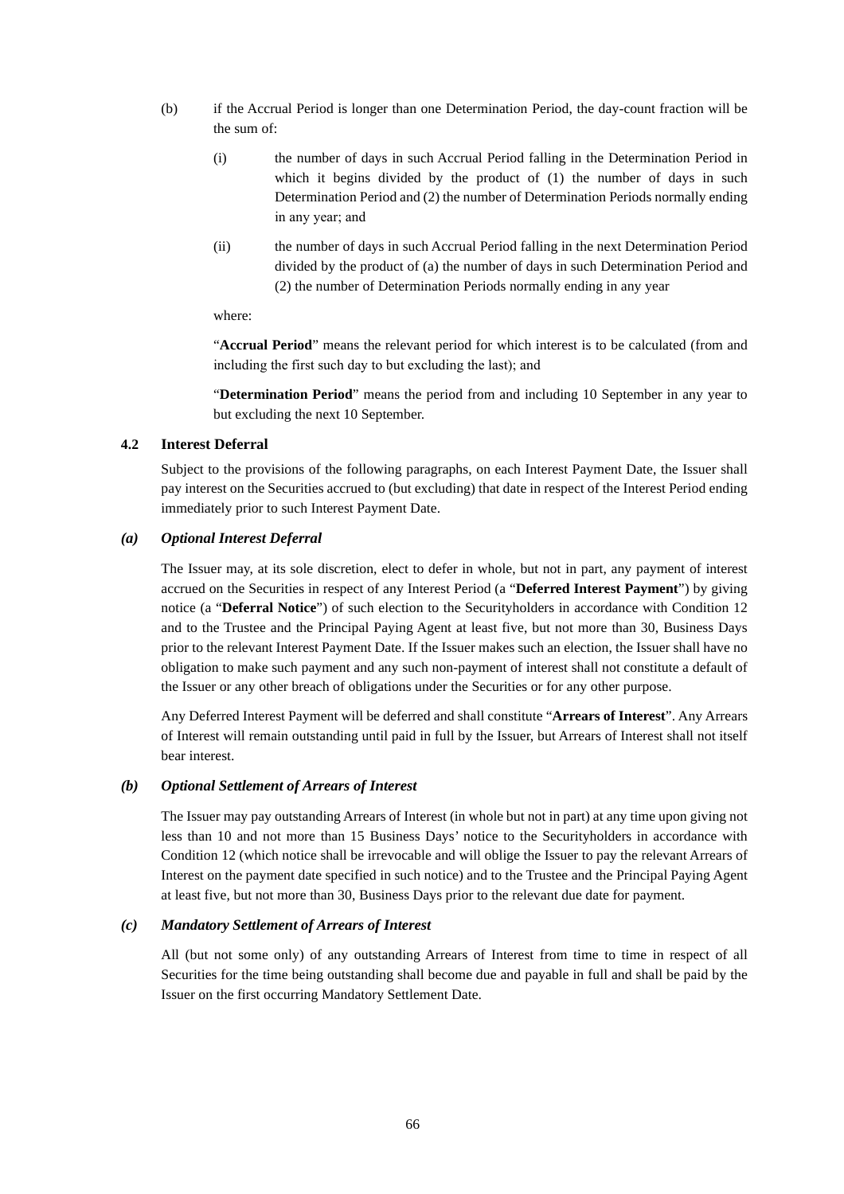(b) if the Accrual Period is longer than one Determination Period, the day-count fraction will be the sum of:

(i) the number of days in such Accrual Period falling in the Determination Period in which it begins divided by the product of (1) the number of days in such Determination Period and (2) the number of Determination Periods normally ending in any year; and

(ii) the number of days in such Accrual Period falling in the next Determination Period divided by the product of (a) the number of days in such Determination Period and (2) the number of Determination Periods normally ending in any year

where:

"**Accrual Period**" means the relevant period for which interest is to be calculated (from and including the first such day to but excluding the last); and

"**Determination Period**" means the period from and including 10 September in any year to but excluding the next 10 September.

### 4.2 Interest Deferral

Subject to the provisions of the following paragraphs, on each Interest Payment Date, the Issuer shall pay interest on the Securities accrued to (but excluding) that date in respect of the Interest Period ending immediately prior to such Interest Payment Date.

#### *(a) Optional Interest Deferral*

The Issuer may, at its sole discretion, elect to defer in whole, but not in part, any payment of interest accrued on the Securities in respect of any Interest Period (a "**Deferred Interest Payment**") by giving notice (a "**Deferral Notice**") of such election to the Securityholders in accordance with Condition 12 and to the Trustee and the Principal Paying Agent at least five, but not more than 30, Business Days prior to the relevant Interest Payment Date. If the Issuer makes such an election, the Issuer shall have no obligation to make such payment and any such non-payment of interest shall not constitute a default of the Issuer or any other breach of obligations under the Securities or for any other purpose.

Any Deferred Interest Payment will be deferred and shall constitute "**Arrears of Interest**". Any Arrears of Interest will remain outstanding until paid in full by the Issuer, but Arrears of Interest shall not itself bear interest.

#### *(b) Optional Settlement of Arrears of Interest*

The Issuer may pay outstanding Arrears of Interest (in whole but not in part) at any time upon giving not less than 10 and not more than 15 Business Days' notice to the Securityholders in accordance with Condition 12 (which notice shall be irrevocable and will oblige the Issuer to pay the relevant Arrears of Interest on the payment date specified in such notice) and to the Trustee and the Principal Paying Agent at least five, but not more than 30, Business Days prior to the relevant due date for payment.

#### *(c) Mandatory Settlement of Arrears of Interest*

All (but not some only) of any outstanding Arrears of Interest from time to time in respect of all Securities for the time being outstanding shall become due and payable in full and shall be paid by the Issuer on the first occurring Mandatory Settlement Date.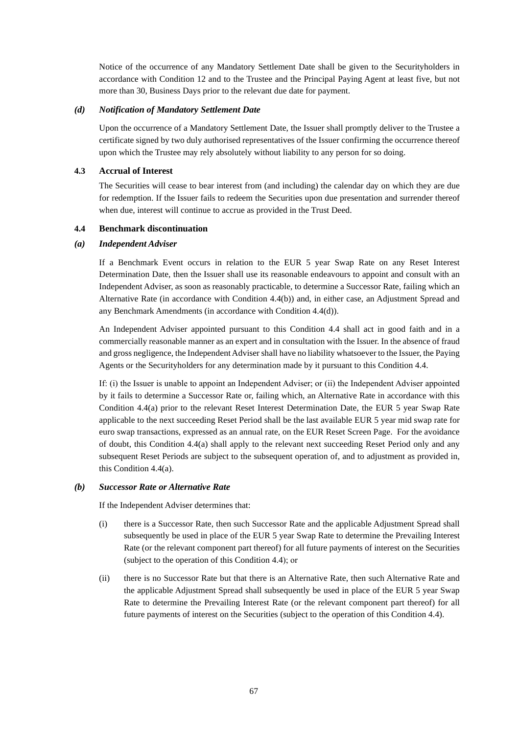Notice of the occurrence of any Mandatory Settlement Date shall be given to the Securityholders in accordance with Condition 12 and to the Trustee and the Principal Paying Agent at least five, but not more than 30, Business Days prior to the relevant due date for payment.

***(d) Notification of Mandatory Settlement Date***

Upon the occurrence of a Mandatory Settlement Date, the Issuer shall promptly deliver to the Trustee a certificate signed by two duly authorised representatives of the Issuer confirming the occurrence thereof upon which the Trustee may rely absolutely without liability to any person for so doing.

**4.3 Accrual of Interest**

The Securities will cease to bear interest from (and including) the calendar day on which they are due for redemption. If the Issuer fails to redeem the Securities upon due presentation and surrender thereof when due, interest will continue to accrue as provided in the Trust Deed.

**4.4 Benchmark discontinuation**

***(a) Independent Adviser***

If a Benchmark Event occurs in relation to the EUR 5 year Swap Rate on any Reset Interest Determination Date, then the Issuer shall use its reasonable endeavours to appoint and consult with an Independent Adviser, as soon as reasonably practicable, to determine a Successor Rate, failing which an Alternative Rate (in accordance with Condition 4.4(b)) and, in either case, an Adjustment Spread and any Benchmark Amendments (in accordance with Condition 4.4(d)).

An Independent Adviser appointed pursuant to this Condition 4.4 shall act in good faith and in a commercially reasonable manner as an expert and in consultation with the Issuer. In the absence of fraud and gross negligence, the Independent Adviser shall have no liability whatsoever to the Issuer, the Paying Agents or the Securityholders for any determination made by it pursuant to this Condition 4.4.

If: (i) the Issuer is unable to appoint an Independent Adviser; or (ii) the Independent Adviser appointed by it fails to determine a Successor Rate or, failing which, an Alternative Rate in accordance with this Condition 4.4(a) prior to the relevant Reset Interest Determination Date, the EUR 5 year Swap Rate applicable to the next succeeding Reset Period shall be the last available EUR 5 year mid swap rate for euro swap transactions, expressed as an annual rate, on the EUR Reset Screen Page. For the avoidance of doubt, this Condition 4.4(a) shall apply to the relevant next succeeding Reset Period only and any subsequent Reset Periods are subject to the subsequent operation of, and to adjustment as provided in, this Condition 4.4(a).

***(b) Successor Rate or Alternative Rate***

If the Independent Adviser determines that:

(i) there is a Successor Rate, then such Successor Rate and the applicable Adjustment Spread shall subsequently be used in place of the EUR 5 year Swap Rate to determine the Prevailing Interest Rate (or the relevant component part thereof) for all future payments of interest on the Securities (subject to the operation of this Condition 4.4); or

(ii) there is no Successor Rate but that there is an Alternative Rate, then such Alternative Rate and the applicable Adjustment Spread shall subsequently be used in place of the EUR 5 year Swap Rate to determine the Prevailing Interest Rate (or the relevant component part thereof) for all future payments of interest on the Securities (subject to the operation of this Condition 4.4).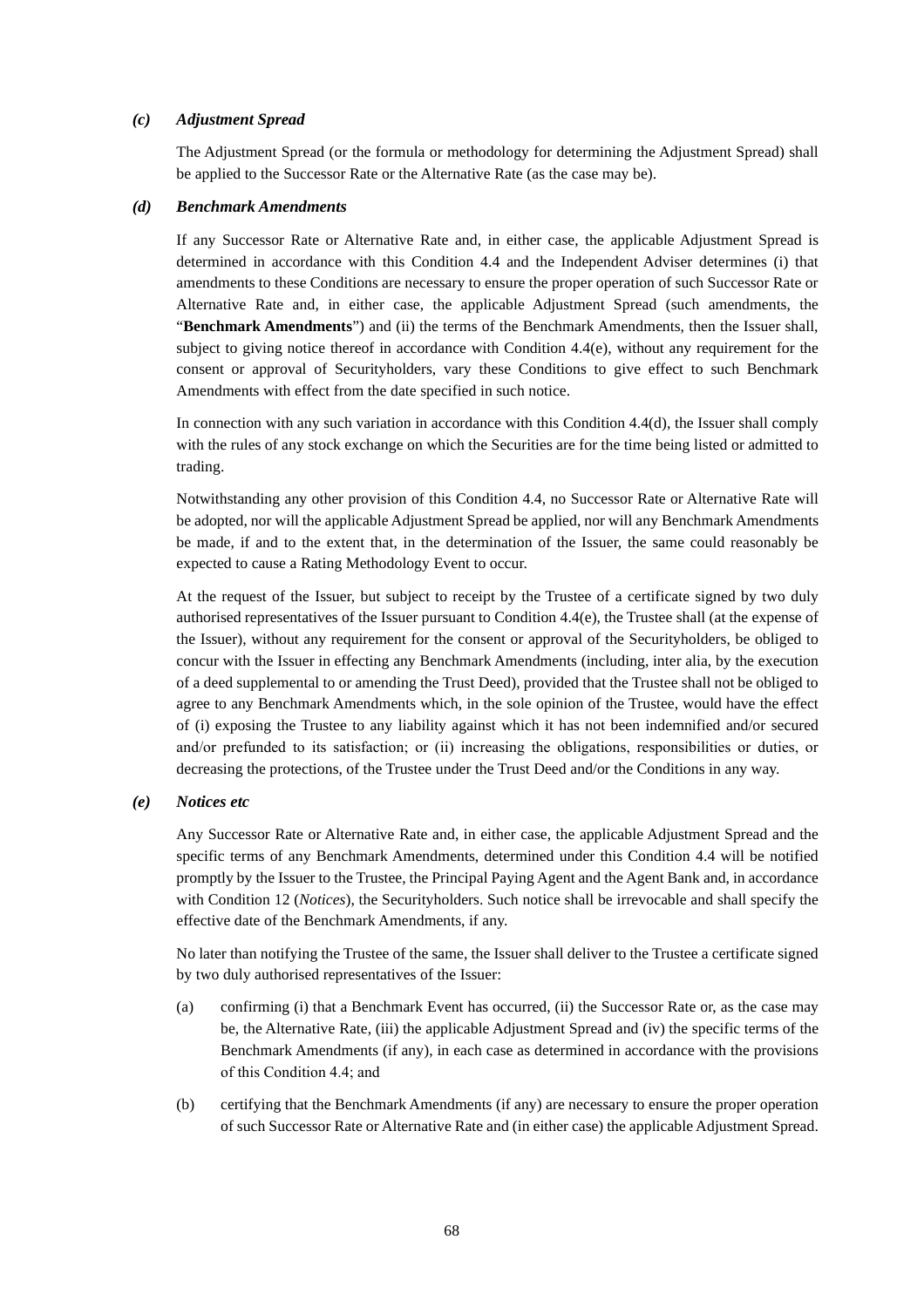### *(c) Adjustment Spread*

The Adjustment Spread (or the formula or methodology for determining the Adjustment Spread) shall be applied to the Successor Rate or the Alternative Rate (as the case may be).

### *(d) Benchmark Amendments*

If any Successor Rate or Alternative Rate and, in either case, the applicable Adjustment Spread is determined in accordance with this Condition 4.4 and the Independent Adviser determines (i) that amendments to these Conditions are necessary to ensure the proper operation of such Successor Rate or Alternative Rate and, in either case, the applicable Adjustment Spread (such amendments, the "**Benchmark Amendments**") and (ii) the terms of the Benchmark Amendments, then the Issuer shall, subject to giving notice thereof in accordance with Condition 4.4(e), without any requirement for the consent or approval of Securityholders, vary these Conditions to give effect to such Benchmark Amendments with effect from the date specified in such notice.

In connection with any such variation in accordance with this Condition 4.4(d), the Issuer shall comply with the rules of any stock exchange on which the Securities are for the time being listed or admitted to trading.

Notwithstanding any other provision of this Condition 4.4, no Successor Rate or Alternative Rate will be adopted, nor will the applicable Adjustment Spread be applied, nor will any Benchmark Amendments be made, if and to the extent that, in the determination of the Issuer, the same could reasonably be expected to cause a Rating Methodology Event to occur.

At the request of the Issuer, but subject to receipt by the Trustee of a certificate signed by two duly authorised representatives of the Issuer pursuant to Condition 4.4(e), the Trustee shall (at the expense of the Issuer), without any requirement for the consent or approval of the Securityholders, be obliged to concur with the Issuer in effecting any Benchmark Amendments (including, inter alia, by the execution of a deed supplemental to or amending the Trust Deed), provided that the Trustee shall not be obliged to agree to any Benchmark Amendments which, in the sole opinion of the Trustee, would have the effect of (i) exposing the Trustee to any liability against which it has not been indemnified and/or secured and/or prefunded to its satisfaction; or (ii) increasing the obligations, responsibilities or duties, or decreasing the protections, of the Trustee under the Trust Deed and/or the Conditions in any way.

### *(e) Notices etc*

Any Successor Rate or Alternative Rate and, in either case, the applicable Adjustment Spread and the specific terms of any Benchmark Amendments, determined under this Condition 4.4 will be notified promptly by the Issuer to the Trustee, the Principal Paying Agent and the Agent Bank and, in accordance with Condition 12 (*Notices*), the Securityholders. Such notice shall be irrevocable and shall specify the effective date of the Benchmark Amendments, if any.

No later than notifying the Trustee of the same, the Issuer shall deliver to the Trustee a certificate signed by two duly authorised representatives of the Issuer:

(a) confirming (i) that a Benchmark Event has occurred, (ii) the Successor Rate or, as the case may be, the Alternative Rate, (iii) the applicable Adjustment Spread and (iv) the specific terms of the Benchmark Amendments (if any), in each case as determined in accordance with the provisions of this Condition 4.4; and

(b) certifying that the Benchmark Amendments (if any) are necessary to ensure the proper operation of such Successor Rate or Alternative Rate and (in either case) the applicable Adjustment Spread.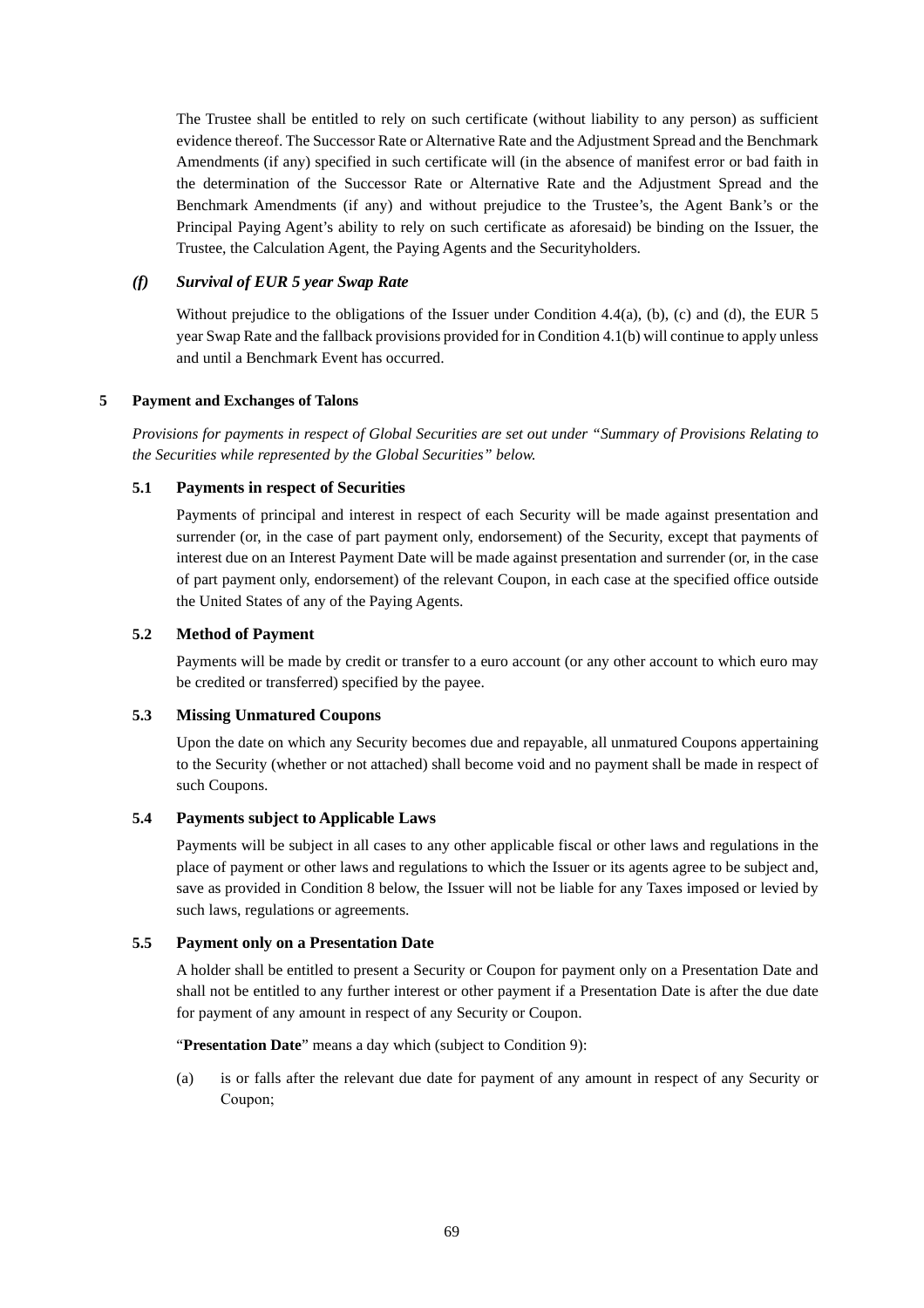The Trustee shall be entitled to rely on such certificate (without liability to any person) as sufficient evidence thereof. The Successor Rate or Alternative Rate and the Adjustment Spread and the Benchmark Amendments (if any) specified in such certificate will (in the absence of manifest error or bad faith in the determination of the Successor Rate or Alternative Rate and the Adjustment Spread and the Benchmark Amendments (if any) and without prejudice to the Trustee's, the Agent Bank's or the Principal Paying Agent's ability to rely on such certificate as aforesaid) be binding on the Issuer, the Trustee, the Calculation Agent, the Paying Agents and the Securityholders.

### *(f) Survival of EUR 5 year Swap Rate*

Without prejudice to the obligations of the Issuer under Condition 4.4(a), (b), (c) and (d), the EUR 5 year Swap Rate and the fallback provisions provided for in Condition 4.1(b) will continue to apply unless and until a Benchmark Event has occurred.

## 5 Payment and Exchanges of Talons

*Provisions for payments in respect of Global Securities are set out under "Summary of Provisions Relating to the Securities while represented by the Global Securities" below.*

### 5.1 Payments in respect of Securities

Payments of principal and interest in respect of each Security will be made against presentation and surrender (or, in the case of part payment only, endorsement) of the Security, except that payments of interest due on an Interest Payment Date will be made against presentation and surrender (or, in the case of part payment only, endorsement) of the relevant Coupon, in each case at the specified office outside the United States of any of the Paying Agents.

### 5.2 Method of Payment

Payments will be made by credit or transfer to a euro account (or any other account to which euro may be credited or transferred) specified by the payee.

### 5.3 Missing Unmatured Coupons

Upon the date on which any Security becomes due and repayable, all unmatured Coupons appertaining to the Security (whether or not attached) shall become void and no payment shall be made in respect of such Coupons.

### 5.4 Payments subject to Applicable Laws

Payments will be subject in all cases to any other applicable fiscal or other laws and regulations in the place of payment or other laws and regulations to which the Issuer or its agents agree to be subject and, save as provided in Condition 8 below, the Issuer will not be liable for any Taxes imposed or levied by such laws, regulations or agreements.

### 5.5 Payment only on a Presentation Date

A holder shall be entitled to present a Security or Coupon for payment only on a Presentation Date and shall not be entitled to any further interest or other payment if a Presentation Date is after the due date for payment of any amount in respect of any Security or Coupon.

"**Presentation Date**" means a day which (subject to Condition 9):

(a) is or falls after the relevant due date for payment of any amount in respect of any Security or Coupon;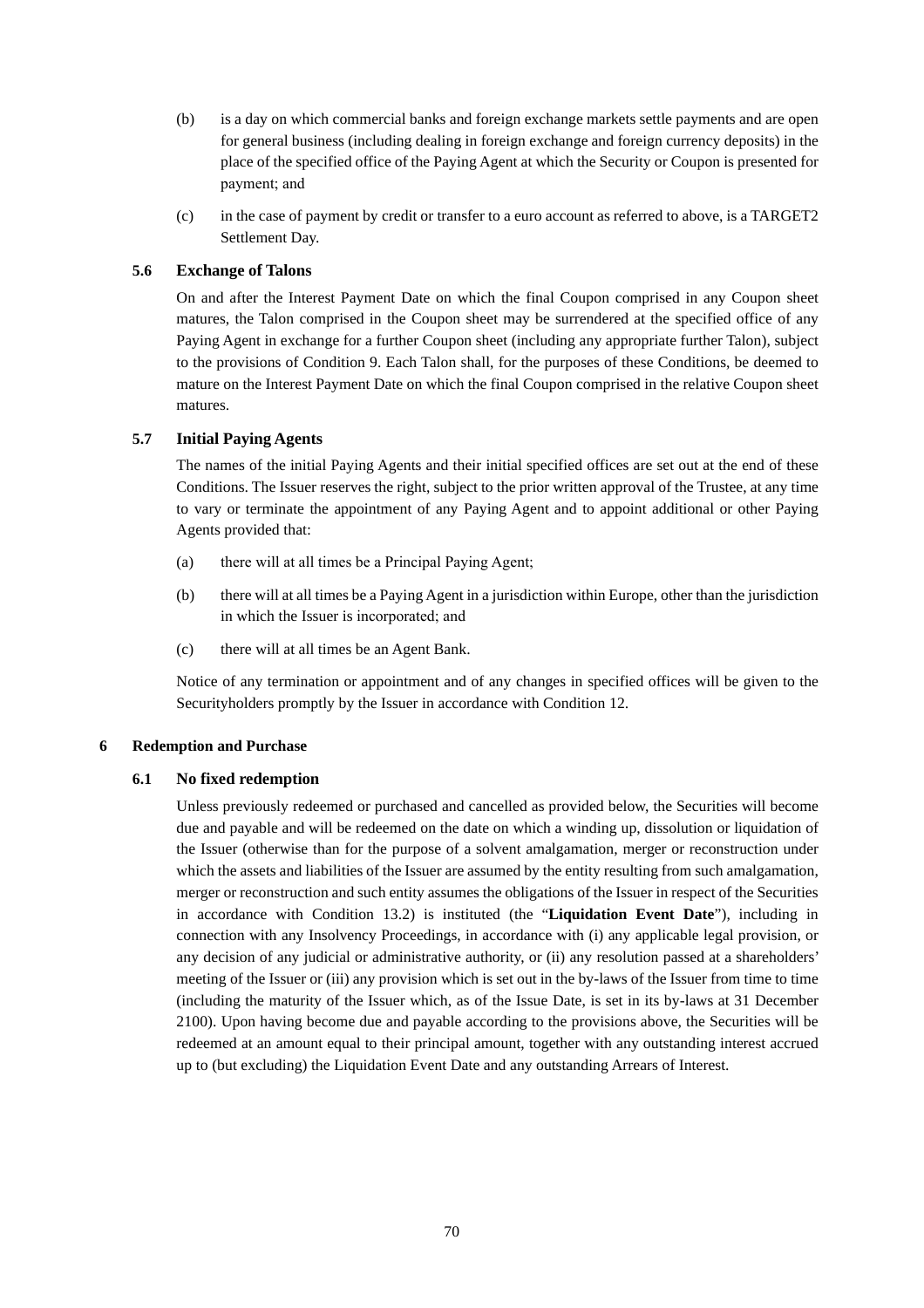(b) is a day on which commercial banks and foreign exchange markets settle payments and are open for general business (including dealing in foreign exchange and foreign currency deposits) in the place of the specified office of the Paying Agent at which the Security or Coupon is presented for payment; and

(c) in the case of payment by credit or transfer to a euro account as referred to above, is a TARGET2 Settlement Day.

### 5.6 Exchange of Talons

On and after the Interest Payment Date on which the final Coupon comprised in any Coupon sheet matures, the Talon comprised in the Coupon sheet may be surrendered at the specified office of any Paying Agent in exchange for a further Coupon sheet (including any appropriate further Talon), subject to the provisions of Condition 9. Each Talon shall, for the purposes of these Conditions, be deemed to mature on the Interest Payment Date on which the final Coupon comprised in the relative Coupon sheet matures.

### 5.7 Initial Paying Agents

The names of the initial Paying Agents and their initial specified offices are set out at the end of these Conditions. The Issuer reserves the right, subject to the prior written approval of the Trustee, at any time to vary or terminate the appointment of any Paying Agent and to appoint additional or other Paying Agents provided that:

(a) there will at all times be a Principal Paying Agent;

(b) there will at all times be a Paying Agent in a jurisdiction within Europe, other than the jurisdiction in which the Issuer is incorporated; and

(c) there will at all times be an Agent Bank.

Notice of any termination or appointment and of any changes in specified offices will be given to the Securityholders promptly by the Issuer in accordance with Condition 12.

## 6 Redemption and Purchase

### 6.1 No fixed redemption

Unless previously redeemed or purchased and cancelled as provided below, the Securities will become due and payable and will be redeemed on the date on which a winding up, dissolution or liquidation of the Issuer (otherwise than for the purpose of a solvent amalgamation, merger or reconstruction under which the assets and liabilities of the Issuer are assumed by the entity resulting from such amalgamation, merger or reconstruction and such entity assumes the obligations of the Issuer in respect of the Securities in accordance with Condition 13.2) is instituted (the "**Liquidation Event Date**"), including in connection with any Insolvency Proceedings, in accordance with (i) any applicable legal provision, or any decision of any judicial or administrative authority, or (ii) any resolution passed at a shareholders' meeting of the Issuer or (iii) any provision which is set out in the by-laws of the Issuer from time to time (including the maturity of the Issuer which, as of the Issue Date, is set in its by-laws at 31 December 2100). Upon having become due and payable according to the provisions above, the Securities will be redeemed at an amount equal to their principal amount, together with any outstanding interest accrued up to (but excluding) the Liquidation Event Date and any outstanding Arrears of Interest.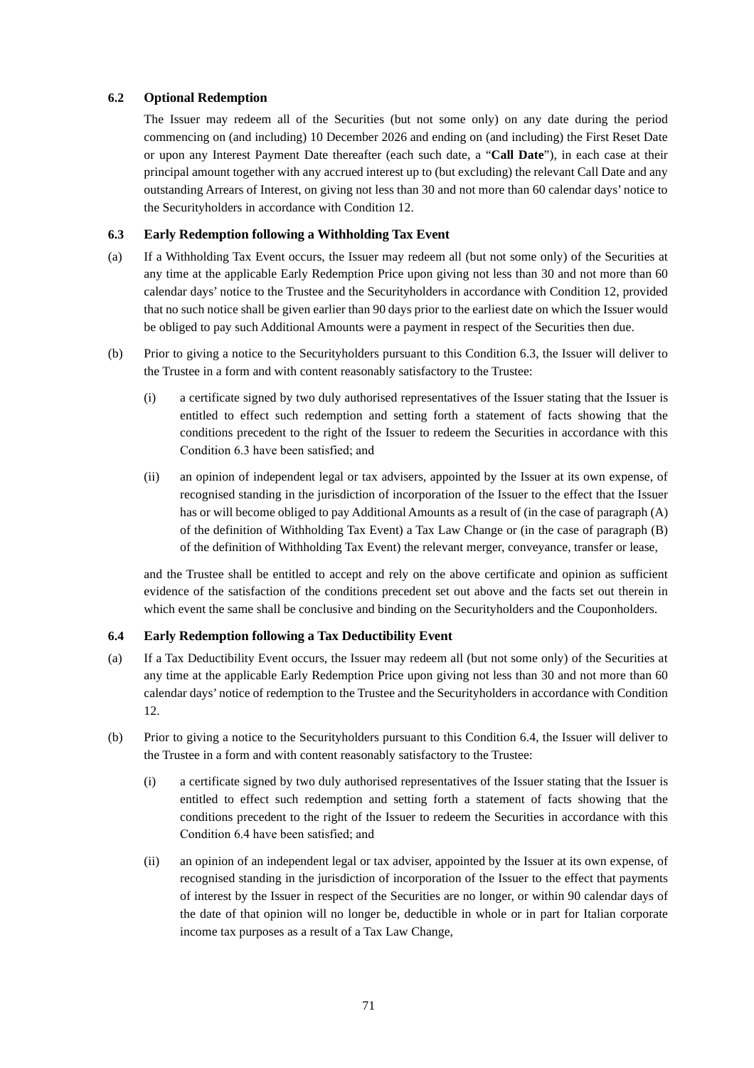### 6.2 Optional Redemption

The Issuer may redeem all of the Securities (but not some only) on any date during the period commencing on (and including) 10 December 2026 and ending on (and including) the First Reset Date or upon any Interest Payment Date thereafter (each such date, a "**Call Date**"), in each case at their principal amount together with any accrued interest up to (but excluding) the relevant Call Date and any outstanding Arrears of Interest, on giving not less than 30 and not more than 60 calendar days' notice to the Securityholders in accordance with Condition 12.

### 6.3 Early Redemption following a Withholding Tax Event

(a) If a Withholding Tax Event occurs, the Issuer may redeem all (but not some only) of the Securities at any time at the applicable Early Redemption Price upon giving not less than 30 and not more than 60 calendar days' notice to the Trustee and the Securityholders in accordance with Condition 12, provided that no such notice shall be given earlier than 90 days prior to the earliest date on which the Issuer would be obliged to pay such Additional Amounts were a payment in respect of the Securities then due.

(b) Prior to giving a notice to the Securityholders pursuant to this Condition 6.3, the Issuer will deliver to the Trustee in a form and with content reasonably satisfactory to the Trustee:

   (i) a certificate signed by two duly authorised representatives of the Issuer stating that the Issuer is entitled to effect such redemption and setting forth a statement of facts showing that the conditions precedent to the right of the Issuer to redeem the Securities in accordance with this Condition 6.3 have been satisfied; and

   (ii) an opinion of independent legal or tax advisers, appointed by the Issuer at its own expense, of recognised standing in the jurisdiction of incorporation of the Issuer to the effect that the Issuer has or will become obliged to pay Additional Amounts as a result of (in the case of paragraph (A) of the definition of Withholding Tax Event) a Tax Law Change or (in the case of paragraph (B) of the definition of Withholding Tax Event) the relevant merger, conveyance, transfer or lease,

and the Trustee shall be entitled to accept and rely on the above certificate and opinion as sufficient evidence of the satisfaction of the conditions precedent set out above and the facts set out therein in which event the same shall be conclusive and binding on the Securityholders and the Couponholders.

### 6.4 Early Redemption following a Tax Deductibility Event

(a) If a Tax Deductibility Event occurs, the Issuer may redeem all (but not some only) of the Securities at any time at the applicable Early Redemption Price upon giving not less than 30 and not more than 60 calendar days' notice of redemption to the Trustee and the Securityholders in accordance with Condition 12.

(b) Prior to giving a notice to the Securityholders pursuant to this Condition 6.4, the Issuer will deliver to the Trustee in a form and with content reasonably satisfactory to the Trustee:

   (i) a certificate signed by two duly authorised representatives of the Issuer stating that the Issuer is entitled to effect such redemption and setting forth a statement of facts showing that the conditions precedent to the right of the Issuer to redeem the Securities in accordance with this Condition 6.4 have been satisfied; and

   (ii) an opinion of an independent legal or tax adviser, appointed by the Issuer at its own expense, of recognised standing in the jurisdiction of incorporation of the Issuer to the effect that payments of interest by the Issuer in respect of the Securities are no longer, or within 90 calendar days of the date of that opinion will no longer be, deductible in whole or in part for Italian corporate income tax purposes as a result of a Tax Law Change,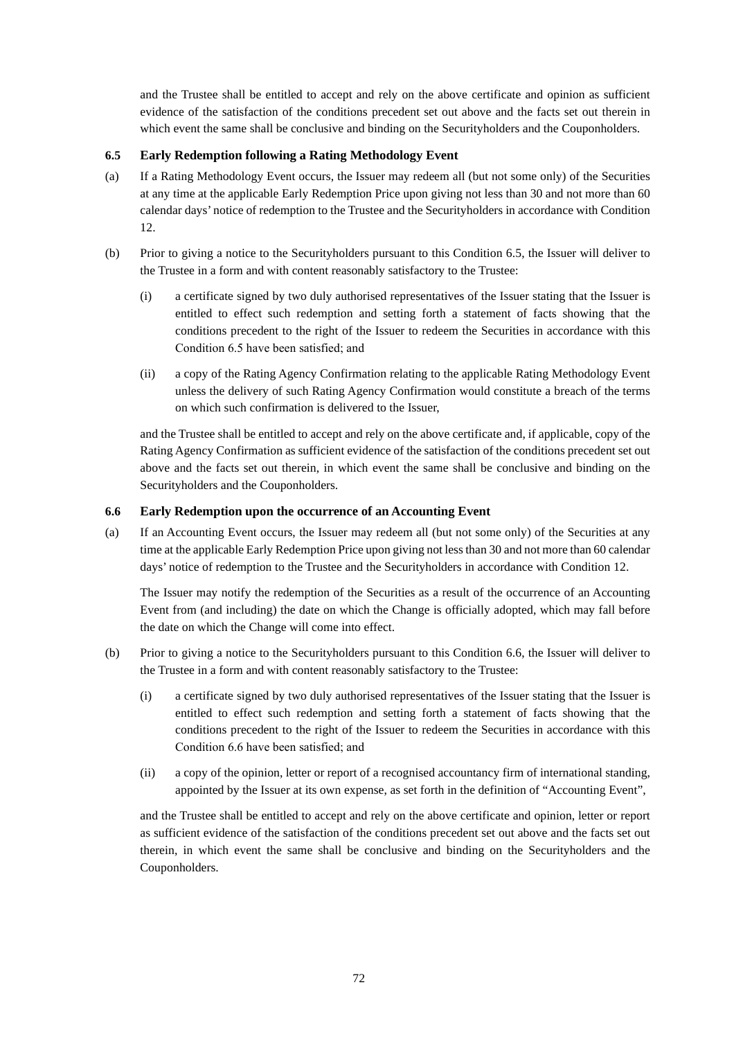and the Trustee shall be entitled to accept and rely on the above certificate and opinion as sufficient evidence of the satisfaction of the conditions precedent set out above and the facts set out therein in which event the same shall be conclusive and binding on the Securityholders and the Couponholders.

### 6.5 Early Redemption following a Rating Methodology Event

(a) If a Rating Methodology Event occurs, the Issuer may redeem all (but not some only) of the Securities at any time at the applicable Early Redemption Price upon giving not less than 30 and not more than 60 calendar days' notice of redemption to the Trustee and the Securityholders in accordance with Condition 12.

(b) Prior to giving a notice to the Securityholders pursuant to this Condition 6.5, the Issuer will deliver to the Trustee in a form and with content reasonably satisfactory to the Trustee:

(i) a certificate signed by two duly authorised representatives of the Issuer stating that the Issuer is entitled to effect such redemption and setting forth a statement of facts showing that the conditions precedent to the right of the Issuer to redeem the Securities in accordance with this Condition 6.5 have been satisfied; and

(ii) a copy of the Rating Agency Confirmation relating to the applicable Rating Methodology Event unless the delivery of such Rating Agency Confirmation would constitute a breach of the terms on which such confirmation is delivered to the Issuer,

and the Trustee shall be entitled to accept and rely on the above certificate and, if applicable, copy of the Rating Agency Confirmation as sufficient evidence of the satisfaction of the conditions precedent set out above and the facts set out therein, in which event the same shall be conclusive and binding on the Securityholders and the Couponholders.

### 6.6 Early Redemption upon the occurrence of an Accounting Event

(a) If an Accounting Event occurs, the Issuer may redeem all (but not some only) of the Securities at any time at the applicable Early Redemption Price upon giving not less than 30 and not more than 60 calendar days' notice of redemption to the Trustee and the Securityholders in accordance with Condition 12.

The Issuer may notify the redemption of the Securities as a result of the occurrence of an Accounting Event from (and including) the date on which the Change is officially adopted, which may fall before the date on which the Change will come into effect.

(b) Prior to giving a notice to the Securityholders pursuant to this Condition 6.6, the Issuer will deliver to the Trustee in a form and with content reasonably satisfactory to the Trustee:

(i) a certificate signed by two duly authorised representatives of the Issuer stating that the Issuer is entitled to effect such redemption and setting forth a statement of facts showing that the conditions precedent to the right of the Issuer to redeem the Securities in accordance with this Condition 6.6 have been satisfied; and

(ii) a copy of the opinion, letter or report of a recognised accountancy firm of international standing, appointed by the Issuer at its own expense, as set forth in the definition of "Accounting Event",

and the Trustee shall be entitled to accept and rely on the above certificate and opinion, letter or report as sufficient evidence of the satisfaction of the conditions precedent set out above and the facts set out therein, in which event the same shall be conclusive and binding on the Securityholders and the Couponholders.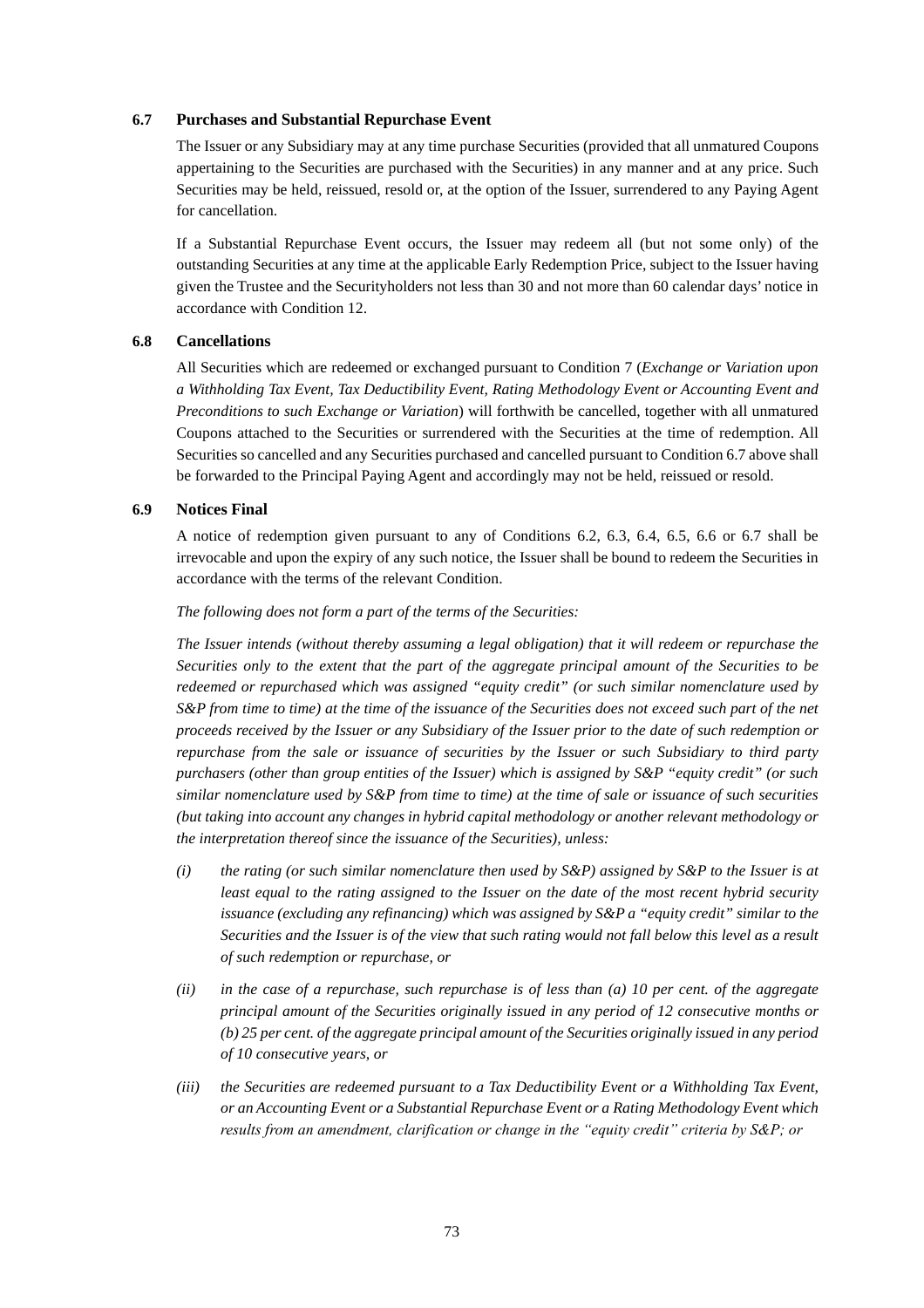### 6.7 Purchases and Substantial Repurchase Event

The Issuer or any Subsidiary may at any time purchase Securities (provided that all unmatured Coupons appertaining to the Securities are purchased with the Securities) in any manner and at any price. Such Securities may be held, reissued, resold or, at the option of the Issuer, surrendered to any Paying Agent for cancellation.

If a Substantial Repurchase Event occurs, the Issuer may redeem all (but not some only) of the outstanding Securities at any time at the applicable Early Redemption Price, subject to the Issuer having given the Trustee and the Securityholders not less than 30 and not more than 60 calendar days' notice in accordance with Condition 12.

### 6.8 Cancellations

All Securities which are redeemed or exchanged pursuant to Condition 7 (*Exchange or Variation upon a Withholding Tax Event, Tax Deductibility Event, Rating Methodology Event or Accounting Event and Preconditions to such Exchange or Variation*) will forthwith be cancelled, together with all unmatured Coupons attached to the Securities or surrendered with the Securities at the time of redemption. All Securities so cancelled and any Securities purchased and cancelled pursuant to Condition 6.7 above shall be forwarded to the Principal Paying Agent and accordingly may not be held, reissued or resold.

### 6.9 Notices Final

A notice of redemption given pursuant to any of Conditions 6.2, 6.3, 6.4, 6.5, 6.6 or 6.7 shall be irrevocable and upon the expiry of any such notice, the Issuer shall be bound to redeem the Securities in accordance with the terms of the relevant Condition.

*The following does not form a part of the terms of the Securities:*

*The Issuer intends (without thereby assuming a legal obligation) that it will redeem or repurchase the Securities only to the extent that the part of the aggregate principal amount of the Securities to be redeemed or repurchased which was assigned "equity credit" (or such similar nomenclature used by S&P from time to time) at the time of the issuance of the Securities does not exceed such part of the net proceeds received by the Issuer or any Subsidiary of the Issuer prior to the date of such redemption or repurchase from the sale or issuance of securities by the Issuer or such Subsidiary to third party purchasers (other than group entities of the Issuer) which is assigned by S&P "equity credit" (or such similar nomenclature used by S&P from time to time) at the time of sale or issuance of such securities (but taking into account any changes in hybrid capital methodology or another relevant methodology or the interpretation thereof since the issuance of the Securities), unless:*

- *(i) the rating (or such similar nomenclature then used by S&P) assigned by S&P to the Issuer is at least equal to the rating assigned to the Issuer on the date of the most recent hybrid security issuance (excluding any refinancing) which was assigned by S&P a "equity credit" similar to the Securities and the Issuer is of the view that such rating would not fall below this level as a result of such redemption or repurchase, or*
- *(ii) in the case of a repurchase, such repurchase is of less than (a) 10 per cent. of the aggregate principal amount of the Securities originally issued in any period of 12 consecutive months or (b) 25 per cent. of the aggregate principal amount of the Securities originally issued in any period of 10 consecutive years, or*
- *(iii) the Securities are redeemed pursuant to a Tax Deductibility Event or a Withholding Tax Event, or an Accounting Event or a Substantial Repurchase Event or a Rating Methodology Event which results from an amendment, clarification or change in the "equity credit" criteria by S&P; or*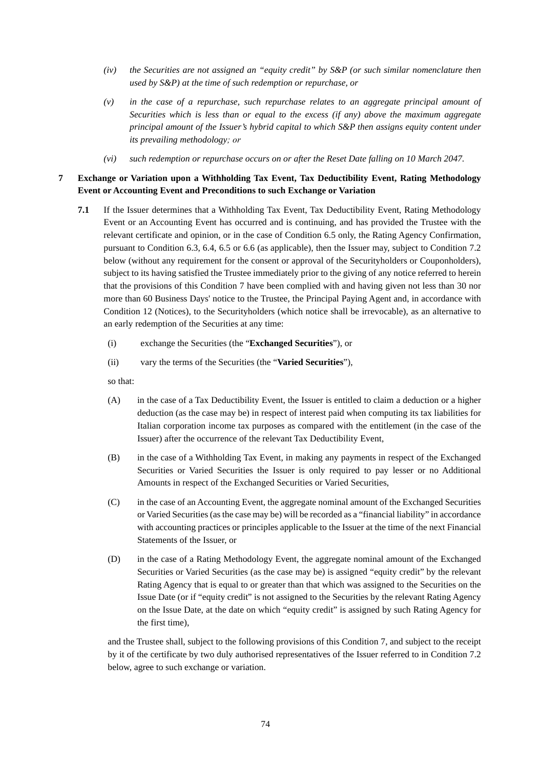*(iv) the Securities are not assigned an "equity credit" by S&P (or such similar nomenclature then used by S&P) at the time of such redemption or repurchase, or*

*(v) in the case of a repurchase, such repurchase relates to an aggregate principal amount of Securities which is less than or equal to the excess (if any) above the maximum aggregate principal amount of the Issuer's hybrid capital to which S&P then assigns equity content under its prevailing methodology; or*

*(vi) such redemption or repurchase occurs on or after the Reset Date falling on 10 March 2047.*

## 7 Exchange or Variation upon a Withholding Tax Event, Tax Deductibility Event, Rating Methodology Event or Accounting Event and Preconditions to such Exchange or Variation

**7.1** If the Issuer determines that a Withholding Tax Event, Tax Deductibility Event, Rating Methodology Event or an Accounting Event has occurred and is continuing, and has provided the Trustee with the relevant certificate and opinion, or in the case of Condition 6.5 only, the Rating Agency Confirmation, pursuant to Condition 6.3, 6.4, 6.5 or 6.6 (as applicable), then the Issuer may, subject to Condition 7.2 below (without any requirement for the consent or approval of the Securityholders or Couponholders), subject to its having satisfied the Trustee immediately prior to the giving of any notice referred to herein that the provisions of this Condition 7 have been complied with and having given not less than 30 nor more than 60 Business Days' notice to the Trustee, the Principal Paying Agent and, in accordance with Condition 12 (Notices), to the Securityholders (which notice shall be irrevocable), as an alternative to an early redemption of the Securities at any time:

(i) exchange the Securities (the "**Exchanged Securities**"), or

(ii) vary the terms of the Securities (the "**Varied Securities**"),

so that:

(A) in the case of a Tax Deductibility Event, the Issuer is entitled to claim a deduction or a higher deduction (as the case may be) in respect of interest paid when computing its tax liabilities for Italian corporation income tax purposes as compared with the entitlement (in the case of the Issuer) after the occurrence of the relevant Tax Deductibility Event,

(B) in the case of a Withholding Tax Event, in making any payments in respect of the Exchanged Securities or Varied Securities the Issuer is only required to pay lesser or no Additional Amounts in respect of the Exchanged Securities or Varied Securities,

(C) in the case of an Accounting Event, the aggregate nominal amount of the Exchanged Securities or Varied Securities (as the case may be) will be recorded as a "financial liability" in accordance with accounting practices or principles applicable to the Issuer at the time of the next Financial Statements of the Issuer, or

(D) in the case of a Rating Methodology Event, the aggregate nominal amount of the Exchanged Securities or Varied Securities (as the case may be) is assigned "equity credit" by the relevant Rating Agency that is equal to or greater than that which was assigned to the Securities on the Issue Date (or if "equity credit" is not assigned to the Securities by the relevant Rating Agency on the Issue Date, at the date on which "equity credit" is assigned by such Rating Agency for the first time),

and the Trustee shall, subject to the following provisions of this Condition 7, and subject to the receipt by it of the certificate by two duly authorised representatives of the Issuer referred to in Condition 7.2 below, agree to such exchange or variation.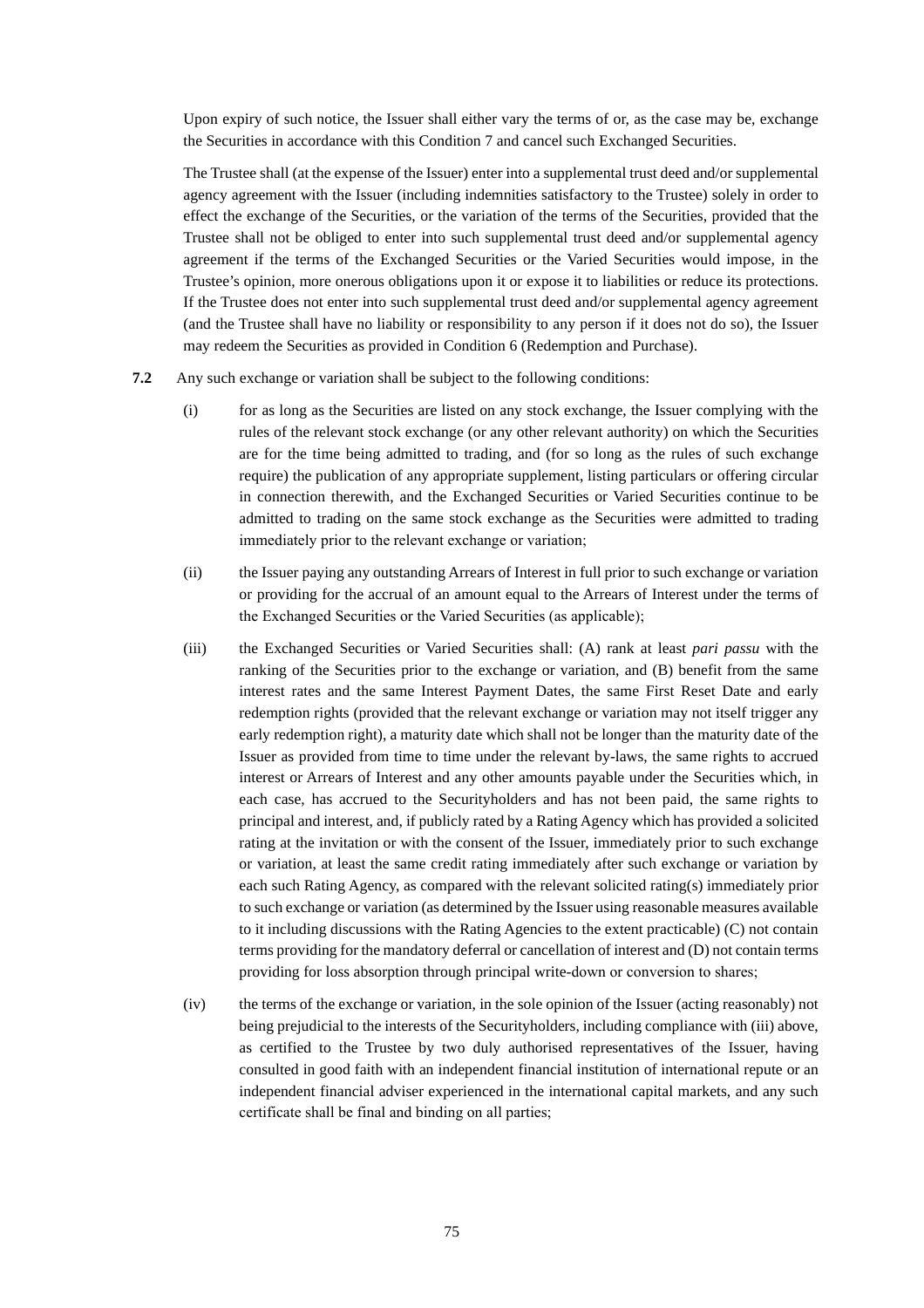Upon expiry of such notice, the Issuer shall either vary the terms of or, as the case may be, exchange the Securities in accordance with this Condition 7 and cancel such Exchanged Securities.

The Trustee shall (at the expense of the Issuer) enter into a supplemental trust deed and/or supplemental agency agreement with the Issuer (including indemnities satisfactory to the Trustee) solely in order to effect the exchange of the Securities, or the variation of the terms of the Securities, provided that the Trustee shall not be obliged to enter into such supplemental trust deed and/or supplemental agency agreement if the terms of the Exchanged Securities or the Varied Securities would impose, in the Trustee's opinion, more onerous obligations upon it or expose it to liabilities or reduce its protections. If the Trustee does not enter into such supplemental trust deed and/or supplemental agency agreement (and the Trustee shall have no liability or responsibility to any person if it does not do so), the Issuer may redeem the Securities as provided in Condition 6 (Redemption and Purchase).

**7.2** Any such exchange or variation shall be subject to the following conditions:

(i) for as long as the Securities are listed on any stock exchange, the Issuer complying with the rules of the relevant stock exchange (or any other relevant authority) on which the Securities are for the time being admitted to trading, and (for so long as the rules of such exchange require) the publication of any appropriate supplement, listing particulars or offering circular in connection therewith, and the Exchanged Securities or Varied Securities continue to be admitted to trading on the same stock exchange as the Securities were admitted to trading immediately prior to the relevant exchange or variation;

(ii) the Issuer paying any outstanding Arrears of Interest in full prior to such exchange or variation or providing for the accrual of an amount equal to the Arrears of Interest under the terms of the Exchanged Securities or the Varied Securities (as applicable);

(iii) the Exchanged Securities or Varied Securities shall: (A) rank at least *pari passu* with the ranking of the Securities prior to the exchange or variation, and (B) benefit from the same interest rates and the same Interest Payment Dates, the same First Reset Date and early redemption rights (provided that the relevant exchange or variation may not itself trigger any early redemption right), a maturity date which shall not be longer than the maturity date of the Issuer as provided from time to time under the relevant by-laws, the same rights to accrued interest or Arrears of Interest and any other amounts payable under the Securities which, in each case, has accrued to the Securityholders and has not been paid, the same rights to principal and interest, and, if publicly rated by a Rating Agency which has provided a solicited rating at the invitation or with the consent of the Issuer, immediately prior to such exchange or variation, at least the same credit rating immediately after such exchange or variation by each such Rating Agency, as compared with the relevant solicited rating(s) immediately prior to such exchange or variation (as determined by the Issuer using reasonable measures available to it including discussions with the Rating Agencies to the extent practicable) (C) not contain terms providing for the mandatory deferral or cancellation of interest and (D) not contain terms providing for loss absorption through principal write-down or conversion to shares;

(iv) the terms of the exchange or variation, in the sole opinion of the Issuer (acting reasonably) not being prejudicial to the interests of the Securityholders, including compliance with (iii) above, as certified to the Trustee by two duly authorised representatives of the Issuer, having consulted in good faith with an independent financial institution of international repute or an independent financial adviser experienced in the international capital markets, and any such certificate shall be final and binding on all parties;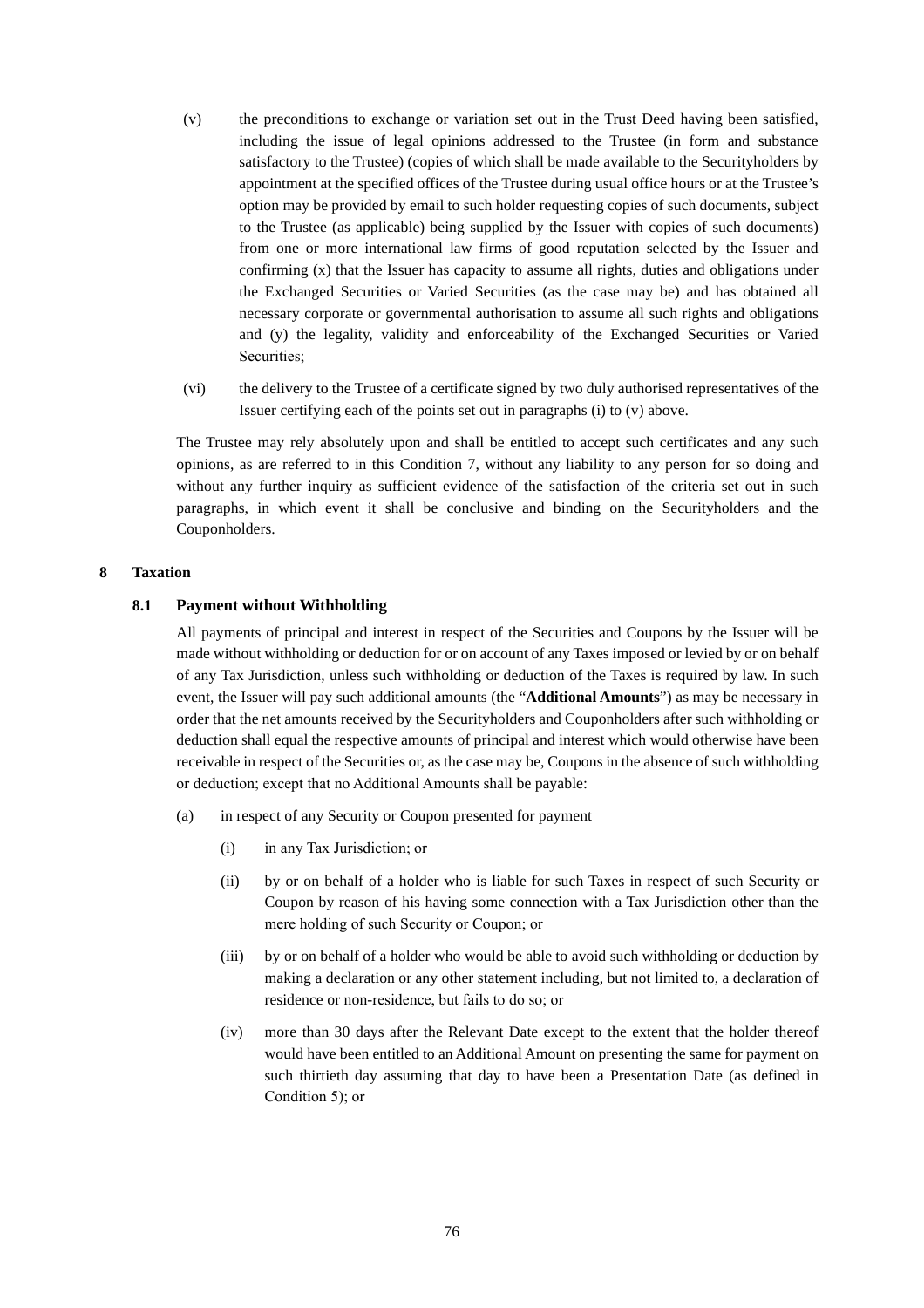(v) the preconditions to exchange or variation set out in the Trust Deed having been satisfied, including the issue of legal opinions addressed to the Trustee (in form and substance satisfactory to the Trustee) (copies of which shall be made available to the Securityholders by appointment at the specified offices of the Trustee during usual office hours or at the Trustee's option may be provided by email to such holder requesting copies of such documents, subject to the Trustee (as applicable) being supplied by the Issuer with copies of such documents) from one or more international law firms of good reputation selected by the Issuer and confirming (x) that the Issuer has capacity to assume all rights, duties and obligations under the Exchanged Securities or Varied Securities (as the case may be) and has obtained all necessary corporate or governmental authorisation to assume all such rights and obligations and (y) the legality, validity and enforceability of the Exchanged Securities or Varied Securities;

(vi) the delivery to the Trustee of a certificate signed by two duly authorised representatives of the Issuer certifying each of the points set out in paragraphs (i) to (v) above.

The Trustee may rely absolutely upon and shall be entitled to accept such certificates and any such opinions, as are referred to in this Condition 7, without any liability to any person for so doing and without any further inquiry as sufficient evidence of the satisfaction of the criteria set out in such paragraphs, in which event it shall be conclusive and binding on the Securityholders and the Couponholders.

## 8 Taxation

### 8.1 Payment without Withholding

All payments of principal and interest in respect of the Securities and Coupons by the Issuer will be made without withholding or deduction for or on account of any Taxes imposed or levied by or on behalf of any Tax Jurisdiction, unless such withholding or deduction of the Taxes is required by law. In such event, the Issuer will pay such additional amounts (the "**Additional Amounts**") as may be necessary in order that the net amounts received by the Securityholders and Couponholders after such withholding or deduction shall equal the respective amounts of principal and interest which would otherwise have been receivable in respect of the Securities or, as the case may be, Coupons in the absence of such withholding or deduction; except that no Additional Amounts shall be payable:

(a) in respect of any Security or Coupon presented for payment

(i) in any Tax Jurisdiction; or

(ii) by or on behalf of a holder who is liable for such Taxes in respect of such Security or Coupon by reason of his having some connection with a Tax Jurisdiction other than the mere holding of such Security or Coupon; or

(iii) by or on behalf of a holder who would be able to avoid such withholding or deduction by making a declaration or any other statement including, but not limited to, a declaration of residence or non-residence, but fails to do so; or

(iv) more than 30 days after the Relevant Date except to the extent that the holder thereof would have been entitled to an Additional Amount on presenting the same for payment on such thirtieth day assuming that day to have been a Presentation Date (as defined in Condition 5); or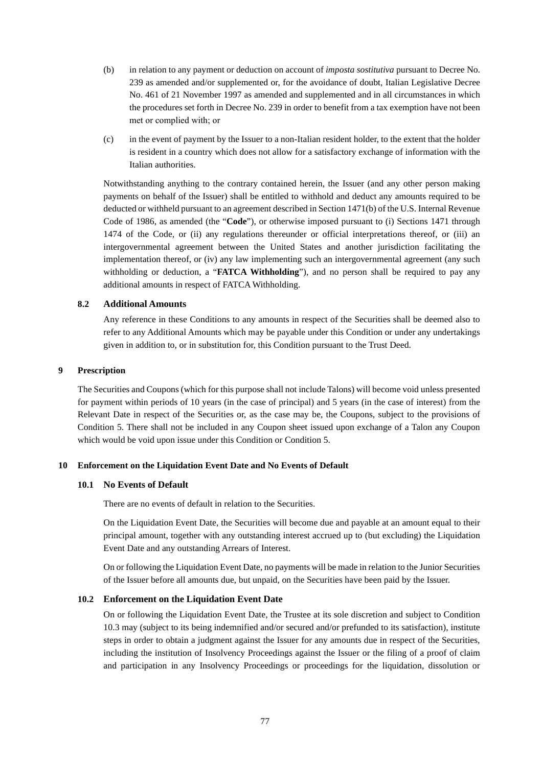(b) in relation to any payment or deduction on account of *imposta sostitutiva* pursuant to Decree No. 239 as amended and/or supplemented or, for the avoidance of doubt, Italian Legislative Decree No. 461 of 21 November 1997 as amended and supplemented and in all circumstances in which the procedures set forth in Decree No. 239 in order to benefit from a tax exemption have not been met or complied with; or

(c) in the event of payment by the Issuer to a non-Italian resident holder, to the extent that the holder is resident in a country which does not allow for a satisfactory exchange of information with the Italian authorities.

Notwithstanding anything to the contrary contained herein, the Issuer (and any other person making payments on behalf of the Issuer) shall be entitled to withhold and deduct any amounts required to be deducted or withheld pursuant to an agreement described in Section 1471(b) of the U.S. Internal Revenue Code of 1986, as amended (the "**Code**"), or otherwise imposed pursuant to (i) Sections 1471 through 1474 of the Code, or (ii) any regulations thereunder or official interpretations thereof, or (iii) an intergovernmental agreement between the United States and another jurisdiction facilitating the implementation thereof, or (iv) any law implementing such an intergovernmental agreement (any such withholding or deduction, a "**FATCA Withholding**"), and no person shall be required to pay any additional amounts in respect of FATCA Withholding.

### 8.2 Additional Amounts

Any reference in these Conditions to any amounts in respect of the Securities shall be deemed also to refer to any Additional Amounts which may be payable under this Condition or under any undertakings given in addition to, or in substitution for, this Condition pursuant to the Trust Deed.

## 9 Prescription

The Securities and Coupons (which for this purpose shall not include Talons) will become void unless presented for payment within periods of 10 years (in the case of principal) and 5 years (in the case of interest) from the Relevant Date in respect of the Securities or, as the case may be, the Coupons, subject to the provisions of Condition 5. There shall not be included in any Coupon sheet issued upon exchange of a Talon any Coupon which would be void upon issue under this Condition or Condition 5.

## 10 Enforcement on the Liquidation Event Date and No Events of Default

### 10.1 No Events of Default

There are no events of default in relation to the Securities.

On the Liquidation Event Date, the Securities will become due and payable at an amount equal to their principal amount, together with any outstanding interest accrued up to (but excluding) the Liquidation Event Date and any outstanding Arrears of Interest.

On or following the Liquidation Event Date, no payments will be made in relation to the Junior Securities of the Issuer before all amounts due, but unpaid, on the Securities have been paid by the Issuer.

### 10.2 Enforcement on the Liquidation Event Date

On or following the Liquidation Event Date, the Trustee at its sole discretion and subject to Condition 10.3 may (subject to its being indemnified and/or secured and/or prefunded to its satisfaction), institute steps in order to obtain a judgment against the Issuer for any amounts due in respect of the Securities, including the institution of Insolvency Proceedings against the Issuer or the filing of a proof of claim and participation in any Insolvency Proceedings or proceedings for the liquidation, dissolution or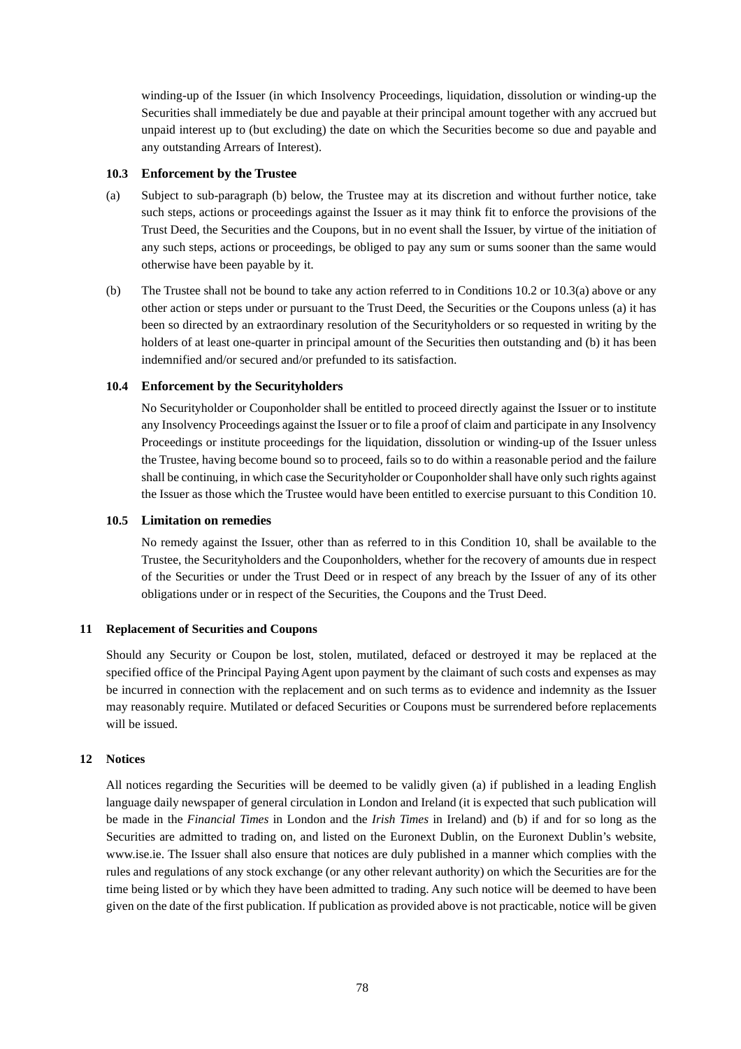winding-up of the Issuer (in which Insolvency Proceedings, liquidation, dissolution or winding-up the Securities shall immediately be due and payable at their principal amount together with any accrued but unpaid interest up to (but excluding) the date on which the Securities become so due and payable and any outstanding Arrears of Interest).

### 10.3 Enforcement by the Trustee

(a) Subject to sub-paragraph (b) below, the Trustee may at its discretion and without further notice, take such steps, actions or proceedings against the Issuer as it may think fit to enforce the provisions of the Trust Deed, the Securities and the Coupons, but in no event shall the Issuer, by virtue of the initiation of any such steps, actions or proceedings, be obliged to pay any sum or sums sooner than the same would otherwise have been payable by it.

(b) The Trustee shall not be bound to take any action referred to in Conditions 10.2 or 10.3(a) above or any other action or steps under or pursuant to the Trust Deed, the Securities or the Coupons unless (a) it has been so directed by an extraordinary resolution of the Securityholders or so requested in writing by the holders of at least one-quarter in principal amount of the Securities then outstanding and (b) it has been indemnified and/or secured and/or prefunded to its satisfaction.

### 10.4 Enforcement by the Securityholders

No Securityholder or Couponholder shall be entitled to proceed directly against the Issuer or to institute any Insolvency Proceedings against the Issuer or to file a proof of claim and participate in any Insolvency Proceedings or institute proceedings for the liquidation, dissolution or winding-up of the Issuer unless the Trustee, having become bound so to proceed, fails so to do within a reasonable period and the failure shall be continuing, in which case the Securityholder or Couponholder shall have only such rights against the Issuer as those which the Trustee would have been entitled to exercise pursuant to this Condition 10.

### 10.5 Limitation on remedies

No remedy against the Issuer, other than as referred to in this Condition 10, shall be available to the Trustee, the Securityholders and the Couponholders, whether for the recovery of amounts due in respect of the Securities or under the Trust Deed or in respect of any breach by the Issuer of any of its other obligations under or in respect of the Securities, the Coupons and the Trust Deed.

## 11 Replacement of Securities and Coupons

Should any Security or Coupon be lost, stolen, mutilated, defaced or destroyed it may be replaced at the specified office of the Principal Paying Agent upon payment by the claimant of such costs and expenses as may be incurred in connection with the replacement and on such terms as to evidence and indemnity as the Issuer may reasonably require. Mutilated or defaced Securities or Coupons must be surrendered before replacements will be issued.

## 12 Notices

All notices regarding the Securities will be deemed to be validly given (a) if published in a leading English language daily newspaper of general circulation in London and Ireland (it is expected that such publication will be made in the *Financial Times* in London and the *Irish Times* in Ireland) and (b) if and for so long as the Securities are admitted to trading on, and listed on the Euronext Dublin, on the Euronext Dublin's website, www.ise.ie. The Issuer shall also ensure that notices are duly published in a manner which complies with the rules and regulations of any stock exchange (or any other relevant authority) on which the Securities are for the time being listed or by which they have been admitted to trading. Any such notice will be deemed to have been given on the date of the first publication. If publication as provided above is not practicable, notice will be given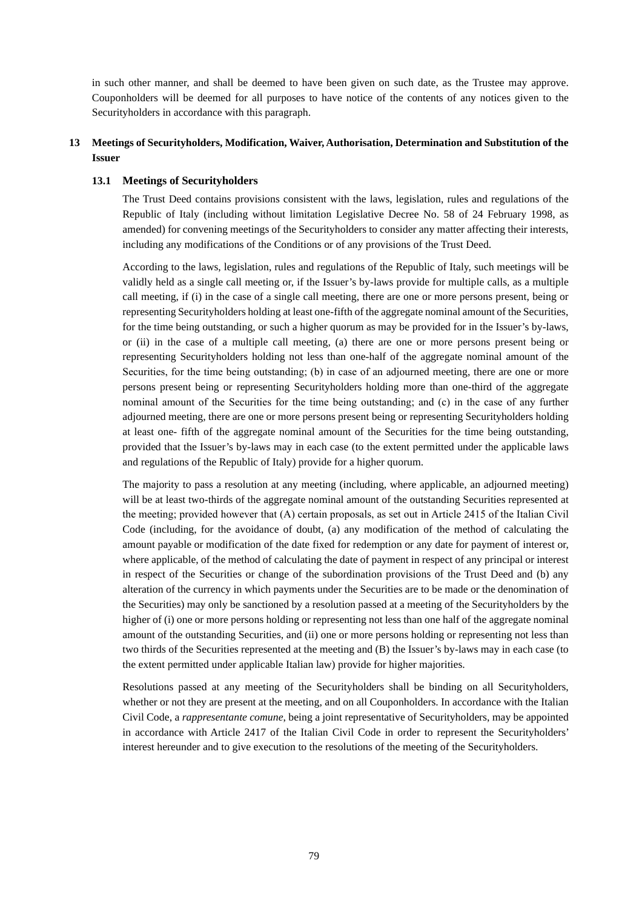in such other manner, and shall be deemed to have been given on such date, as the Trustee may approve. Couponholders will be deemed for all purposes to have notice of the contents of any notices given to the Securityholders in accordance with this paragraph.

## 13 Meetings of Securityholders, Modification, Waiver, Authorisation, Determination and Substitution of the Issuer

### 13.1 Meetings of Securityholders

The Trust Deed contains provisions consistent with the laws, legislation, rules and regulations of the Republic of Italy (including without limitation Legislative Decree No. 58 of 24 February 1998, as amended) for convening meetings of the Securityholders to consider any matter affecting their interests, including any modifications of the Conditions or of any provisions of the Trust Deed.

According to the laws, legislation, rules and regulations of the Republic of Italy, such meetings will be validly held as a single call meeting or, if the Issuer's by-laws provide for multiple calls, as a multiple call meeting, if (i) in the case of a single call meeting, there are one or more persons present, being or representing Securityholders holding at least one-fifth of the aggregate nominal amount of the Securities, for the time being outstanding, or such a higher quorum as may be provided for in the Issuer's by-laws, or (ii) in the case of a multiple call meeting, (a) there are one or more persons present being or representing Securityholders holding not less than one-half of the aggregate nominal amount of the Securities, for the time being outstanding; (b) in case of an adjourned meeting, there are one or more persons present being or representing Securityholders holding more than one-third of the aggregate nominal amount of the Securities for the time being outstanding; and (c) in the case of any further adjourned meeting, there are one or more persons present being or representing Securityholders holding at least one- fifth of the aggregate nominal amount of the Securities for the time being outstanding, provided that the Issuer's by-laws may in each case (to the extent permitted under the applicable laws and regulations of the Republic of Italy) provide for a higher quorum.

The majority to pass a resolution at any meeting (including, where applicable, an adjourned meeting) will be at least two-thirds of the aggregate nominal amount of the outstanding Securities represented at the meeting; provided however that (A) certain proposals, as set out in Article 2415 of the Italian Civil Code (including, for the avoidance of doubt, (a) any modification of the method of calculating the amount payable or modification of the date fixed for redemption or any date for payment of interest or, where applicable, of the method of calculating the date of payment in respect of any principal or interest in respect of the Securities or change of the subordination provisions of the Trust Deed and (b) any alteration of the currency in which payments under the Securities are to be made or the denomination of the Securities) may only be sanctioned by a resolution passed at a meeting of the Securityholders by the higher of (i) one or more persons holding or representing not less than one half of the aggregate nominal amount of the outstanding Securities, and (ii) one or more persons holding or representing not less than two thirds of the Securities represented at the meeting and (B) the Issuer's by-laws may in each case (to the extent permitted under applicable Italian law) provide for higher majorities.

Resolutions passed at any meeting of the Securityholders shall be binding on all Securityholders, whether or not they are present at the meeting, and on all Couponholders. In accordance with the Italian Civil Code, a *rappresentante comune*, being a joint representative of Securityholders, may be appointed in accordance with Article 2417 of the Italian Civil Code in order to represent the Securityholders' interest hereunder and to give execution to the resolutions of the meeting of the Securityholders.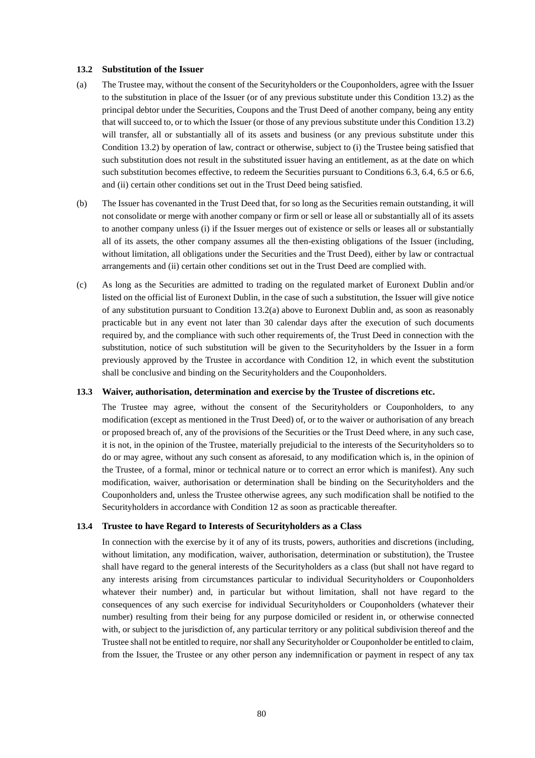### 13.2 Substitution of the Issuer

(a) The Trustee may, without the consent of the Securityholders or the Couponholders, agree with the Issuer to the substitution in place of the Issuer (or of any previous substitute under this Condition 13.2) as the principal debtor under the Securities, Coupons and the Trust Deed of another company, being any entity that will succeed to, or to which the Issuer (or those of any previous substitute under this Condition 13.2) will transfer, all or substantially all of its assets and business (or any previous substitute under this Condition 13.2) by operation of law, contract or otherwise, subject to (i) the Trustee being satisfied that such substitution does not result in the substituted issuer having an entitlement, as at the date on which such substitution becomes effective, to redeem the Securities pursuant to Conditions 6.3, 6.4, 6.5 or 6.6, and (ii) certain other conditions set out in the Trust Deed being satisfied.

(b) The Issuer has covenanted in the Trust Deed that, for so long as the Securities remain outstanding, it will not consolidate or merge with another company or firm or sell or lease all or substantially all of its assets to another company unless (i) if the Issuer merges out of existence or sells or leases all or substantially all of its assets, the other company assumes all the then-existing obligations of the Issuer (including, without limitation, all obligations under the Securities and the Trust Deed), either by law or contractual arrangements and (ii) certain other conditions set out in the Trust Deed are complied with.

(c) As long as the Securities are admitted to trading on the regulated market of Euronext Dublin and/or listed on the official list of Euronext Dublin, in the case of such a substitution, the Issuer will give notice of any substitution pursuant to Condition 13.2(a) above to Euronext Dublin and, as soon as reasonably practicable but in any event not later than 30 calendar days after the execution of such documents required by, and the compliance with such other requirements of, the Trust Deed in connection with the substitution, notice of such substitution will be given to the Securityholders by the Issuer in a form previously approved by the Trustee in accordance with Condition 12, in which event the substitution shall be conclusive and binding on the Securityholders and the Couponholders.

### 13.3 Waiver, authorisation, determination and exercise by the Trustee of discretions etc.

The Trustee may agree, without the consent of the Securityholders or Couponholders, to any modification (except as mentioned in the Trust Deed) of, or to the waiver or authorisation of any breach or proposed breach of, any of the provisions of the Securities or the Trust Deed where, in any such case, it is not, in the opinion of the Trustee, materially prejudicial to the interests of the Securityholders so to do or may agree, without any such consent as aforesaid, to any modification which is, in the opinion of the Trustee, of a formal, minor or technical nature or to correct an error which is manifest). Any such modification, waiver, authorisation or determination shall be binding on the Securityholders and the Couponholders and, unless the Trustee otherwise agrees, any such modification shall be notified to the Securityholders in accordance with Condition 12 as soon as practicable thereafter.

### 13.4 Trustee to have Regard to Interests of Securityholders as a Class

In connection with the exercise by it of any of its trusts, powers, authorities and discretions (including, without limitation, any modification, waiver, authorisation, determination or substitution), the Trustee shall have regard to the general interests of the Securityholders as a class (but shall not have regard to any interests arising from circumstances particular to individual Securityholders or Couponholders whatever their number) and, in particular but without limitation, shall not have regard to the consequences of any such exercise for individual Securityholders or Couponholders (whatever their number) resulting from their being for any purpose domiciled or resident in, or otherwise connected with, or subject to the jurisdiction of, any particular territory or any political subdivision thereof and the Trustee shall not be entitled to require, nor shall any Securityholder or Couponholder be entitled to claim, from the Issuer, the Trustee or any other person any indemnification or payment in respect of any tax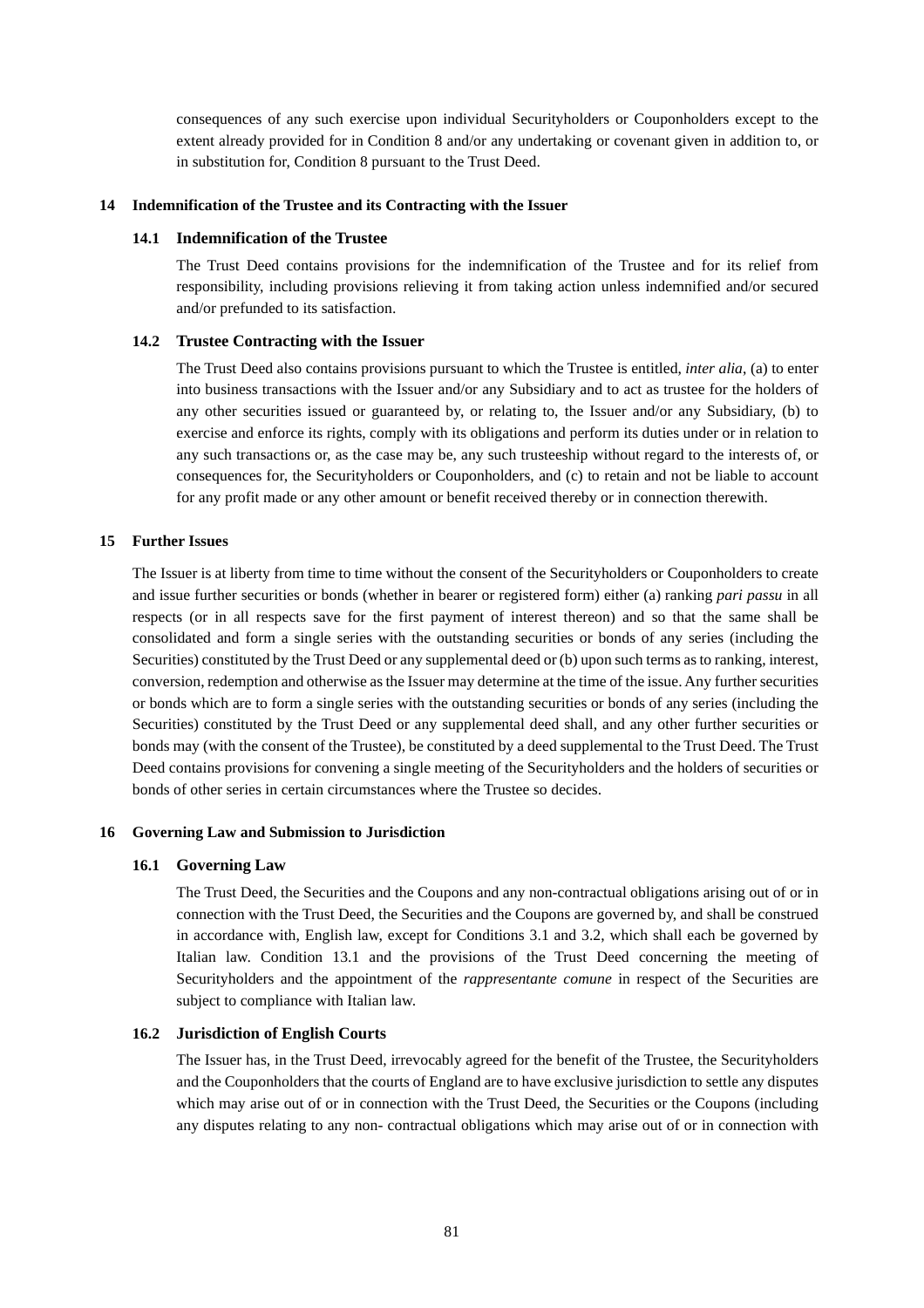consequences of any such exercise upon individual Securityholders or Couponholders except to the extent already provided for in Condition 8 and/or any undertaking or covenant given in addition to, or in substitution for, Condition 8 pursuant to the Trust Deed.

## 14 Indemnification of the Trustee and its Contracting with the Issuer

### 14.1 Indemnification of the Trustee

The Trust Deed contains provisions for the indemnification of the Trustee and for its relief from responsibility, including provisions relieving it from taking action unless indemnified and/or secured and/or prefunded to its satisfaction.

### 14.2 Trustee Contracting with the Issuer

The Trust Deed also contains provisions pursuant to which the Trustee is entitled, *inter alia*, (a) to enter into business transactions with the Issuer and/or any Subsidiary and to act as trustee for the holders of any other securities issued or guaranteed by, or relating to, the Issuer and/or any Subsidiary, (b) to exercise and enforce its rights, comply with its obligations and perform its duties under or in relation to any such transactions or, as the case may be, any such trusteeship without regard to the interests of, or consequences for, the Securityholders or Couponholders, and (c) to retain and not be liable to account for any profit made or any other amount or benefit received thereby or in connection therewith.

## 15 Further Issues

The Issuer is at liberty from time to time without the consent of the Securityholders or Couponholders to create and issue further securities or bonds (whether in bearer or registered form) either (a) ranking *pari passu* in all respects (or in all respects save for the first payment of interest thereon) and so that the same shall be consolidated and form a single series with the outstanding securities or bonds of any series (including the Securities) constituted by the Trust Deed or any supplemental deed or (b) upon such terms as to ranking, interest, conversion, redemption and otherwise as the Issuer may determine at the time of the issue. Any further securities or bonds which are to form a single series with the outstanding securities or bonds of any series (including the Securities) constituted by the Trust Deed or any supplemental deed shall, and any other further securities or bonds may (with the consent of the Trustee), be constituted by a deed supplemental to the Trust Deed. The Trust Deed contains provisions for convening a single meeting of the Securityholders and the holders of securities or bonds of other series in certain circumstances where the Trustee so decides.

## 16 Governing Law and Submission to Jurisdiction

### 16.1 Governing Law

The Trust Deed, the Securities and the Coupons and any non-contractual obligations arising out of or in connection with the Trust Deed, the Securities and the Coupons are governed by, and shall be construed in accordance with, English law, except for Conditions 3.1 and 3.2, which shall each be governed by Italian law. Condition 13.1 and the provisions of the Trust Deed concerning the meeting of Securityholders and the appointment of the *rappresentante comune* in respect of the Securities are subject to compliance with Italian law.

### 16.2 Jurisdiction of English Courts

The Issuer has, in the Trust Deed, irrevocably agreed for the benefit of the Trustee, the Securityholders and the Couponholders that the courts of England are to have exclusive jurisdiction to settle any disputes which may arise out of or in connection with the Trust Deed, the Securities or the Coupons (including any disputes relating to any non- contractual obligations which may arise out of or in connection with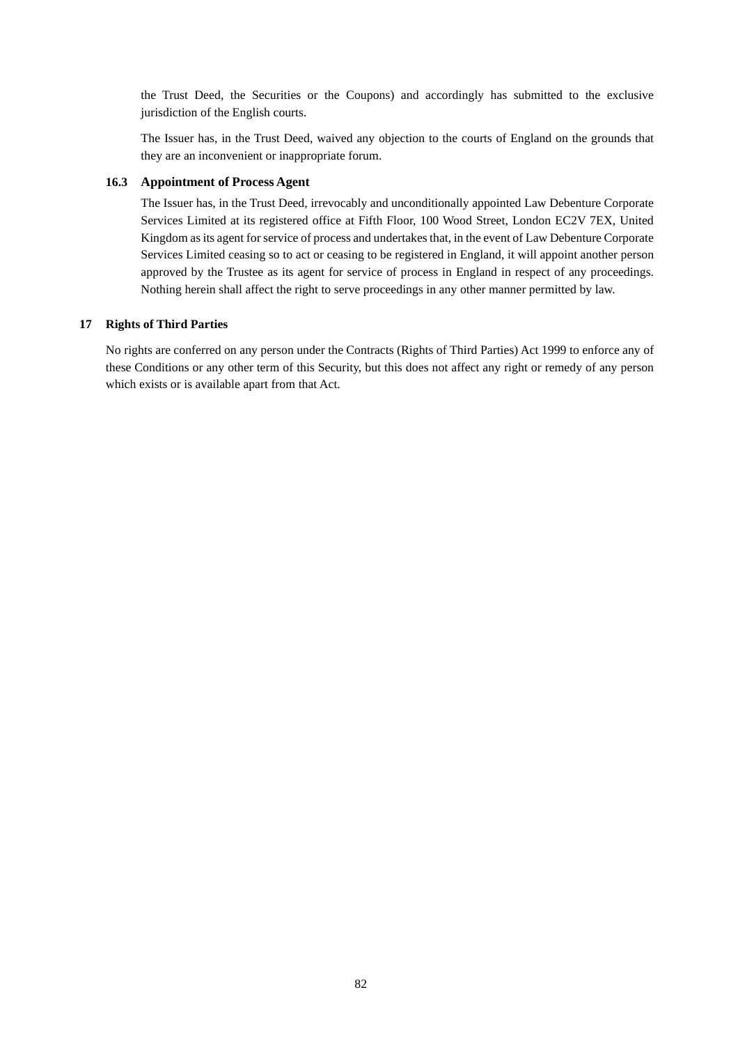the Trust Deed, the Securities or the Coupons) and accordingly has submitted to the exclusive jurisdiction of the English courts.

The Issuer has, in the Trust Deed, waived any objection to the courts of England on the grounds that they are an inconvenient or inappropriate forum.

### 16.3 Appointment of Process Agent

The Issuer has, in the Trust Deed, irrevocably and unconditionally appointed Law Debenture Corporate Services Limited at its registered office at Fifth Floor, 100 Wood Street, London EC2V 7EX, United Kingdom as its agent for service of process and undertakes that, in the event of Law Debenture Corporate Services Limited ceasing so to act or ceasing to be registered in England, it will appoint another person approved by the Trustee as its agent for service of process in England in respect of any proceedings. Nothing herein shall affect the right to serve proceedings in any other manner permitted by law.

## 17 Rights of Third Parties

No rights are conferred on any person under the Contracts (Rights of Third Parties) Act 1999 to enforce any of these Conditions or any other term of this Security, but this does not affect any right or remedy of any person which exists or is available apart from that Act.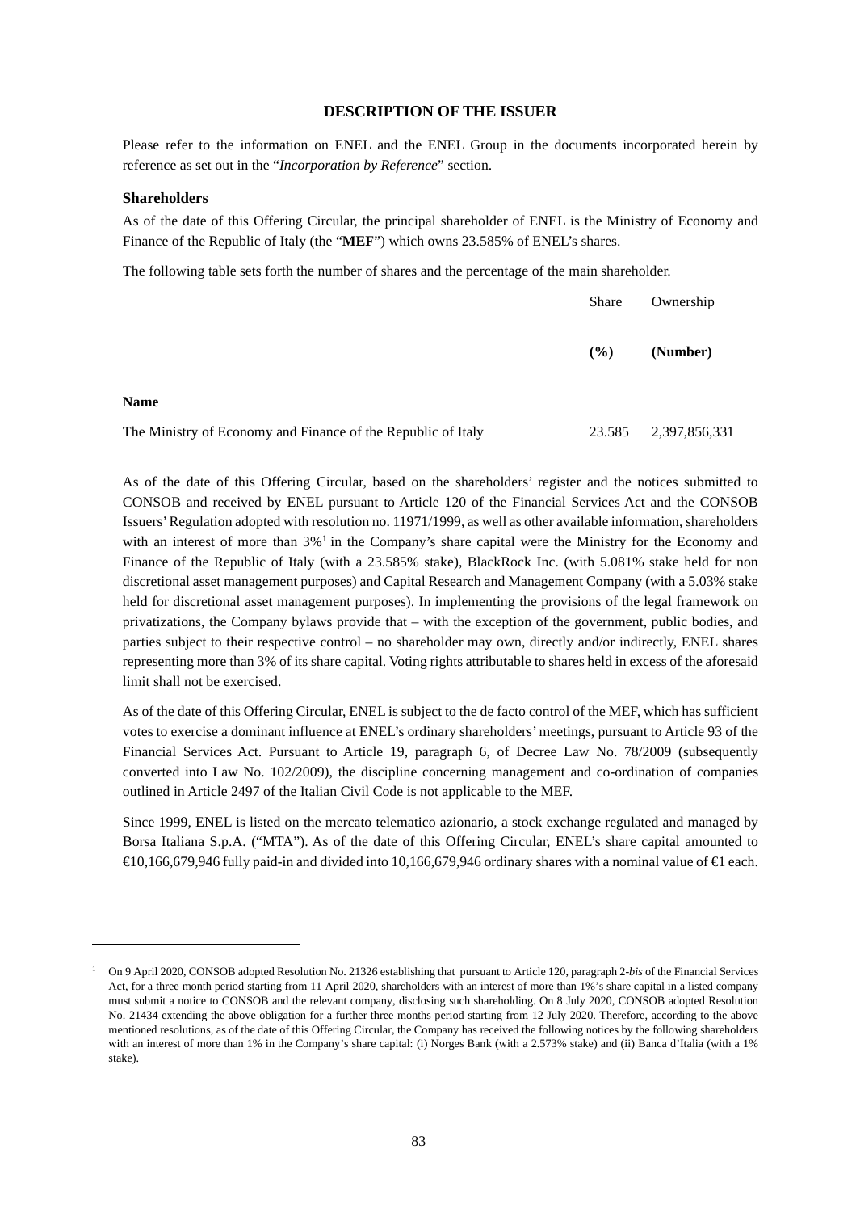## DESCRIPTION OF THE ISSUER

Please refer to the information on ENEL and the ENEL Group in the documents incorporated herein by reference as set out in the "*Incorporation by Reference*" section.

### Shareholders

As of the date of this Offering Circular, the principal shareholder of ENEL is the Ministry of Economy and Finance of the Republic of Italy (the "**MEF**") which owns 23.585% of ENEL's shares.

The following table sets forth the number of shares and the percentage of the main shareholder.

| | Share | Ownership |
|---|---|---|
| | **(%)** | **(Number)** |
| **Name** | | |
| The Ministry of Economy and Finance of the Republic of Italy | 23.585 | 2,397,856,331 |

As of the date of this Offering Circular, based on the shareholders' register and the notices submitted to CONSOB and received by ENEL pursuant to Article 120 of the Financial Services Act and the CONSOB Issuers' Regulation adopted with resolution no. 11971/1999, as well as other available information, shareholders with an interest of more than 3%[1] in the Company's share capital were the Ministry for the Economy and Finance of the Republic of Italy (with a 23.585% stake), BlackRock Inc. (with 5.081% stake held for non discretional asset management purposes) and Capital Research and Management Company (with a 5.03% stake held for discretional asset management purposes). In implementing the provisions of the legal framework on privatizations, the Company bylaws provide that – with the exception of the government, public bodies, and parties subject to their respective control – no shareholder may own, directly and/or indirectly, ENEL shares representing more than 3% of its share capital. Voting rights attributable to shares held in excess of the aforesaid limit shall not be exercised.

As of the date of this Offering Circular, ENEL is subject to the de facto control of the MEF, which has sufficient votes to exercise a dominant influence at ENEL's ordinary shareholders' meetings, pursuant to Article 93 of the Financial Services Act. Pursuant to Article 19, paragraph 6, of Decree Law No. 78/2009 (subsequently converted into Law No. 102/2009), the discipline concerning management and co-ordination of companies outlined in Article 2497 of the Italian Civil Code is not applicable to the MEF.

Since 1999, ENEL is listed on the mercato telematico azionario, a stock exchange regulated and managed by Borsa Italiana S.p.A. ("MTA"). As of the date of this Offering Circular, ENEL's share capital amounted to €10,166,679,946 fully paid-in and divided into 10,166,679,946 ordinary shares with a nominal value of €1 each.

---

[1] On 9 April 2020, CONSOB adopted Resolution No. 21326 establishing that pursuant to Article 120, paragraph 2-*bis* of the Financial Services Act, for a three month period starting from 11 April 2020, shareholders with an interest of more than 1%'s share capital in a listed company must submit a notice to CONSOB and the relevant company, disclosing such shareholding. On 8 July 2020, CONSOB adopted Resolution No. 21434 extending the above obligation for a further three months period starting from 12 July 2020. Therefore, according to the above mentioned resolutions, as of the date of this Offering Circular, the Company has received the following notices by the following shareholders with an interest of more than 1% in the Company's share capital: (i) Norges Bank (with a 2.573% stake) and (ii) Banca d'Italia (with a 1% stake).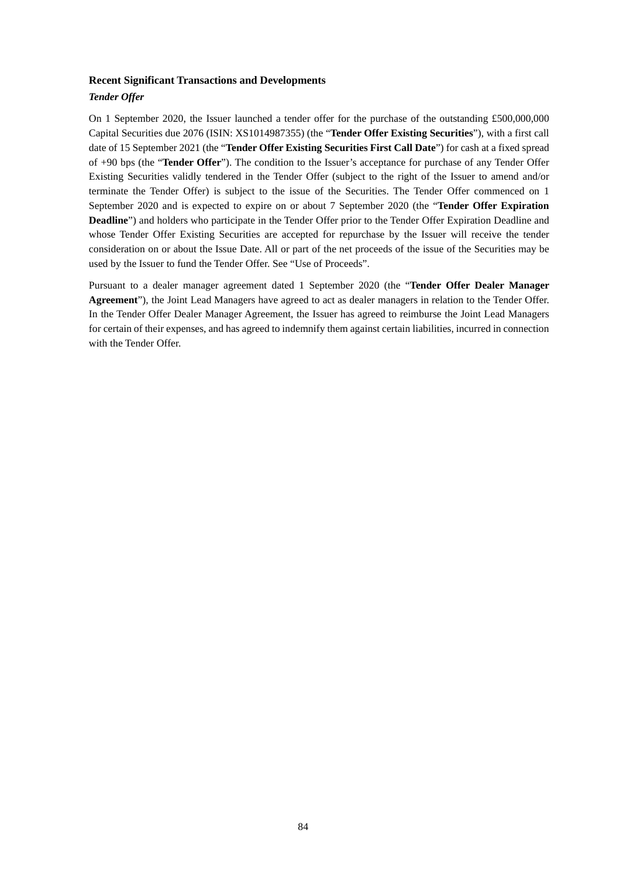**Recent Significant Transactions and Developments**

***Tender Offer***

On 1 September 2020, the Issuer launched a tender offer for the purchase of the outstanding £500,000,000 Capital Securities due 2076 (ISIN: XS1014987355) (the "**Tender Offer Existing Securities**"), with a first call date of 15 September 2021 (the "**Tender Offer Existing Securities First Call Date**") for cash at a fixed spread of +90 bps (the "**Tender Offer**"). The condition to the Issuer's acceptance for purchase of any Tender Offer Existing Securities validly tendered in the Tender Offer (subject to the right of the Issuer to amend and/or terminate the Tender Offer) is subject to the issue of the Securities. The Tender Offer commenced on 1 September 2020 and is expected to expire on or about 7 September 2020 (the "**Tender Offer Expiration Deadline**") and holders who participate in the Tender Offer prior to the Tender Offer Expiration Deadline and whose Tender Offer Existing Securities are accepted for repurchase by the Issuer will receive the tender consideration on or about the Issue Date. All or part of the net proceeds of the issue of the Securities may be used by the Issuer to fund the Tender Offer. See "Use of Proceeds".

Pursuant to a dealer manager agreement dated 1 September 2020 (the "**Tender Offer Dealer Manager Agreement**"), the Joint Lead Managers have agreed to act as dealer managers in relation to the Tender Offer. In the Tender Offer Dealer Manager Agreement, the Issuer has agreed to reimburse the Joint Lead Managers for certain of their expenses, and has agreed to indemnify them against certain liabilities, incurred in connection with the Tender Offer.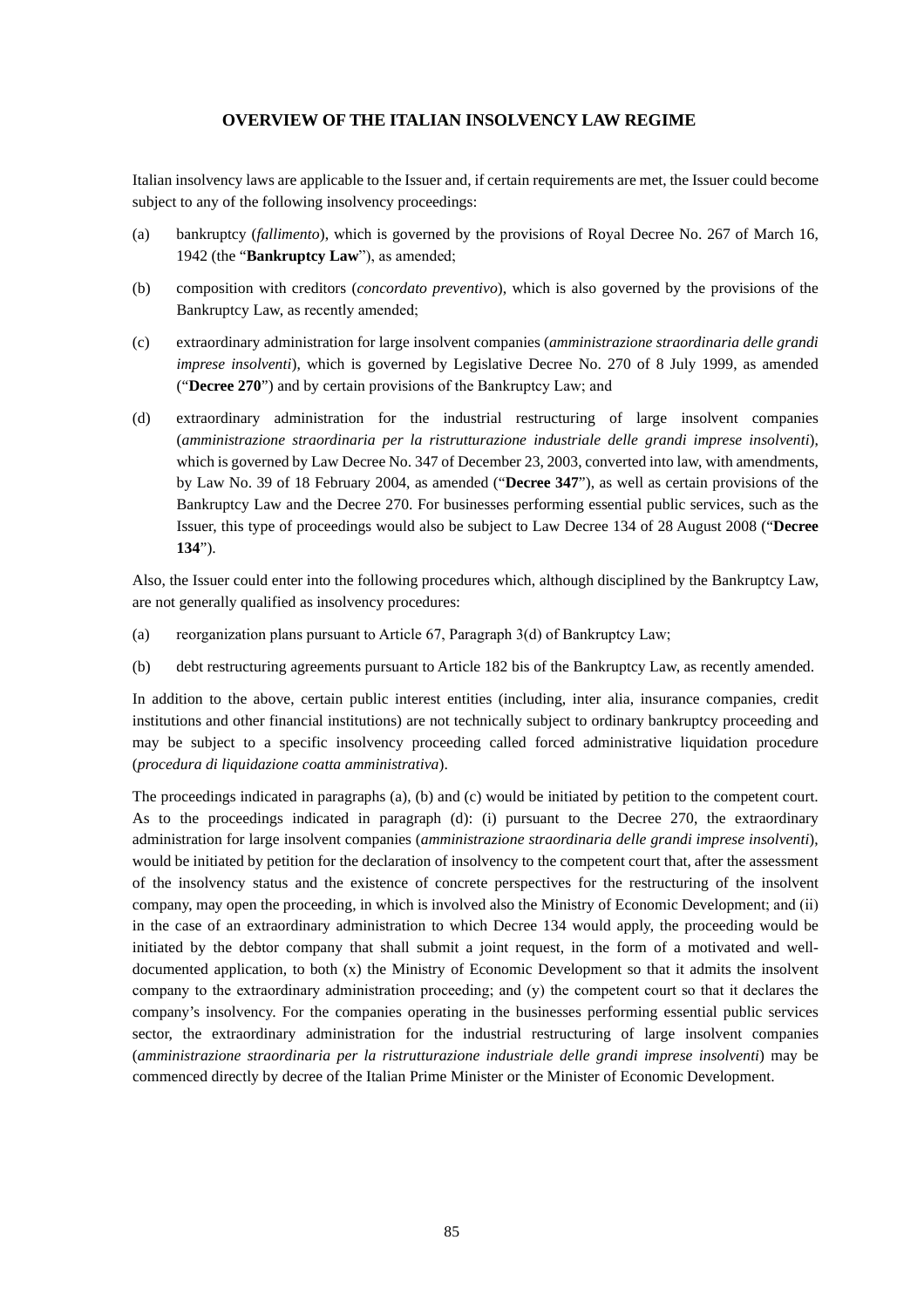## OVERVIEW OF THE ITALIAN INSOLVENCY LAW REGIME

Italian insolvency laws are applicable to the Issuer and, if certain requirements are met, the Issuer could become subject to any of the following insolvency proceedings:

(a) bankruptcy (*fallimento*), which is governed by the provisions of Royal Decree No. 267 of March 16, 1942 (the "**Bankruptcy Law**"), as amended;

(b) composition with creditors (*concordato preventivo*), which is also governed by the provisions of the Bankruptcy Law, as recently amended;

(c) extraordinary administration for large insolvent companies (*amministrazione straordinaria delle grandi imprese insolventi*), which is governed by Legislative Decree No. 270 of 8 July 1999, as amended ("**Decree 270**") and by certain provisions of the Bankruptcy Law; and

(d) extraordinary administration for the industrial restructuring of large insolvent companies (*amministrazione straordinaria per la ristrutturazione industriale delle grandi imprese insolventi*), which is governed by Law Decree No. 347 of December 23, 2003, converted into law, with amendments, by Law No. 39 of 18 February 2004, as amended ("**Decree 347**"), as well as certain provisions of the Bankruptcy Law and the Decree 270. For businesses performing essential public services, such as the Issuer, this type of proceedings would also be subject to Law Decree 134 of 28 August 2008 ("**Decree 134**").

Also, the Issuer could enter into the following procedures which, although disciplined by the Bankruptcy Law, are not generally qualified as insolvency procedures:

(a) reorganization plans pursuant to Article 67, Paragraph 3(d) of Bankruptcy Law;

(b) debt restructuring agreements pursuant to Article 182 bis of the Bankruptcy Law, as recently amended.

In addition to the above, certain public interest entities (including, inter alia, insurance companies, credit institutions and other financial institutions) are not technically subject to ordinary bankruptcy proceeding and may be subject to a specific insolvency proceeding called forced administrative liquidation procedure (*procedura di liquidazione coatta amministrativa*).

The proceedings indicated in paragraphs (a), (b) and (c) would be initiated by petition to the competent court. As to the proceedings indicated in paragraph (d): (i) pursuant to the Decree 270, the extraordinary administration for large insolvent companies (*amministrazione straordinaria delle grandi imprese insolventi*), would be initiated by petition for the declaration of insolvency to the competent court that, after the assessment of the insolvency status and the existence of concrete perspectives for the restructuring of the insolvent company, may open the proceeding, in which is involved also the Ministry of Economic Development; and (ii) in the case of an extraordinary administration to which Decree 134 would apply, the proceeding would be initiated by the debtor company that shall submit a joint request, in the form of a motivated and well-documented application, to both (x) the Ministry of Economic Development so that it admits the insolvent company to the extraordinary administration proceeding; and (y) the competent court so that it declares the company's insolvency. For the companies operating in the businesses performing essential public services sector, the extraordinary administration for the industrial restructuring of large insolvent companies (*amministrazione straordinaria per la ristrutturazione industriale delle grandi imprese insolventi*) may be commenced directly by decree of the Italian Prime Minister or the Minister of Economic Development.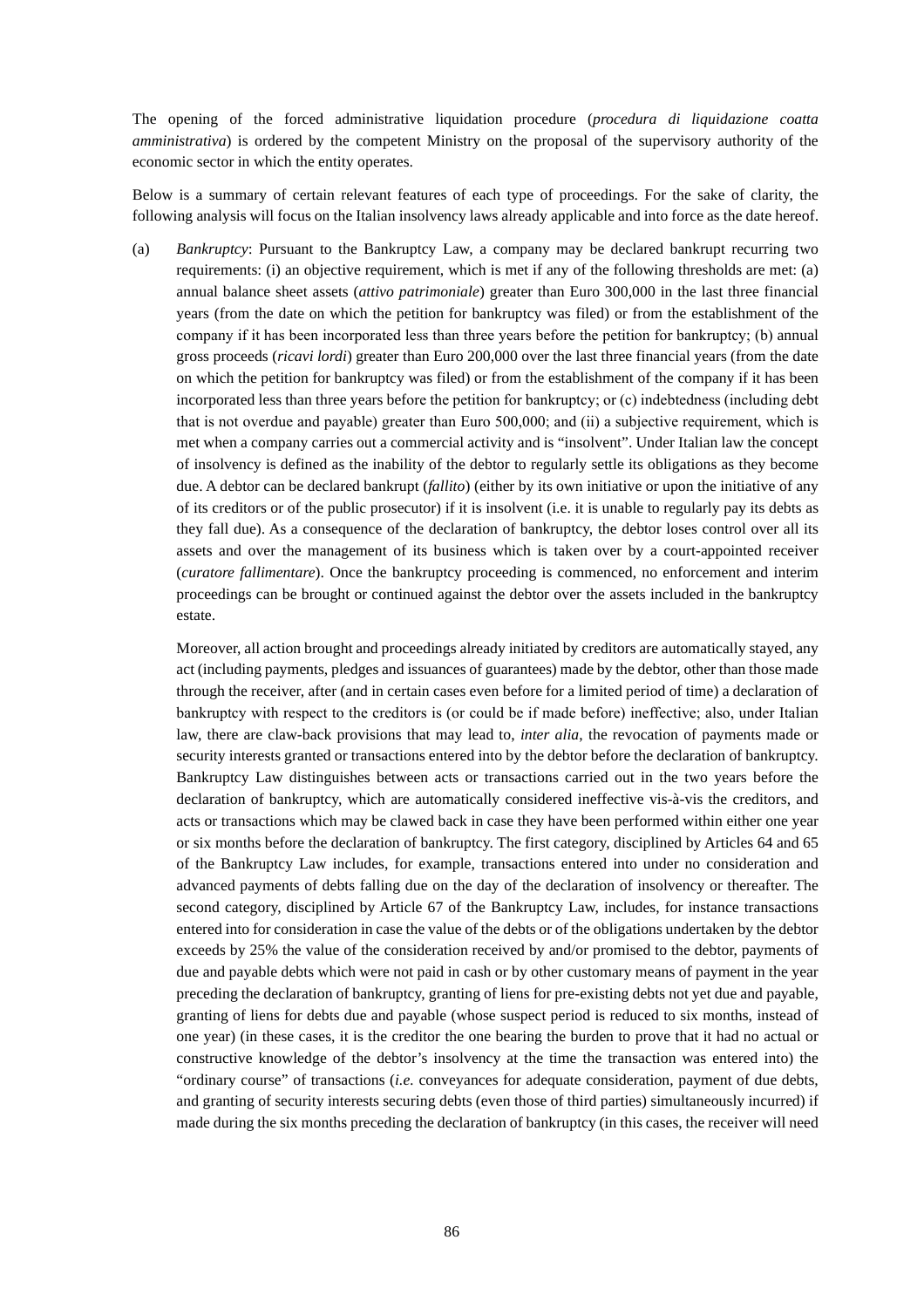The opening of the forced administrative liquidation procedure (*procedura di liquidazione coatta amministrativa*) is ordered by the competent Ministry on the proposal of the supervisory authority of the economic sector in which the entity operates.

Below is a summary of certain relevant features of each type of proceedings. For the sake of clarity, the following analysis will focus on the Italian insolvency laws already applicable and into force as the date hereof.

(a) *Bankruptcy*: Pursuant to the Bankruptcy Law, a company may be declared bankrupt recurring two requirements: (i) an objective requirement, which is met if any of the following thresholds are met: (a) annual balance sheet assets (*attivo patrimoniale*) greater than Euro 300,000 in the last three financial years (from the date on which the petition for bankruptcy was filed) or from the establishment of the company if it has been incorporated less than three years before the petition for bankruptcy; (b) annual gross proceeds (*ricavi lordi*) greater than Euro 200,000 over the last three financial years (from the date on which the petition for bankruptcy was filed) or from the establishment of the company if it has been incorporated less than three years before the petition for bankruptcy; or (c) indebtedness (including debt that is not overdue and payable) greater than Euro 500,000; and (ii) a subjective requirement, which is met when a company carries out a commercial activity and is "insolvent". Under Italian law the concept of insolvency is defined as the inability of the debtor to regularly settle its obligations as they become due. A debtor can be declared bankrupt (*fallito*) (either by its own initiative or upon the initiative of any of its creditors or of the public prosecutor) if it is insolvent (i.e. it is unable to regularly pay its debts as they fall due). As a consequence of the declaration of bankruptcy, the debtor loses control over all its assets and over the management of its business which is taken over by a court-appointed receiver (*curatore fallimentare*). Once the bankruptcy proceeding is commenced, no enforcement and interim proceedings can be brought or continued against the debtor over the assets included in the bankruptcy estate.

Moreover, all action brought and proceedings already initiated by creditors are automatically stayed, any act (including payments, pledges and issuances of guarantees) made by the debtor, other than those made through the receiver, after (and in certain cases even before for a limited period of time) a declaration of bankruptcy with respect to the creditors is (or could be if made before) ineffective; also, under Italian law, there are claw-back provisions that may lead to, *inter alia*, the revocation of payments made or security interests granted or transactions entered into by the debtor before the declaration of bankruptcy. Bankruptcy Law distinguishes between acts or transactions carried out in the two years before the declaration of bankruptcy, which are automatically considered ineffective vis-à-vis the creditors, and acts or transactions which may be clawed back in case they have been performed within either one year or six months before the declaration of bankruptcy. The first category, disciplined by Articles 64 and 65 of the Bankruptcy Law includes, for example, transactions entered into under no consideration and advanced payments of debts falling due on the day of the declaration of insolvency or thereafter. The second category, disciplined by Article 67 of the Bankruptcy Law, includes, for instance transactions entered into for consideration in case the value of the debts or of the obligations undertaken by the debtor exceeds by 25% the value of the consideration received by and/or promised to the debtor, payments of due and payable debts which were not paid in cash or by other customary means of payment in the year preceding the declaration of bankruptcy, granting of liens for pre-existing debts not yet due and payable, granting of liens for debts due and payable (whose suspect period is reduced to six months, instead of one year) (in these cases, it is the creditor the one bearing the burden to prove that it had no actual or constructive knowledge of the debtor's insolvency at the time the transaction was entered into) the "ordinary course" of transactions (*i.e.* conveyances for adequate consideration, payment of due debts, and granting of security interests securing debts (even those of third parties) simultaneously incurred) if made during the six months preceding the declaration of bankruptcy (in this cases, the receiver will need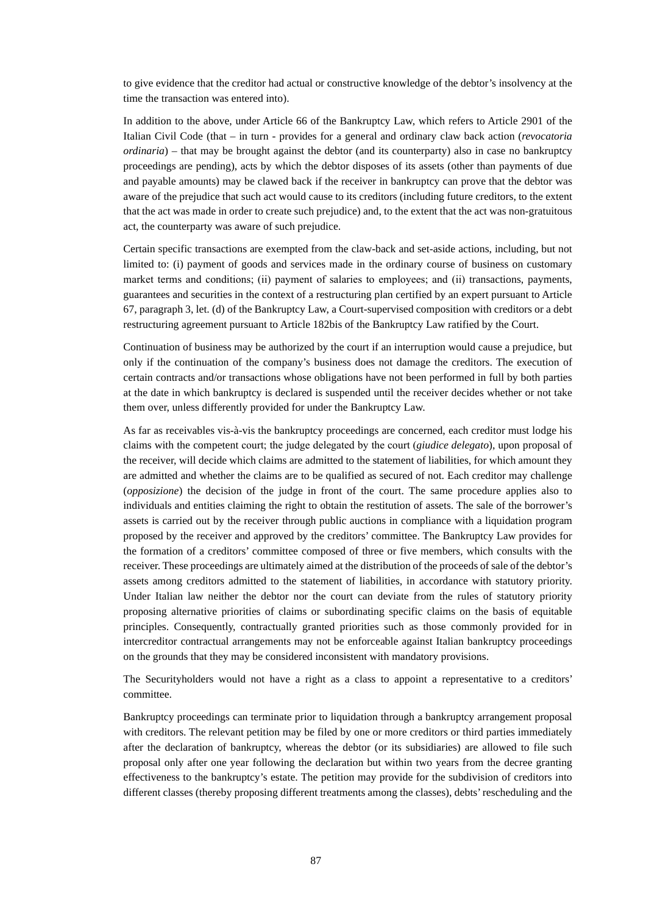to give evidence that the creditor had actual or constructive knowledge of the debtor's insolvency at the time the transaction was entered into).

In addition to the above, under Article 66 of the Bankruptcy Law, which refers to Article 2901 of the Italian Civil Code (that – in turn - provides for a general and ordinary claw back action (*revocatoria ordinaria*) – that may be brought against the debtor (and its counterparty) also in case no bankruptcy proceedings are pending), acts by which the debtor disposes of its assets (other than payments of due and payable amounts) may be clawed back if the receiver in bankruptcy can prove that the debtor was aware of the prejudice that such act would cause to its creditors (including future creditors, to the extent that the act was made in order to create such prejudice) and, to the extent that the act was non-gratuitous act, the counterparty was aware of such prejudice.

Certain specific transactions are exempted from the claw-back and set-aside actions, including, but not limited to: (i) payment of goods and services made in the ordinary course of business on customary market terms and conditions; (ii) payment of salaries to employees; and (ii) transactions, payments, guarantees and securities in the context of a restructuring plan certified by an expert pursuant to Article 67, paragraph 3, let. (d) of the Bankruptcy Law, a Court-supervised composition with creditors or a debt restructuring agreement pursuant to Article 182bis of the Bankruptcy Law ratified by the Court.

Continuation of business may be authorized by the court if an interruption would cause a prejudice, but only if the continuation of the company's business does not damage the creditors. The execution of certain contracts and/or transactions whose obligations have not been performed in full by both parties at the date in which bankruptcy is declared is suspended until the receiver decides whether or not take them over, unless differently provided for under the Bankruptcy Law.

As far as receivables vis-à-vis the bankruptcy proceedings are concerned, each creditor must lodge his claims with the competent court; the judge delegated by the court (*giudice delegato*), upon proposal of the receiver, will decide which claims are admitted to the statement of liabilities, for which amount they are admitted and whether the claims are to be qualified as secured of not. Each creditor may challenge (*opposizione*) the decision of the judge in front of the court. The same procedure applies also to individuals and entities claiming the right to obtain the restitution of assets. The sale of the borrower's assets is carried out by the receiver through public auctions in compliance with a liquidation program proposed by the receiver and approved by the creditors' committee. The Bankruptcy Law provides for the formation of a creditors' committee composed of three or five members, which consults with the receiver. These proceedings are ultimately aimed at the distribution of the proceeds of sale of the debtor's assets among creditors admitted to the statement of liabilities, in accordance with statutory priority. Under Italian law neither the debtor nor the court can deviate from the rules of statutory priority proposing alternative priorities of claims or subordinating specific claims on the basis of equitable principles. Consequently, contractually granted priorities such as those commonly provided for in intercreditor contractual arrangements may not be enforceable against Italian bankruptcy proceedings on the grounds that they may be considered inconsistent with mandatory provisions.

The Securityholders would not have a right as a class to appoint a representative to a creditors' committee.

Bankruptcy proceedings can terminate prior to liquidation through a bankruptcy arrangement proposal with creditors. The relevant petition may be filed by one or more creditors or third parties immediately after the declaration of bankruptcy, whereas the debtor (or its subsidiaries) are allowed to file such proposal only after one year following the declaration but within two years from the decree granting effectiveness to the bankruptcy's estate. The petition may provide for the subdivision of creditors into different classes (thereby proposing different treatments among the classes), debts' rescheduling and the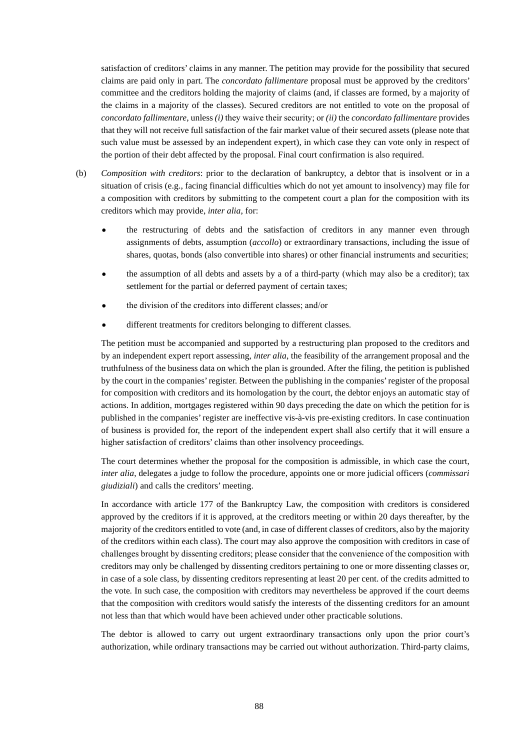satisfaction of creditors' claims in any manner. The petition may provide for the possibility that secured claims are paid only in part. The *concordato fallimentare* proposal must be approved by the creditors' committee and the creditors holding the majority of claims (and, if classes are formed, by a majority of the claims in a majority of the classes). Secured creditors are not entitled to vote on the proposal of *concordato fallimentare*, unless *(i)* they waive their security; or *(ii)* the *concordato fallimentare* provides that they will not receive full satisfaction of the fair market value of their secured assets (please note that such value must be assessed by an independent expert), in which case they can vote only in respect of the portion of their debt affected by the proposal. Final court confirmation is also required.

(b) *Composition with creditors*: prior to the declaration of bankruptcy, a debtor that is insolvent or in a situation of crisis (e.g., facing financial difficulties which do not yet amount to insolvency) may file for a composition with creditors by submitting to the competent court a plan for the composition with its creditors which may provide, *inter alia*, for:

- the restructuring of debts and the satisfaction of creditors in any manner even through assignments of debts, assumption (*accollo*) or extraordinary transactions, including the issue of shares, quotas, bonds (also convertible into shares) or other financial instruments and securities;
- the assumption of all debts and assets by a of a third-party (which may also be a creditor); tax settlement for the partial or deferred payment of certain taxes;
- the division of the creditors into different classes; and/or
- different treatments for creditors belonging to different classes.

The petition must be accompanied and supported by a restructuring plan proposed to the creditors and by an independent expert report assessing, *inter alia*, the feasibility of the arrangement proposal and the truthfulness of the business data on which the plan is grounded. After the filing, the petition is published by the court in the companies' register. Between the publishing in the companies' register of the proposal for composition with creditors and its homologation by the court, the debtor enjoys an automatic stay of actions. In addition, mortgages registered within 90 days preceding the date on which the petition for is published in the companies' register are ineffective vis-à-vis pre-existing creditors. In case continuation of business is provided for, the report of the independent expert shall also certify that it will ensure a higher satisfaction of creditors' claims than other insolvency proceedings.

The court determines whether the proposal for the composition is admissible, in which case the court, *inter alia*, delegates a judge to follow the procedure, appoints one or more judicial officers (*commissari giudiziali*) and calls the creditors' meeting.

In accordance with article 177 of the Bankruptcy Law, the composition with creditors is considered approved by the creditors if it is approved, at the creditors meeting or within 20 days thereafter, by the majority of the creditors entitled to vote (and, in case of different classes of creditors, also by the majority of the creditors within each class). The court may also approve the composition with creditors in case of challenges brought by dissenting creditors; please consider that the convenience of the composition with creditors may only be challenged by dissenting creditors pertaining to one or more dissenting classes or, in case of a sole class, by dissenting creditors representing at least 20 per cent. of the credits admitted to the vote. In such case, the composition with creditors may nevertheless be approved if the court deems that the composition with creditors would satisfy the interests of the dissenting creditors for an amount not less than that which would have been achieved under other practicable solutions.

The debtor is allowed to carry out urgent extraordinary transactions only upon the prior court's authorization, while ordinary transactions may be carried out without authorization. Third-party claims,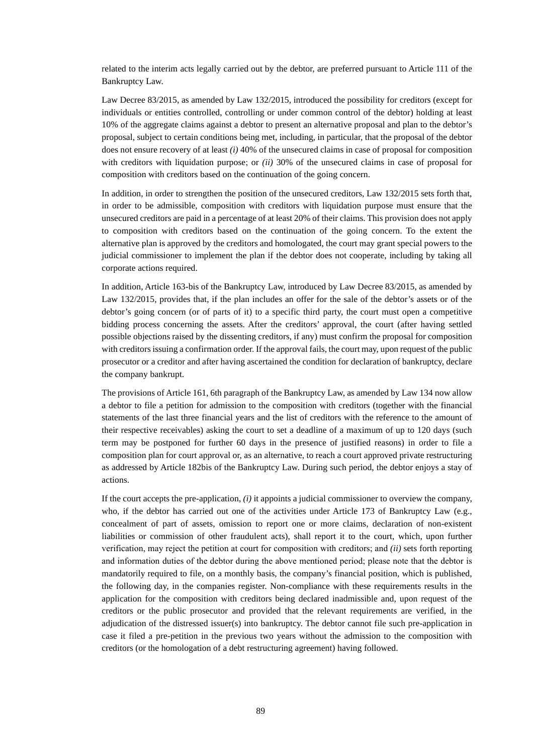related to the interim acts legally carried out by the debtor, are preferred pursuant to Article 111 of the Bankruptcy Law.

Law Decree 83/2015, as amended by Law 132/2015, introduced the possibility for creditors (except for individuals or entities controlled, controlling or under common control of the debtor) holding at least 10% of the aggregate claims against a debtor to present an alternative proposal and plan to the debtor's proposal, subject to certain conditions being met, including, in particular, that the proposal of the debtor does not ensure recovery of at least *(i)* 40% of the unsecured claims in case of proposal for composition with creditors with liquidation purpose; or *(ii)* 30% of the unsecured claims in case of proposal for composition with creditors based on the continuation of the going concern.

In addition, in order to strengthen the position of the unsecured creditors, Law 132/2015 sets forth that, in order to be admissible, composition with creditors with liquidation purpose must ensure that the unsecured creditors are paid in a percentage of at least 20% of their claims. This provision does not apply to composition with creditors based on the continuation of the going concern. To the extent the alternative plan is approved by the creditors and homologated, the court may grant special powers to the judicial commissioner to implement the plan if the debtor does not cooperate, including by taking all corporate actions required.

In addition, Article 163-bis of the Bankruptcy Law, introduced by Law Decree 83/2015, as amended by Law 132/2015, provides that, if the plan includes an offer for the sale of the debtor's assets or of the debtor's going concern (or of parts of it) to a specific third party, the court must open a competitive bidding process concerning the assets. After the creditors' approval, the court (after having settled possible objections raised by the dissenting creditors, if any) must confirm the proposal for composition with creditors issuing a confirmation order. If the approval fails, the court may, upon request of the public prosecutor or a creditor and after having ascertained the condition for declaration of bankruptcy, declare the company bankrupt.

The provisions of Article 161, 6th paragraph of the Bankruptcy Law, as amended by Law 134 now allow a debtor to file a petition for admission to the composition with creditors (together with the financial statements of the last three financial years and the list of creditors with the reference to the amount of their respective receivables) asking the court to set a deadline of a maximum of up to 120 days (such term may be postponed for further 60 days in the presence of justified reasons) in order to file a composition plan for court approval or, as an alternative, to reach a court approved private restructuring as addressed by Article 182bis of the Bankruptcy Law. During such period, the debtor enjoys a stay of actions.

If the court accepts the pre-application, *(i)* it appoints a judicial commissioner to overview the company, who, if the debtor has carried out one of the activities under Article 173 of Bankruptcy Law (e.g., concealment of part of assets, omission to report one or more claims, declaration of non-existent liabilities or commission of other fraudulent acts), shall report it to the court, which, upon further verification, may reject the petition at court for composition with creditors; and *(ii)* sets forth reporting and information duties of the debtor during the above mentioned period; please note that the debtor is mandatorily required to file, on a monthly basis, the company's financial position, which is published, the following day, in the companies register. Non-compliance with these requirements results in the application for the composition with creditors being declared inadmissible and, upon request of the creditors or the public prosecutor and provided that the relevant requirements are verified, in the adjudication of the distressed issuer(s) into bankruptcy. The debtor cannot file such pre-application in case it filed a pre-petition in the previous two years without the admission to the composition with creditors (or the homologation of a debt restructuring agreement) having followed.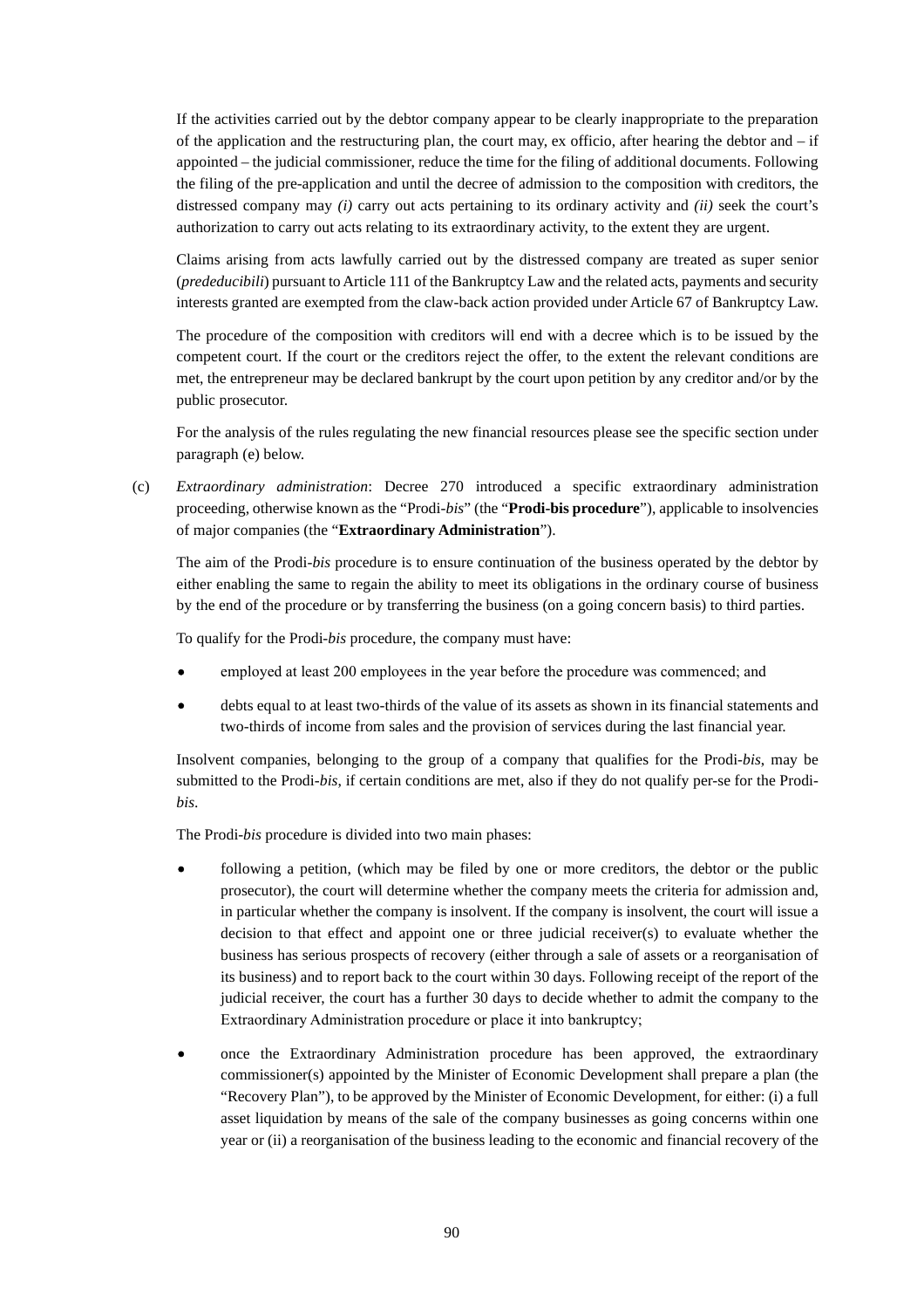If the activities carried out by the debtor company appear to be clearly inappropriate to the preparation of the application and the restructuring plan, the court may, ex officio, after hearing the debtor and – if appointed – the judicial commissioner, reduce the time for the filing of additional documents. Following the filing of the pre-application and until the decree of admission to the composition with creditors, the distressed company may *(i)* carry out acts pertaining to its ordinary activity and *(ii)* seek the court's authorization to carry out acts relating to its extraordinary activity, to the extent they are urgent.

Claims arising from acts lawfully carried out by the distressed company are treated as super senior (*prededucibili*) pursuant to Article 111 of the Bankruptcy Law and the related acts, payments and security interests granted are exempted from the claw-back action provided under Article 67 of Bankruptcy Law.

The procedure of the composition with creditors will end with a decree which is to be issued by the competent court. If the court or the creditors reject the offer, to the extent the relevant conditions are met, the entrepreneur may be declared bankrupt by the court upon petition by any creditor and/or by the public prosecutor.

For the analysis of the rules regulating the new financial resources please see the specific section under paragraph (e) below.

(c) *Extraordinary administration*: Decree 270 introduced a specific extraordinary administration proceeding, otherwise known as the "Prodi-*bis*" (the "**Prodi-bis procedure**"), applicable to insolvencies of major companies (the "**Extraordinary Administration**").

The aim of the Prodi-*bis* procedure is to ensure continuation of the business operated by the debtor by either enabling the same to regain the ability to meet its obligations in the ordinary course of business by the end of the procedure or by transferring the business (on a going concern basis) to third parties.

To qualify for the Prodi-*bis* procedure, the company must have:

- employed at least 200 employees in the year before the procedure was commenced; and
- debts equal to at least two-thirds of the value of its assets as shown in its financial statements and two-thirds of income from sales and the provision of services during the last financial year.

Insolvent companies, belonging to the group of a company that qualifies for the Prodi-*bis*, may be submitted to the Prodi-*bis*, if certain conditions are met, also if they do not qualify per-se for the Prodi-*bis*.

The Prodi-*bis* procedure is divided into two main phases:

- following a petition, (which may be filed by one or more creditors, the debtor or the public prosecutor), the court will determine whether the company meets the criteria for admission and, in particular whether the company is insolvent. If the company is insolvent, the court will issue a decision to that effect and appoint one or three judicial receiver(s) to evaluate whether the business has serious prospects of recovery (either through a sale of assets or a reorganisation of its business) and to report back to the court within 30 days. Following receipt of the report of the judicial receiver, the court has a further 30 days to decide whether to admit the company to the Extraordinary Administration procedure or place it into bankruptcy;
- once the Extraordinary Administration procedure has been approved, the extraordinary commissioner(s) appointed by the Minister of Economic Development shall prepare a plan (the "Recovery Plan"), to be approved by the Minister of Economic Development, for either: (i) a full asset liquidation by means of the sale of the company businesses as going concerns within one year or (ii) a reorganisation of the business leading to the economic and financial recovery of the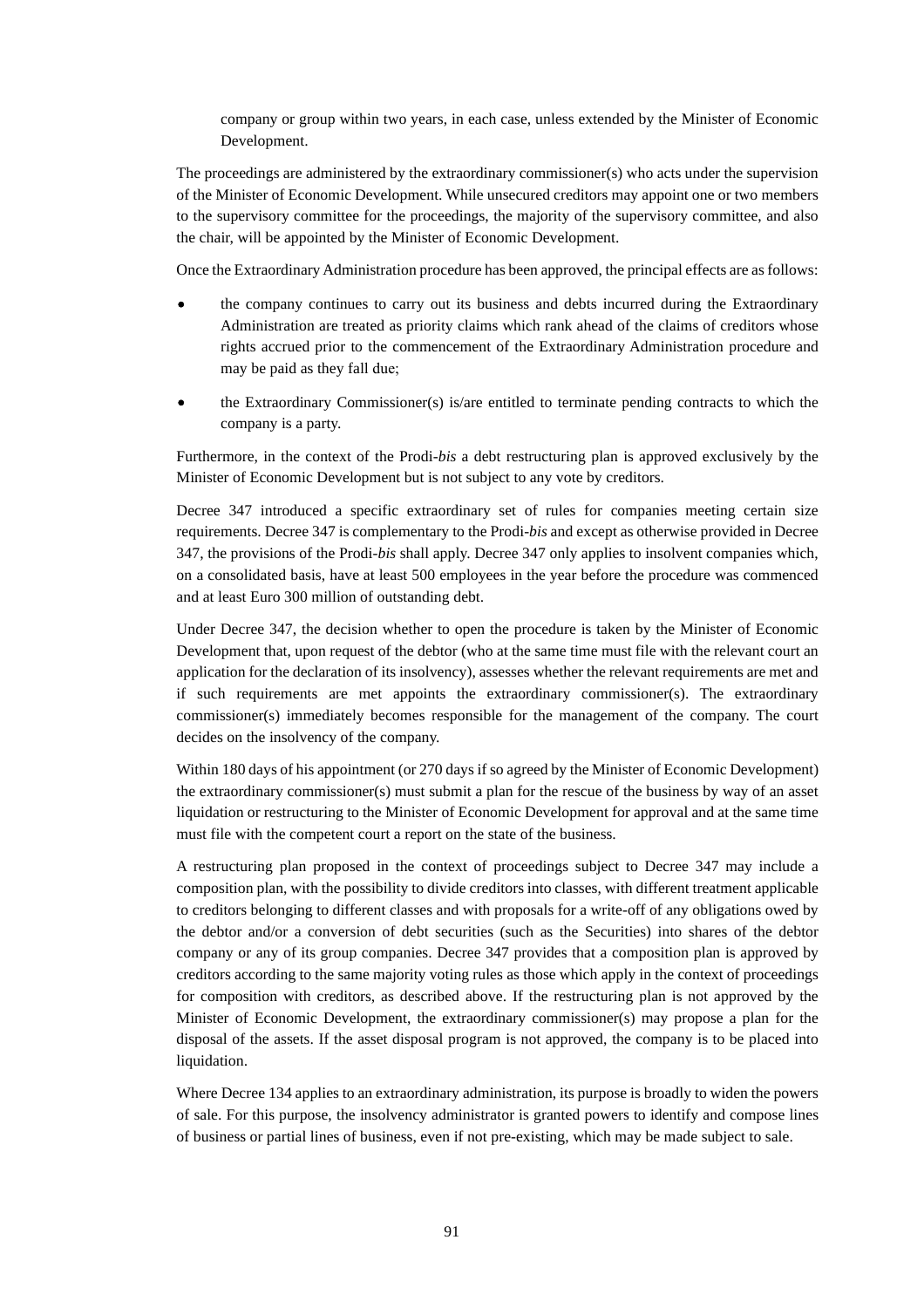company or group within two years, in each case, unless extended by the Minister of Economic Development.

The proceedings are administered by the extraordinary commissioner(s) who acts under the supervision of the Minister of Economic Development. While unsecured creditors may appoint one or two members to the supervisory committee for the proceedings, the majority of the supervisory committee, and also the chair, will be appointed by the Minister of Economic Development.

Once the Extraordinary Administration procedure has been approved, the principal effects are as follows:

- the company continues to carry out its business and debts incurred during the Extraordinary Administration are treated as priority claims which rank ahead of the claims of creditors whose rights accrued prior to the commencement of the Extraordinary Administration procedure and may be paid as they fall due;
- the Extraordinary Commissioner(s) is/are entitled to terminate pending contracts to which the company is a party.

Furthermore, in the context of the Prodi-*bis* a debt restructuring plan is approved exclusively by the Minister of Economic Development but is not subject to any vote by creditors.

Decree 347 introduced a specific extraordinary set of rules for companies meeting certain size requirements. Decree 347 is complementary to the Prodi-*bis* and except as otherwise provided in Decree 347, the provisions of the Prodi-*bis* shall apply. Decree 347 only applies to insolvent companies which, on a consolidated basis, have at least 500 employees in the year before the procedure was commenced and at least Euro 300 million of outstanding debt.

Under Decree 347, the decision whether to open the procedure is taken by the Minister of Economic Development that, upon request of the debtor (who at the same time must file with the relevant court an application for the declaration of its insolvency), assesses whether the relevant requirements are met and if such requirements are met appoints the extraordinary commissioner(s). The extraordinary commissioner(s) immediately becomes responsible for the management of the company. The court decides on the insolvency of the company.

Within 180 days of his appointment (or 270 days if so agreed by the Minister of Economic Development) the extraordinary commissioner(s) must submit a plan for the rescue of the business by way of an asset liquidation or restructuring to the Minister of Economic Development for approval and at the same time must file with the competent court a report on the state of the business.

A restructuring plan proposed in the context of proceedings subject to Decree 347 may include a composition plan, with the possibility to divide creditors into classes, with different treatment applicable to creditors belonging to different classes and with proposals for a write-off of any obligations owed by the debtor and/or a conversion of debt securities (such as the Securities) into shares of the debtor company or any of its group companies. Decree 347 provides that a composition plan is approved by creditors according to the same majority voting rules as those which apply in the context of proceedings for composition with creditors, as described above. If the restructuring plan is not approved by the Minister of Economic Development, the extraordinary commissioner(s) may propose a plan for the disposal of the assets. If the asset disposal program is not approved, the company is to be placed into liquidation.

Where Decree 134 applies to an extraordinary administration, its purpose is broadly to widen the powers of sale. For this purpose, the insolvency administrator is granted powers to identify and compose lines of business or partial lines of business, even if not pre-existing, which may be made subject to sale.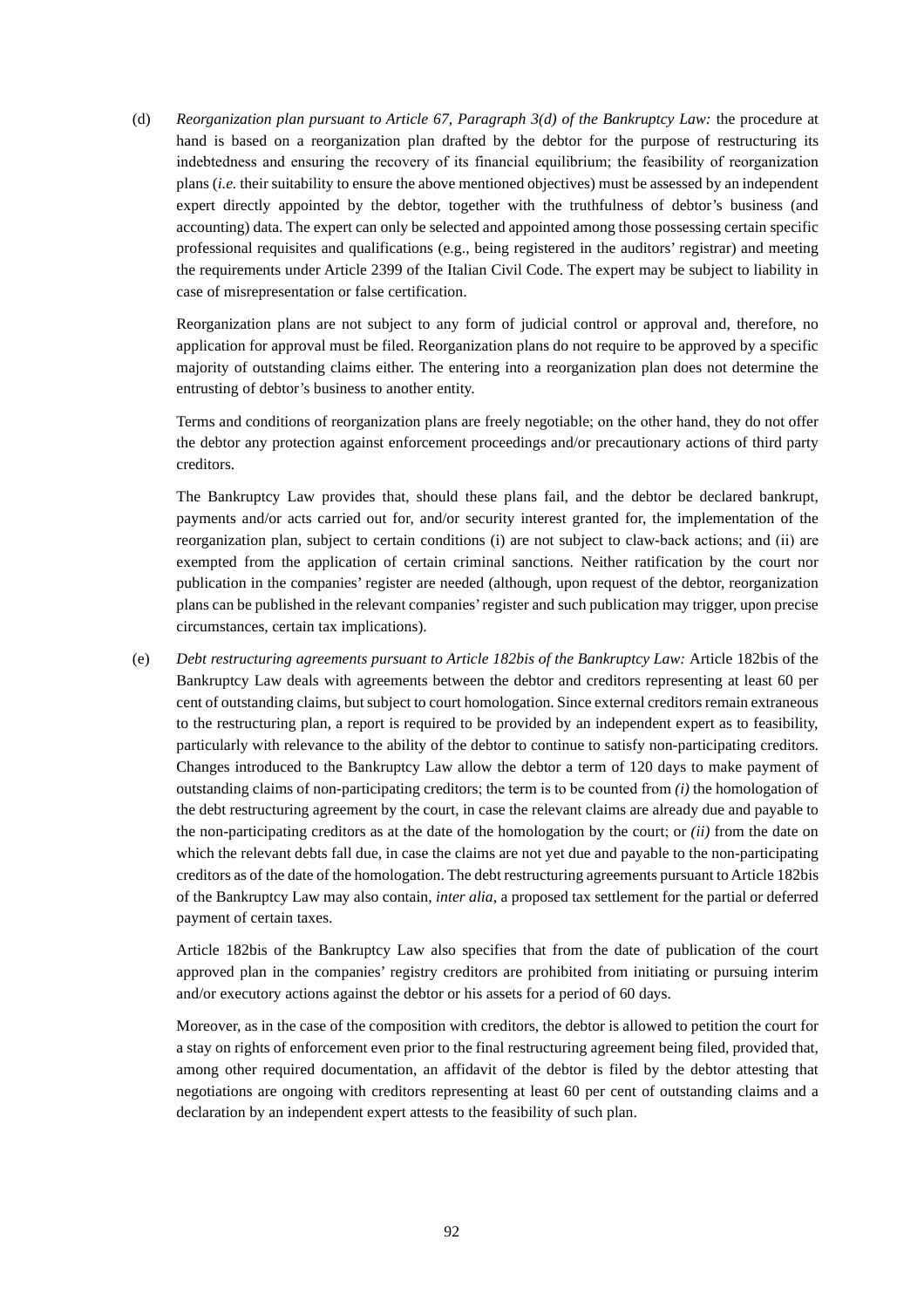(d) *Reorganization plan pursuant to Article 67, Paragraph 3(d) of the Bankruptcy Law:* the procedure at hand is based on a reorganization plan drafted by the debtor for the purpose of restructuring its indebtedness and ensuring the recovery of its financial equilibrium; the feasibility of reorganization plans (*i.e.* their suitability to ensure the above mentioned objectives) must be assessed by an independent expert directly appointed by the debtor, together with the truthfulness of debtor's business (and accounting) data. The expert can only be selected and appointed among those possessing certain specific professional requisites and qualifications (e.g., being registered in the auditors' registrar) and meeting the requirements under Article 2399 of the Italian Civil Code. The expert may be subject to liability in case of misrepresentation or false certification.

Reorganization plans are not subject to any form of judicial control or approval and, therefore, no application for approval must be filed. Reorganization plans do not require to be approved by a specific majority of outstanding claims either. The entering into a reorganization plan does not determine the entrusting of debtor's business to another entity.

Terms and conditions of reorganization plans are freely negotiable; on the other hand, they do not offer the debtor any protection against enforcement proceedings and/or precautionary actions of third party creditors.

The Bankruptcy Law provides that, should these plans fail, and the debtor be declared bankrupt, payments and/or acts carried out for, and/or security interest granted for, the implementation of the reorganization plan, subject to certain conditions (i) are not subject to claw-back actions; and (ii) are exempted from the application of certain criminal sanctions. Neither ratification by the court nor publication in the companies' register are needed (although, upon request of the debtor, reorganization plans can be published in the relevant companies' register and such publication may trigger, upon precise circumstances, certain tax implications).

(e) *Debt restructuring agreements pursuant to Article 182bis of the Bankruptcy Law:* Article 182bis of the Bankruptcy Law deals with agreements between the debtor and creditors representing at least 60 per cent of outstanding claims, but subject to court homologation. Since external creditors remain extraneous to the restructuring plan, a report is required to be provided by an independent expert as to feasibility, particularly with relevance to the ability of the debtor to continue to satisfy non-participating creditors. Changes introduced to the Bankruptcy Law allow the debtor a term of 120 days to make payment of outstanding claims of non-participating creditors; the term is to be counted from *(i)* the homologation of the debt restructuring agreement by the court, in case the relevant claims are already due and payable to the non-participating creditors as at the date of the homologation by the court; or *(ii)* from the date on which the relevant debts fall due, in case the claims are not yet due and payable to the non-participating creditors as of the date of the homologation. The debt restructuring agreements pursuant to Article 182bis of the Bankruptcy Law may also contain, *inter alia*, a proposed tax settlement for the partial or deferred payment of certain taxes.

Article 182bis of the Bankruptcy Law also specifies that from the date of publication of the court approved plan in the companies' registry creditors are prohibited from initiating or pursuing interim and/or executory actions against the debtor or his assets for a period of 60 days.

Moreover, as in the case of the composition with creditors, the debtor is allowed to petition the court for a stay on rights of enforcement even prior to the final restructuring agreement being filed, provided that, among other required documentation, an affidavit of the debtor is filed by the debtor attesting that negotiations are ongoing with creditors representing at least 60 per cent of outstanding claims and a declaration by an independent expert attests to the feasibility of such plan.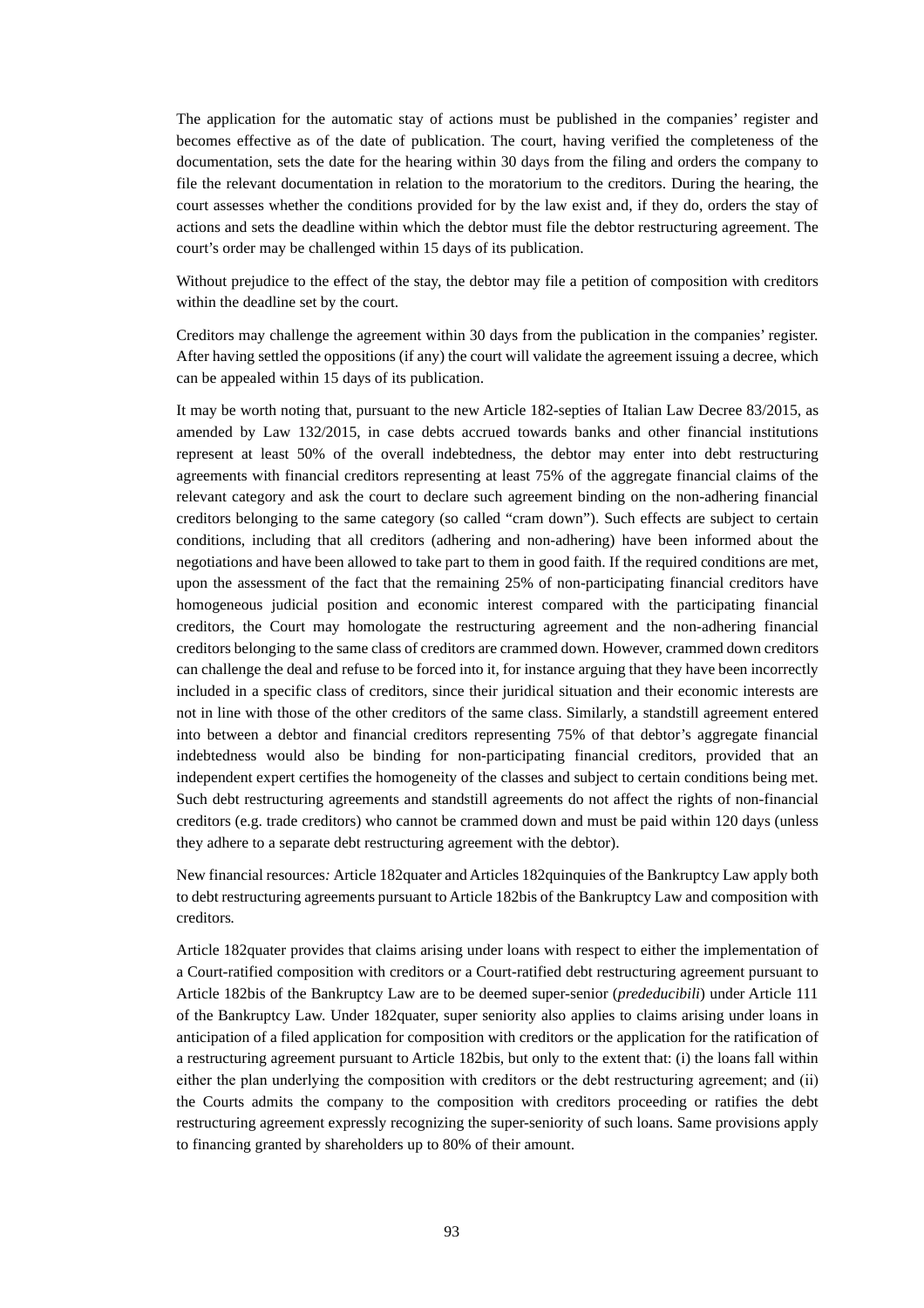The application for the automatic stay of actions must be published in the companies' register and becomes effective as of the date of publication. The court, having verified the completeness of the documentation, sets the date for the hearing within 30 days from the filing and orders the company to file the relevant documentation in relation to the moratorium to the creditors. During the hearing, the court assesses whether the conditions provided for by the law exist and, if they do, orders the stay of actions and sets the deadline within which the debtor must file the debtor restructuring agreement. The court's order may be challenged within 15 days of its publication.

Without prejudice to the effect of the stay, the debtor may file a petition of composition with creditors within the deadline set by the court.

Creditors may challenge the agreement within 30 days from the publication in the companies' register. After having settled the oppositions (if any) the court will validate the agreement issuing a decree, which can be appealed within 15 days of its publication.

It may be worth noting that, pursuant to the new Article 182-septies of Italian Law Decree 83/2015, as amended by Law 132/2015, in case debts accrued towards banks and other financial institutions represent at least 50% of the overall indebtedness, the debtor may enter into debt restructuring agreements with financial creditors representing at least 75% of the aggregate financial claims of the relevant category and ask the court to declare such agreement binding on the non-adhering financial creditors belonging to the same category (so called "cram down"). Such effects are subject to certain conditions, including that all creditors (adhering and non-adhering) have been informed about the negotiations and have been allowed to take part to them in good faith. If the required conditions are met, upon the assessment of the fact that the remaining 25% of non-participating financial creditors have homogeneous judicial position and economic interest compared with the participating financial creditors, the Court may homologate the restructuring agreement and the non-adhering financial creditors belonging to the same class of creditors are crammed down. However, crammed down creditors can challenge the deal and refuse to be forced into it, for instance arguing that they have been incorrectly included in a specific class of creditors, since their juridical situation and their economic interests are not in line with those of the other creditors of the same class. Similarly, a standstill agreement entered into between a debtor and financial creditors representing 75% of that debtor's aggregate financial indebtedness would also be binding for non-participating financial creditors, provided that an independent expert certifies the homogeneity of the classes and subject to certain conditions being met. Such debt restructuring agreements and standstill agreements do not affect the rights of non-financial creditors (e.g. trade creditors) who cannot be crammed down and must be paid within 120 days (unless they adhere to a separate debt restructuring agreement with the debtor).

*New financial resources:* Article 182quater and Articles 182quinquies of the Bankruptcy Law apply both to debt restructuring agreements pursuant to Article 182bis of the Bankruptcy Law and composition with creditors.

Article 182quater provides that claims arising under loans with respect to either the implementation of a Court-ratified composition with creditors or a Court-ratified debt restructuring agreement pursuant to Article 182bis of the Bankruptcy Law are to be deemed super-senior (*prededucibili*) under Article 111 of the Bankruptcy Law. Under 182quater, super seniority also applies to claims arising under loans in anticipation of a filed application for composition with creditors or the application for the ratification of a restructuring agreement pursuant to Article 182bis, but only to the extent that: (i) the loans fall within either the plan underlying the composition with creditors or the debt restructuring agreement; and (ii) the Courts admits the company to the composition with creditors proceeding or ratifies the debt restructuring agreement expressly recognizing the super-seniority of such loans. Same provisions apply to financing granted by shareholders up to 80% of their amount.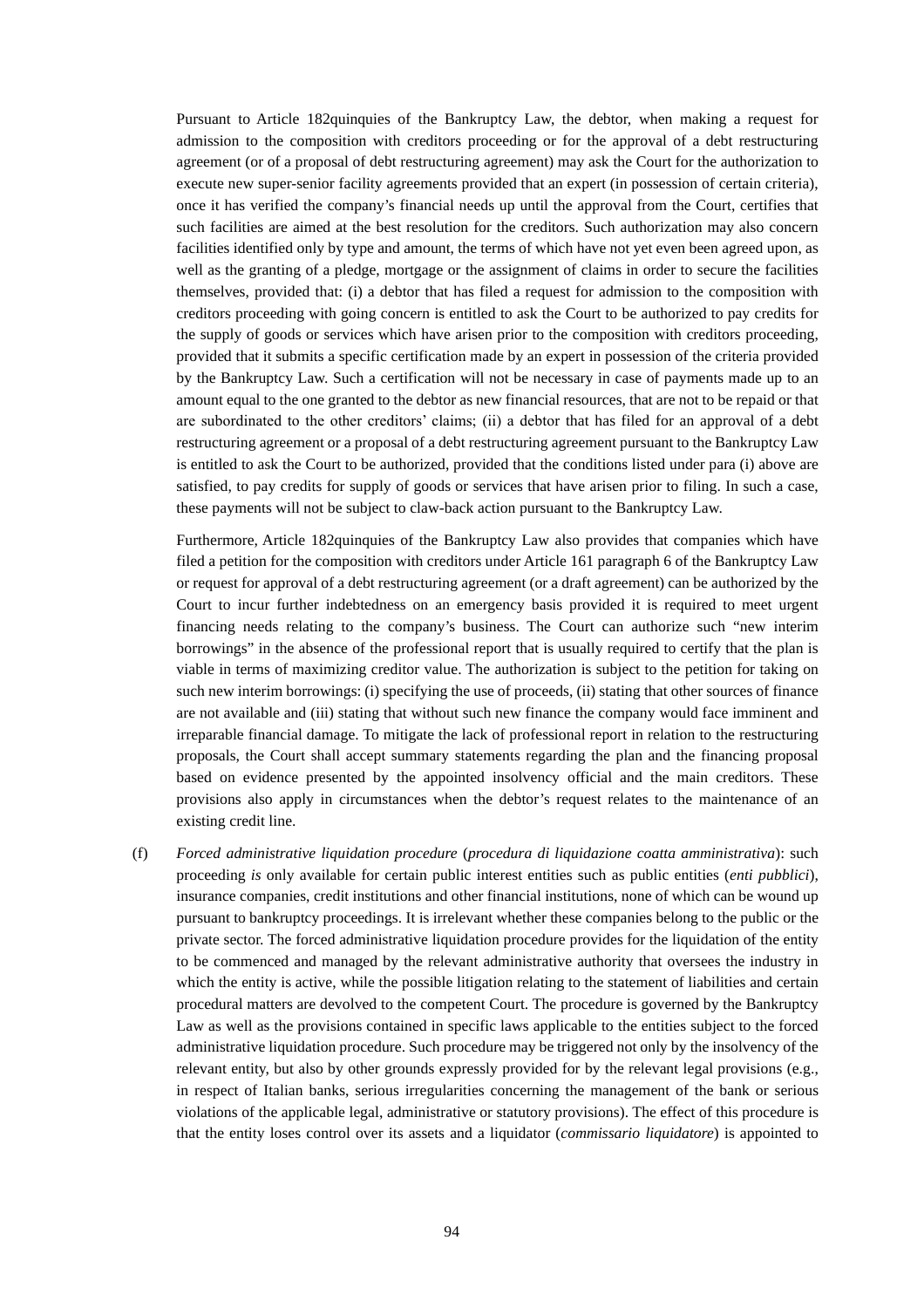Pursuant to Article 182quinquies of the Bankruptcy Law, the debtor, when making a request for admission to the composition with creditors proceeding or for the approval of a debt restructuring agreement (or of a proposal of debt restructuring agreement) may ask the Court for the authorization to execute new super-senior facility agreements provided that an expert (in possession of certain criteria), once it has verified the company's financial needs up until the approval from the Court, certifies that such facilities are aimed at the best resolution for the creditors. Such authorization may also concern facilities identified only by type and amount, the terms of which have not yet even been agreed upon, as well as the granting of a pledge, mortgage or the assignment of claims in order to secure the facilities themselves, provided that: (i) a debtor that has filed a request for admission to the composition with creditors proceeding with going concern is entitled to ask the Court to be authorized to pay credits for the supply of goods or services which have arisen prior to the composition with creditors proceeding, provided that it submits a specific certification made by an expert in possession of the criteria provided by the Bankruptcy Law. Such a certification will not be necessary in case of payments made up to an amount equal to the one granted to the debtor as new financial resources, that are not to be repaid or that are subordinated to the other creditors' claims; (ii) a debtor that has filed for an approval of a debt restructuring agreement or a proposal of a debt restructuring agreement pursuant to the Bankruptcy Law is entitled to ask the Court to be authorized, provided that the conditions listed under para (i) above are satisfied, to pay credits for supply of goods or services that have arisen prior to filing. In such a case, these payments will not be subject to claw-back action pursuant to the Bankruptcy Law.

Furthermore, Article 182quinquies of the Bankruptcy Law also provides that companies which have filed a petition for the composition with creditors under Article 161 paragraph 6 of the Bankruptcy Law or request for approval of a debt restructuring agreement (or a draft agreement) can be authorized by the Court to incur further indebtedness on an emergency basis provided it is required to meet urgent financing needs relating to the company's business. The Court can authorize such "new interim borrowings" in the absence of the professional report that is usually required to certify that the plan is viable in terms of maximizing creditor value. The authorization is subject to the petition for taking on such new interim borrowings: (i) specifying the use of proceeds, (ii) stating that other sources of finance are not available and (iii) stating that without such new finance the company would face imminent and irreparable financial damage. To mitigate the lack of professional report in relation to the restructuring proposals, the Court shall accept summary statements regarding the plan and the financing proposal based on evidence presented by the appointed insolvency official and the main creditors. These provisions also apply in circumstances when the debtor's request relates to the maintenance of an existing credit line.

(f) *Forced administrative liquidation procedure* (*procedura di liquidazione coatta amministrativa*): such proceeding *is* only available for certain public interest entities such as public entities (*enti pubblici*), insurance companies, credit institutions and other financial institutions, none of which can be wound up pursuant to bankruptcy proceedings. It is irrelevant whether these companies belong to the public or the private sector. The forced administrative liquidation procedure provides for the liquidation of the entity to be commenced and managed by the relevant administrative authority that oversees the industry in which the entity is active, while the possible litigation relating to the statement of liabilities and certain procedural matters are devolved to the competent Court. The procedure is governed by the Bankruptcy Law as well as the provisions contained in specific laws applicable to the entities subject to the forced administrative liquidation procedure. Such procedure may be triggered not only by the insolvency of the relevant entity, but also by other grounds expressly provided for by the relevant legal provisions (e.g., in respect of Italian banks, serious irregularities concerning the management of the bank or serious violations of the applicable legal, administrative or statutory provisions). The effect of this procedure is that the entity loses control over its assets and a liquidator (*commissario liquidatore*) is appointed to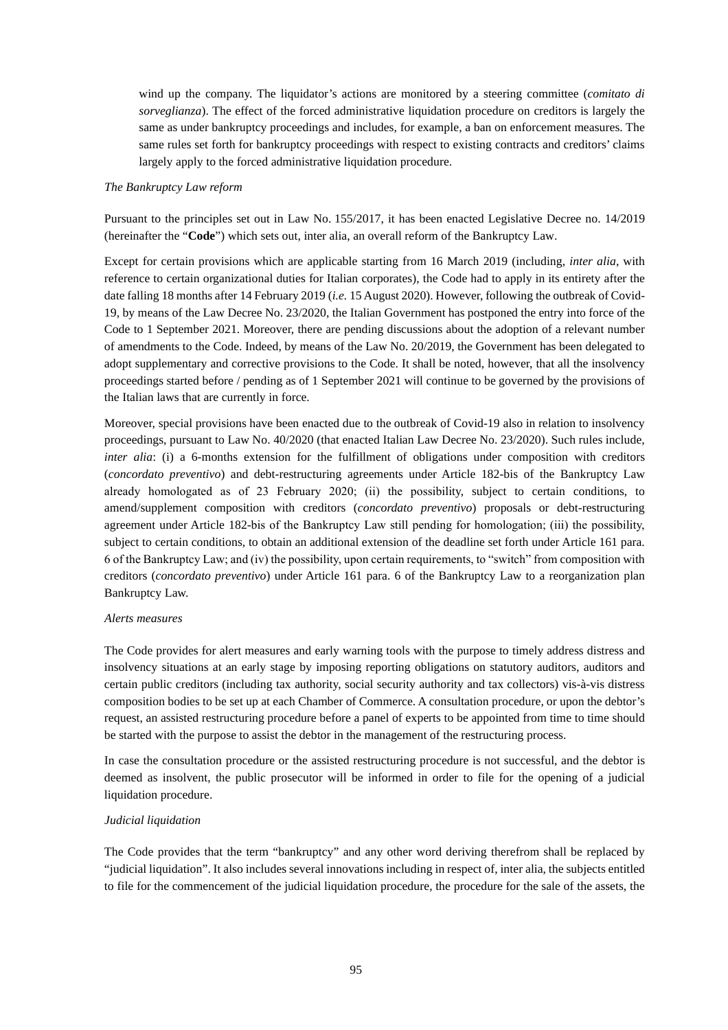wind up the company. The liquidator's actions are monitored by a steering committee (*comitato di sorveglianza*). The effect of the forced administrative liquidation procedure on creditors is largely the same as under bankruptcy proceedings and includes, for example, a ban on enforcement measures. The same rules set forth for bankruptcy proceedings with respect to existing contracts and creditors' claims largely apply to the forced administrative liquidation procedure.

*The Bankruptcy Law reform*

Pursuant to the principles set out in Law No. 155/2017, it has been enacted Legislative Decree no. 14/2019 (hereinafter the "**Code**") which sets out, inter alia, an overall reform of the Bankruptcy Law.

Except for certain provisions which are applicable starting from 16 March 2019 (including, *inter alia*, with reference to certain organizational duties for Italian corporates), the Code had to apply in its entirety after the date falling 18 months after 14 February 2019 (*i.e.* 15 August 2020). However, following the outbreak of Covid-19, by means of the Law Decree No. 23/2020, the Italian Government has postponed the entry into force of the Code to 1 September 2021. Moreover, there are pending discussions about the adoption of a relevant number of amendments to the Code. Indeed, by means of the Law No. 20/2019, the Government has been delegated to adopt supplementary and corrective provisions to the Code. It shall be noted, however, that all the insolvency proceedings started before / pending as of 1 September 2021 will continue to be governed by the provisions of the Italian laws that are currently in force.

Moreover, special provisions have been enacted due to the outbreak of Covid-19 also in relation to insolvency proceedings, pursuant to Law No. 40/2020 (that enacted Italian Law Decree No. 23/2020). Such rules include, *inter alia*: (i) a 6-months extension for the fulfillment of obligations under composition with creditors (*concordato preventivo*) and debt-restructuring agreements under Article 182-bis of the Bankruptcy Law already homologated as of 23 February 2020; (ii) the possibility, subject to certain conditions, to amend/supplement composition with creditors (*concordato preventivo*) proposals or debt-restructuring agreement under Article 182-bis of the Bankruptcy Law still pending for homologation; (iii) the possibility, subject to certain conditions, to obtain an additional extension of the deadline set forth under Article 161 para. 6 of the Bankruptcy Law; and (iv) the possibility, upon certain requirements, to "switch" from composition with creditors (*concordato preventivo*) under Article 161 para. 6 of the Bankruptcy Law to a reorganization plan Bankruptcy Law.

*Alerts measures*

The Code provides for alert measures and early warning tools with the purpose to timely address distress and insolvency situations at an early stage by imposing reporting obligations on statutory auditors, auditors and certain public creditors (including tax authority, social security authority and tax collectors) vis-à-vis distress composition bodies to be set up at each Chamber of Commerce. A consultation procedure, or upon the debtor's request, an assisted restructuring procedure before a panel of experts to be appointed from time to time should be started with the purpose to assist the debtor in the management of the restructuring process.

In case the consultation procedure or the assisted restructuring procedure is not successful, and the debtor is deemed as insolvent, the public prosecutor will be informed in order to file for the opening of a judicial liquidation procedure.

*Judicial liquidation*

The Code provides that the term "bankruptcy" and any other word deriving therefrom shall be replaced by "judicial liquidation". It also includes several innovations including in respect of, inter alia, the subjects entitled to file for the commencement of the judicial liquidation procedure, the procedure for the sale of the assets, the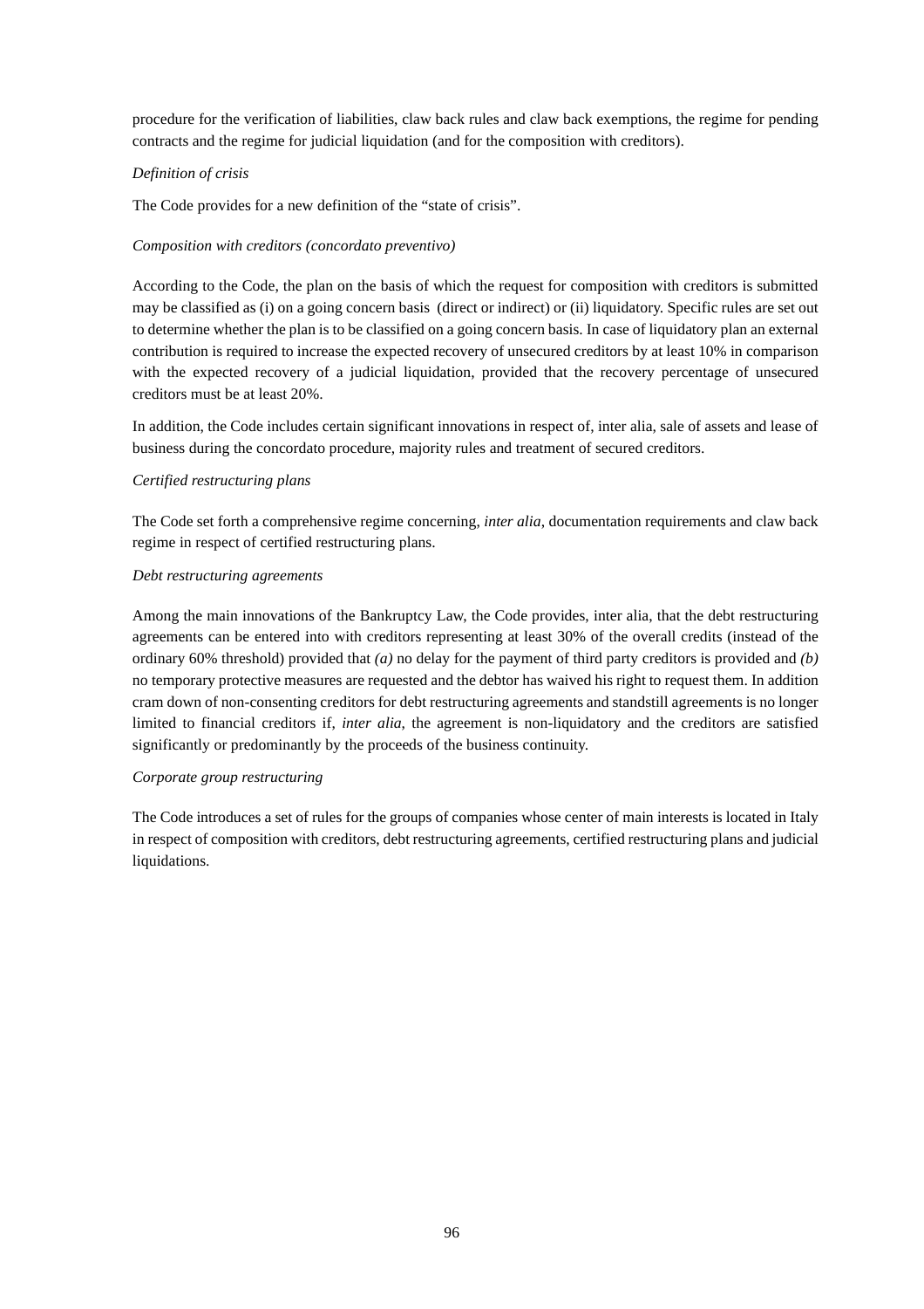procedure for the verification of liabilities, claw back rules and claw back exemptions, the regime for pending contracts and the regime for judicial liquidation (and for the composition with creditors).

*Definition of crisis*

The Code provides for a new definition of the "state of crisis".

*Composition with creditors (concordato preventivo)*

According to the Code, the plan on the basis of which the request for composition with creditors is submitted may be classified as (i) on a going concern basis (direct or indirect) or (ii) liquidatory. Specific rules are set out to determine whether the plan is to be classified on a going concern basis. In case of liquidatory plan an external contribution is required to increase the expected recovery of unsecured creditors by at least 10% in comparison with the expected recovery of a judicial liquidation, provided that the recovery percentage of unsecured creditors must be at least 20%.

In addition, the Code includes certain significant innovations in respect of, inter alia, sale of assets and lease of business during the concordato procedure, majority rules and treatment of secured creditors.

*Certified restructuring plans*

The Code set forth a comprehensive regime concerning, *inter alia*, documentation requirements and claw back regime in respect of certified restructuring plans.

*Debt restructuring agreements*

Among the main innovations of the Bankruptcy Law, the Code provides, inter alia, that the debt restructuring agreements can be entered into with creditors representing at least 30% of the overall credits (instead of the ordinary 60% threshold) provided that *(a)* no delay for the payment of third party creditors is provided and *(b)* no temporary protective measures are requested and the debtor has waived his right to request them. In addition cram down of non-consenting creditors for debt restructuring agreements and standstill agreements is no longer limited to financial creditors if, *inter alia*, the agreement is non-liquidatory and the creditors are satisfied significantly or predominantly by the proceeds of the business continuity.

*Corporate group restructuring*

The Code introduces a set of rules for the groups of companies whose center of main interests is located in Italy in respect of composition with creditors, debt restructuring agreements, certified restructuring plans and judicial liquidations.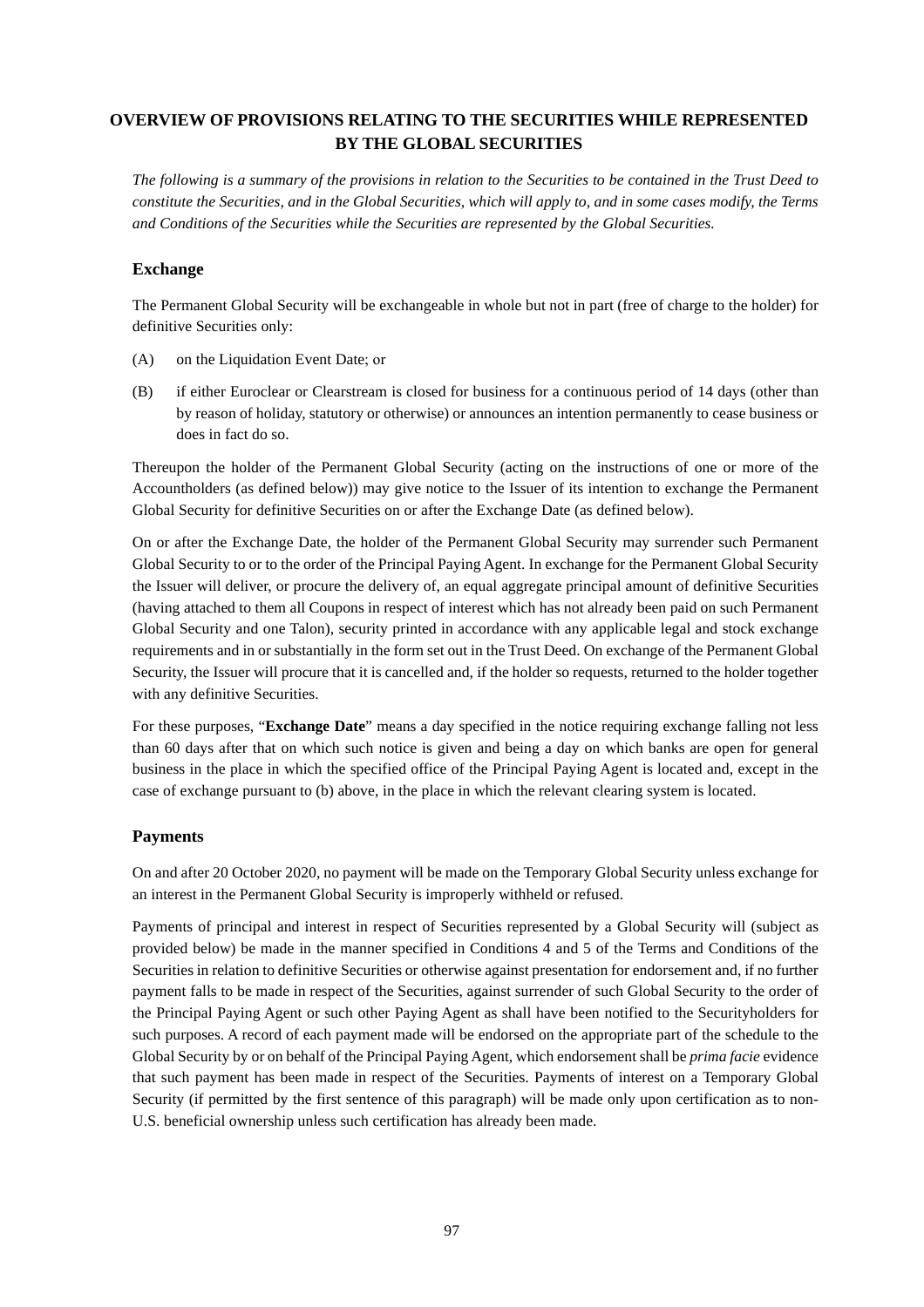# OVERVIEW OF PROVISIONS RELATING TO THE SECURITIES WHILE REPRESENTED BY THE GLOBAL SECURITIES

*The following is a summary of the provisions in relation to the Securities to be contained in the Trust Deed to constitute the Securities, and in the Global Securities, which will apply to, and in some cases modify, the Terms and Conditions of the Securities while the Securities are represented by the Global Securities.*

## Exchange

The Permanent Global Security will be exchangeable in whole but not in part (free of charge to the holder) for definitive Securities only:

(A) on the Liquidation Event Date; or

(B) if either Euroclear or Clearstream is closed for business for a continuous period of 14 days (other than by reason of holiday, statutory or otherwise) or announces an intention permanently to cease business or does in fact do so.

Thereupon the holder of the Permanent Global Security (acting on the instructions of one or more of the Accountholders (as defined below)) may give notice to the Issuer of its intention to exchange the Permanent Global Security for definitive Securities on or after the Exchange Date (as defined below).

On or after the Exchange Date, the holder of the Permanent Global Security may surrender such Permanent Global Security to or to the order of the Principal Paying Agent. In exchange for the Permanent Global Security the Issuer will deliver, or procure the delivery of, an equal aggregate principal amount of definitive Securities (having attached to them all Coupons in respect of interest which has not already been paid on such Permanent Global Security and one Talon), security printed in accordance with any applicable legal and stock exchange requirements and in or substantially in the form set out in the Trust Deed. On exchange of the Permanent Global Security, the Issuer will procure that it is cancelled and, if the holder so requests, returned to the holder together with any definitive Securities.

For these purposes, "**Exchange Date**" means a day specified in the notice requiring exchange falling not less than 60 days after that on which such notice is given and being a day on which banks are open for general business in the place in which the specified office of the Principal Paying Agent is located and, except in the case of exchange pursuant to (b) above, in the place in which the relevant clearing system is located.

## Payments

On and after 20 October 2020, no payment will be made on the Temporary Global Security unless exchange for an interest in the Permanent Global Security is improperly withheld or refused.

Payments of principal and interest in respect of Securities represented by a Global Security will (subject as provided below) be made in the manner specified in Conditions 4 and 5 of the Terms and Conditions of the Securities in relation to definitive Securities or otherwise against presentation for endorsement and, if no further payment falls to be made in respect of the Securities, against surrender of such Global Security to the order of the Principal Paying Agent or such other Paying Agent as shall have been notified to the Securityholders for such purposes. A record of each payment made will be endorsed on the appropriate part of the schedule to the Global Security by or on behalf of the Principal Paying Agent, which endorsement shall be *prima facie* evidence that such payment has been made in respect of the Securities. Payments of interest on a Temporary Global Security (if permitted by the first sentence of this paragraph) will be made only upon certification as to non-U.S. beneficial ownership unless such certification has already been made.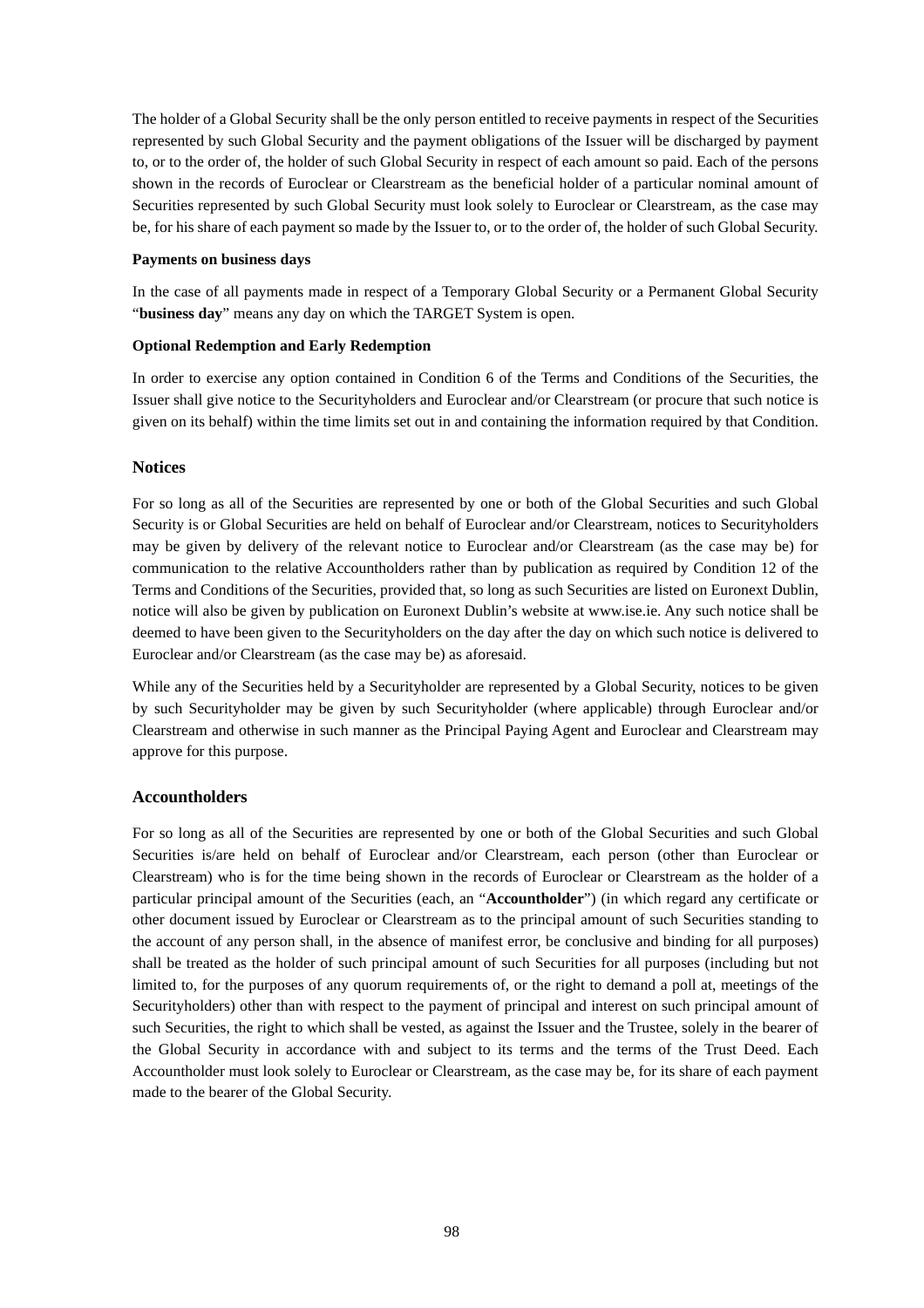The holder of a Global Security shall be the only person entitled to receive payments in respect of the Securities represented by such Global Security and the payment obligations of the Issuer will be discharged by payment to, or to the order of, the holder of such Global Security in respect of each amount so paid. Each of the persons shown in the records of Euroclear or Clearstream as the beneficial holder of a particular nominal amount of Securities represented by such Global Security must look solely to Euroclear or Clearstream, as the case may be, for his share of each payment so made by the Issuer to, or to the order of, the holder of such Global Security.

**Payments on business days**

In the case of all payments made in respect of a Temporary Global Security or a Permanent Global Security "**business day**" means any day on which the TARGET System is open.

**Optional Redemption and Early Redemption**

In order to exercise any option contained in Condition 6 of the Terms and Conditions of the Securities, the Issuer shall give notice to the Securityholders and Euroclear and/or Clearstream (or procure that such notice is given on its behalf) within the time limits set out in and containing the information required by that Condition.

## Notices

For so long as all of the Securities are represented by one or both of the Global Securities and such Global Security is or Global Securities are held on behalf of Euroclear and/or Clearstream, notices to Securityholders may be given by delivery of the relevant notice to Euroclear and/or Clearstream (as the case may be) for communication to the relative Accountholders rather than by publication as required by Condition 12 of the Terms and Conditions of the Securities, provided that, so long as such Securities are listed on Euronext Dublin, notice will also be given by publication on Euronext Dublin's website at www.ise.ie. Any such notice shall be deemed to have been given to the Securityholders on the day after the day on which such notice is delivered to Euroclear and/or Clearstream (as the case may be) as aforesaid.

While any of the Securities held by a Securityholder are represented by a Global Security, notices to be given by such Securityholder may be given by such Securityholder (where applicable) through Euroclear and/or Clearstream and otherwise in such manner as the Principal Paying Agent and Euroclear and Clearstream may approve for this purpose.

## Accountholders

For so long as all of the Securities are represented by one or both of the Global Securities and such Global Securities is/are held on behalf of Euroclear and/or Clearstream, each person (other than Euroclear or Clearstream) who is for the time being shown in the records of Euroclear or Clearstream as the holder of a particular principal amount of the Securities (each, an "**Accountholder**") (in which regard any certificate or other document issued by Euroclear or Clearstream as to the principal amount of such Securities standing to the account of any person shall, in the absence of manifest error, be conclusive and binding for all purposes) shall be treated as the holder of such principal amount of such Securities for all purposes (including but not limited to, for the purposes of any quorum requirements of, or the right to demand a poll at, meetings of the Securityholders) other than with respect to the payment of principal and interest on such principal amount of such Securities, the right to which shall be vested, as against the Issuer and the Trustee, solely in the bearer of the Global Security in accordance with and subject to its terms and the terms of the Trust Deed. Each Accountholder must look solely to Euroclear or Clearstream, as the case may be, for its share of each payment made to the bearer of the Global Security.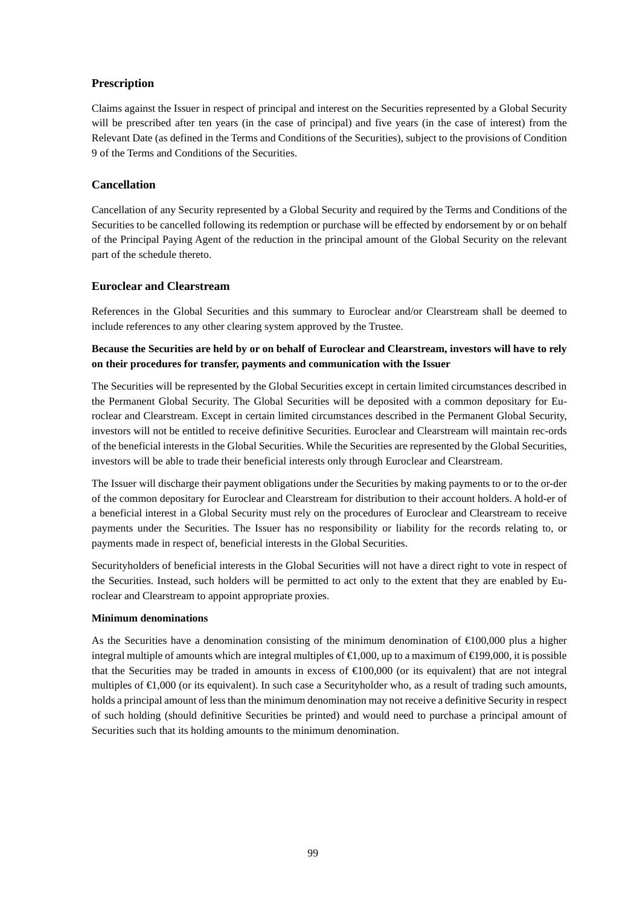### Prescription

Claims against the Issuer in respect of principal and interest on the Securities represented by a Global Security will be prescribed after ten years (in the case of principal) and five years (in the case of interest) from the Relevant Date (as defined in the Terms and Conditions of the Securities), subject to the provisions of Condition 9 of the Terms and Conditions of the Securities.

### Cancellation

Cancellation of any Security represented by a Global Security and required by the Terms and Conditions of the Securities to be cancelled following its redemption or purchase will be effected by endorsement by or on behalf of the Principal Paying Agent of the reduction in the principal amount of the Global Security on the relevant part of the schedule thereto.

### Euroclear and Clearstream

References in the Global Securities and this summary to Euroclear and/or Clearstream shall be deemed to include references to any other clearing system approved by the Trustee.

**Because the Securities are held by or on behalf of Euroclear and Clearstream, investors will have to rely on their procedures for transfer, payments and communication with the Issuer**

The Securities will be represented by the Global Securities except in certain limited circumstances described in the Permanent Global Security. The Global Securities will be deposited with a common depositary for Euroclear and Clearstream. Except in certain limited circumstances described in the Permanent Global Security, investors will not be entitled to receive definitive Securities. Euroclear and Clearstream will maintain rec-ords of the beneficial interests in the Global Securities. While the Securities are represented by the Global Securities, investors will be able to trade their beneficial interests only through Euroclear and Clearstream.

The Issuer will discharge their payment obligations under the Securities by making payments to or to the or-der of the common depositary for Euroclear and Clearstream for distribution to their account holders. A hold-er of a beneficial interest in a Global Security must rely on the procedures of Euroclear and Clearstream to receive payments under the Securities. The Issuer has no responsibility or liability for the records relating to, or payments made in respect of, beneficial interests in the Global Securities.

Securityholders of beneficial interests in the Global Securities will not have a direct right to vote in respect of the Securities. Instead, such holders will be permitted to act only to the extent that they are enabled by Euroclear and Clearstream to appoint appropriate proxies.

**Minimum denominations**

As the Securities have a denomination consisting of the minimum denomination of €100,000 plus a higher integral multiple of amounts which are integral multiples of €1,000, up to a maximum of €199,000, it is possible that the Securities may be traded in amounts in excess of €100,000 (or its equivalent) that are not integral multiples of €1,000 (or its equivalent). In such case a Securityholder who, as a result of trading such amounts, holds a principal amount of less than the minimum denomination may not receive a definitive Security in respect of such holding (should definitive Securities be printed) and would need to purchase a principal amount of Securities such that its holding amounts to the minimum denomination.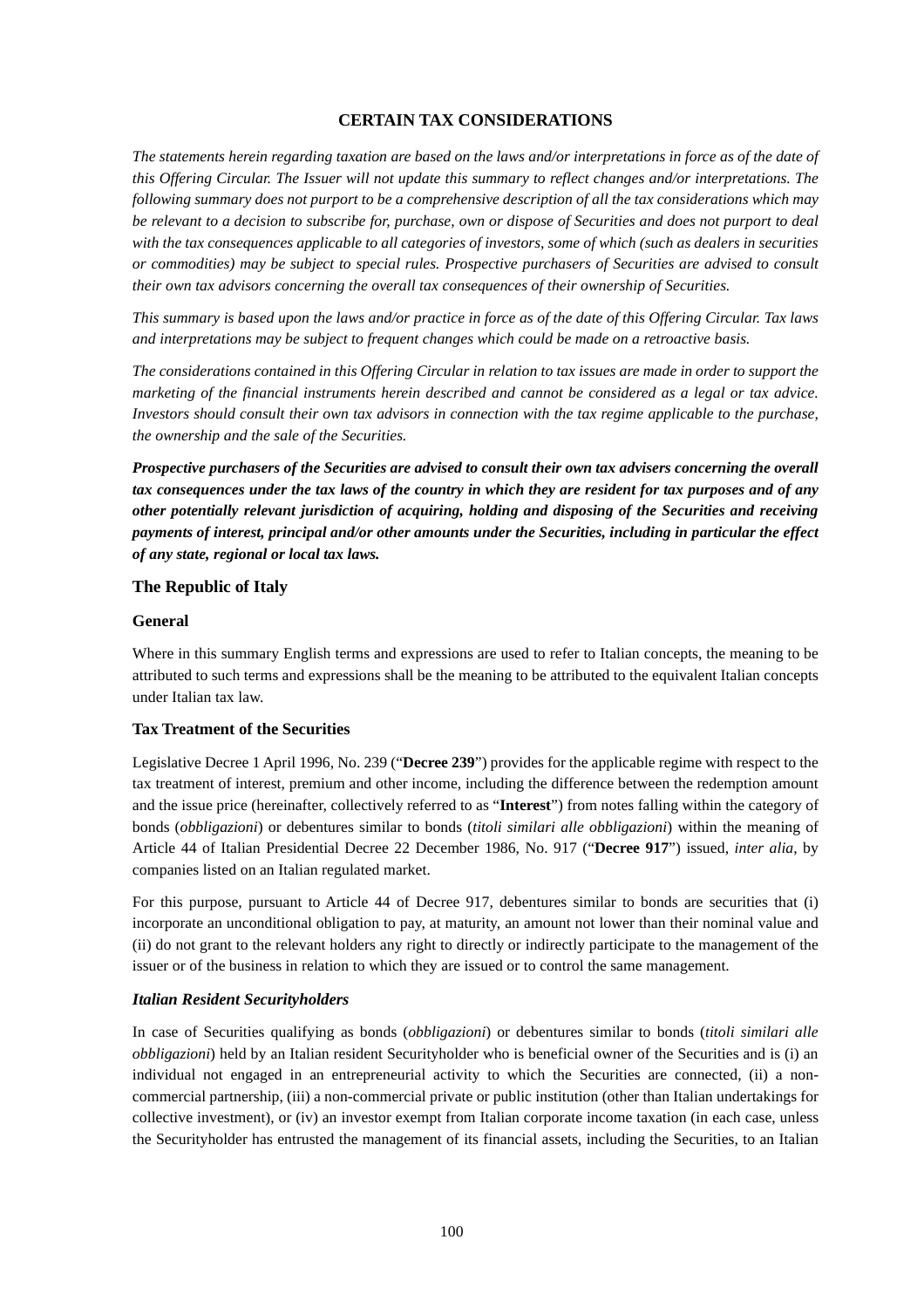# CERTAIN TAX CONSIDERATIONS

*The statements herein regarding taxation are based on the laws and/or interpretations in force as of the date of this Offering Circular. The Issuer will not update this summary to reflect changes and/or interpretations. The following summary does not purport to be a comprehensive description of all the tax considerations which may be relevant to a decision to subscribe for, purchase, own or dispose of Securities and does not purport to deal with the tax consequences applicable to all categories of investors, some of which (such as dealers in securities or commodities) may be subject to special rules. Prospective purchasers of Securities are advised to consult their own tax advisors concerning the overall tax consequences of their ownership of Securities.*

*This summary is based upon the laws and/or practice in force as of the date of this Offering Circular. Tax laws and interpretations may be subject to frequent changes which could be made on a retroactive basis.*

*The considerations contained in this Offering Circular in relation to tax issues are made in order to support the marketing of the financial instruments herein described and cannot be considered as a legal or tax advice. Investors should consult their own tax advisors in connection with the tax regime applicable to the purchase, the ownership and the sale of the Securities.*

***Prospective purchasers of the Securities are advised to consult their own tax advisers concerning the overall tax consequences under the tax laws of the country in which they are resident for tax purposes and of any other potentially relevant jurisdiction of acquiring, holding and disposing of the Securities and receiving payments of interest, principal and/or other amounts under the Securities, including in particular the effect of any state, regional or local tax laws.***

## The Republic of Italy

### General

Where in this summary English terms and expressions are used to refer to Italian concepts, the meaning to be attributed to such terms and expressions shall be the meaning to be attributed to the equivalent Italian concepts under Italian tax law.

### Tax Treatment of the Securities

Legislative Decree 1 April 1996, No. 239 ("**Decree 239**") provides for the applicable regime with respect to the tax treatment of interest, premium and other income, including the difference between the redemption amount and the issue price (hereinafter, collectively referred to as "**Interest**") from notes falling within the category of bonds (*obbligazioni*) or debentures similar to bonds (*titoli similari alle obbligazioni*) within the meaning of Article 44 of Italian Presidential Decree 22 December 1986, No. 917 ("**Decree 917**") issued, *inter alia*, by companies listed on an Italian regulated market.

For this purpose, pursuant to Article 44 of Decree 917, debentures similar to bonds are securities that (i) incorporate an unconditional obligation to pay, at maturity, an amount not lower than their nominal value and (ii) do not grant to the relevant holders any right to directly or indirectly participate to the management of the issuer or of the business in relation to which they are issued or to control the same management.

### *Italian Resident Securityholders*

In case of Securities qualifying as bonds (*obbligazioni*) or debentures similar to bonds (*titoli similari alle obbligazioni*) held by an Italian resident Securityholder who is beneficial owner of the Securities and is (i) an individual not engaged in an entrepreneurial activity to which the Securities are connected, (ii) a non-commercial partnership, (iii) a non-commercial private or public institution (other than Italian undertakings for collective investment), or (iv) an investor exempt from Italian corporate income taxation (in each case, unless the Securityholder has entrusted the management of its financial assets, including the Securities, to an Italian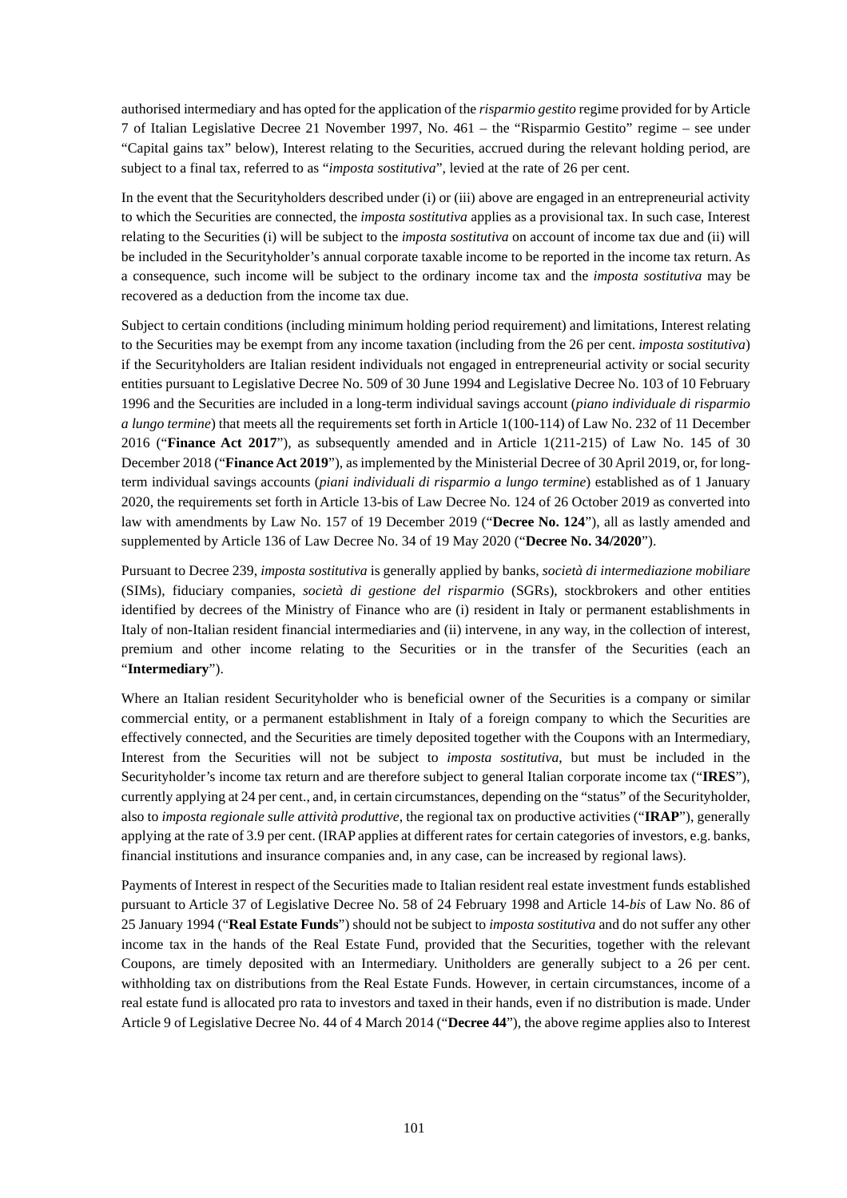authorised intermediary and has opted for the application of the *risparmio gestito* regime provided for by Article 7 of Italian Legislative Decree 21 November 1997, No. 461 – the "Risparmio Gestito" regime – see under "Capital gains tax" below), Interest relating to the Securities, accrued during the relevant holding period, are subject to a final tax, referred to as "*imposta sostitutiva*", levied at the rate of 26 per cent.

In the event that the Securityholders described under (i) or (iii) above are engaged in an entrepreneurial activity to which the Securities are connected, the *imposta sostitutiva* applies as a provisional tax. In such case, Interest relating to the Securities (i) will be subject to the *imposta sostitutiva* on account of income tax due and (ii) will be included in the Securityholder's annual corporate taxable income to be reported in the income tax return. As a consequence, such income will be subject to the ordinary income tax and the *imposta sostitutiva* may be recovered as a deduction from the income tax due.

Subject to certain conditions (including minimum holding period requirement) and limitations, Interest relating to the Securities may be exempt from any income taxation (including from the 26 per cent. *imposta sostitutiva*) if the Securityholders are Italian resident individuals not engaged in entrepreneurial activity or social security entities pursuant to Legislative Decree No. 509 of 30 June 1994 and Legislative Decree No. 103 of 10 February 1996 and the Securities are included in a long-term individual savings account (*piano individuale di risparmio a lungo termine*) that meets all the requirements set forth in Article 1(100-114) of Law No. 232 of 11 December 2016 ("**Finance Act 2017**"), as subsequently amended and in Article 1(211-215) of Law No. 145 of 30 December 2018 ("**Finance Act 2019**"), as implemented by the Ministerial Decree of 30 April 2019, or, for long-term individual savings accounts (*piani individuali di risparmio a lungo termine*) established as of 1 January 2020, the requirements set forth in Article 13-bis of Law Decree No. 124 of 26 October 2019 as converted into law with amendments by Law No. 157 of 19 December 2019 ("**Decree No. 124**"), all as lastly amended and supplemented by Article 136 of Law Decree No. 34 of 19 May 2020 ("**Decree No. 34/2020**").

Pursuant to Decree 239, *imposta sostitutiva* is generally applied by banks, *società di intermediazione mobiliare* (SIMs), fiduciary companies, *società di gestione del risparmio* (SGRs), stockbrokers and other entities identified by decrees of the Ministry of Finance who are (i) resident in Italy or permanent establishments in Italy of non-Italian resident financial intermediaries and (ii) intervene, in any way, in the collection of interest, premium and other income relating to the Securities or in the transfer of the Securities (each an "**Intermediary**").

Where an Italian resident Securityholder who is beneficial owner of the Securities is a company or similar commercial entity, or a permanent establishment in Italy of a foreign company to which the Securities are effectively connected, and the Securities are timely deposited together with the Coupons with an Intermediary, Interest from the Securities will not be subject to *imposta sostitutiva*, but must be included in the Securityholder's income tax return and are therefore subject to general Italian corporate income tax ("**IRES**"), currently applying at 24 per cent., and, in certain circumstances, depending on the "status" of the Securityholder, also to *imposta regionale sulle attività produttive*, the regional tax on productive activities ("**IRAP**"), generally applying at the rate of 3.9 per cent. (IRAP applies at different rates for certain categories of investors, e.g. banks, financial institutions and insurance companies and, in any case, can be increased by regional laws).

Payments of Interest in respect of the Securities made to Italian resident real estate investment funds established pursuant to Article 37 of Legislative Decree No. 58 of 24 February 1998 and Article 14-*bis* of Law No. 86 of 25 January 1994 ("**Real Estate Funds**") should not be subject to *imposta sostitutiva* and do not suffer any other income tax in the hands of the Real Estate Fund, provided that the Securities, together with the relevant Coupons, are timely deposited with an Intermediary. Unitholders are generally subject to a 26 per cent. withholding tax on distributions from the Real Estate Funds. However, in certain circumstances, income of a real estate fund is allocated pro rata to investors and taxed in their hands, even if no distribution is made. Under Article 9 of Legislative Decree No. 44 of 4 March 2014 ("**Decree 44**"), the above regime applies also to Interest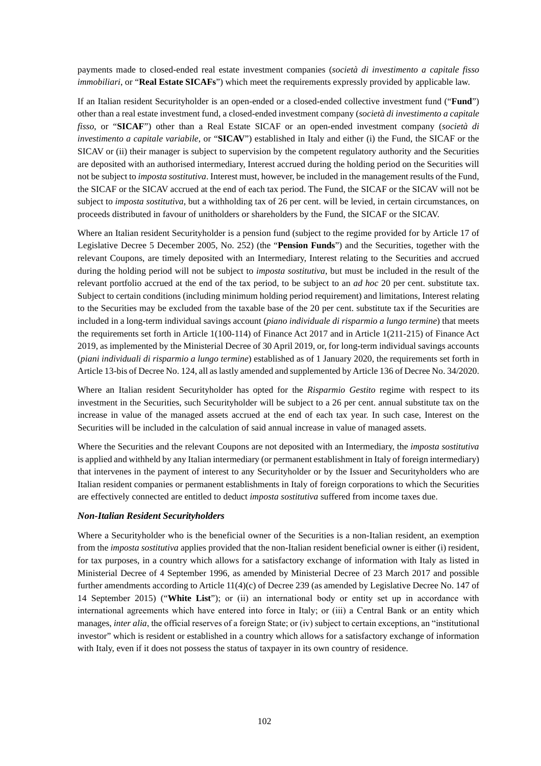payments made to closed-ended real estate investment companies (*società di investimento a capitale fisso immobiliari*, or "**Real Estate SICAFs**") which meet the requirements expressly provided by applicable law.

If an Italian resident Securityholder is an open-ended or a closed-ended collective investment fund ("**Fund**") other than a real estate investment fund, a closed-ended investment company (*società di investimento a capitale fisso*, or "**SICAF**") other than a Real Estate SICAF or an open-ended investment company (*società di investimento a capitale variabile*, or "**SICAV**") established in Italy and either (i) the Fund, the SICAF or the SICAV or (ii) their manager is subject to supervision by the competent regulatory authority and the Securities are deposited with an authorised intermediary, Interest accrued during the holding period on the Securities will not be subject to *imposta sostitutiva*. Interest must, however, be included in the management results of the Fund, the SICAF or the SICAV accrued at the end of each tax period. The Fund, the SICAF or the SICAV will not be subject to *imposta sostitutiva*, but a withholding tax of 26 per cent. will be levied, in certain circumstances, on proceeds distributed in favour of unitholders or shareholders by the Fund, the SICAF or the SICAV.

Where an Italian resident Securityholder is a pension fund (subject to the regime provided for by Article 17 of Legislative Decree 5 December 2005, No. 252) (the "**Pension Funds**") and the Securities, together with the relevant Coupons, are timely deposited with an Intermediary, Interest relating to the Securities and accrued during the holding period will not be subject to *imposta sostitutiva*, but must be included in the result of the relevant portfolio accrued at the end of the tax period, to be subject to an *ad hoc* 20 per cent. substitute tax. Subject to certain conditions (including minimum holding period requirement) and limitations, Interest relating to the Securities may be excluded from the taxable base of the 20 per cent. substitute tax if the Securities are included in a long-term individual savings account (*piano individuale di risparmio a lungo termine*) that meets the requirements set forth in Article 1(100-114) of Finance Act 2017 and in Article 1(211-215) of Finance Act 2019, as implemented by the Ministerial Decree of 30 April 2019, or, for long-term individual savings accounts (*piani individuali di risparmio a lungo termine*) established as of 1 January 2020, the requirements set forth in Article 13-bis of Decree No. 124, all as lastly amended and supplemented by Article 136 of Decree No. 34/2020.

Where an Italian resident Securityholder has opted for the *Risparmio Gestito* regime with respect to its investment in the Securities, such Securityholder will be subject to a 26 per cent. annual substitute tax on the increase in value of the managed assets accrued at the end of each tax year. In such case, Interest on the Securities will be included in the calculation of said annual increase in value of managed assets.

Where the Securities and the relevant Coupons are not deposited with an Intermediary, the *imposta sostitutiva* is applied and withheld by any Italian intermediary (or permanent establishment in Italy of foreign intermediary) that intervenes in the payment of interest to any Securityholder or by the Issuer and Securityholders who are Italian resident companies or permanent establishments in Italy of foreign corporations to which the Securities are effectively connected are entitled to deduct *imposta sostitutiva* suffered from income taxes due.

### *Non-Italian Resident Securityholders*

Where a Securityholder who is the beneficial owner of the Securities is a non-Italian resident, an exemption from the *imposta sostitutiva* applies provided that the non-Italian resident beneficial owner is either (i) resident, for tax purposes, in a country which allows for a satisfactory exchange of information with Italy as listed in Ministerial Decree of 4 September 1996, as amended by Ministerial Decree of 23 March 2017 and possible further amendments according to Article 11(4)(c) of Decree 239 (as amended by Legislative Decree No. 147 of 14 September 2015) ("**White List**"); or (ii) an international body or entity set up in accordance with international agreements which have entered into force in Italy; or (iii) a Central Bank or an entity which manages, *inter alia*, the official reserves of a foreign State; or (iv) subject to certain exceptions, an "institutional investor" which is resident or established in a country which allows for a satisfactory exchange of information with Italy, even if it does not possess the status of taxpayer in its own country of residence.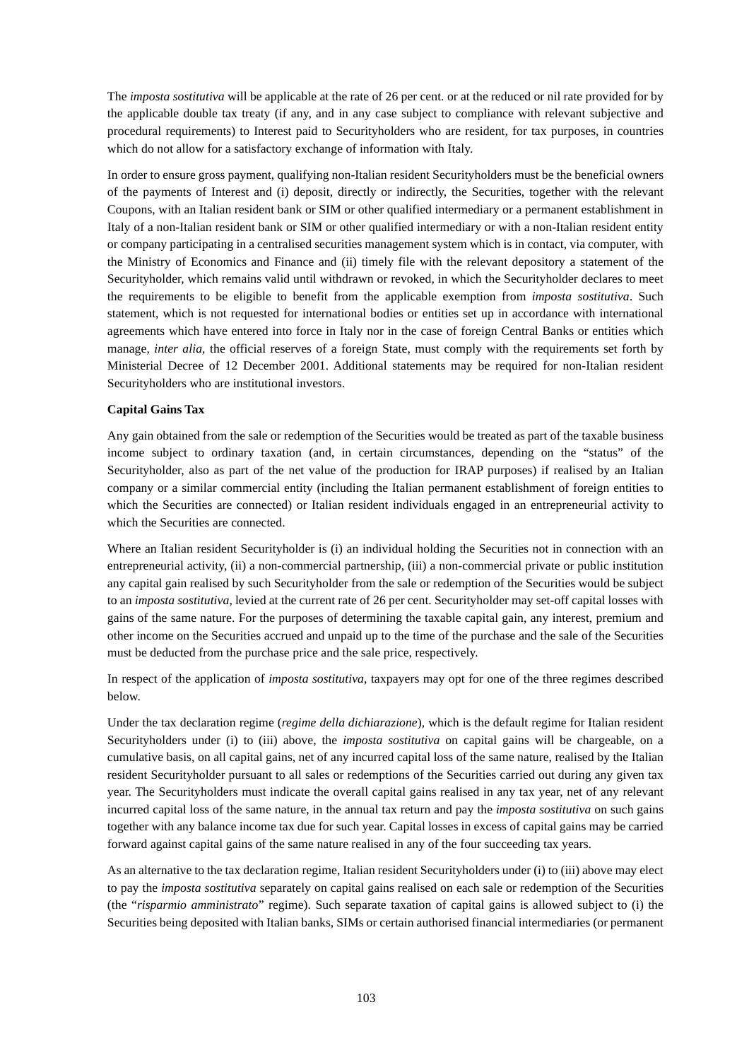The *imposta sostitutiva* will be applicable at the rate of 26 per cent. or at the reduced or nil rate provided for by the applicable double tax treaty (if any, and in any case subject to compliance with relevant subjective and procedural requirements) to Interest paid to Securityholders who are resident, for tax purposes, in countries which do not allow for a satisfactory exchange of information with Italy.

In order to ensure gross payment, qualifying non-Italian resident Securityholders must be the beneficial owners of the payments of Interest and (i) deposit, directly or indirectly, the Securities, together with the relevant Coupons, with an Italian resident bank or SIM or other qualified intermediary or a permanent establishment in Italy of a non-Italian resident bank or SIM or other qualified intermediary or with a non-Italian resident entity or company participating in a centralised securities management system which is in contact, via computer, with the Ministry of Economics and Finance and (ii) timely file with the relevant depository a statement of the Securityholder, which remains valid until withdrawn or revoked, in which the Securityholder declares to meet the requirements to be eligible to benefit from the applicable exemption from *imposta sostitutiva*. Such statement, which is not requested for international bodies or entities set up in accordance with international agreements which have entered into force in Italy nor in the case of foreign Central Banks or entities which manage, *inter alia*, the official reserves of a foreign State, must comply with the requirements set forth by Ministerial Decree of 12 December 2001. Additional statements may be required for non-Italian resident Securityholders who are institutional investors.

**Capital Gains Tax**

Any gain obtained from the sale or redemption of the Securities would be treated as part of the taxable business income subject to ordinary taxation (and, in certain circumstances, depending on the "status" of the Securityholder, also as part of the net value of the production for IRAP purposes) if realised by an Italian company or a similar commercial entity (including the Italian permanent establishment of foreign entities to which the Securities are connected) or Italian resident individuals engaged in an entrepreneurial activity to which the Securities are connected.

Where an Italian resident Securityholder is (i) an individual holding the Securities not in connection with an entrepreneurial activity, (ii) a non-commercial partnership, (iii) a non-commercial private or public institution any capital gain realised by such Securityholder from the sale or redemption of the Securities would be subject to an *imposta sostitutiva*, levied at the current rate of 26 per cent. Securityholder may set-off capital losses with gains of the same nature. For the purposes of determining the taxable capital gain, any interest, premium and other income on the Securities accrued and unpaid up to the time of the purchase and the sale of the Securities must be deducted from the purchase price and the sale price, respectively.

In respect of the application of *imposta sostitutiva*, taxpayers may opt for one of the three regimes described below.

Under the tax declaration regime (*regime della dichiarazione*), which is the default regime for Italian resident Securityholders under (i) to (iii) above, the *imposta sostitutiva* on capital gains will be chargeable, on a cumulative basis, on all capital gains, net of any incurred capital loss of the same nature, realised by the Italian resident Securityholder pursuant to all sales or redemptions of the Securities carried out during any given tax year. The Securityholders must indicate the overall capital gains realised in any tax year, net of any relevant incurred capital loss of the same nature, in the annual tax return and pay the *imposta sostitutiva* on such gains together with any balance income tax due for such year. Capital losses in excess of capital gains may be carried forward against capital gains of the same nature realised in any of the four succeeding tax years.

As an alternative to the tax declaration regime, Italian resident Securityholders under (i) to (iii) above may elect to pay the *imposta sostitutiva* separately on capital gains realised on each sale or redemption of the Securities (the "*risparmio amministrato*" regime). Such separate taxation of capital gains is allowed subject to (i) the Securities being deposited with Italian banks, SIMs or certain authorised financial intermediaries (or permanent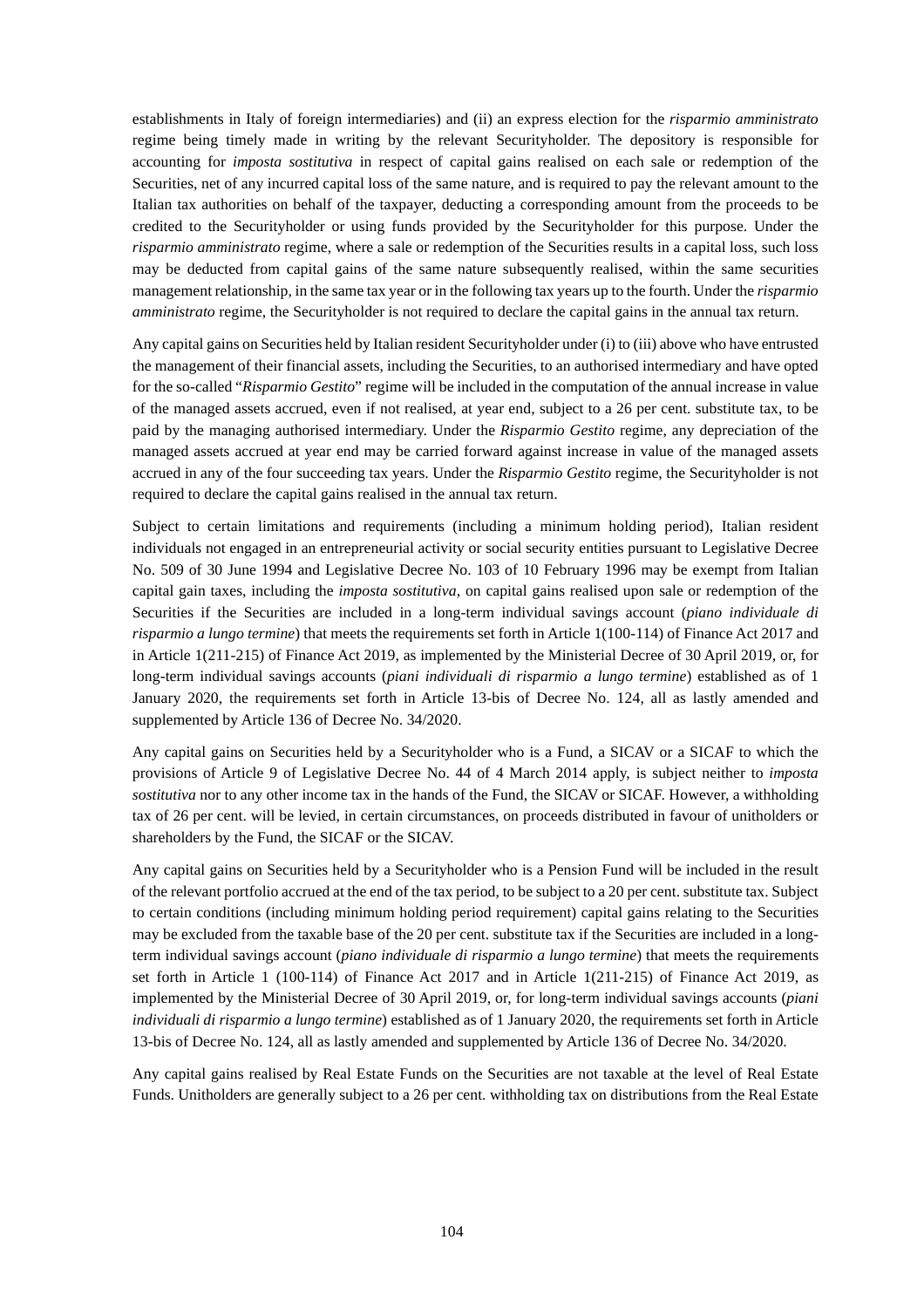establishments in Italy of foreign intermediaries) and (ii) an express election for the *risparmio amministrato* regime being timely made in writing by the relevant Securityholder. The depository is responsible for accounting for *imposta sostitutiva* in respect of capital gains realised on each sale or redemption of the Securities, net of any incurred capital loss of the same nature, and is required to pay the relevant amount to the Italian tax authorities on behalf of the taxpayer, deducting a corresponding amount from the proceeds to be credited to the Securityholder or using funds provided by the Securityholder for this purpose. Under the *risparmio amministrato* regime, where a sale or redemption of the Securities results in a capital loss, such loss may be deducted from capital gains of the same nature subsequently realised, within the same securities management relationship, in the same tax year or in the following tax years up to the fourth. Under the *risparmio amministrato* regime, the Securityholder is not required to declare the capital gains in the annual tax return.

Any capital gains on Securities held by Italian resident Securityholder under (i) to (iii) above who have entrusted the management of their financial assets, including the Securities, to an authorised intermediary and have opted for the so-called "*Risparmio Gestito*" regime will be included in the computation of the annual increase in value of the managed assets accrued, even if not realised, at year end, subject to a 26 per cent. substitute tax, to be paid by the managing authorised intermediary. Under the *Risparmio Gestito* regime, any depreciation of the managed assets accrued at year end may be carried forward against increase in value of the managed assets accrued in any of the four succeeding tax years. Under the *Risparmio Gestito* regime, the Securityholder is not required to declare the capital gains realised in the annual tax return.

Subject to certain limitations and requirements (including a minimum holding period), Italian resident individuals not engaged in an entrepreneurial activity or social security entities pursuant to Legislative Decree No. 509 of 30 June 1994 and Legislative Decree No. 103 of 10 February 1996 may be exempt from Italian capital gain taxes, including the *imposta sostitutiva*, on capital gains realised upon sale or redemption of the Securities if the Securities are included in a long-term individual savings account (*piano individuale di risparmio a lungo termine*) that meets the requirements set forth in Article 1(100-114) of Finance Act 2017 and in Article 1(211-215) of Finance Act 2019, as implemented by the Ministerial Decree of 30 April 2019, or, for long-term individual savings accounts (*piani individuali di risparmio a lungo termine*) established as of 1 January 2020, the requirements set forth in Article 13-bis of Decree No. 124, all as lastly amended and supplemented by Article 136 of Decree No. 34/2020.

Any capital gains on Securities held by a Securityholder who is a Fund, a SICAV or a SICAF to which the provisions of Article 9 of Legislative Decree No. 44 of 4 March 2014 apply, is subject neither to *imposta sostitutiva* nor to any other income tax in the hands of the Fund, the SICAV or SICAF. However, a withholding tax of 26 per cent. will be levied, in certain circumstances, on proceeds distributed in favour of unitholders or shareholders by the Fund, the SICAF or the SICAV.

Any capital gains on Securities held by a Securityholder who is a Pension Fund will be included in the result of the relevant portfolio accrued at the end of the tax period, to be subject to a 20 per cent. substitute tax. Subject to certain conditions (including minimum holding period requirement) capital gains relating to the Securities may be excluded from the taxable base of the 20 per cent. substitute tax if the Securities are included in a long-term individual savings account (*piano individuale di risparmio a lungo termine*) that meets the requirements set forth in Article 1 (100-114) of Finance Act 2017 and in Article 1(211-215) of Finance Act 2019, as implemented by the Ministerial Decree of 30 April 2019, or, for long-term individual savings accounts (*piani individuali di risparmio a lungo termine*) established as of 1 January 2020, the requirements set forth in Article 13-bis of Decree No. 124, all as lastly amended and supplemented by Article 136 of Decree No. 34/2020.

Any capital gains realised by Real Estate Funds on the Securities are not taxable at the level of Real Estate Funds. Unitholders are generally subject to a 26 per cent. withholding tax on distributions from the Real Estate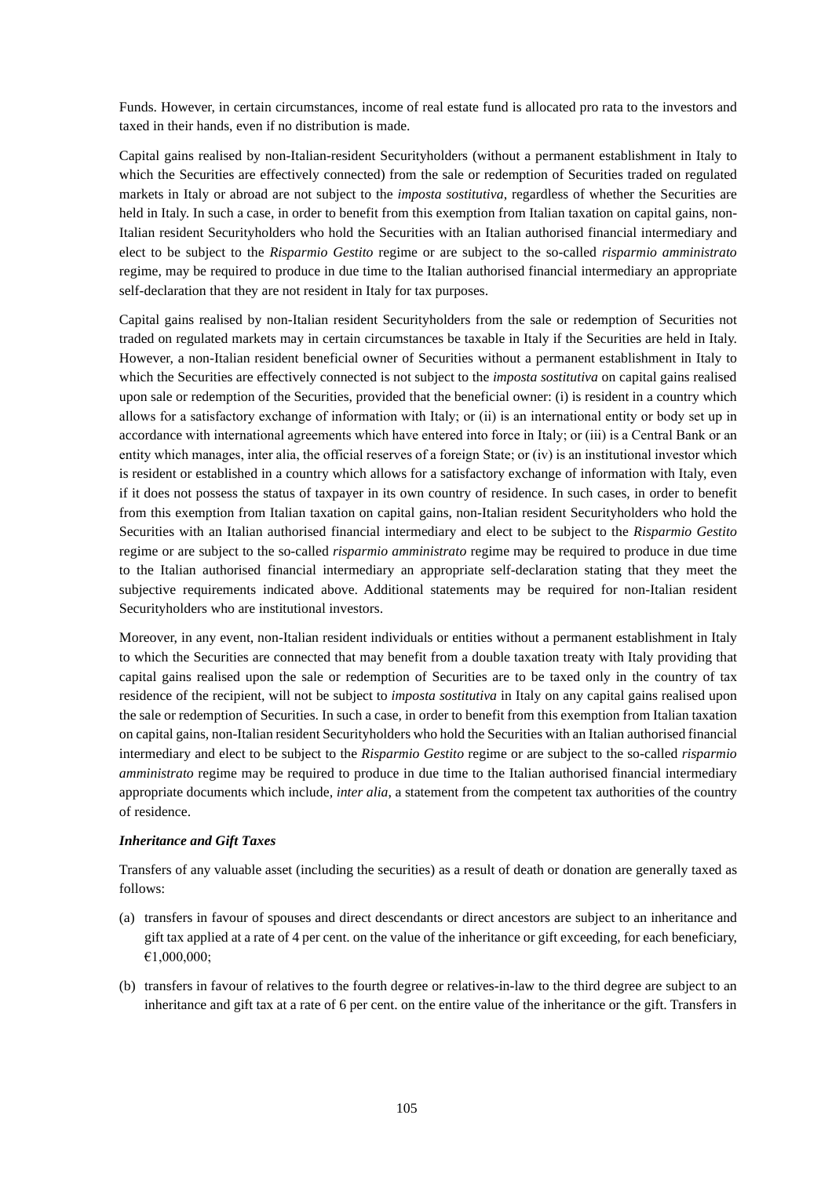Funds. However, in certain circumstances, income of real estate fund is allocated pro rata to the investors and taxed in their hands, even if no distribution is made.

Capital gains realised by non-Italian-resident Securityholders (without a permanent establishment in Italy to which the Securities are effectively connected) from the sale or redemption of Securities traded on regulated markets in Italy or abroad are not subject to the *imposta sostitutiva*, regardless of whether the Securities are held in Italy. In such a case, in order to benefit from this exemption from Italian taxation on capital gains, non-Italian resident Securityholders who hold the Securities with an Italian authorised financial intermediary and elect to be subject to the *Risparmio Gestito* regime or are subject to the so-called *risparmio amministrato* regime, may be required to produce in due time to the Italian authorised financial intermediary an appropriate self-declaration that they are not resident in Italy for tax purposes.

Capital gains realised by non-Italian resident Securityholders from the sale or redemption of Securities not traded on regulated markets may in certain circumstances be taxable in Italy if the Securities are held in Italy. However, a non-Italian resident beneficial owner of Securities without a permanent establishment in Italy to which the Securities are effectively connected is not subject to the *imposta sostitutiva* on capital gains realised upon sale or redemption of the Securities, provided that the beneficial owner: (i) is resident in a country which allows for a satisfactory exchange of information with Italy; or (ii) is an international entity or body set up in accordance with international agreements which have entered into force in Italy; or (iii) is a Central Bank or an entity which manages, inter alia, the official reserves of a foreign State; or (iv) is an institutional investor which is resident or established in a country which allows for a satisfactory exchange of information with Italy, even if it does not possess the status of taxpayer in its own country of residence. In such cases, in order to benefit from this exemption from Italian taxation on capital gains, non-Italian resident Securityholders who hold the Securities with an Italian authorised financial intermediary and elect to be subject to the *Risparmio Gestito* regime or are subject to the so-called *risparmio amministrato* regime may be required to produce in due time to the Italian authorised financial intermediary an appropriate self-declaration stating that they meet the subjective requirements indicated above. Additional statements may be required for non-Italian resident Securityholders who are institutional investors.

Moreover, in any event, non-Italian resident individuals or entities without a permanent establishment in Italy to which the Securities are connected that may benefit from a double taxation treaty with Italy providing that capital gains realised upon the sale or redemption of Securities are to be taxed only in the country of tax residence of the recipient, will not be subject to *imposta sostitutiva* in Italy on any capital gains realised upon the sale or redemption of Securities. In such a case, in order to benefit from this exemption from Italian taxation on capital gains, non-Italian resident Securityholders who hold the Securities with an Italian authorised financial intermediary and elect to be subject to the *Risparmio Gestito* regime or are subject to the so-called *risparmio amministrato* regime may be required to produce in due time to the Italian authorised financial intermediary appropriate documents which include, *inter alia*, a statement from the competent tax authorities of the country of residence.

***Inheritance and Gift Taxes***

Transfers of any valuable asset (including the securities) as a result of death or donation are generally taxed as follows:

(a) transfers in favour of spouses and direct descendants or direct ancestors are subject to an inheritance and gift tax applied at a rate of 4 per cent. on the value of the inheritance or gift exceeding, for each beneficiary, €1,000,000;

(b) transfers in favour of relatives to the fourth degree or relatives-in-law to the third degree are subject to an inheritance and gift tax at a rate of 6 per cent. on the entire value of the inheritance or the gift. Transfers in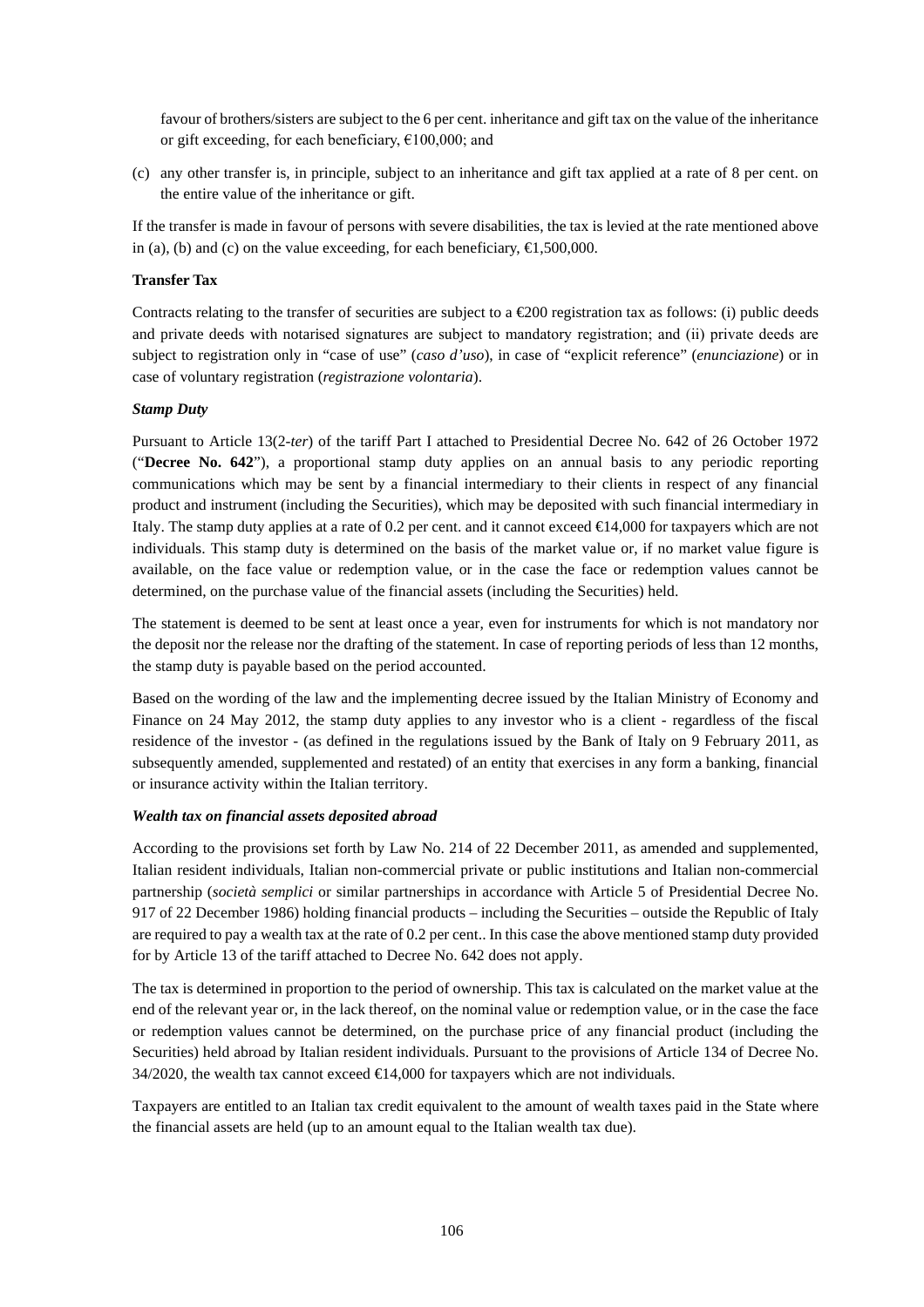favour of brothers/sisters are subject to the 6 per cent. inheritance and gift tax on the value of the inheritance or gift exceeding, for each beneficiary, €100,000; and

(c) any other transfer is, in principle, subject to an inheritance and gift tax applied at a rate of 8 per cent. on the entire value of the inheritance or gift.

If the transfer is made in favour of persons with severe disabilities, the tax is levied at the rate mentioned above in (a), (b) and (c) on the value exceeding, for each beneficiary, €1,500,000.

**Transfer Tax**

Contracts relating to the transfer of securities are subject to a €200 registration tax as follows: (i) public deeds and private deeds with notarised signatures are subject to mandatory registration; and (ii) private deeds are subject to registration only in "case of use" (*caso d'uso*), in case of "explicit reference" (*enunciazione*) or in case of voluntary registration (*registrazione volontaria*).

***Stamp Duty***

Pursuant to Article 13(2-*ter*) of the tariff Part I attached to Presidential Decree No. 642 of 26 October 1972 ("**Decree No. 642**"), a proportional stamp duty applies on an annual basis to any periodic reporting communications which may be sent by a financial intermediary to their clients in respect of any financial product and instrument (including the Securities), which may be deposited with such financial intermediary in Italy. The stamp duty applies at a rate of 0.2 per cent. and it cannot exceed €14,000 for taxpayers which are not individuals. This stamp duty is determined on the basis of the market value or, if no market value figure is available, on the face value or redemption value, or in the case the face or redemption values cannot be determined, on the purchase value of the financial assets (including the Securities) held.

The statement is deemed to be sent at least once a year, even for instruments for which is not mandatory nor the deposit nor the release nor the drafting of the statement. In case of reporting periods of less than 12 months, the stamp duty is payable based on the period accounted.

Based on the wording of the law and the implementing decree issued by the Italian Ministry of Economy and Finance on 24 May 2012, the stamp duty applies to any investor who is a client - regardless of the fiscal residence of the investor - (as defined in the regulations issued by the Bank of Italy on 9 February 2011, as subsequently amended, supplemented and restated) of an entity that exercises in any form a banking, financial or insurance activity within the Italian territory.

***Wealth tax on financial assets deposited abroad***

According to the provisions set forth by Law No. 214 of 22 December 2011, as amended and supplemented, Italian resident individuals, Italian non-commercial private or public institutions and Italian non-commercial partnership (*società semplici* or similar partnerships in accordance with Article 5 of Presidential Decree No. 917 of 22 December 1986) holding financial products – including the Securities – outside the Republic of Italy are required to pay a wealth tax at the rate of 0.2 per cent.. In this case the above mentioned stamp duty provided for by Article 13 of the tariff attached to Decree No. 642 does not apply.

The tax is determined in proportion to the period of ownership. This tax is calculated on the market value at the end of the relevant year or, in the lack thereof, on the nominal value or redemption value, or in the case the face or redemption values cannot be determined, on the purchase price of any financial product (including the Securities) held abroad by Italian resident individuals. Pursuant to the provisions of Article 134 of Decree No. 34/2020, the wealth tax cannot exceed €14,000 for taxpayers which are not individuals.

Taxpayers are entitled to an Italian tax credit equivalent to the amount of wealth taxes paid in the State where the financial assets are held (up to an amount equal to the Italian wealth tax due).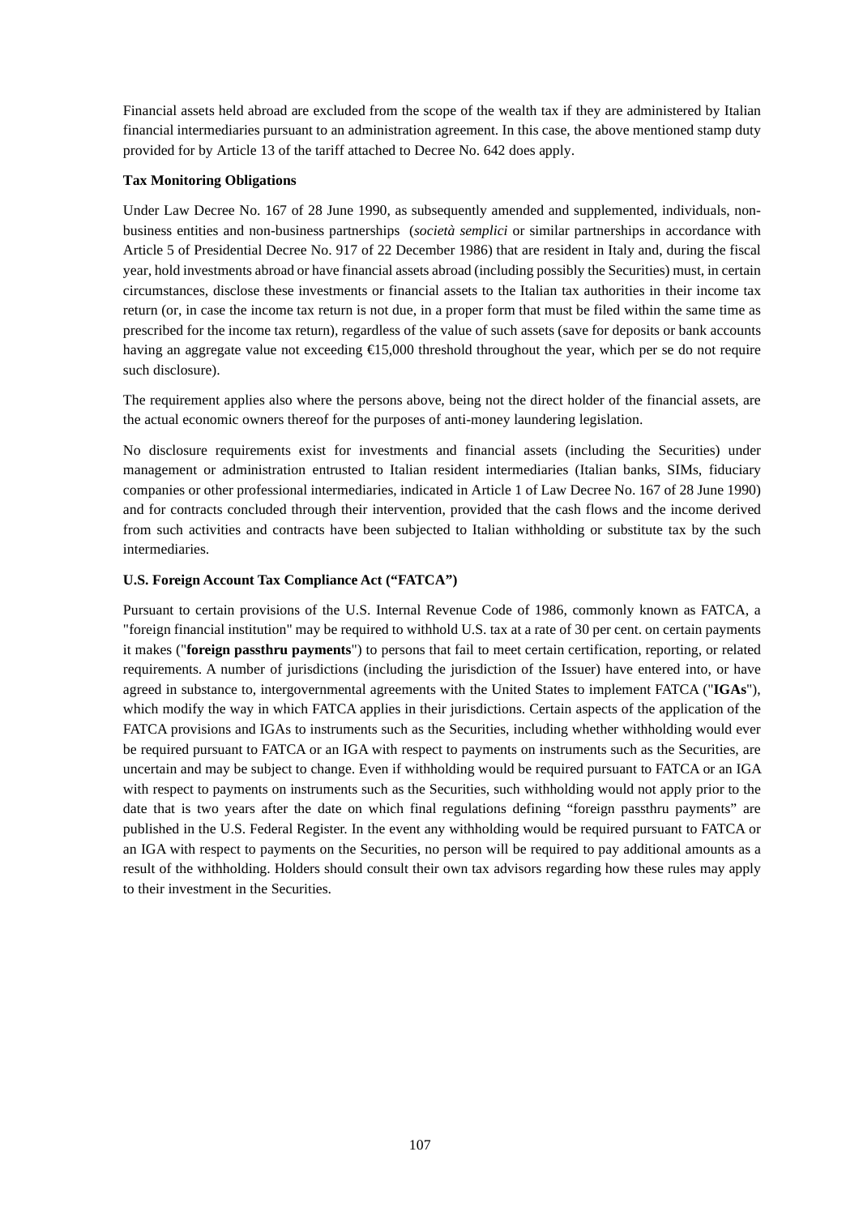Financial assets held abroad are excluded from the scope of the wealth tax if they are administered by Italian financial intermediaries pursuant to an administration agreement. In this case, the above mentioned stamp duty provided for by Article 13 of the tariff attached to Decree No. 642 does apply.

**Tax Monitoring Obligations**

Under Law Decree No. 167 of 28 June 1990, as subsequently amended and supplemented, individuals, non-business entities and non-business partnerships (*società semplici* or similar partnerships in accordance with Article 5 of Presidential Decree No. 917 of 22 December 1986) that are resident in Italy and, during the fiscal year, hold investments abroad or have financial assets abroad (including possibly the Securities) must, in certain circumstances, disclose these investments or financial assets to the Italian tax authorities in their income tax return (or, in case the income tax return is not due, in a proper form that must be filed within the same time as prescribed for the income tax return), regardless of the value of such assets (save for deposits or bank accounts having an aggregate value not exceeding €15,000 threshold throughout the year, which per se do not require such disclosure).

The requirement applies also where the persons above, being not the direct holder of the financial assets, are the actual economic owners thereof for the purposes of anti-money laundering legislation.

No disclosure requirements exist for investments and financial assets (including the Securities) under management or administration entrusted to Italian resident intermediaries (Italian banks, SIMs, fiduciary companies or other professional intermediaries, indicated in Article 1 of Law Decree No. 167 of 28 June 1990) and for contracts concluded through their intervention, provided that the cash flows and the income derived from such activities and contracts have been subjected to Italian withholding or substitute tax by the such intermediaries.

**U.S. Foreign Account Tax Compliance Act ("FATCA")**

Pursuant to certain provisions of the U.S. Internal Revenue Code of 1986, commonly known as FATCA, a "foreign financial institution" may be required to withhold U.S. tax at a rate of 30 per cent. on certain payments it makes ("**foreign passthru payments**") to persons that fail to meet certain certification, reporting, or related requirements. A number of jurisdictions (including the jurisdiction of the Issuer) have entered into, or have agreed in substance to, intergovernmental agreements with the United States to implement FATCA ("**IGAs**"), which modify the way in which FATCA applies in their jurisdictions. Certain aspects of the application of the FATCA provisions and IGAs to instruments such as the Securities, including whether withholding would ever be required pursuant to FATCA or an IGA with respect to payments on instruments such as the Securities, are uncertain and may be subject to change. Even if withholding would be required pursuant to FATCA or an IGA with respect to payments on instruments such as the Securities, such withholding would not apply prior to the date that is two years after the date on which final regulations defining "foreign passthru payments" are published in the U.S. Federal Register. In the event any withholding would be required pursuant to FATCA or an IGA with respect to payments on the Securities, no person will be required to pay additional amounts as a result of the withholding. Holders should consult their own tax advisors regarding how these rules may apply to their investment in the Securities.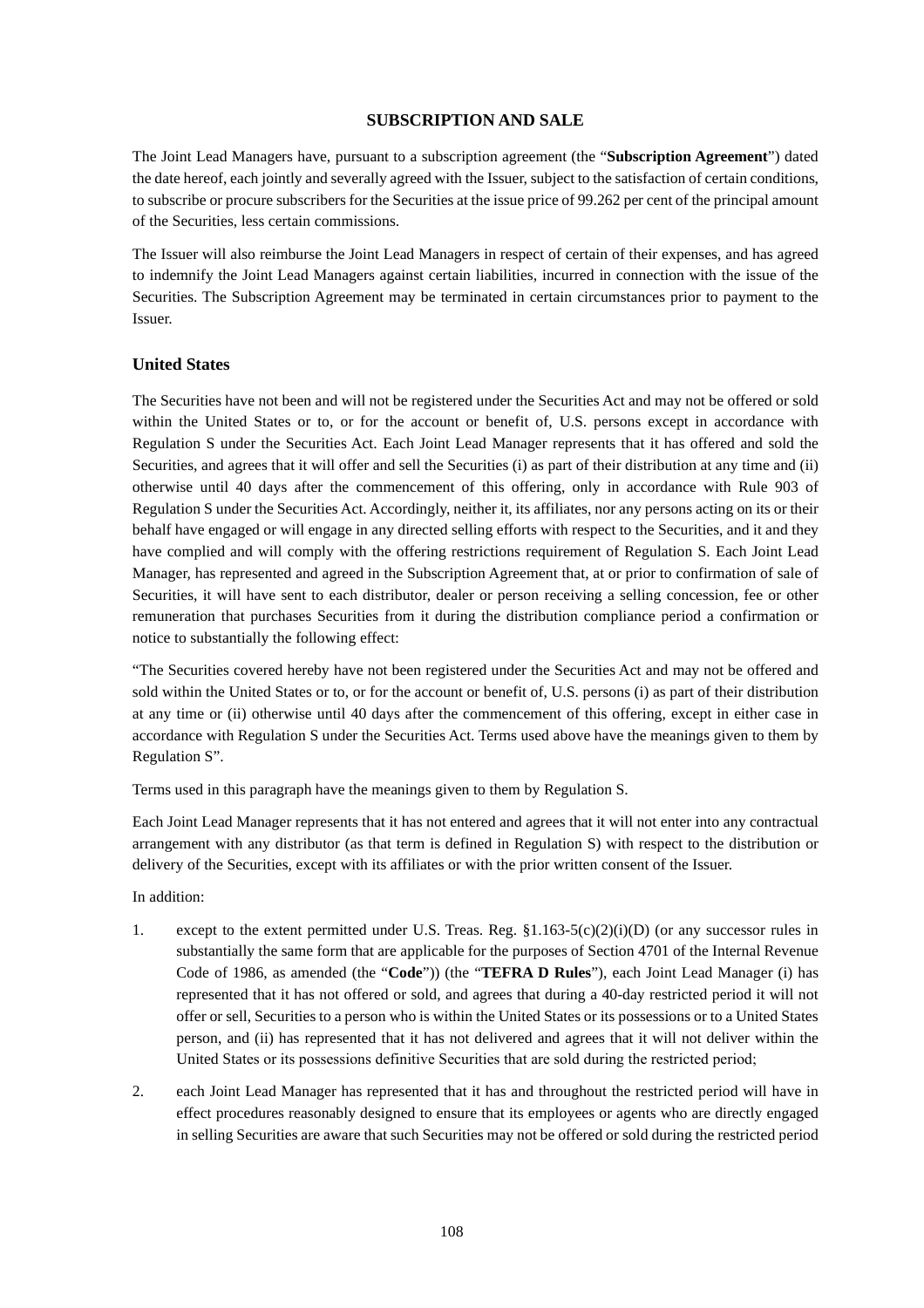# SUBSCRIPTION AND SALE

The Joint Lead Managers have, pursuant to a subscription agreement (the "**Subscription Agreement**") dated the date hereof, each jointly and severally agreed with the Issuer, subject to the satisfaction of certain conditions, to subscribe or procure subscribers for the Securities at the issue price of 99.262 per cent of the principal amount of the Securities, less certain commissions.

The Issuer will also reimburse the Joint Lead Managers in respect of certain of their expenses, and has agreed to indemnify the Joint Lead Managers against certain liabilities, incurred in connection with the issue of the Securities. The Subscription Agreement may be terminated in certain circumstances prior to payment to the Issuer.

## United States

The Securities have not been and will not be registered under the Securities Act and may not be offered or sold within the United States or to, or for the account or benefit of, U.S. persons except in accordance with Regulation S under the Securities Act. Each Joint Lead Manager represents that it has offered and sold the Securities, and agrees that it will offer and sell the Securities (i) as part of their distribution at any time and (ii) otherwise until 40 days after the commencement of this offering, only in accordance with Rule 903 of Regulation S under the Securities Act. Accordingly, neither it, its affiliates, nor any persons acting on its or their behalf have engaged or will engage in any directed selling efforts with respect to the Securities, and it and they have complied and will comply with the offering restrictions requirement of Regulation S. Each Joint Lead Manager, has represented and agreed in the Subscription Agreement that, at or prior to confirmation of sale of Securities, it will have sent to each distributor, dealer or person receiving a selling concession, fee or other remuneration that purchases Securities from it during the distribution compliance period a confirmation or notice to substantially the following effect:

"The Securities covered hereby have not been registered under the Securities Act and may not be offered and sold within the United States or to, or for the account or benefit of, U.S. persons (i) as part of their distribution at any time or (ii) otherwise until 40 days after the commencement of this offering, except in either case in accordance with Regulation S under the Securities Act. Terms used above have the meanings given to them by Regulation S".

Terms used in this paragraph have the meanings given to them by Regulation S.

Each Joint Lead Manager represents that it has not entered and agrees that it will not enter into any contractual arrangement with any distributor (as that term is defined in Regulation S) with respect to the distribution or delivery of the Securities, except with its affiliates or with the prior written consent of the Issuer.

In addition:

1. except to the extent permitted under U.S. Treas. Reg. §1.163-5(c)(2)(i)(D) (or any successor rules in substantially the same form that are applicable for the purposes of Section 4701 of the Internal Revenue Code of 1986, as amended (the "**Code**")) (the "**TEFRA D Rules**"), each Joint Lead Manager (i) has represented that it has not offered or sold, and agrees that during a 40-day restricted period it will not offer or sell, Securities to a person who is within the United States or its possessions or to a United States person, and (ii) has represented that it has not delivered and agrees that it will not deliver within the United States or its possessions definitive Securities that are sold during the restricted period;

2. each Joint Lead Manager has represented that it has and throughout the restricted period will have in effect procedures reasonably designed to ensure that its employees or agents who are directly engaged in selling Securities are aware that such Securities may not be offered or sold during the restricted period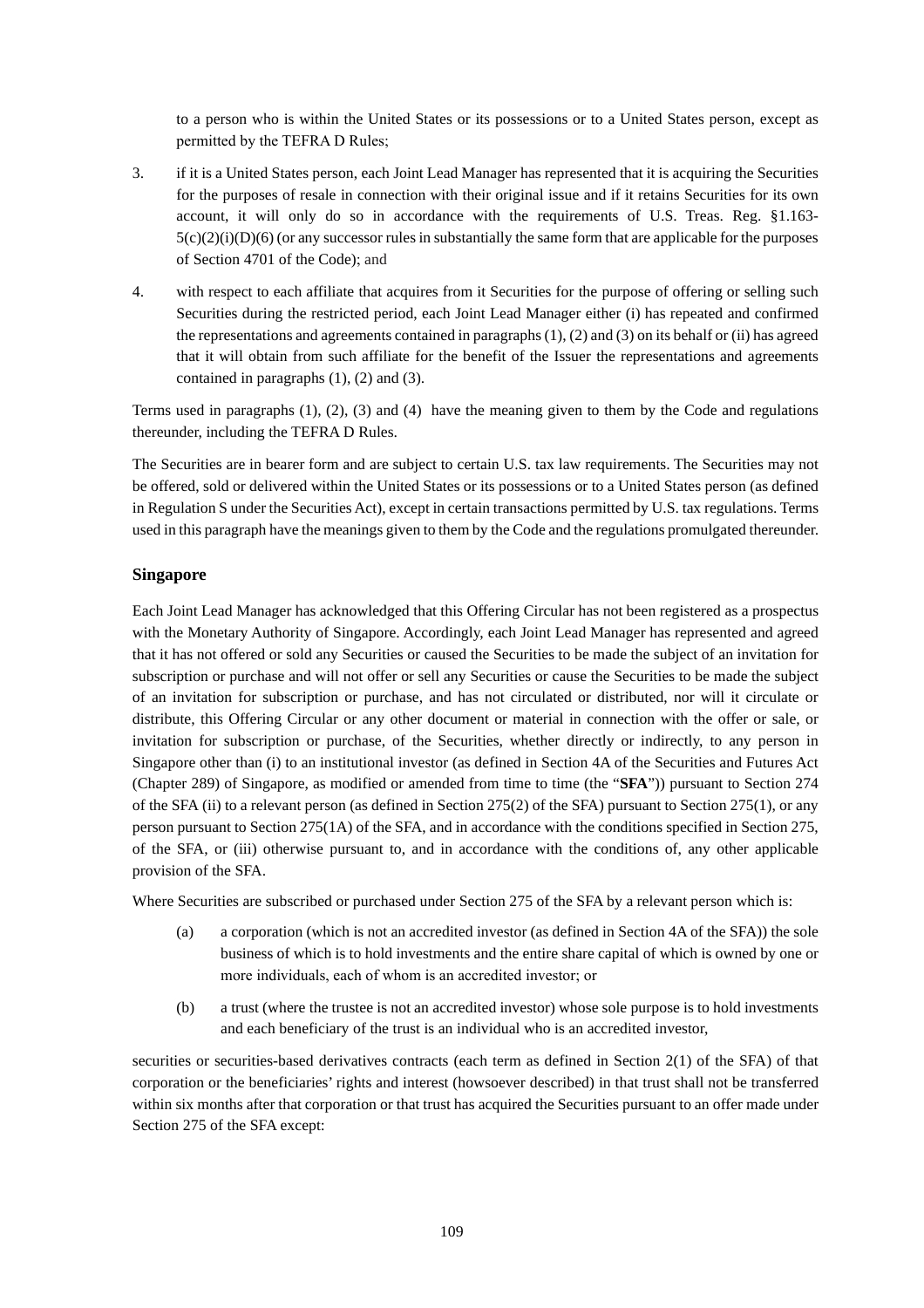to a person who is within the United States or its possessions or to a United States person, except as permitted by the TEFRA D Rules;

3. if it is a United States person, each Joint Lead Manager has represented that it is acquiring the Securities for the purposes of resale in connection with their original issue and if it retains Securities for its own account, it will only do so in accordance with the requirements of U.S. Treas. Reg. §1.163-5(c)(2)(i)(D)(6) (or any successor rules in substantially the same form that are applicable for the purposes of Section 4701 of the Code); and

4. with respect to each affiliate that acquires from it Securities for the purpose of offering or selling such Securities during the restricted period, each Joint Lead Manager either (i) has repeated and confirmed the representations and agreements contained in paragraphs (1), (2) and (3) on its behalf or (ii) has agreed that it will obtain from such affiliate for the benefit of the Issuer the representations and agreements contained in paragraphs (1), (2) and (3).

Terms used in paragraphs (1), (2), (3) and (4) have the meaning given to them by the Code and regulations thereunder, including the TEFRA D Rules.

The Securities are in bearer form and are subject to certain U.S. tax law requirements. The Securities may not be offered, sold or delivered within the United States or its possessions or to a United States person (as defined in Regulation S under the Securities Act), except in certain transactions permitted by U.S. tax regulations. Terms used in this paragraph have the meanings given to them by the Code and the regulations promulgated thereunder.

## Singapore

Each Joint Lead Manager has acknowledged that this Offering Circular has not been registered as a prospectus with the Monetary Authority of Singapore. Accordingly, each Joint Lead Manager has represented and agreed that it has not offered or sold any Securities or caused the Securities to be made the subject of an invitation for subscription or purchase and will not offer or sell any Securities or cause the Securities to be made the subject of an invitation for subscription or purchase, and has not circulated or distributed, nor will it circulate or distribute, this Offering Circular or any other document or material in connection with the offer or sale, or invitation for subscription or purchase, of the Securities, whether directly or indirectly, to any person in Singapore other than (i) to an institutional investor (as defined in Section 4A of the Securities and Futures Act (Chapter 289) of Singapore, as modified or amended from time to time (the "**SFA**")) pursuant to Section 274 of the SFA (ii) to a relevant person (as defined in Section 275(2) of the SFA) pursuant to Section 275(1), or any person pursuant to Section 275(1A) of the SFA, and in accordance with the conditions specified in Section 275, of the SFA, or (iii) otherwise pursuant to, and in accordance with the conditions of, any other applicable provision of the SFA.

Where Securities are subscribed or purchased under Section 275 of the SFA by a relevant person which is:

(a) a corporation (which is not an accredited investor (as defined in Section 4A of the SFA)) the sole business of which is to hold investments and the entire share capital of which is owned by one or more individuals, each of whom is an accredited investor; or

(b) a trust (where the trustee is not an accredited investor) whose sole purpose is to hold investments and each beneficiary of the trust is an individual who is an accredited investor,

securities or securities-based derivatives contracts (each term as defined in Section 2(1) of the SFA) of that corporation or the beneficiaries' rights and interest (howsoever described) in that trust shall not be transferred within six months after that corporation or that trust has acquired the Securities pursuant to an offer made under Section 275 of the SFA except: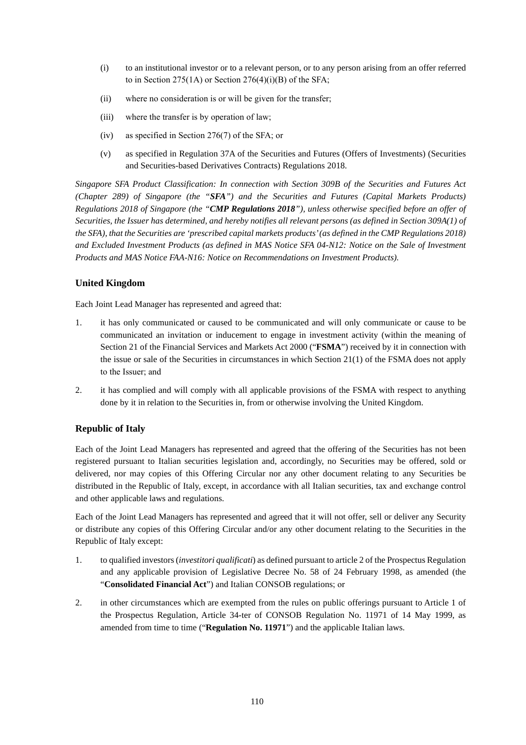(i) to an institutional investor or to a relevant person, or to any person arising from an offer referred to in Section 275(1A) or Section 276(4)(i)(B) of the SFA;

(ii) where no consideration is or will be given for the transfer;

(iii) where the transfer is by operation of law;

(iv) as specified in Section 276(7) of the SFA; or

(v) as specified in Regulation 37A of the Securities and Futures (Offers of Investments) (Securities and Securities-based Derivatives Contracts) Regulations 2018.

*Singapore SFA Product Classification: In connection with Section 309B of the Securities and Futures Act (Chapter 289) of Singapore (the "**SFA**") and the Securities and Futures (Capital Markets Products) Regulations 2018 of Singapore (the "**CMP Regulations 2018**"), unless otherwise specified before an offer of Securities, the Issuer has determined, and hereby notifies all relevant persons (as defined in Section 309A(1) of the SFA), that the Securities are 'prescribed capital markets products' (as defined in the CMP Regulations 2018) and Excluded Investment Products (as defined in MAS Notice SFA 04-N12: Notice on the Sale of Investment Products and MAS Notice FAA-N16: Notice on Recommendations on Investment Products).*

### United Kingdom

Each Joint Lead Manager has represented and agreed that:

1. it has only communicated or caused to be communicated and will only communicate or cause to be communicated an invitation or inducement to engage in investment activity (within the meaning of Section 21 of the Financial Services and Markets Act 2000 ("**FSMA**") received by it in connection with the issue or sale of the Securities in circumstances in which Section 21(1) of the FSMA does not apply to the Issuer; and

2. it has complied and will comply with all applicable provisions of the FSMA with respect to anything done by it in relation to the Securities in, from or otherwise involving the United Kingdom.

### Republic of Italy

Each of the Joint Lead Managers has represented and agreed that the offering of the Securities has not been registered pursuant to Italian securities legislation and, accordingly, no Securities may be offered, sold or delivered, nor may copies of this Offering Circular nor any other document relating to any Securities be distributed in the Republic of Italy, except, in accordance with all Italian securities, tax and exchange control and other applicable laws and regulations.

Each of the Joint Lead Managers has represented and agreed that it will not offer, sell or deliver any Security or distribute any copies of this Offering Circular and/or any other document relating to the Securities in the Republic of Italy except:

1. to qualified investors (*investitori qualificati*) as defined pursuant to article 2 of the Prospectus Regulation and any applicable provision of Legislative Decree No. 58 of 24 February 1998, as amended (the "**Consolidated Financial Act**") and Italian CONSOB regulations; or

2. in other circumstances which are exempted from the rules on public offerings pursuant to Article 1 of the Prospectus Regulation, Article 34-ter of CONSOB Regulation No. 11971 of 14 May 1999, as amended from time to time ("**Regulation No. 11971**") and the applicable Italian laws.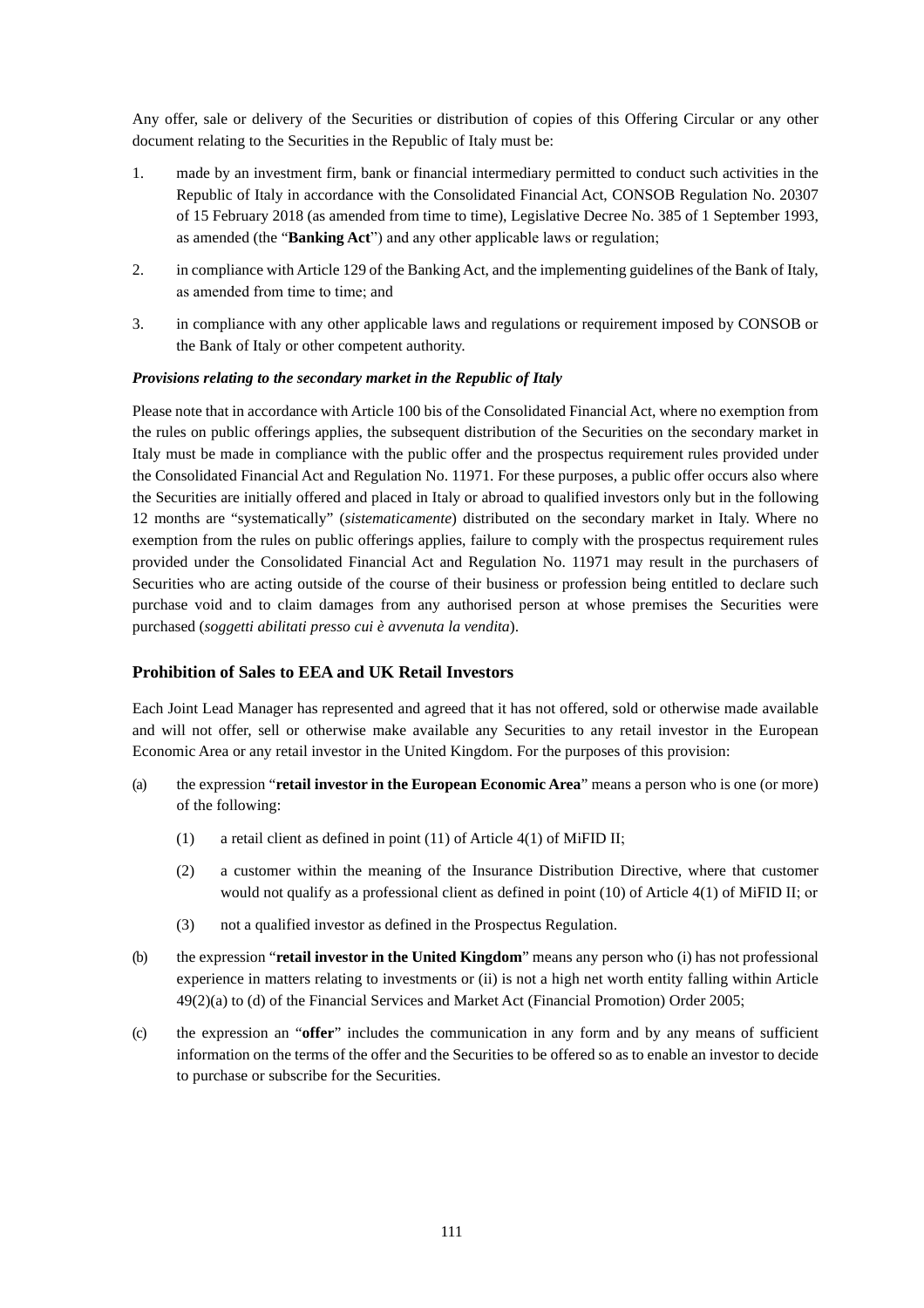Any offer, sale or delivery of the Securities or distribution of copies of this Offering Circular or any other document relating to the Securities in the Republic of Italy must be:

1. made by an investment firm, bank or financial intermediary permitted to conduct such activities in the Republic of Italy in accordance with the Consolidated Financial Act, CONSOB Regulation No. 20307 of 15 February 2018 (as amended from time to time), Legislative Decree No. 385 of 1 September 1993, as amended (the "**Banking Act**") and any other applicable laws or regulation;
2. in compliance with Article 129 of the Banking Act, and the implementing guidelines of the Bank of Italy, as amended from time to time; and
3. in compliance with any other applicable laws and regulations or requirement imposed by CONSOB or the Bank of Italy or other competent authority.

***Provisions relating to the secondary market in the Republic of Italy***

Please note that in accordance with Article 100 bis of the Consolidated Financial Act, where no exemption from the rules on public offerings applies, the subsequent distribution of the Securities on the secondary market in Italy must be made in compliance with the public offer and the prospectus requirement rules provided under the Consolidated Financial Act and Regulation No. 11971. For these purposes, a public offer occurs also where the Securities are initially offered and placed in Italy or abroad to qualified investors only but in the following 12 months are "systematically" (*sistematicamente*) distributed on the secondary market in Italy. Where no exemption from the rules on public offerings applies, failure to comply with the prospectus requirement rules provided under the Consolidated Financial Act and Regulation No. 11971 may result in the purchasers of Securities who are acting outside of the course of their business or profession being entitled to declare such purchase void and to claim damages from any authorised person at whose premises the Securities were purchased (*soggetti abilitati presso cui è avvenuta la vendita*).

## Prohibition of Sales to EEA and UK Retail Investors

Each Joint Lead Manager has represented and agreed that it has not offered, sold or otherwise made available and will not offer, sell or otherwise make available any Securities to any retail investor in the European Economic Area or any retail investor in the United Kingdom. For the purposes of this provision:

(a) the expression "**retail investor in the European Economic Area**" means a person who is one (or more) of the following:

    (1) a retail client as defined in point (11) of Article 4(1) of MiFID II;

    (2) a customer within the meaning of the Insurance Distribution Directive, where that customer would not qualify as a professional client as defined in point (10) of Article 4(1) of MiFID II; or

    (3) not a qualified investor as defined in the Prospectus Regulation.

(b) the expression "**retail investor in the United Kingdom**" means any person who (i) has not professional experience in matters relating to investments or (ii) is not a high net worth entity falling within Article 49(2)(a) to (d) of the Financial Services and Market Act (Financial Promotion) Order 2005;

(c) the expression an "**offer**" includes the communication in any form and by any means of sufficient information on the terms of the offer and the Securities to be offered so as to enable an investor to decide to purchase or subscribe for the Securities.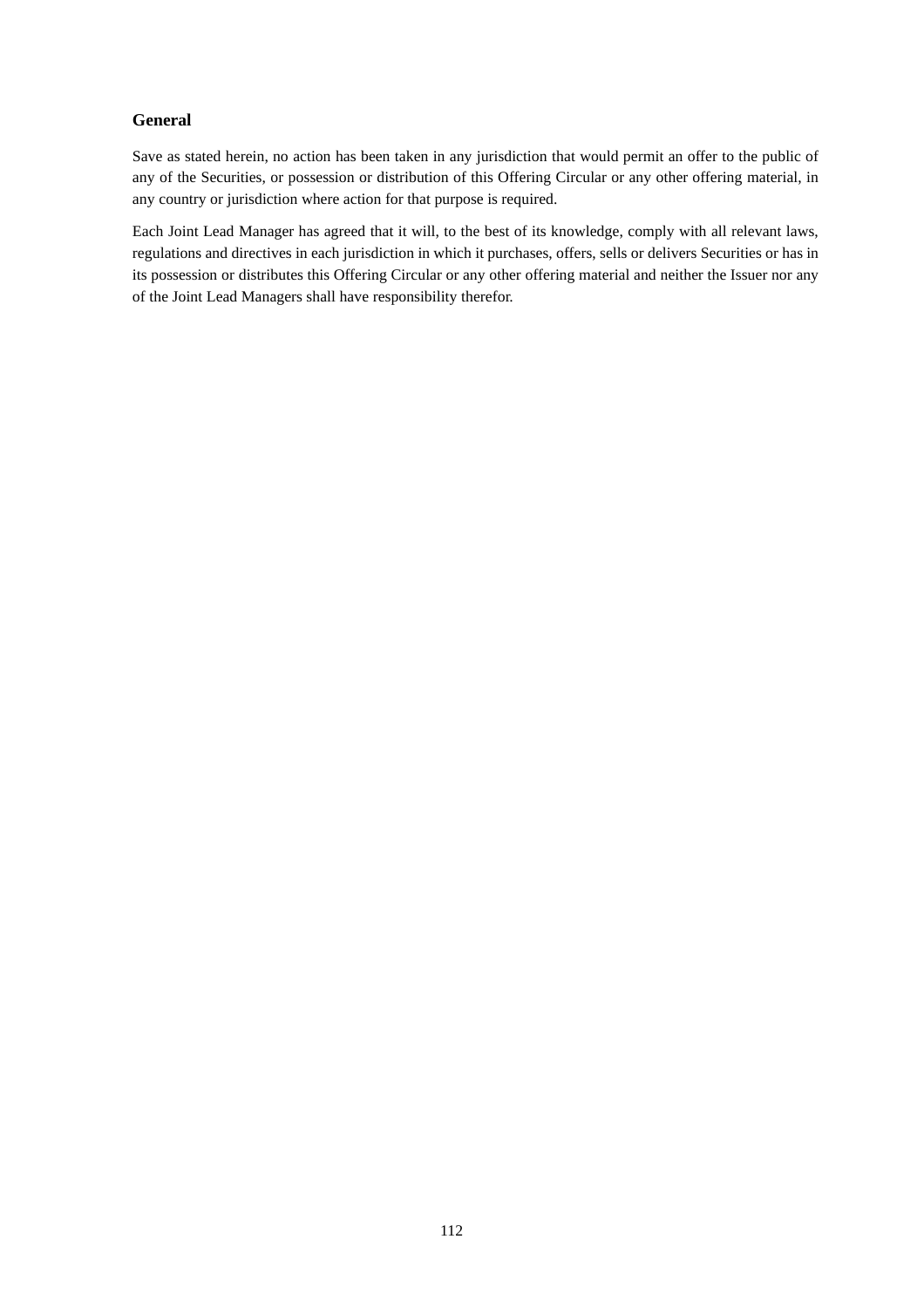### General

Save as stated herein, no action has been taken in any jurisdiction that would permit an offer to the public of any of the Securities, or possession or distribution of this Offering Circular or any other offering material, in any country or jurisdiction where action for that purpose is required.

Each Joint Lead Manager has agreed that it will, to the best of its knowledge, comply with all relevant laws, regulations and directives in each jurisdiction in which it purchases, offers, sells or delivers Securities or has in its possession or distributes this Offering Circular or any other offering material and neither the Issuer nor any of the Joint Lead Managers shall have responsibility therefor.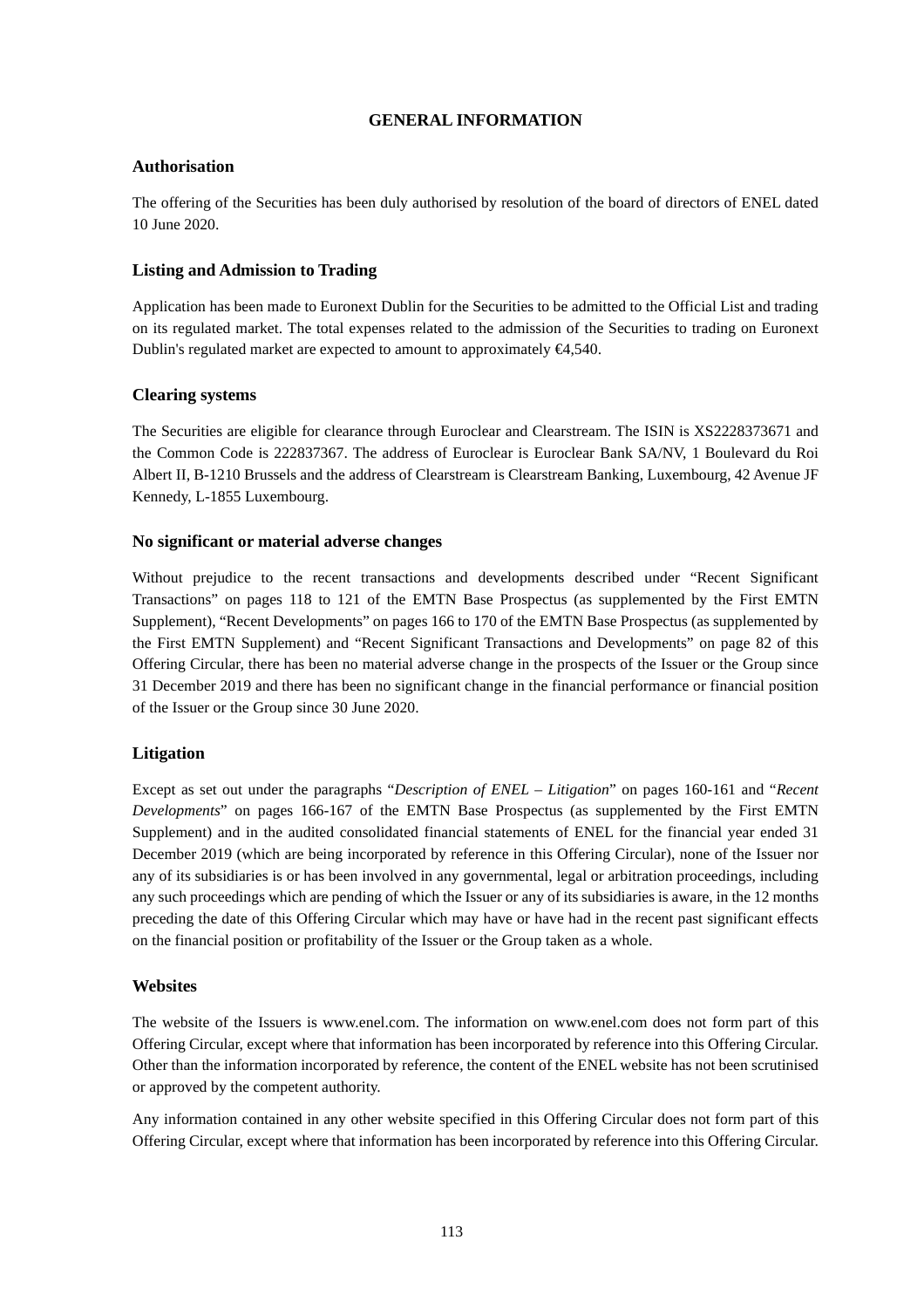# GENERAL INFORMATION

## Authorisation

The offering of the Securities has been duly authorised by resolution of the board of directors of ENEL dated 10 June 2020.

## Listing and Admission to Trading

Application has been made to Euronext Dublin for the Securities to be admitted to the Official List and trading on its regulated market. The total expenses related to the admission of the Securities to trading on Euronext Dublin's regulated market are expected to amount to approximately €4,540.

## Clearing systems

The Securities are eligible for clearance through Euroclear and Clearstream. The ISIN is XS2228373671 and the Common Code is 222837367. The address of Euroclear is Euroclear Bank SA/NV, 1 Boulevard du Roi Albert II, B-1210 Brussels and the address of Clearstream is Clearstream Banking, Luxembourg, 42 Avenue JF Kennedy, L-1855 Luxembourg.

## No significant or material adverse changes

Without prejudice to the recent transactions and developments described under "Recent Significant Transactions" on pages 118 to 121 of the EMTN Base Prospectus (as supplemented by the First EMTN Supplement), "Recent Developments" on pages 166 to 170 of the EMTN Base Prospectus (as supplemented by the First EMTN Supplement) and "Recent Significant Transactions and Developments" on page 82 of this Offering Circular, there has been no material adverse change in the prospects of the Issuer or the Group since 31 December 2019 and there has been no significant change in the financial performance or financial position of the Issuer or the Group since 30 June 2020.

## Litigation

Except as set out under the paragraphs "*Description of ENEL – Litigation*" on pages 160-161 and "*Recent Developments*" on pages 166-167 of the EMTN Base Prospectus (as supplemented by the First EMTN Supplement) and in the audited consolidated financial statements of ENEL for the financial year ended 31 December 2019 (which are being incorporated by reference in this Offering Circular), none of the Issuer nor any of its subsidiaries is or has been involved in any governmental, legal or arbitration proceedings, including any such proceedings which are pending of which the Issuer or any of its subsidiaries is aware, in the 12 months preceding the date of this Offering Circular which may have or have had in the recent past significant effects on the financial position or profitability of the Issuer or the Group taken as a whole.

## Websites

The website of the Issuers is www.enel.com. The information on www.enel.com does not form part of this Offering Circular, except where that information has been incorporated by reference into this Offering Circular. Other than the information incorporated by reference, the content of the ENEL website has not been scrutinised or approved by the competent authority.

Any information contained in any other website specified in this Offering Circular does not form part of this Offering Circular, except where that information has been incorporated by reference into this Offering Circular.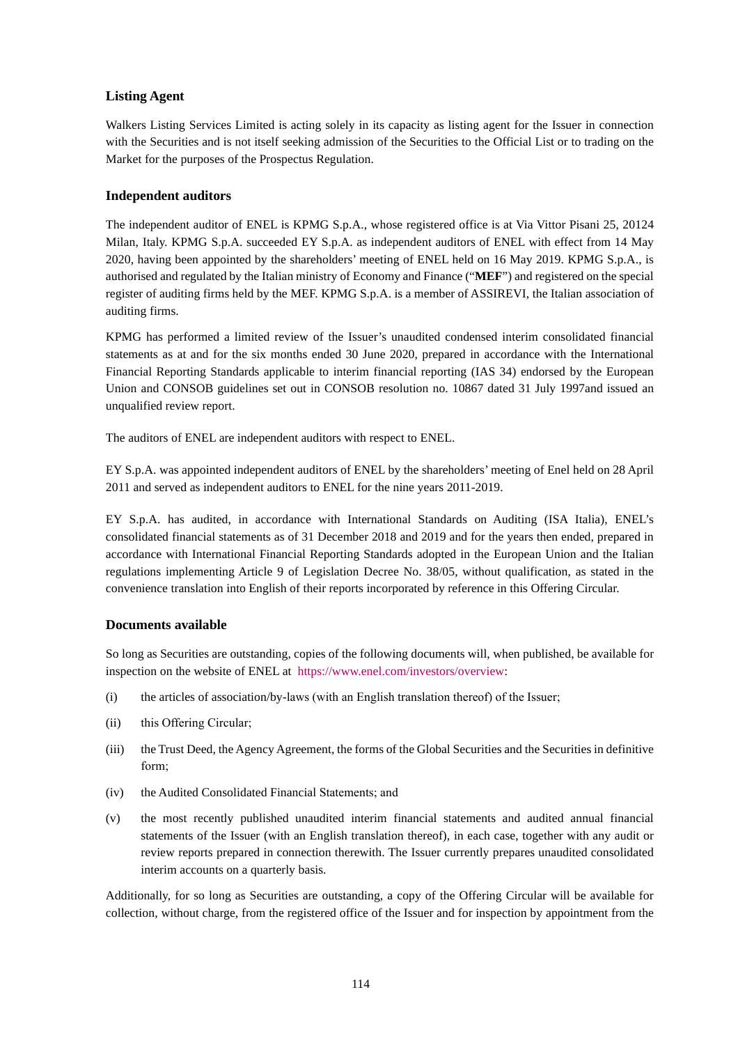### Listing Agent

Walkers Listing Services Limited is acting solely in its capacity as listing agent for the Issuer in connection with the Securities and is not itself seeking admission of the Securities to the Official List or to trading on the Market for the purposes of the Prospectus Regulation.

### Independent auditors

The independent auditor of ENEL is KPMG S.p.A., whose registered office is at Via Vittor Pisani 25, 20124 Milan, Italy. KPMG S.p.A. succeeded EY S.p.A. as independent auditors of ENEL with effect from 14 May 2020, having been appointed by the shareholders' meeting of ENEL held on 16 May 2019. KPMG S.p.A., is authorised and regulated by the Italian ministry of Economy and Finance ("**MEF**") and registered on the special register of auditing firms held by the MEF. KPMG S.p.A. is a member of ASSIREVI, the Italian association of auditing firms.

KPMG has performed a limited review of the Issuer's unaudited condensed interim consolidated financial statements as at and for the six months ended 30 June 2020, prepared in accordance with the International Financial Reporting Standards applicable to interim financial reporting (IAS 34) endorsed by the European Union and CONSOB guidelines set out in CONSOB resolution no. 10867 dated 31 July 1997and issued an unqualified review report.

The auditors of ENEL are independent auditors with respect to ENEL.

EY S.p.A. was appointed independent auditors of ENEL by the shareholders' meeting of Enel held on 28 April 2011 and served as independent auditors to ENEL for the nine years 2011-2019.

EY S.p.A. has audited, in accordance with International Standards on Auditing (ISA Italia), ENEL's consolidated financial statements as of 31 December 2018 and 2019 and for the years then ended, prepared in accordance with International Financial Reporting Standards adopted in the European Union and the Italian regulations implementing Article 9 of Legislation Decree No. 38/05, without qualification, as stated in the convenience translation into English of their reports incorporated by reference in this Offering Circular.

### Documents available

So long as Securities are outstanding, copies of the following documents will, when published, be available for inspection on the website of ENEL at https://www.enel.com/investors/overview:

(i) the articles of association/by-laws (with an English translation thereof) of the Issuer;

(ii) this Offering Circular;

(iii) the Trust Deed, the Agency Agreement, the forms of the Global Securities and the Securities in definitive form;

(iv) the Audited Consolidated Financial Statements; and

(v) the most recently published unaudited interim financial statements and audited annual financial statements of the Issuer (with an English translation thereof), in each case, together with any audit or review reports prepared in connection therewith. The Issuer currently prepares unaudited consolidated interim accounts on a quarterly basis.

Additionally, for so long as Securities are outstanding, a copy of the Offering Circular will be available for collection, without charge, from the registered office of the Issuer and for inspection by appointment from the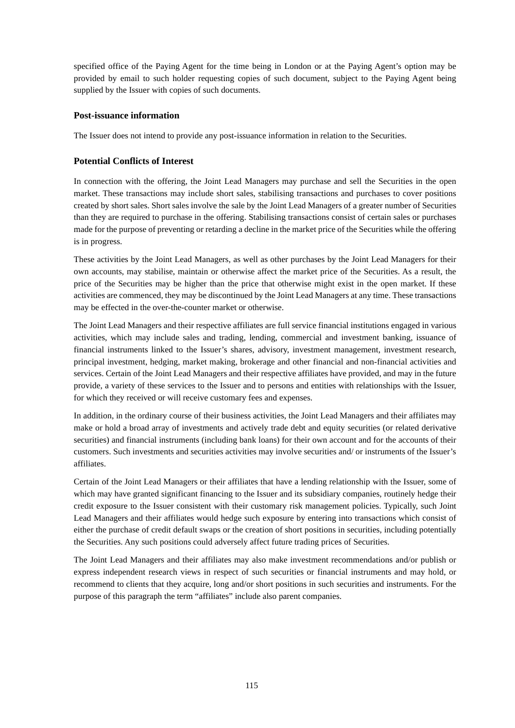specified office of the Paying Agent for the time being in London or at the Paying Agent's option may be provided by email to such holder requesting copies of such document, subject to the Paying Agent being supplied by the Issuer with copies of such documents.

### Post-issuance information

The Issuer does not intend to provide any post-issuance information in relation to the Securities.

### Potential Conflicts of Interest

In connection with the offering, the Joint Lead Managers may purchase and sell the Securities in the open market. These transactions may include short sales, stabilising transactions and purchases to cover positions created by short sales. Short sales involve the sale by the Joint Lead Managers of a greater number of Securities than they are required to purchase in the offering. Stabilising transactions consist of certain sales or purchases made for the purpose of preventing or retarding a decline in the market price of the Securities while the offering is in progress.

These activities by the Joint Lead Managers, as well as other purchases by the Joint Lead Managers for their own accounts, may stabilise, maintain or otherwise affect the market price of the Securities. As a result, the price of the Securities may be higher than the price that otherwise might exist in the open market. If these activities are commenced, they may be discontinued by the Joint Lead Managers at any time. These transactions may be effected in the over-the-counter market or otherwise.

The Joint Lead Managers and their respective affiliates are full service financial institutions engaged in various activities, which may include sales and trading, lending, commercial and investment banking, issuance of financial instruments linked to the Issuer's shares, advisory, investment management, investment research, principal investment, hedging, market making, brokerage and other financial and non-financial activities and services. Certain of the Joint Lead Managers and their respective affiliates have provided, and may in the future provide, a variety of these services to the Issuer and to persons and entities with relationships with the Issuer, for which they received or will receive customary fees and expenses.

In addition, in the ordinary course of their business activities, the Joint Lead Managers and their affiliates may make or hold a broad array of investments and actively trade debt and equity securities (or related derivative securities) and financial instruments (including bank loans) for their own account and for the accounts of their customers. Such investments and securities activities may involve securities and/ or instruments of the Issuer's affiliates.

Certain of the Joint Lead Managers or their affiliates that have a lending relationship with the Issuer, some of which may have granted significant financing to the Issuer and its subsidiary companies, routinely hedge their credit exposure to the Issuer consistent with their customary risk management policies. Typically, such Joint Lead Managers and their affiliates would hedge such exposure by entering into transactions which consist of either the purchase of credit default swaps or the creation of short positions in securities, including potentially the Securities. Any such positions could adversely affect future trading prices of Securities.

The Joint Lead Managers and their affiliates may also make investment recommendations and/or publish or express independent research views in respect of such securities or financial instruments and may hold, or recommend to clients that they acquire, long and/or short positions in such securities and instruments. For the purpose of this paragraph the term "affiliates" include also parent companies.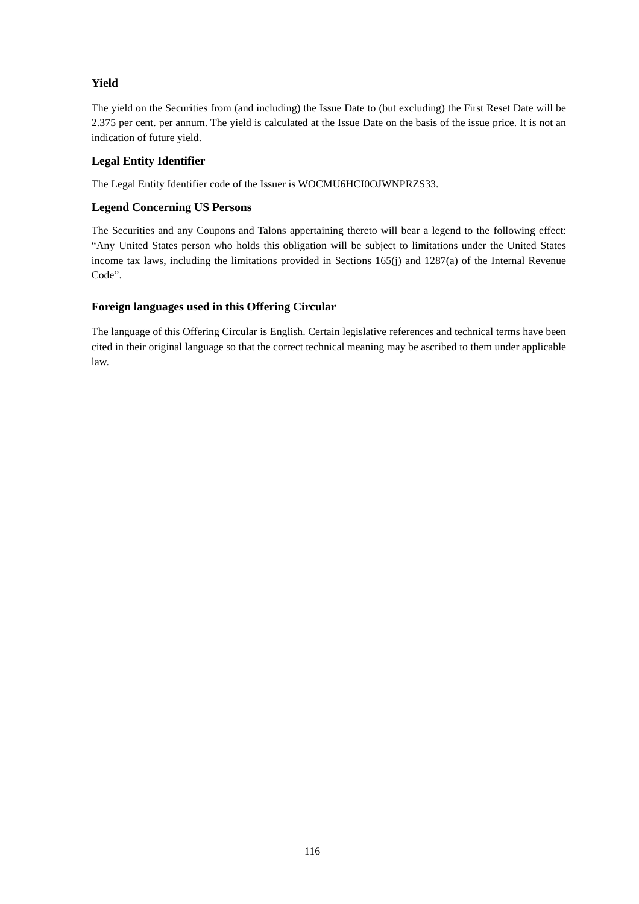### Yield

The yield on the Securities from (and including) the Issue Date to (but excluding) the First Reset Date will be 2.375 per cent. per annum. The yield is calculated at the Issue Date on the basis of the issue price. It is not an indication of future yield.

### Legal Entity Identifier

The Legal Entity Identifier code of the Issuer is WOCMU6HCI0OJWNPRZS33.

### Legend Concerning US Persons

The Securities and any Coupons and Talons appertaining thereto will bear a legend to the following effect: "Any United States person who holds this obligation will be subject to limitations under the United States income tax laws, including the limitations provided in Sections 165(j) and 1287(a) of the Internal Revenue Code".

### Foreign languages used in this Offering Circular

The language of this Offering Circular is English. Certain legislative references and technical terms have been cited in their original language so that the correct technical meaning may be ascribed to them under applicable law.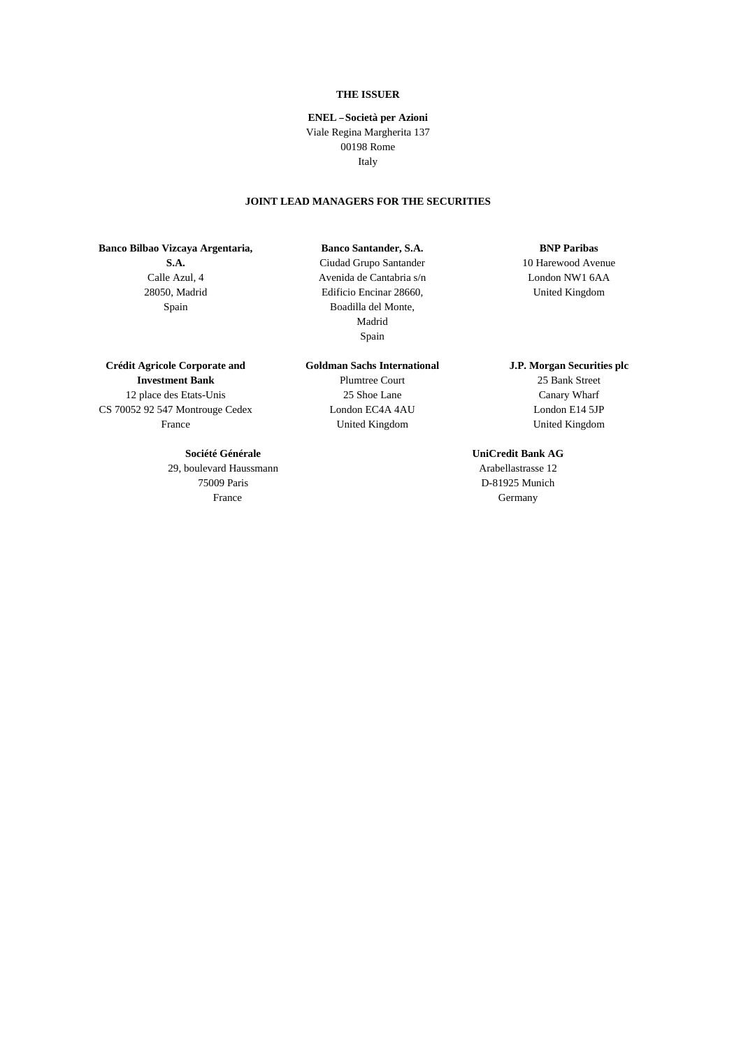**THE ISSUER**

**ENEL – Società per Azioni**
Viale Regina Margherita 137
00198 Rome
Italy

**JOINT LEAD MANAGERS FOR THE SECURITIES**

**Banco Bilbao Vizcaya Argentaria, S.A.**
Calle Azul, 4
28050, Madrid
Spain

**Banco Santander, S.A.**
Ciudad Grupo Santander
Avenida de Cantabria s/n
Edificio Encinar 28660,
Boadilla del Monte,
Madrid
Spain

**BNP Paribas**
10 Harewood Avenue
London NW1 6AA
United Kingdom

**Crédit Agricole Corporate and Investment Bank**
12 place des Etats-Unis
CS 70052 92 547 Montrouge Cedex
France

**Goldman Sachs International**
Plumtree Court
25 Shoe Lane
London EC4A 4AU
United Kingdom

**J.P. Morgan Securities plc**
25 Bank Street
Canary Wharf
London E14 5JP
United Kingdom

**Société Générale**
29, boulevard Haussmann
75009 Paris
France

**UniCredit Bank AG**
Arabellastrasse 12
D-81925 Munich
Germany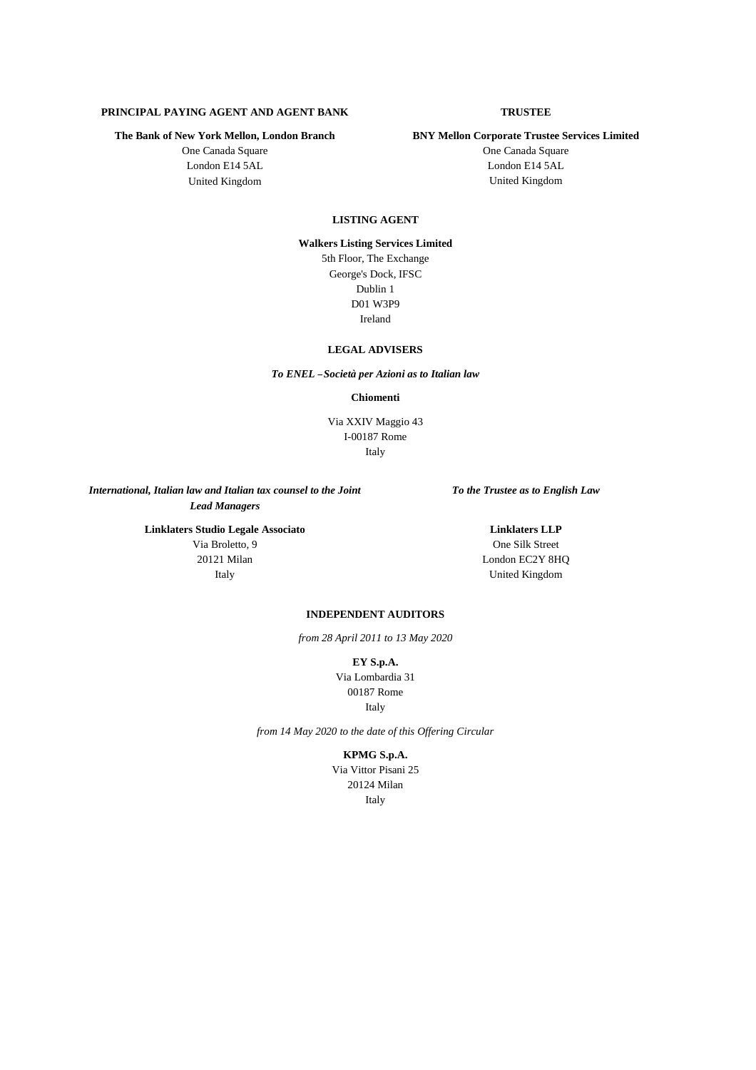**PRINCIPAL PAYING AGENT AND AGENT BANK**

**The Bank of New York Mellon, London Branch**
One Canada Square
London E14 5AL
United Kingdom

**TRUSTEE**

**BNY Mellon Corporate Trustee Services Limited**
One Canada Square
London E14 5AL
United Kingdom

**LISTING AGENT**

**Walkers Listing Services Limited**
5th Floor, The Exchange
George's Dock, IFSC
Dublin 1
D01 W3P9
Ireland

**LEGAL ADVISERS**

***To ENEL – Società per Azioni as to Italian law***

**Chiomenti**

Via XXIV Maggio 43
I-00187 Rome
Italy

***International, Italian law and Italian tax counsel to the Joint Lead Managers***

**Linklaters Studio Legale Associato**
Via Broletto, 9
20121 Milan
Italy

***To the Trustee as to English Law***

**Linklaters LLP**
One Silk Street
London EC2Y 8HQ
United Kingdom

**INDEPENDENT AUDITORS**

*from 28 April 2011 to 13 May 2020*

**EY S.p.A.**
Via Lombardia 31
00187 Rome
Italy

*from 14 May 2020 to the date of this Offering Circular*

**KPMG S.p.A.**
Via Vittor Pisani 25
20124 Milan
Italy